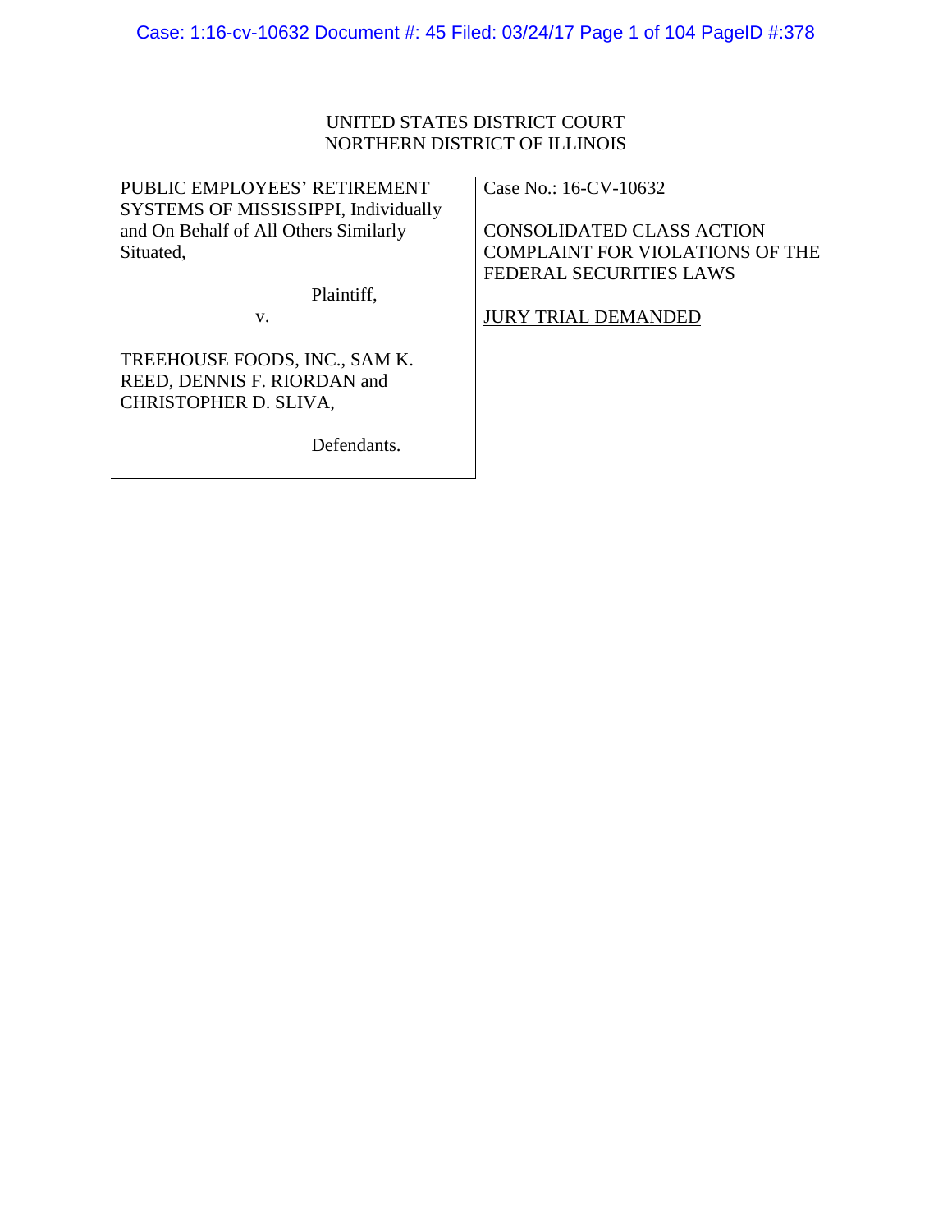UNITED STATES DISTRICT COURT
NORTHERN DISTRICT OF ILLINOIS

| | |
|---|---|
| PUBLIC EMPLOYEES' RETIREMENT SYSTEMS OF MISSISSIPPI, Individually and On Behalf of All Others Similarly Situated,<br><br>Plaintiff,<br><br>v.<br><br>TREEHOUSE FOODS, INC., SAM K. REED, DENNIS F. RIORDAN and CHRISTOPHER D. SLIVA,<br><br>Defendants. | Case No.: 16-CV-10632<br><br>CONSOLIDATED CLASS ACTION COMPLAINT FOR VIOLATIONS OF THE FEDERAL SECURITIES LAWS<br><br>JURY TRIAL DEMANDED |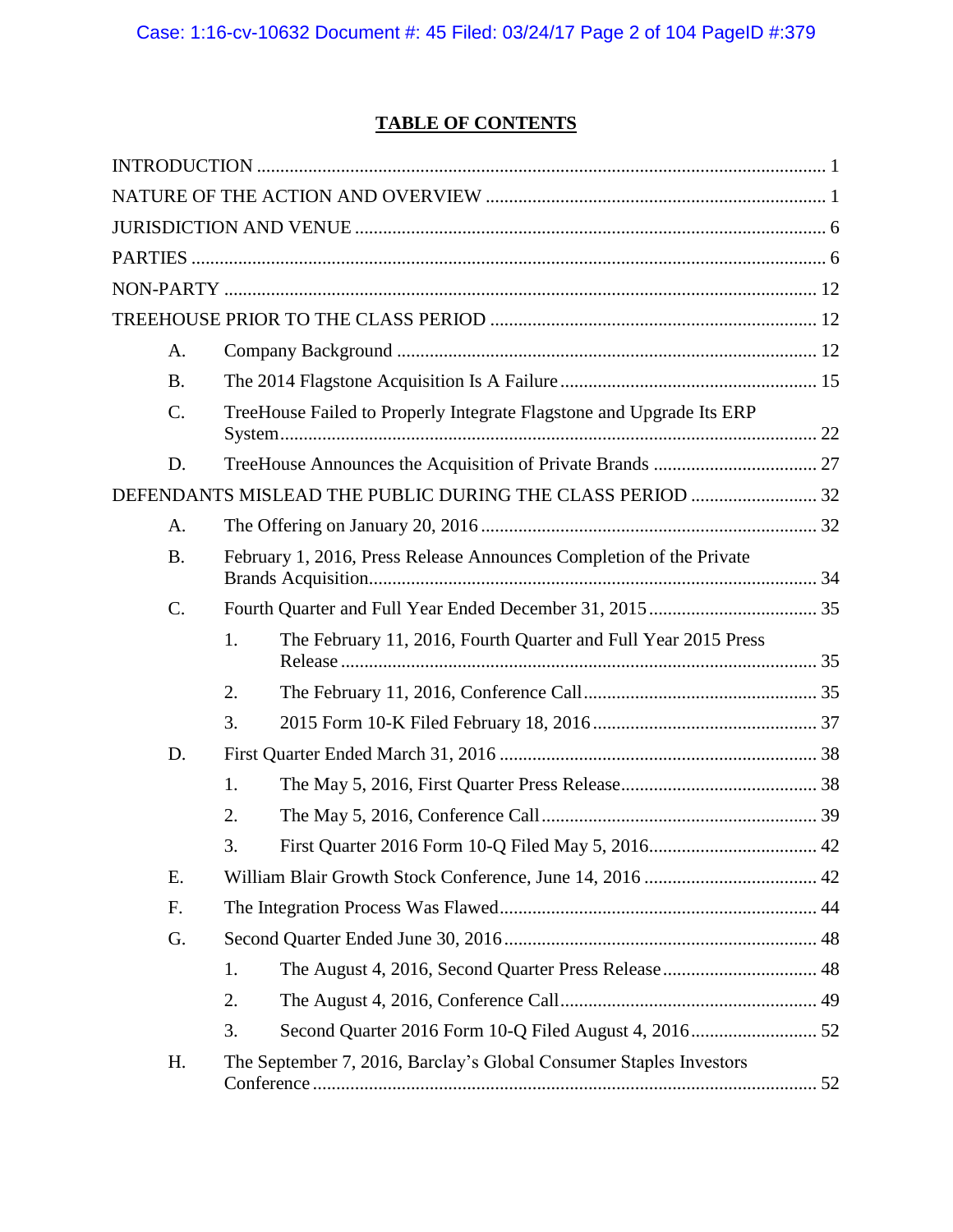# TABLE OF CONTENTS

INTRODUCTION ........................................................................................................................ 1

NATURE OF THE ACTION AND OVERVIEW ........................................................................ 1

JURISDICTION AND VENUE ................................................................................................... 6

PARTIES ...................................................................................................................................... 6

NON-PARTY ............................................................................................................................. 12

TREEHOUSE PRIOR TO THE CLASS PERIOD .................................................................... 12

- A. Company Background ......................................................................................... 12
- B. The 2014 Flagstone Acquisition Is A Failure ...................................................... 15
- C. TreeHouse Failed to Properly Integrate Flagstone and Upgrade Its ERP System ................................................................................................................. 22
- D. TreeHouse Announces the Acquisition of Private Brands ................................... 27

DEFENDANTS MISLEAD THE PUBLIC DURING THE CLASS PERIOD ........................... 32

- A. The Offering on January 20, 2016 ....................................................................... 32
- B. February 1, 2016, Press Release Announces Completion of the Private Brands Acquisition ............................................................................................... 34
- C. Fourth Quarter and Full Year Ended December 31, 2015 .................................... 35
  - 1. The February 11, 2016, Fourth Quarter and Full Year 2015 Press Release ..................................................................................................... 35
  - 2. The February 11, 2016, Conference Call ................................................. 35
  - 3. 2015 Form 10-K Filed February 18, 2016 ............................................... 37
- D. First Quarter Ended March 31, 2016 .................................................................... 38
  - 1. The May 5, 2016, First Quarter Press Release .......................................... 38
  - 2. The May 5, 2016, Conference Call ........................................................... 39
  - 3. First Quarter 2016 Form 10-Q Filed May 5, 2016.................................... 42
- E. William Blair Growth Stock Conference, June 14, 2016 ..................................... 42
- F. The Integration Process Was Flawed ................................................................... 44
- G. Second Quarter Ended June 30, 2016 .................................................................. 48
  - 1. The August 4, 2016, Second Quarter Press Release ................................. 48
  - 2. The August 4, 2016, Conference Call ....................................................... 49
  - 3. Second Quarter 2016 Form 10-Q Filed August 4, 2016 ........................... 52
- H. The September 7, 2016, Barclay's Global Consumer Staples Investors Conference .......................................................................................................... 52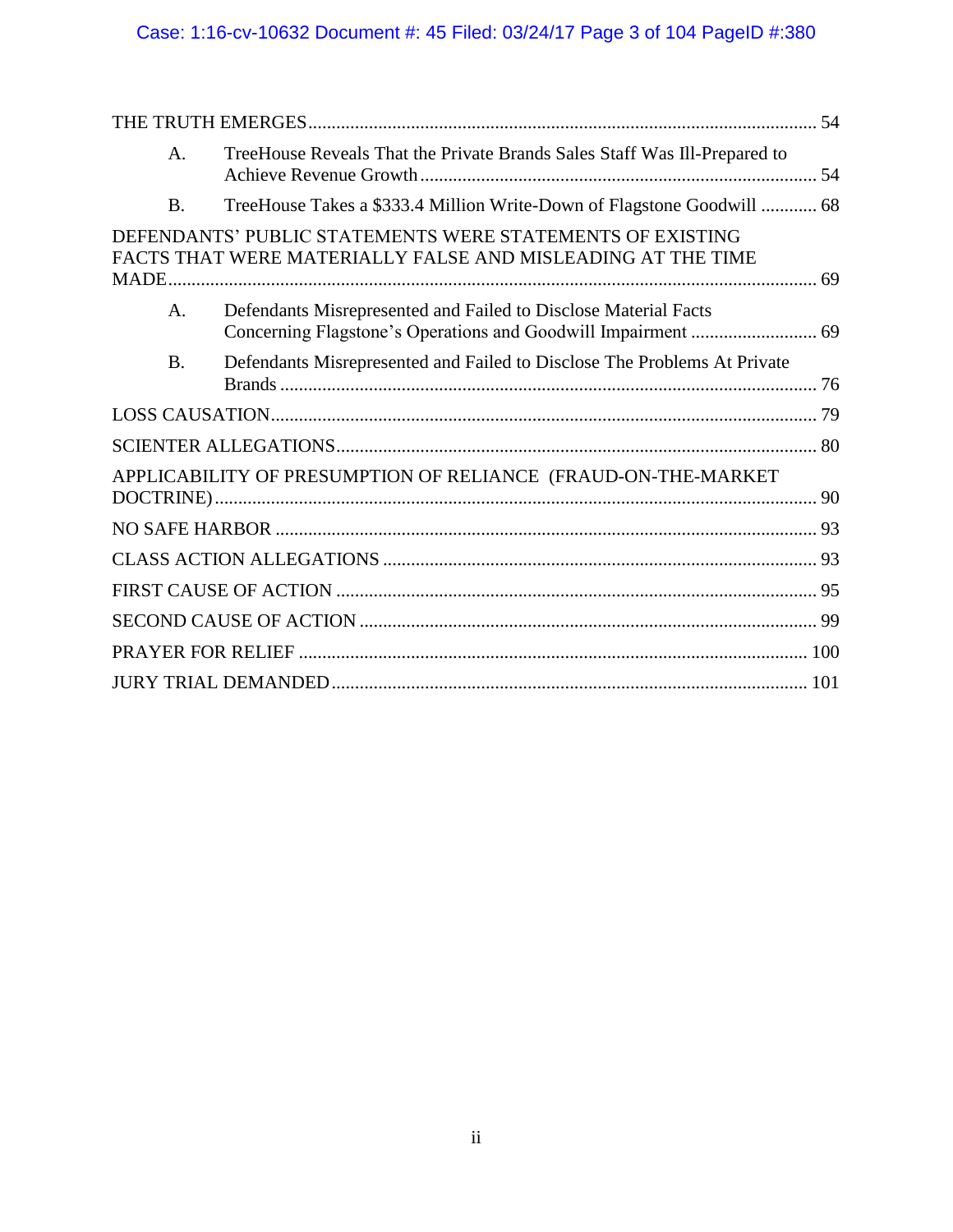THE TRUTH EMERGES ........................................................................................................ 54

- A. TreeHouse Reveals That the Private Brands Sales Staff Was Ill-Prepared to Achieve Revenue Growth ........................................................................................ 54
- B. TreeHouse Takes a $333.4 Million Write-Down of Flagstone Goodwill ............ 68

DEFENDANTS' PUBLIC STATEMENTS WERE STATEMENTS OF EXISTING FACTS THAT WERE MATERIALLY FALSE AND MISLEADING AT THE TIME MADE ........................................................................................................................ 69

- A. Defendants Misrepresented and Failed to Disclose Material Facts Concerning Flagstone's Operations and Goodwill Impairment ........................... 69
- B. Defendants Misrepresented and Failed to Disclose The Problems At Private Brands .................................................................................................................. 76

LOSS CAUSATION ................................................................................................................... 79

SCIENTER ALLEGATIONS ..................................................................................................... 80

APPLICABILITY OF PRESUMPTION OF RELIANCE (FRAUD-ON-THE-MARKET DOCTRINE) ................................................................................................................................ 90

NO SAFE HARBOR .................................................................................................................. 93

CLASS ACTION ALLEGATIONS ............................................................................................ 93

FIRST CAUSE OF ACTION ...................................................................................................... 95

SECOND CAUSE OF ACTION ................................................................................................. 99

PRAYER FOR RELIEF ........................................................................................................... 100

JURY TRIAL DEMANDED ..................................................................................................... 101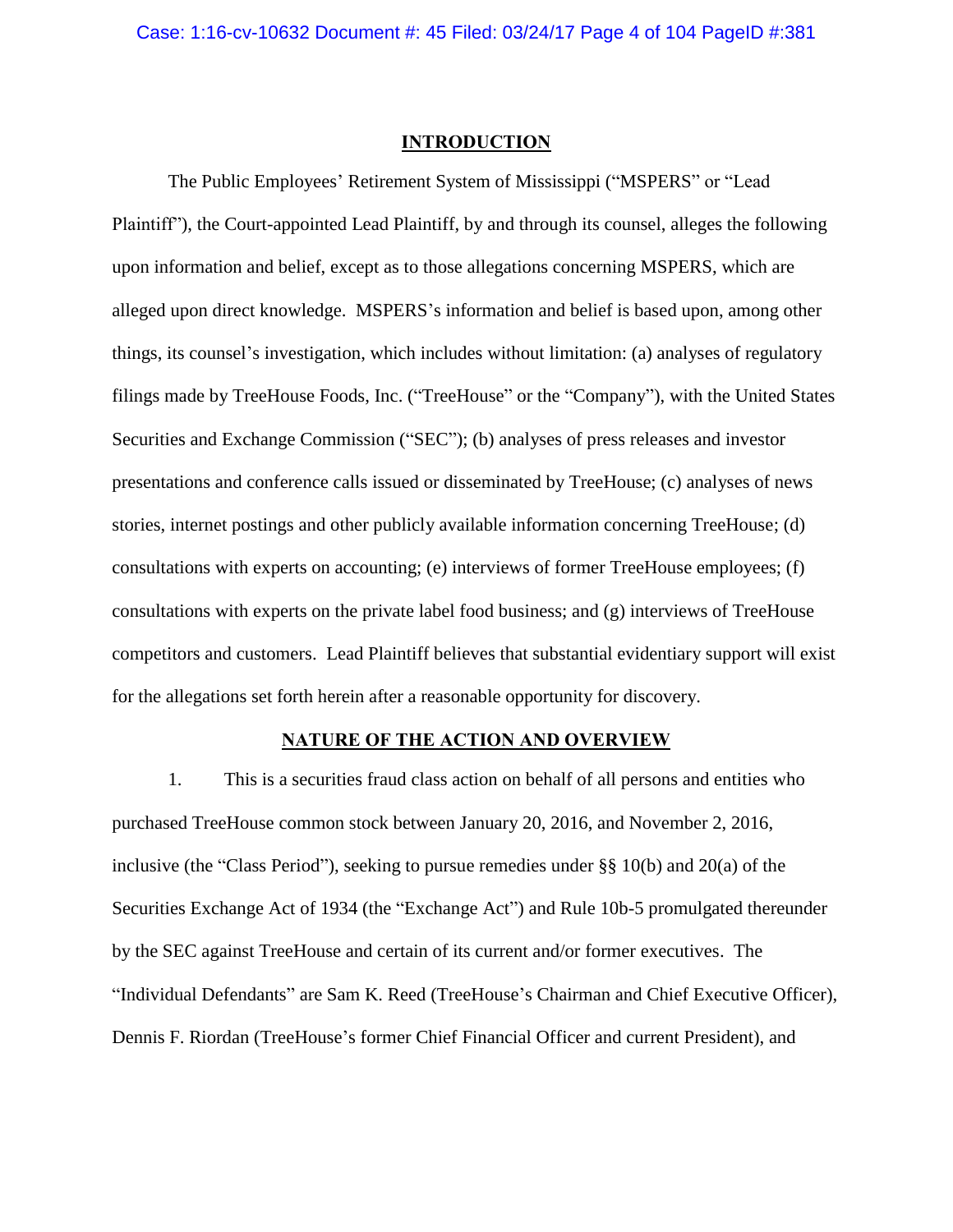## INTRODUCTION

The Public Employees' Retirement System of Mississippi ("MSPERS" or "Lead Plaintiff"), the Court-appointed Lead Plaintiff, by and through its counsel, alleges the following upon information and belief, except as to those allegations concerning MSPERS, which are alleged upon direct knowledge. MSPERS's information and belief is based upon, among other things, its counsel's investigation, which includes without limitation: (a) analyses of regulatory filings made by TreeHouse Foods, Inc. ("TreeHouse" or the "Company"), with the United States Securities and Exchange Commission ("SEC"); (b) analyses of press releases and investor presentations and conference calls issued or disseminated by TreeHouse; (c) analyses of news stories, internet postings and other publicly available information concerning TreeHouse; (d) consultations with experts on accounting; (e) interviews of former TreeHouse employees; (f) consultations with experts on the private label food business; and (g) interviews of TreeHouse competitors and customers. Lead Plaintiff believes that substantial evidentiary support will exist for the allegations set forth herein after a reasonable opportunity for discovery.

## NATURE OF THE ACTION AND OVERVIEW

1. This is a securities fraud class action on behalf of all persons and entities who purchased TreeHouse common stock between January 20, 2016, and November 2, 2016, inclusive (the "Class Period"), seeking to pursue remedies under §§ 10(b) and 20(a) of the Securities Exchange Act of 1934 (the "Exchange Act") and Rule 10b-5 promulgated thereunder by the SEC against TreeHouse and certain of its current and/or former executives. The "Individual Defendants" are Sam K. Reed (TreeHouse's Chairman and Chief Executive Officer), Dennis F. Riordan (TreeHouse's former Chief Financial Officer and current President), and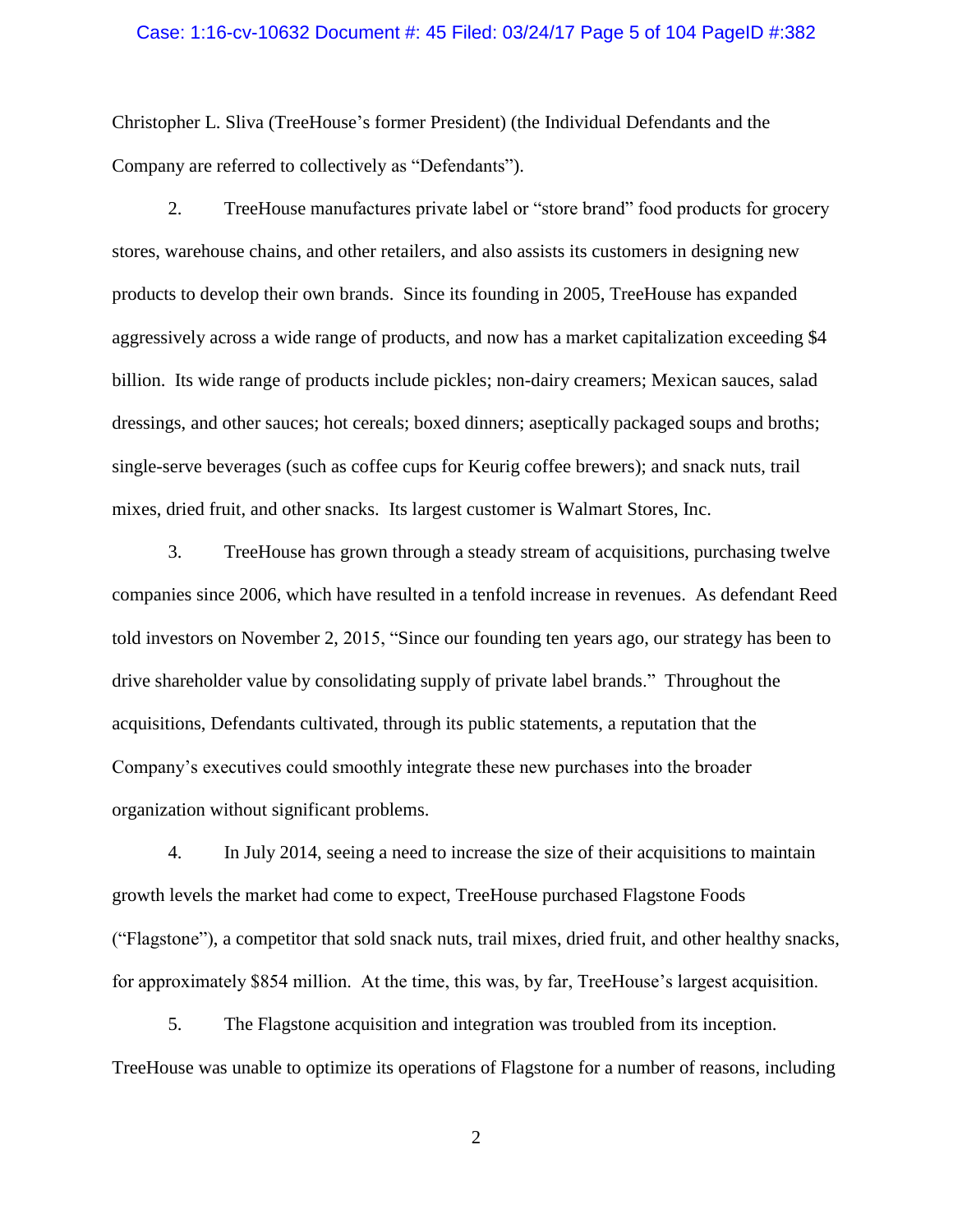Christopher L. Sliva (TreeHouse's former President) (the Individual Defendants and the Company are referred to collectively as "Defendants").

2. TreeHouse manufactures private label or "store brand" food products for grocery stores, warehouse chains, and other retailers, and also assists its customers in designing new products to develop their own brands. Since its founding in 2005, TreeHouse has expanded aggressively across a wide range of products, and now has a market capitalization exceeding $4 billion. Its wide range of products include pickles; non-dairy creamers; Mexican sauces, salad dressings, and other sauces; hot cereals; boxed dinners; aseptically packaged soups and broths; single-serve beverages (such as coffee cups for Keurig coffee brewers); and snack nuts, trail mixes, dried fruit, and other snacks. Its largest customer is Walmart Stores, Inc.

3. TreeHouse has grown through a steady stream of acquisitions, purchasing twelve companies since 2006, which have resulted in a tenfold increase in revenues. As defendant Reed told investors on November 2, 2015, "Since our founding ten years ago, our strategy has been to drive shareholder value by consolidating supply of private label brands." Throughout the acquisitions, Defendants cultivated, through its public statements, a reputation that the Company's executives could smoothly integrate these new purchases into the broader organization without significant problems.

4. In July 2014, seeing a need to increase the size of their acquisitions to maintain growth levels the market had come to expect, TreeHouse purchased Flagstone Foods ("Flagstone"), a competitor that sold snack nuts, trail mixes, dried fruit, and other healthy snacks, for approximately $854 million. At the time, this was, by far, TreeHouse's largest acquisition.

5. The Flagstone acquisition and integration was troubled from its inception. TreeHouse was unable to optimize its operations of Flagstone for a number of reasons, including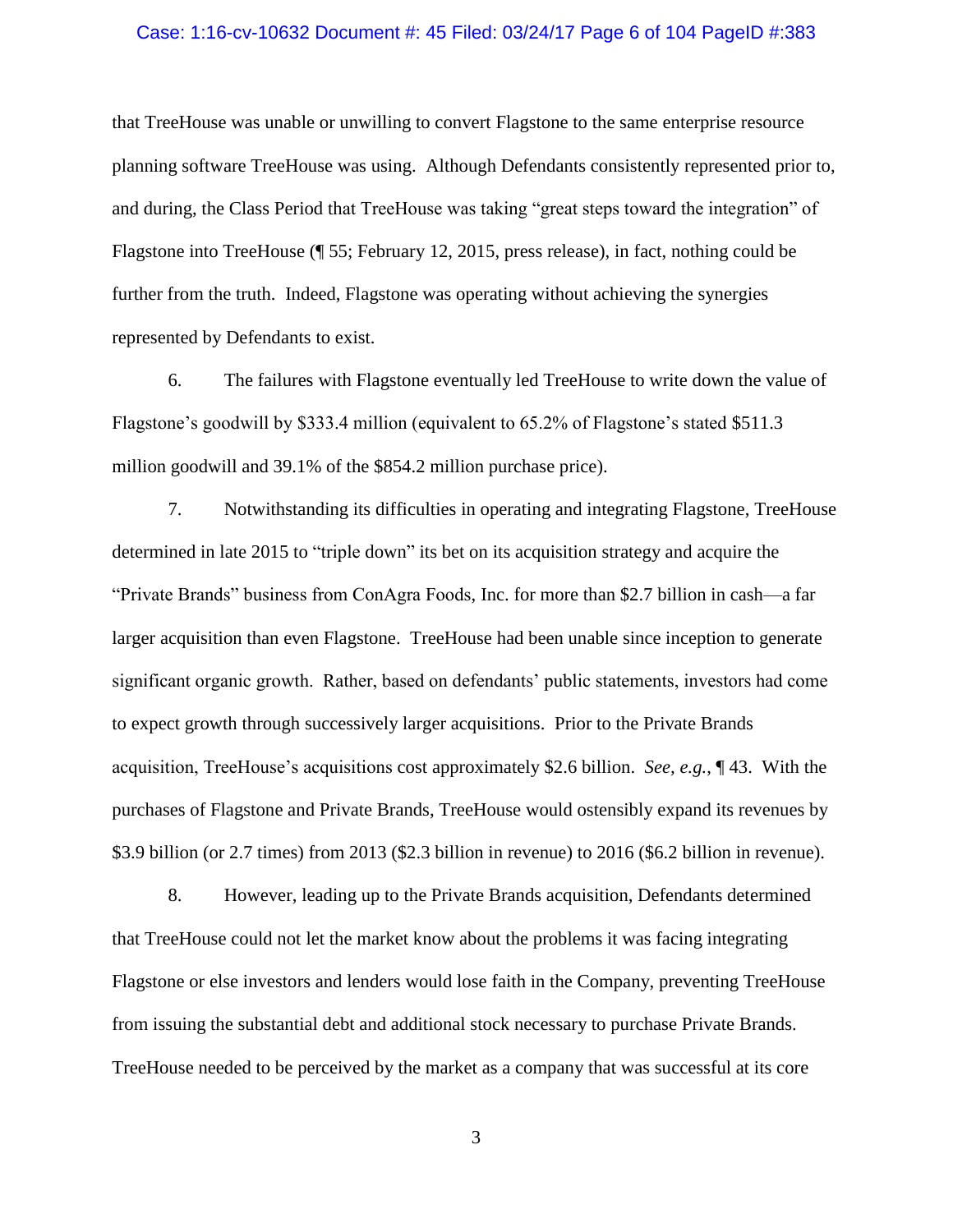that TreeHouse was unable or unwilling to convert Flagstone to the same enterprise resource planning software TreeHouse was using. Although Defendants consistently represented prior to, and during, the Class Period that TreeHouse was taking "great steps toward the integration" of Flagstone into TreeHouse (¶ 55; February 12, 2015, press release), in fact, nothing could be further from the truth. Indeed, Flagstone was operating without achieving the synergies represented by Defendants to exist.

6. The failures with Flagstone eventually led TreeHouse to write down the value of Flagstone's goodwill by $333.4 million (equivalent to 65.2% of Flagstone's stated $511.3 million goodwill and 39.1% of the $854.2 million purchase price).

7. Notwithstanding its difficulties in operating and integrating Flagstone, TreeHouse determined in late 2015 to "triple down" its bet on its acquisition strategy and acquire the "Private Brands" business from ConAgra Foods, Inc. for more than $2.7 billion in cash—a far larger acquisition than even Flagstone. TreeHouse had been unable since inception to generate significant organic growth. Rather, based on defendants' public statements, investors had come to expect growth through successively larger acquisitions. Prior to the Private Brands acquisition, TreeHouse's acquisitions cost approximately $2.6 billion. *See, e.g.*, ¶ 43. With the purchases of Flagstone and Private Brands, TreeHouse would ostensibly expand its revenues by $3.9 billion (or 2.7 times) from 2013 ($2.3 billion in revenue) to 2016 ($6.2 billion in revenue).

8. However, leading up to the Private Brands acquisition, Defendants determined that TreeHouse could not let the market know about the problems it was facing integrating Flagstone or else investors and lenders would lose faith in the Company, preventing TreeHouse from issuing the substantial debt and additional stock necessary to purchase Private Brands. TreeHouse needed to be perceived by the market as a company that was successful at its core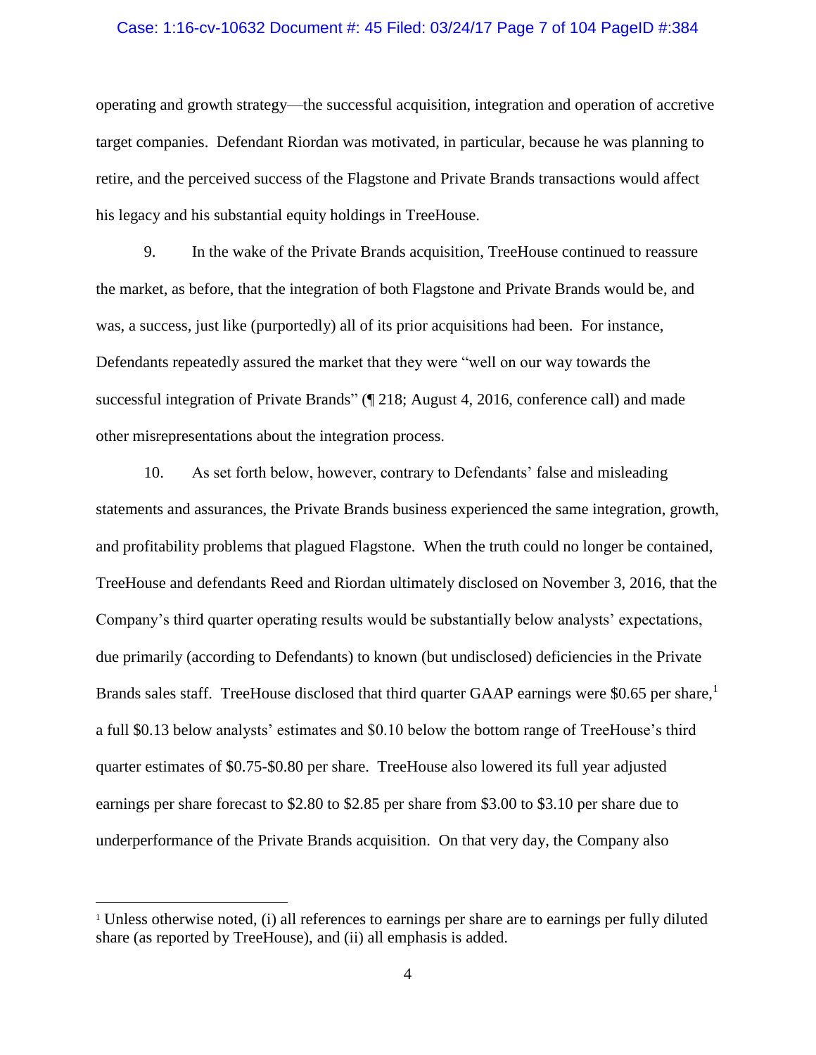operating and growth strategy—the successful acquisition, integration and operation of accretive target companies. Defendant Riordan was motivated, in particular, because he was planning to retire, and the perceived success of the Flagstone and Private Brands transactions would affect his legacy and his substantial equity holdings in TreeHouse.

9. In the wake of the Private Brands acquisition, TreeHouse continued to reassure the market, as before, that the integration of both Flagstone and Private Brands would be, and was, a success, just like (purportedly) all of its prior acquisitions had been. For instance, Defendants repeatedly assured the market that they were "well on our way towards the successful integration of Private Brands" (¶ 218; August 4, 2016, conference call) and made other misrepresentations about the integration process.

10. As set forth below, however, contrary to Defendants' false and misleading statements and assurances, the Private Brands business experienced the same integration, growth, and profitability problems that plagued Flagstone. When the truth could no longer be contained, TreeHouse and defendants Reed and Riordan ultimately disclosed on November 3, 2016, that the Company's third quarter operating results would be substantially below analysts' expectations, due primarily (according to Defendants) to known (but undisclosed) deficiencies in the Private Brands sales staff. TreeHouse disclosed that third quarter GAAP earnings were \$0.65 per share,[1] a full \$0.13 below analysts' estimates and \$0.10 below the bottom range of TreeHouse's third quarter estimates of \$0.75-\$0.80 per share. TreeHouse also lowered its full year adjusted earnings per share forecast to \$2.80 to \$2.85 per share from \$3.00 to \$3.10 per share due to underperformance of the Private Brands acquisition. On that very day, the Company also

[1] Unless otherwise noted, (i) all references to earnings per share are to earnings per fully diluted share (as reported by TreeHouse), and (ii) all emphasis is added.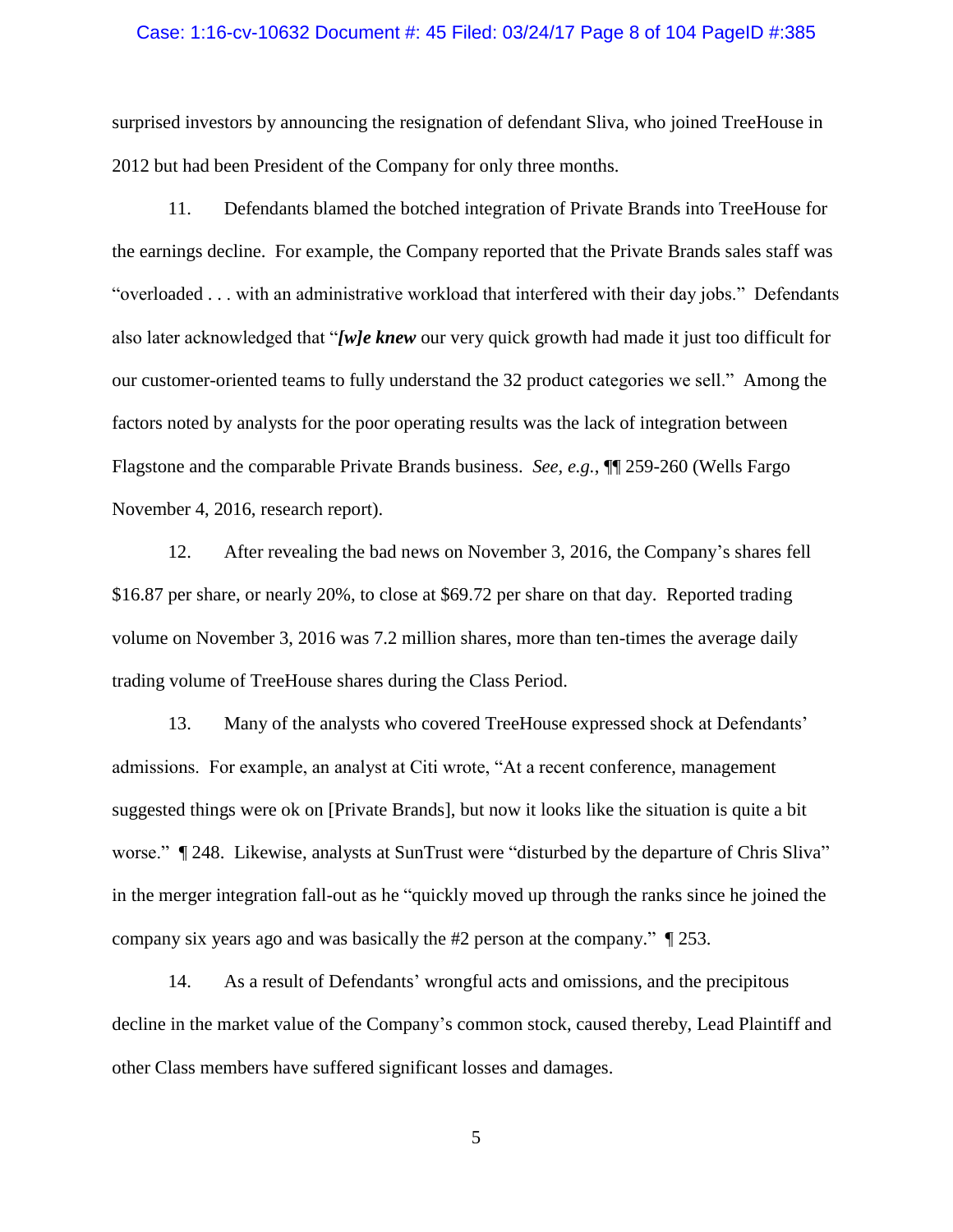surprised investors by announcing the resignation of defendant Sliva, who joined TreeHouse in 2012 but had been President of the Company for only three months.

11. Defendants blamed the botched integration of Private Brands into TreeHouse for the earnings decline. For example, the Company reported that the Private Brands sales staff was "overloaded . . . with an administrative workload that interfered with their day jobs." Defendants also later acknowledged that "***[w]e knew*** our very quick growth had made it just too difficult for our customer-oriented teams to fully understand the 32 product categories we sell." Among the factors noted by analysts for the poor operating results was the lack of integration between Flagstone and the comparable Private Brands business. *See, e.g.*, ¶¶ 259-260 (Wells Fargo November 4, 2016, research report).

12. After revealing the bad news on November 3, 2016, the Company's shares fell $16.87 per share, or nearly 20%, to close at $69.72 per share on that day. Reported trading volume on November 3, 2016 was 7.2 million shares, more than ten-times the average daily trading volume of TreeHouse shares during the Class Period.

13. Many of the analysts who covered TreeHouse expressed shock at Defendants' admissions. For example, an analyst at Citi wrote, "At a recent conference, management suggested things were ok on [Private Brands], but now it looks like the situation is quite a bit worse." ¶ 248. Likewise, analysts at SunTrust were "disturbed by the departure of Chris Sliva" in the merger integration fall-out as he "quickly moved up through the ranks since he joined the company six years ago and was basically the #2 person at the company." ¶ 253.

14. As a result of Defendants' wrongful acts and omissions, and the precipitous decline in the market value of the Company's common stock, caused thereby, Lead Plaintiff and other Class members have suffered significant losses and damages.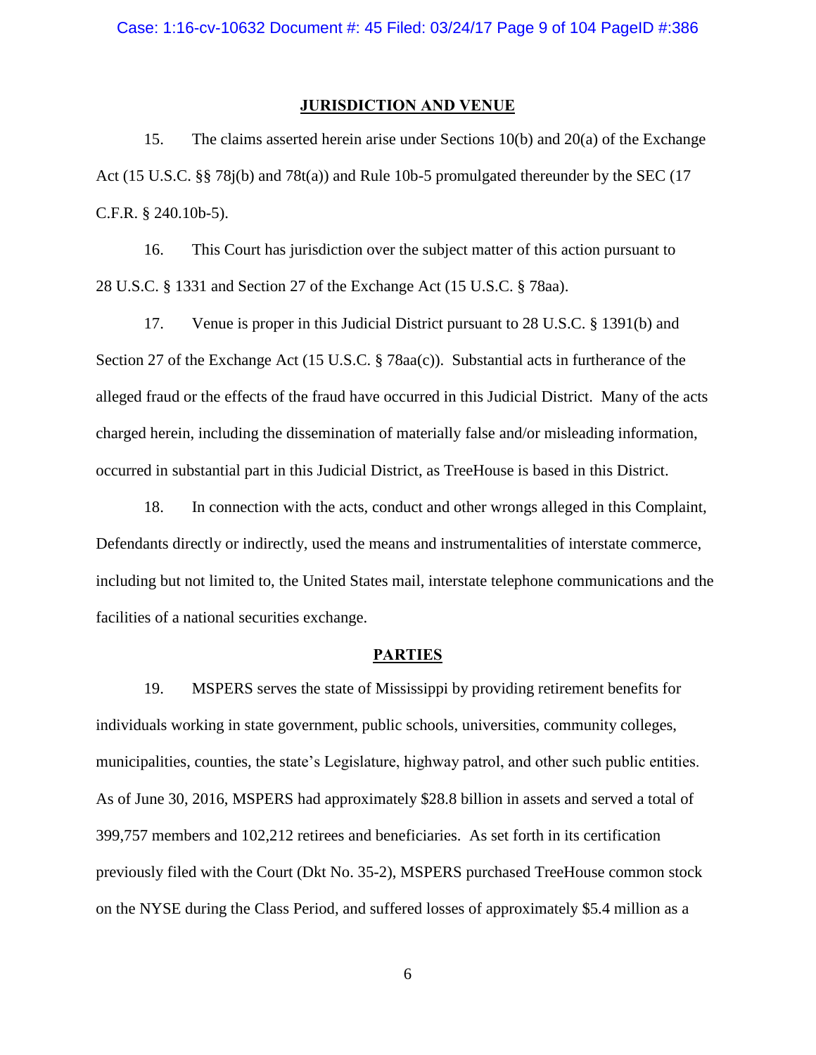## JURISDICTION AND VENUE

15. The claims asserted herein arise under Sections 10(b) and 20(a) of the Exchange Act (15 U.S.C. §§ 78j(b) and 78t(a)) and Rule 10b-5 promulgated thereunder by the SEC (17 C.F.R. § 240.10b-5).

16. This Court has jurisdiction over the subject matter of this action pursuant to 28 U.S.C. § 1331 and Section 27 of the Exchange Act (15 U.S.C. § 78aa).

17. Venue is proper in this Judicial District pursuant to 28 U.S.C. § 1391(b) and Section 27 of the Exchange Act (15 U.S.C. § 78aa(c)). Substantial acts in furtherance of the alleged fraud or the effects of the fraud have occurred in this Judicial District. Many of the acts charged herein, including the dissemination of materially false and/or misleading information, occurred in substantial part in this Judicial District, as TreeHouse is based in this District.

18. In connection with the acts, conduct and other wrongs alleged in this Complaint, Defendants directly or indirectly, used the means and instrumentalities of interstate commerce, including but not limited to, the United States mail, interstate telephone communications and the facilities of a national securities exchange.

## PARTIES

19. MSPERS serves the state of Mississippi by providing retirement benefits for individuals working in state government, public schools, universities, community colleges, municipalities, counties, the state's Legislature, highway patrol, and other such public entities. As of June 30, 2016, MSPERS had approximately $28.8 billion in assets and served a total of 399,757 members and 102,212 retirees and beneficiaries. As set forth in its certification previously filed with the Court (Dkt No. 35-2), MSPERS purchased TreeHouse common stock on the NYSE during the Class Period, and suffered losses of approximately $5.4 million as a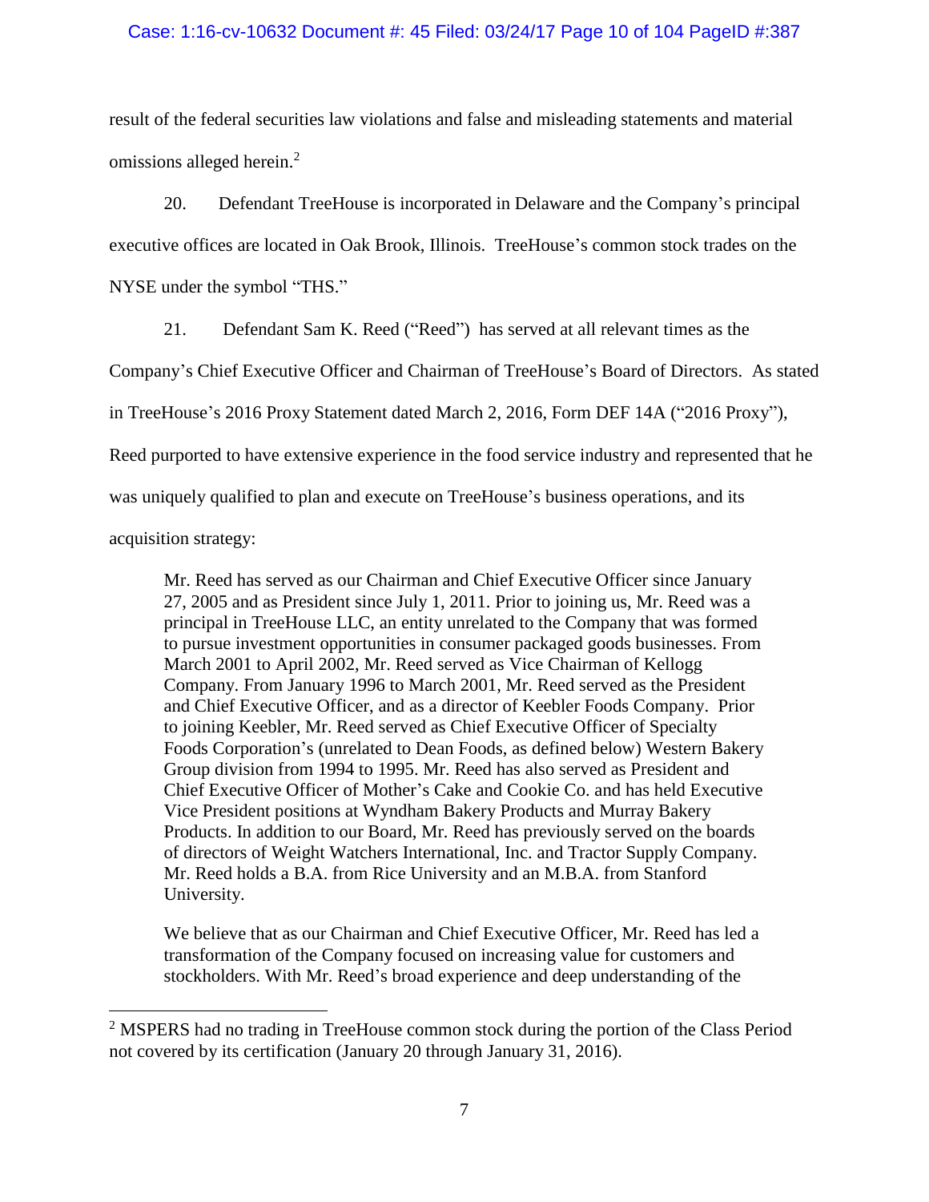result of the federal securities law violations and false and misleading statements and material omissions alleged herein.[2]

20. Defendant TreeHouse is incorporated in Delaware and the Company's principal executive offices are located in Oak Brook, Illinois. TreeHouse's common stock trades on the NYSE under the symbol "THS."

21. Defendant Sam K. Reed ("Reed") has served at all relevant times as the Company's Chief Executive Officer and Chairman of TreeHouse's Board of Directors. As stated in TreeHouse's 2016 Proxy Statement dated March 2, 2016, Form DEF 14A ("2016 Proxy"), Reed purported to have extensive experience in the food service industry and represented that he was uniquely qualified to plan and execute on TreeHouse's business operations, and its acquisition strategy:

> Mr. Reed has served as our Chairman and Chief Executive Officer since January 27, 2005 and as President since July 1, 2011. Prior to joining us, Mr. Reed was a principal in TreeHouse LLC, an entity unrelated to the Company that was formed to pursue investment opportunities in consumer packaged goods businesses. From March 2001 to April 2002, Mr. Reed served as Vice Chairman of Kellogg Company. From January 1996 to March 2001, Mr. Reed served as the President and Chief Executive Officer, and as a director of Keebler Foods Company. Prior to joining Keebler, Mr. Reed served as Chief Executive Officer of Specialty Foods Corporation's (unrelated to Dean Foods, as defined below) Western Bakery Group division from 1994 to 1995. Mr. Reed has also served as President and Chief Executive Officer of Mother's Cake and Cookie Co. and has held Executive Vice President positions at Wyndham Bakery Products and Murray Bakery Products. In addition to our Board, Mr. Reed has previously served on the boards of directors of Weight Watchers International, Inc. and Tractor Supply Company. Mr. Reed holds a B.A. from Rice University and an M.B.A. from Stanford University.
>
> We believe that as our Chairman and Chief Executive Officer, Mr. Reed has led a transformation of the Company focused on increasing value for customers and stockholders. With Mr. Reed's broad experience and deep understanding of the

[2] MSPERS had no trading in TreeHouse common stock during the portion of the Class Period not covered by its certification (January 20 through January 31, 2016).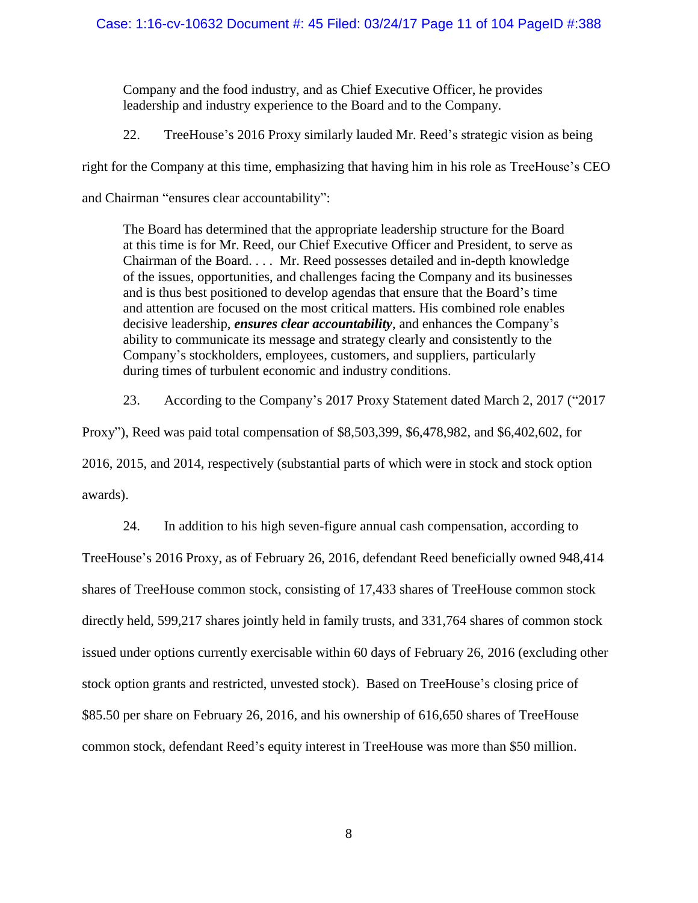Company and the food industry, and as Chief Executive Officer, he provides leadership and industry experience to the Board and to the Company.

22. TreeHouse's 2016 Proxy similarly lauded Mr. Reed's strategic vision as being right for the Company at this time, emphasizing that having him in his role as TreeHouse's CEO and Chairman "ensures clear accountability":

> The Board has determined that the appropriate leadership structure for the Board at this time is for Mr. Reed, our Chief Executive Officer and President, to serve as Chairman of the Board. . . . Mr. Reed possesses detailed and in-depth knowledge of the issues, opportunities, and challenges facing the Company and its businesses and is thus best positioned to develop agendas that ensure that the Board's time and attention are focused on the most critical matters. His combined role enables decisive leadership, ***ensures clear accountability***, and enhances the Company's ability to communicate its message and strategy clearly and consistently to the Company's stockholders, employees, customers, and suppliers, particularly during times of turbulent economic and industry conditions.

23. According to the Company's 2017 Proxy Statement dated March 2, 2017 ("2017 Proxy"), Reed was paid total compensation of $8,503,399, $6,478,982, and $6,402,602, for 2016, 2015, and 2014, respectively (substantial parts of which were in stock and stock option awards).

24. In addition to his high seven-figure annual cash compensation, according to TreeHouse's 2016 Proxy, as of February 26, 2016, defendant Reed beneficially owned 948,414 shares of TreeHouse common stock, consisting of 17,433 shares of TreeHouse common stock directly held, 599,217 shares jointly held in family trusts, and 331,764 shares of common stock issued under options currently exercisable within 60 days of February 26, 2016 (excluding other stock option grants and restricted, unvested stock). Based on TreeHouse's closing price of $85.50 per share on February 26, 2016, and his ownership of 616,650 shares of TreeHouse common stock, defendant Reed's equity interest in TreeHouse was more than $50 million.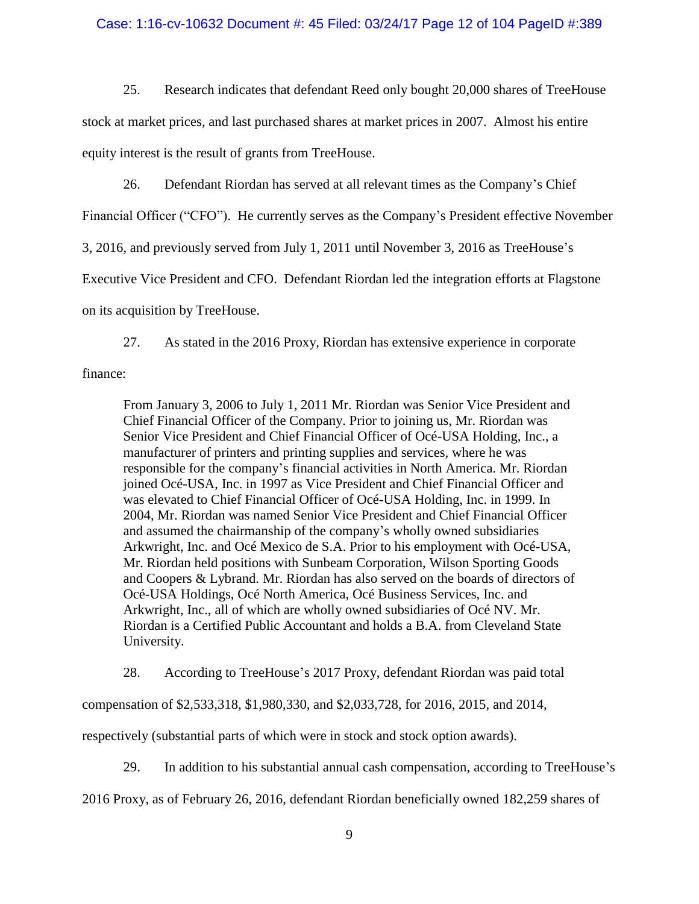25. Research indicates that defendant Reed only bought 20,000 shares of TreeHouse stock at market prices, and last purchased shares at market prices in 2007. Almost his entire equity interest is the result of grants from TreeHouse.

26. Defendant Riordan has served at all relevant times as the Company's Chief Financial Officer ("CFO"). He currently serves as the Company's President effective November 3, 2016, and previously served from July 1, 2011 until November 3, 2016 as TreeHouse's Executive Vice President and CFO. Defendant Riordan led the integration efforts at Flagstone on its acquisition by TreeHouse.

27. As stated in the 2016 Proxy, Riordan has extensive experience in corporate finance:

> From January 3, 2006 to July 1, 2011 Mr. Riordan was Senior Vice President and Chief Financial Officer of the Company. Prior to joining us, Mr. Riordan was Senior Vice President and Chief Financial Officer of Océ-USA Holding, Inc., a manufacturer of printers and printing supplies and services, where he was responsible for the company's financial activities in North America. Mr. Riordan joined Océ-USA, Inc. in 1997 as Vice President and Chief Financial Officer and was elevated to Chief Financial Officer of Océ-USA Holding, Inc. in 1999. In 2004, Mr. Riordan was named Senior Vice President and Chief Financial Officer and assumed the chairmanship of the company's wholly owned subsidiaries Arkwright, Inc. and Océ Mexico de S.A. Prior to his employment with Océ-USA, Mr. Riordan held positions with Sunbeam Corporation, Wilson Sporting Goods and Coopers & Lybrand. Mr. Riordan has also served on the boards of directors of Océ-USA Holdings, Océ North America, Océ Business Services, Inc. and Arkwright, Inc., all of which are wholly owned subsidiaries of Océ NV. Mr. Riordan is a Certified Public Accountant and holds a B.A. from Cleveland State University.

28. According to TreeHouse's 2017 Proxy, defendant Riordan was paid total compensation of $2,533,318, $1,980,330, and $2,033,728, for 2016, 2015, and 2014, respectively (substantial parts of which were in stock and stock option awards).

29. In addition to his substantial annual cash compensation, according to TreeHouse's 2016 Proxy, as of February 26, 2016, defendant Riordan beneficially owned 182,259 shares of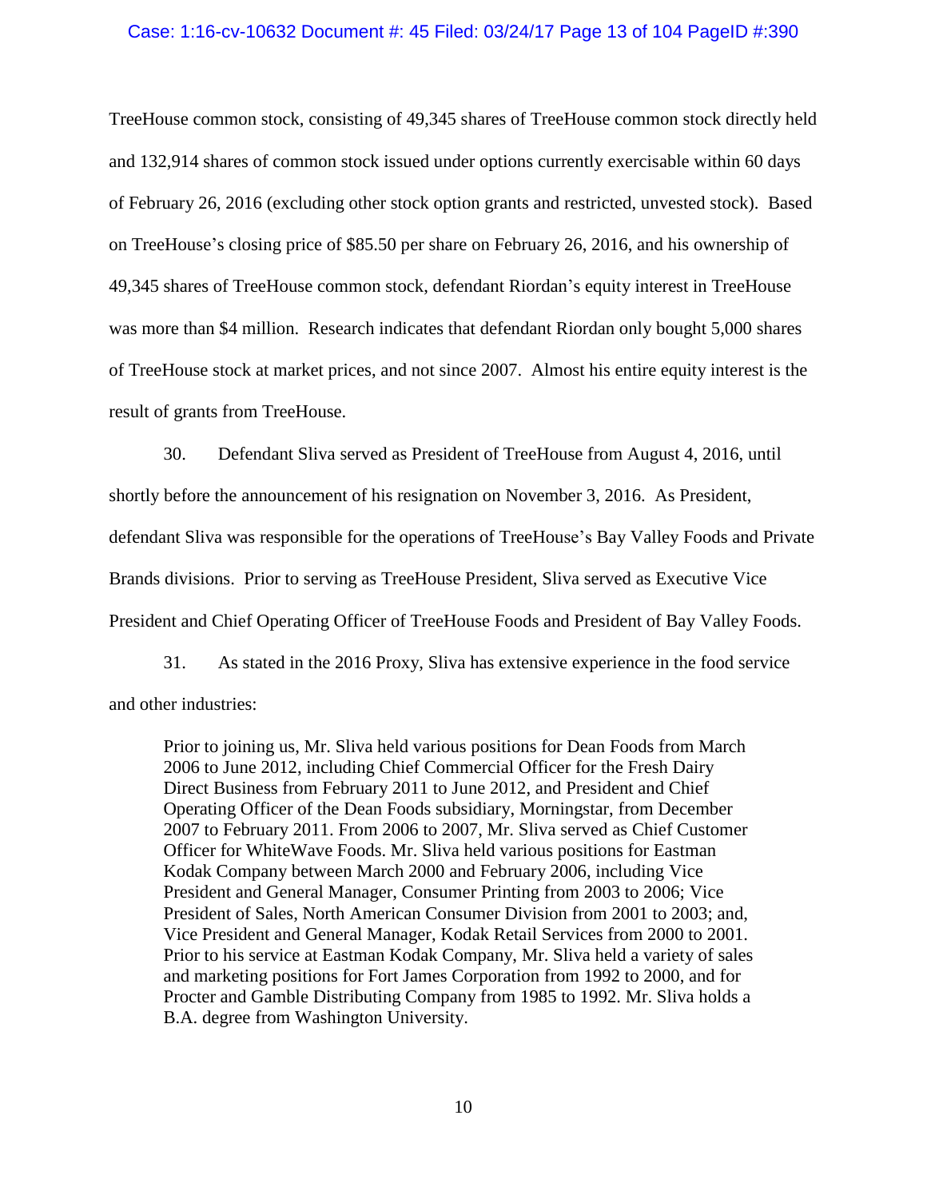TreeHouse common stock, consisting of 49,345 shares of TreeHouse common stock directly held and 132,914 shares of common stock issued under options currently exercisable within 60 days of February 26, 2016 (excluding other stock option grants and restricted, unvested stock). Based on TreeHouse's closing price of $85.50 per share on February 26, 2016, and his ownership of 49,345 shares of TreeHouse common stock, defendant Riordan's equity interest in TreeHouse was more than $4 million. Research indicates that defendant Riordan only bought 5,000 shares of TreeHouse stock at market prices, and not since 2007. Almost his entire equity interest is the result of grants from TreeHouse.

30. Defendant Sliva served as President of TreeHouse from August 4, 2016, until shortly before the announcement of his resignation on November 3, 2016. As President, defendant Sliva was responsible for the operations of TreeHouse's Bay Valley Foods and Private Brands divisions. Prior to serving as TreeHouse President, Sliva served as Executive Vice President and Chief Operating Officer of TreeHouse Foods and President of Bay Valley Foods.

31. As stated in the 2016 Proxy, Sliva has extensive experience in the food service and other industries:

> Prior to joining us, Mr. Sliva held various positions for Dean Foods from March 2006 to June 2012, including Chief Commercial Officer for the Fresh Dairy Direct Business from February 2011 to June 2012, and President and Chief Operating Officer of the Dean Foods subsidiary, Morningstar, from December 2007 to February 2011. From 2006 to 2007, Mr. Sliva served as Chief Customer Officer for WhiteWave Foods. Mr. Sliva held various positions for Eastman Kodak Company between March 2000 and February 2006, including Vice President and General Manager, Consumer Printing from 2003 to 2006; Vice President of Sales, North American Consumer Division from 2001 to 2003; and, Vice President and General Manager, Kodak Retail Services from 2000 to 2001. Prior to his service at Eastman Kodak Company, Mr. Sliva held a variety of sales and marketing positions for Fort James Corporation from 1992 to 2000, and for Procter and Gamble Distributing Company from 1985 to 1992. Mr. Sliva holds a B.A. degree from Washington University.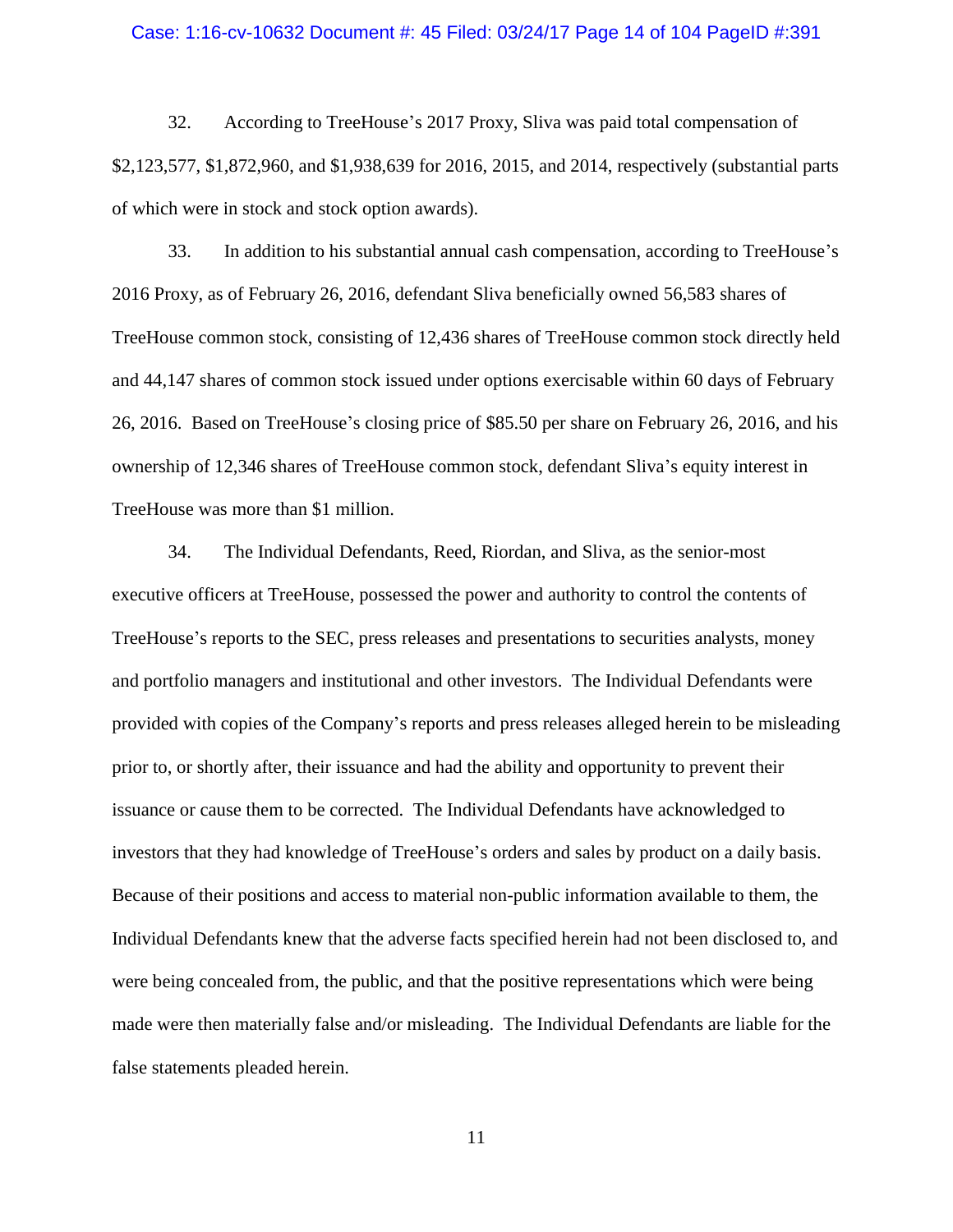32. According to TreeHouse's 2017 Proxy, Sliva was paid total compensation of $2,123,577, $1,872,960, and $1,938,639 for 2016, 2015, and 2014, respectively (substantial parts of which were in stock and stock option awards).

33. In addition to his substantial annual cash compensation, according to TreeHouse's 2016 Proxy, as of February 26, 2016, defendant Sliva beneficially owned 56,583 shares of TreeHouse common stock, consisting of 12,436 shares of TreeHouse common stock directly held and 44,147 shares of common stock issued under options exercisable within 60 days of February 26, 2016. Based on TreeHouse's closing price of $85.50 per share on February 26, 2016, and his ownership of 12,346 shares of TreeHouse common stock, defendant Sliva's equity interest in TreeHouse was more than $1 million.

34. The Individual Defendants, Reed, Riordan, and Sliva, as the senior-most executive officers at TreeHouse, possessed the power and authority to control the contents of TreeHouse's reports to the SEC, press releases and presentations to securities analysts, money and portfolio managers and institutional and other investors. The Individual Defendants were provided with copies of the Company's reports and press releases alleged herein to be misleading prior to, or shortly after, their issuance and had the ability and opportunity to prevent their issuance or cause them to be corrected. The Individual Defendants have acknowledged to investors that they had knowledge of TreeHouse's orders and sales by product on a daily basis. Because of their positions and access to material non-public information available to them, the Individual Defendants knew that the adverse facts specified herein had not been disclosed to, and were being concealed from, the public, and that the positive representations which were being made were then materially false and/or misleading. The Individual Defendants are liable for the false statements pleaded herein.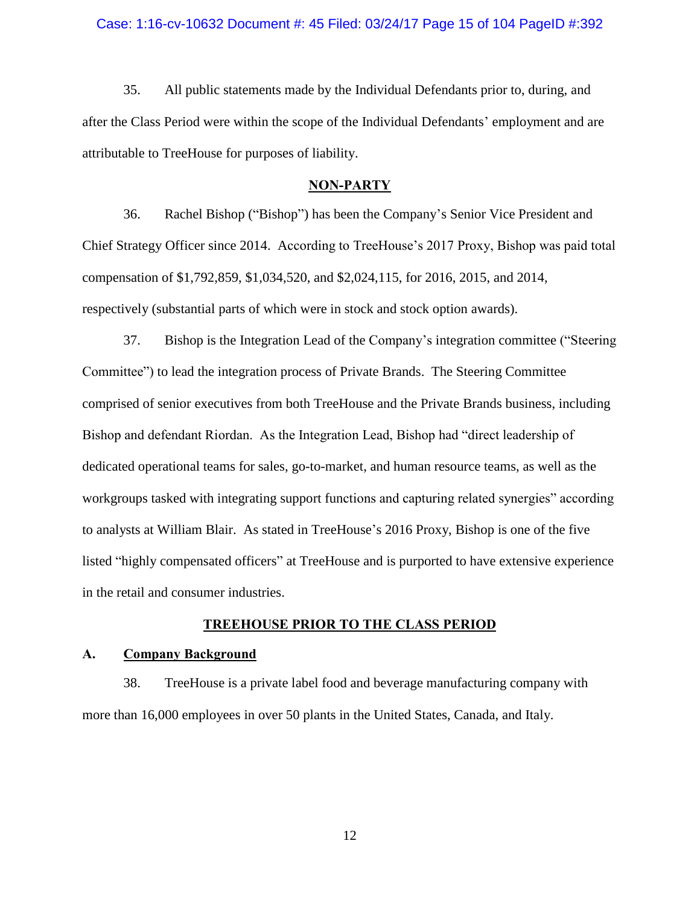35. All public statements made by the Individual Defendants prior to, during, and after the Class Period were within the scope of the Individual Defendants' employment and are attributable to TreeHouse for purposes of liability.

## NON-PARTY

36. Rachel Bishop ("Bishop") has been the Company's Senior Vice President and Chief Strategy Officer since 2014. According to TreeHouse's 2017 Proxy, Bishop was paid total compensation of $1,792,859, $1,034,520, and $2,024,115, for 2016, 2015, and 2014, respectively (substantial parts of which were in stock and stock option awards).

37. Bishop is the Integration Lead of the Company's integration committee ("Steering Committee") to lead the integration process of Private Brands. The Steering Committee comprised of senior executives from both TreeHouse and the Private Brands business, including Bishop and defendant Riordan. As the Integration Lead, Bishop had "direct leadership of dedicated operational teams for sales, go-to-market, and human resource teams, as well as the workgroups tasked with integrating support functions and capturing related synergies" according to analysts at William Blair. As stated in TreeHouse's 2016 Proxy, Bishop is one of the five listed "highly compensated officers" at TreeHouse and is purported to have extensive experience in the retail and consumer industries.

## TREEHOUSE PRIOR TO THE CLASS PERIOD

### A. Company Background

38. TreeHouse is a private label food and beverage manufacturing company with more than 16,000 employees in over 50 plants in the United States, Canada, and Italy.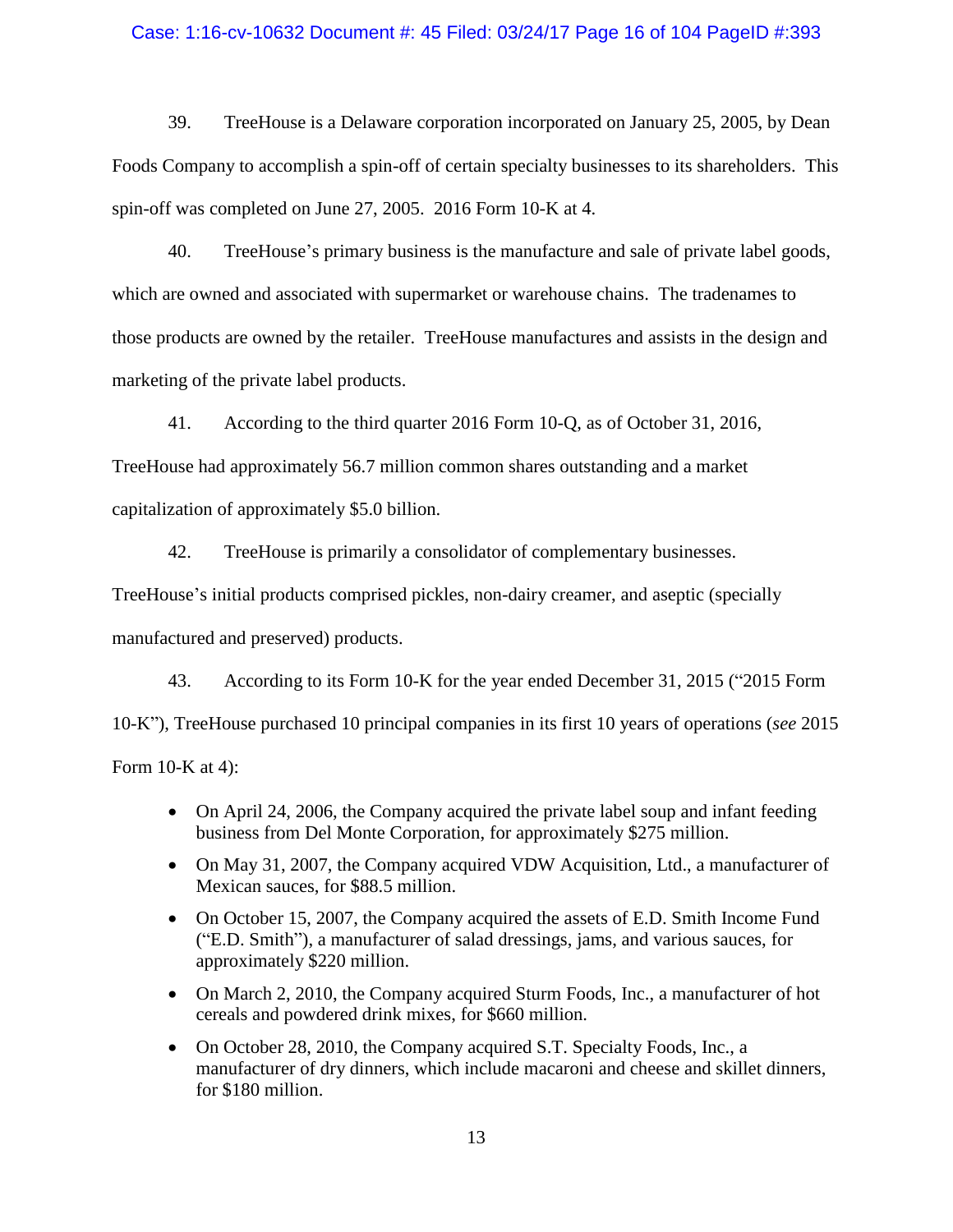39. TreeHouse is a Delaware corporation incorporated on January 25, 2005, by Dean Foods Company to accomplish a spin-off of certain specialty businesses to its shareholders. This spin-off was completed on June 27, 2005. 2016 Form 10-K at 4.

40. TreeHouse's primary business is the manufacture and sale of private label goods, which are owned and associated with supermarket or warehouse chains. The tradenames to those products are owned by the retailer. TreeHouse manufactures and assists in the design and marketing of the private label products.

41. According to the third quarter 2016 Form 10-Q, as of October 31, 2016, TreeHouse had approximately 56.7 million common shares outstanding and a market capitalization of approximately $5.0 billion.

42. TreeHouse is primarily a consolidator of complementary businesses. TreeHouse's initial products comprised pickles, non-dairy creamer, and aseptic (specially manufactured and preserved) products.

43. According to its Form 10-K for the year ended December 31, 2015 ("2015 Form 10-K"), TreeHouse purchased 10 principal companies in its first 10 years of operations (*see* 2015 Form 10-K at 4):

- On April 24, 2006, the Company acquired the private label soup and infant feeding business from Del Monte Corporation, for approximately $275 million.
- On May 31, 2007, the Company acquired VDW Acquisition, Ltd., a manufacturer of Mexican sauces, for $88.5 million.
- On October 15, 2007, the Company acquired the assets of E.D. Smith Income Fund ("E.D. Smith"), a manufacturer of salad dressings, jams, and various sauces, for approximately $220 million.
- On March 2, 2010, the Company acquired Sturm Foods, Inc., a manufacturer of hot cereals and powdered drink mixes, for $660 million.
- On October 28, 2010, the Company acquired S.T. Specialty Foods, Inc., a manufacturer of dry dinners, which include macaroni and cheese and skillet dinners, for $180 million.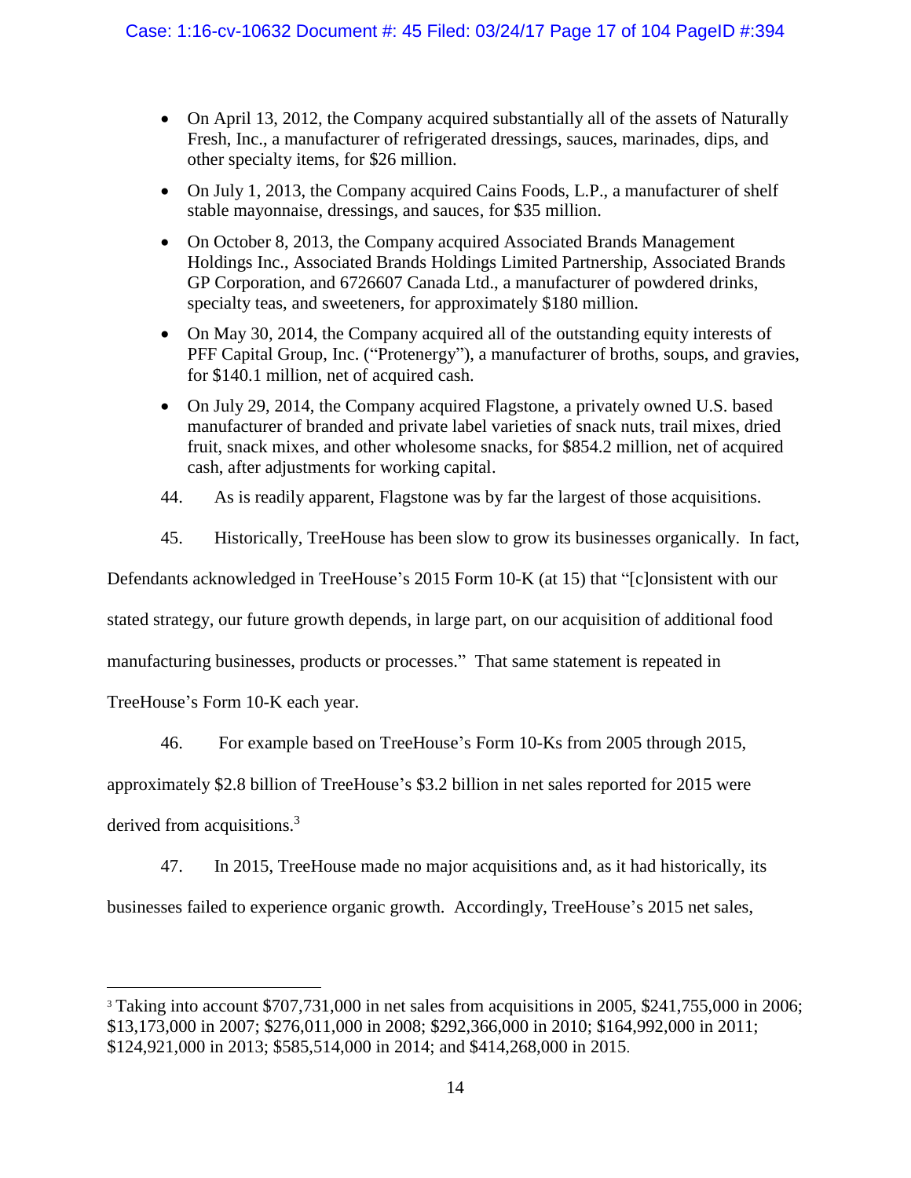- On April 13, 2012, the Company acquired substantially all of the assets of Naturally Fresh, Inc., a manufacturer of refrigerated dressings, sauces, marinades, dips, and other specialty items, for $26 million.
- On July 1, 2013, the Company acquired Cains Foods, L.P., a manufacturer of shelf stable mayonnaise, dressings, and sauces, for $35 million.
- On October 8, 2013, the Company acquired Associated Brands Management Holdings Inc., Associated Brands Holdings Limited Partnership, Associated Brands GP Corporation, and 6726607 Canada Ltd., a manufacturer of powdered drinks, specialty teas, and sweeteners, for approximately $180 million.
- On May 30, 2014, the Company acquired all of the outstanding equity interests of PFF Capital Group, Inc. ("Protenergy"), a manufacturer of broths, soups, and gravies, for $140.1 million, net of acquired cash.
- On July 29, 2014, the Company acquired Flagstone, a privately owned U.S. based manufacturer of branded and private label varieties of snack nuts, trail mixes, dried fruit, snack mixes, and other wholesome snacks, for $854.2 million, net of acquired cash, after adjustments for working capital.

44. As is readily apparent, Flagstone was by far the largest of those acquisitions.

45. Historically, TreeHouse has been slow to grow its businesses organically. In fact, Defendants acknowledged in TreeHouse's 2015 Form 10-K (at 15) that "[c]onsistent with our stated strategy, our future growth depends, in large part, on our acquisition of additional food manufacturing businesses, products or processes." That same statement is repeated in TreeHouse's Form 10-K each year.

46. For example based on TreeHouse's Form 10-Ks from 2005 through 2015, approximately $2.8 billion of TreeHouse's $3.2 billion in net sales reported for 2015 were derived from acquisitions.[3]

47. In 2015, TreeHouse made no major acquisitions and, as it had historically, its businesses failed to experience organic growth. Accordingly, TreeHouse's 2015 net sales,

---

[3] Taking into account $707,731,000 in net sales from acquisitions in 2005, $241,755,000 in 2006; $13,173,000 in 2007; $276,011,000 in 2008; $292,366,000 in 2010; $164,992,000 in 2011; $124,921,000 in 2013; $585,514,000 in 2014; and $414,268,000 in 2015.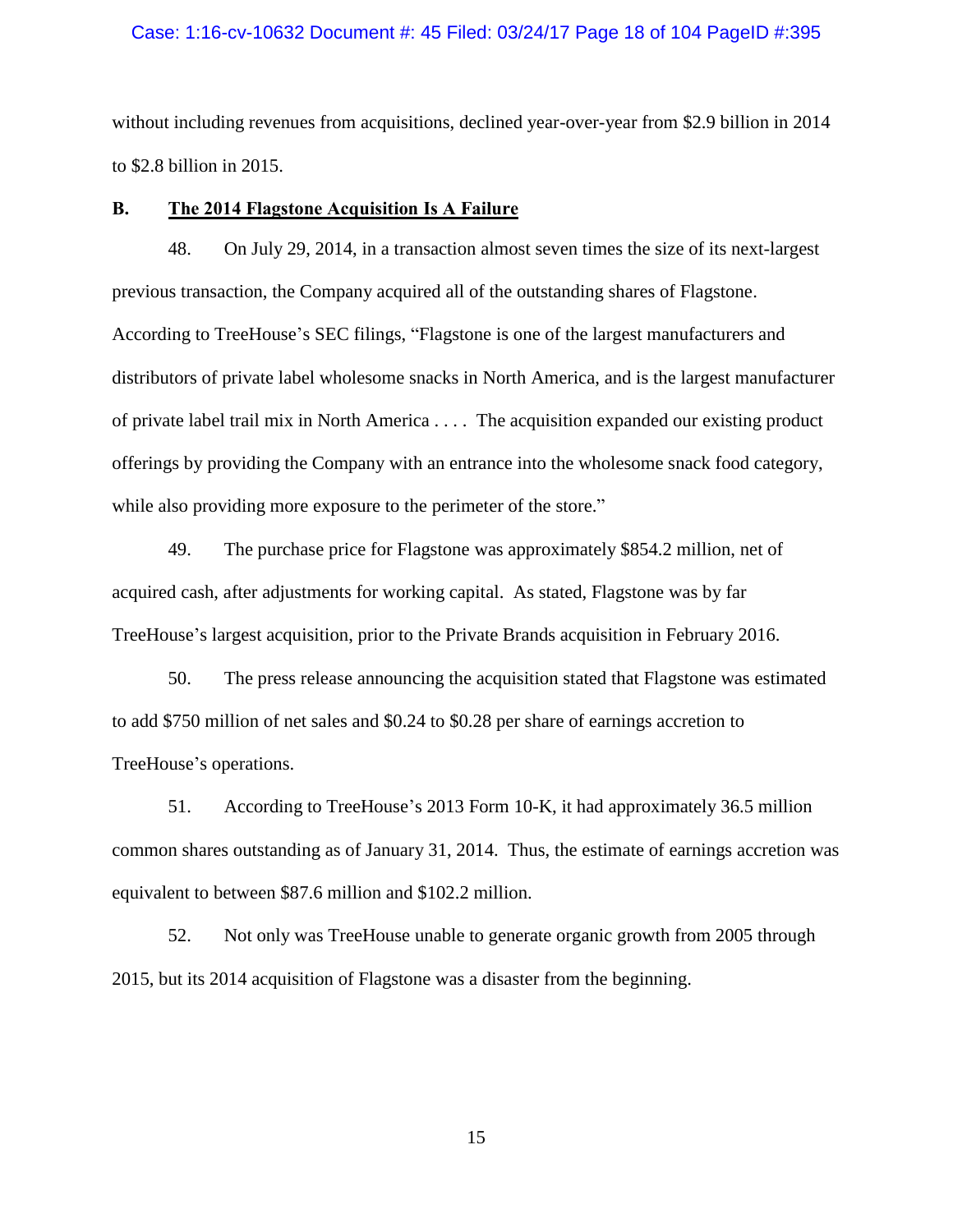without including revenues from acquisitions, declined year-over-year from $2.9 billion in 2014 to $2.8 billion in 2015.

## B. The 2014 Flagstone Acquisition Is A Failure

48. On July 29, 2014, in a transaction almost seven times the size of its next-largest previous transaction, the Company acquired all of the outstanding shares of Flagstone. According to TreeHouse's SEC filings, "Flagstone is one of the largest manufacturers and distributors of private label wholesome snacks in North America, and is the largest manufacturer of private label trail mix in North America . . . . The acquisition expanded our existing product offerings by providing the Company with an entrance into the wholesome snack food category, while also providing more exposure to the perimeter of the store."

49. The purchase price for Flagstone was approximately $854.2 million, net of acquired cash, after adjustments for working capital. As stated, Flagstone was by far TreeHouse's largest acquisition, prior to the Private Brands acquisition in February 2016.

50. The press release announcing the acquisition stated that Flagstone was estimated to add $750 million of net sales and $0.24 to $0.28 per share of earnings accretion to TreeHouse's operations.

51. According to TreeHouse's 2013 Form 10-K, it had approximately 36.5 million common shares outstanding as of January 31, 2014. Thus, the estimate of earnings accretion was equivalent to between $87.6 million and $102.2 million.

52. Not only was TreeHouse unable to generate organic growth from 2005 through 2015, but its 2014 acquisition of Flagstone was a disaster from the beginning.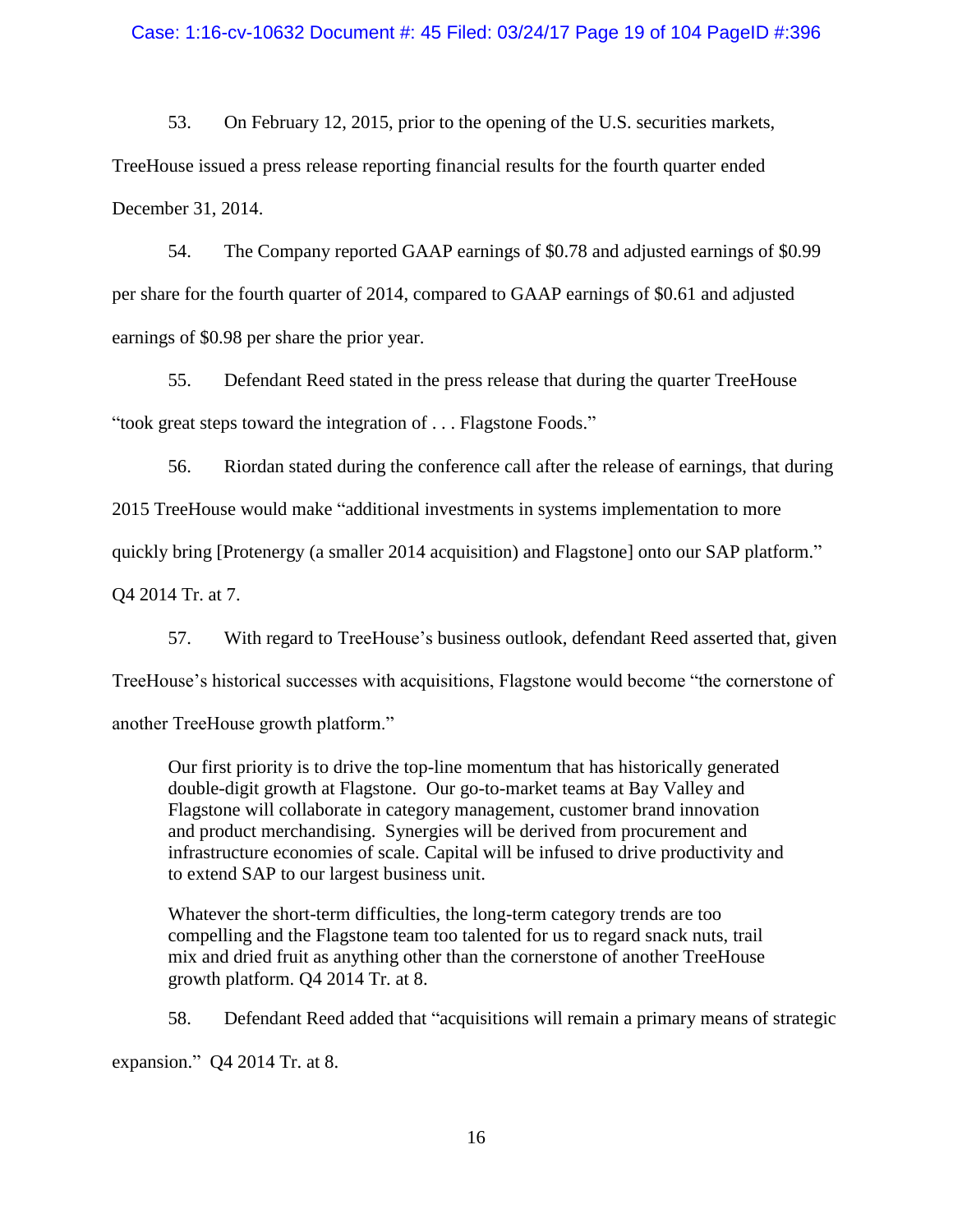53. On February 12, 2015, prior to the opening of the U.S. securities markets, TreeHouse issued a press release reporting financial results for the fourth quarter ended December 31, 2014.

54. The Company reported GAAP earnings of $0.78 and adjusted earnings of $0.99 per share for the fourth quarter of 2014, compared to GAAP earnings of $0.61 and adjusted earnings of $0.98 per share the prior year.

55. Defendant Reed stated in the press release that during the quarter TreeHouse "took great steps toward the integration of . . . Flagstone Foods."

56. Riordan stated during the conference call after the release of earnings, that during 2015 TreeHouse would make "additional investments in systems implementation to more quickly bring [Protenergy (a smaller 2014 acquisition) and Flagstone] onto our SAP platform." Q4 2014 Tr. at 7.

57. With regard to TreeHouse's business outlook, defendant Reed asserted that, given TreeHouse's historical successes with acquisitions, Flagstone would become "the cornerstone of another TreeHouse growth platform."

> Our first priority is to drive the top-line momentum that has historically generated double-digit growth at Flagstone. Our go-to-market teams at Bay Valley and Flagstone will collaborate in category management, customer brand innovation and product merchandising. Synergies will be derived from procurement and infrastructure economies of scale. Capital will be infused to drive productivity and to extend SAP to our largest business unit.
>
> Whatever the short-term difficulties, the long-term category trends are too compelling and the Flagstone team too talented for us to regard snack nuts, trail mix and dried fruit as anything other than the cornerstone of another TreeHouse growth platform. Q4 2014 Tr. at 8.

58. Defendant Reed added that "acquisitions will remain a primary means of strategic expansion." Q4 2014 Tr. at 8.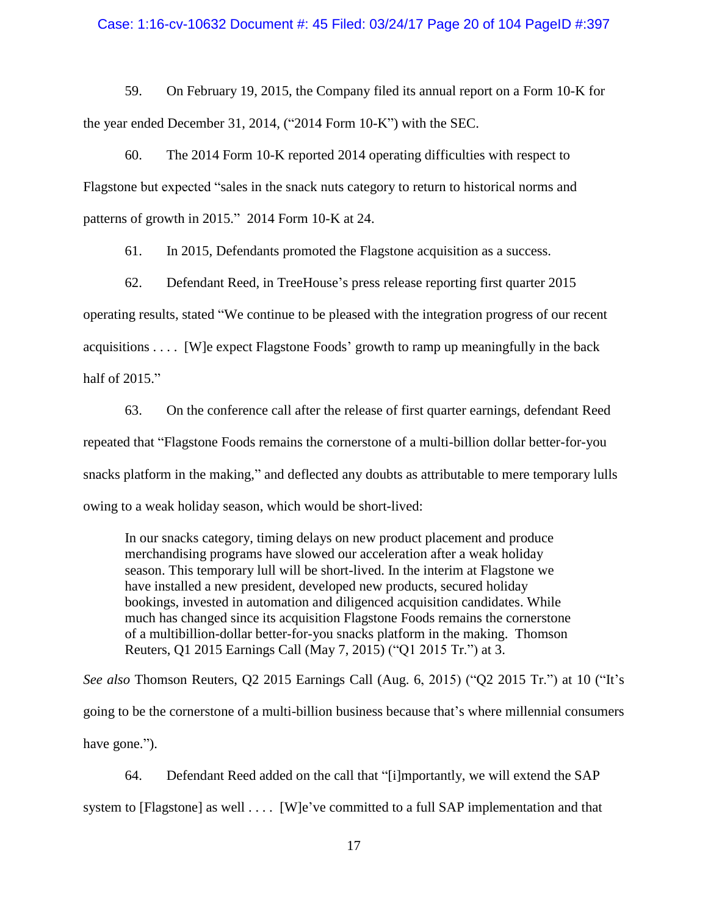59. On February 19, 2015, the Company filed its annual report on a Form 10-K for the year ended December 31, 2014, ("2014 Form 10-K") with the SEC.

60. The 2014 Form 10-K reported 2014 operating difficulties with respect to Flagstone but expected "sales in the snack nuts category to return to historical norms and patterns of growth in 2015." 2014 Form 10-K at 24.

61. In 2015, Defendants promoted the Flagstone acquisition as a success.

62. Defendant Reed, in TreeHouse's press release reporting first quarter 2015 operating results, stated "We continue to be pleased with the integration progress of our recent acquisitions . . . . [W]e expect Flagstone Foods' growth to ramp up meaningfully in the back half of 2015."

63. On the conference call after the release of first quarter earnings, defendant Reed repeated that "Flagstone Foods remains the cornerstone of a multi-billion dollar better-for-you snacks platform in the making," and deflected any doubts as attributable to mere temporary lulls owing to a weak holiday season, which would be short-lived:

> In our snacks category, timing delays on new product placement and produce merchandising programs have slowed our acceleration after a weak holiday season. This temporary lull will be short-lived. In the interim at Flagstone we have installed a new president, developed new products, secured holiday bookings, invested in automation and diligenced acquisition candidates. While much has changed since its acquisition Flagstone Foods remains the cornerstone of a multibillion-dollar better-for-you snacks platform in the making. Thomson Reuters, Q1 2015 Earnings Call (May 7, 2015) ("Q1 2015 Tr.") at 3.

*See also* Thomson Reuters, Q2 2015 Earnings Call (Aug. 6, 2015) ("Q2 2015 Tr.") at 10 ("It's going to be the cornerstone of a multi-billion business because that's where millennial consumers have gone.").

64. Defendant Reed added on the call that "[i]mportantly, we will extend the SAP system to [Flagstone] as well . . . . [W]e've committed to a full SAP implementation and that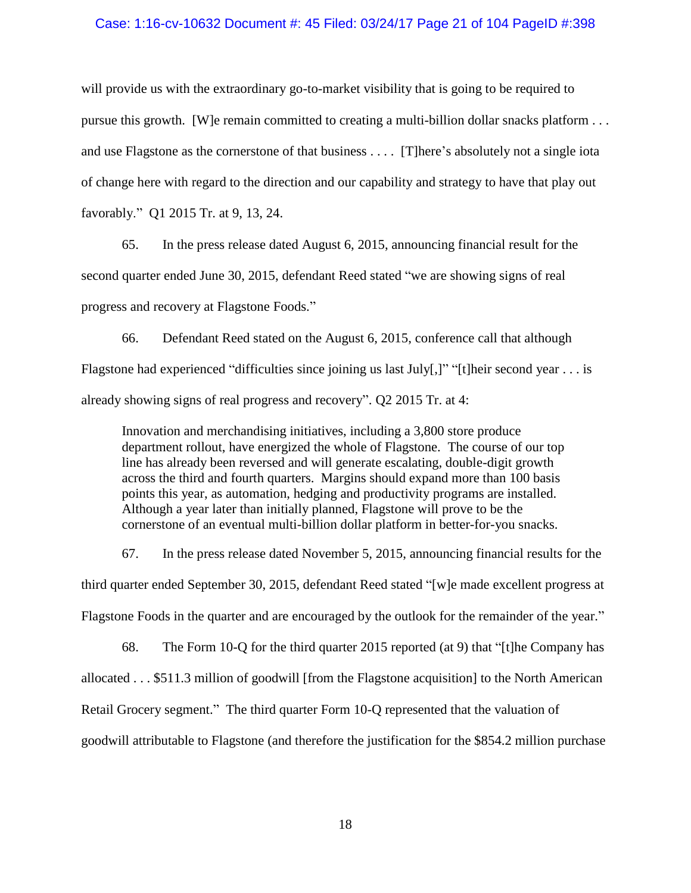will provide us with the extraordinary go-to-market visibility that is going to be required to pursue this growth. [W]e remain committed to creating a multi-billion dollar snacks platform . . . and use Flagstone as the cornerstone of that business . . . . [T]here's absolutely not a single iota of change here with regard to the direction and our capability and strategy to have that play out favorably." Q1 2015 Tr. at 9, 13, 24.

65. In the press release dated August 6, 2015, announcing financial result for the second quarter ended June 30, 2015, defendant Reed stated "we are showing signs of real progress and recovery at Flagstone Foods."

66. Defendant Reed stated on the August 6, 2015, conference call that although Flagstone had experienced "difficulties since joining us last July[,]" "[t]heir second year . . . is already showing signs of real progress and recovery". Q2 2015 Tr. at 4:

> Innovation and merchandising initiatives, including a 3,800 store produce department rollout, have energized the whole of Flagstone. The course of our top line has already been reversed and will generate escalating, double-digit growth across the third and fourth quarters. Margins should expand more than 100 basis points this year, as automation, hedging and productivity programs are installed. Although a year later than initially planned, Flagstone will prove to be the cornerstone of an eventual multi-billion dollar platform in better-for-you snacks.

67. In the press release dated November 5, 2015, announcing financial results for the third quarter ended September 30, 2015, defendant Reed stated "[w]e made excellent progress at Flagstone Foods in the quarter and are encouraged by the outlook for the remainder of the year."

68. The Form 10-Q for the third quarter 2015 reported (at 9) that "[t]he Company has allocated . . . $511.3 million of goodwill [from the Flagstone acquisition] to the North American Retail Grocery segment." The third quarter Form 10-Q represented that the valuation of goodwill attributable to Flagstone (and therefore the justification for the $854.2 million purchase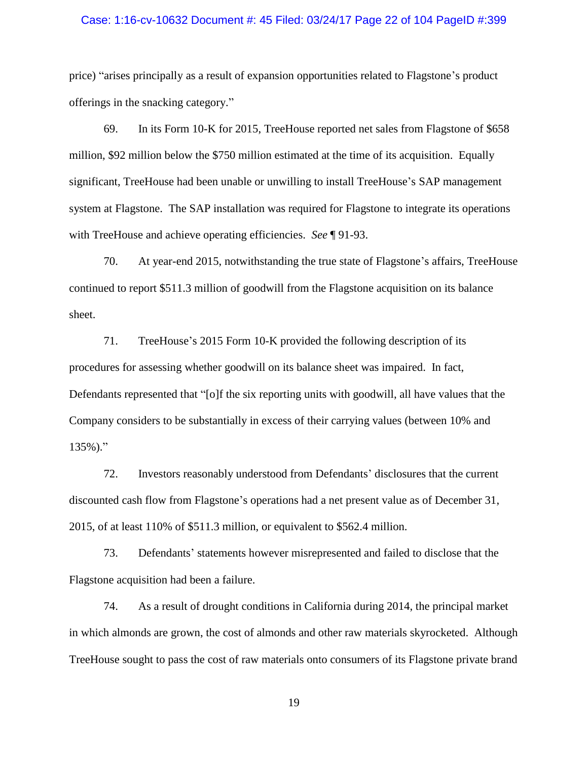price) "arises principally as a result of expansion opportunities related to Flagstone's product offerings in the snacking category."

69. In its Form 10-K for 2015, TreeHouse reported net sales from Flagstone of $658 million, $92 million below the $750 million estimated at the time of its acquisition. Equally significant, TreeHouse had been unable or unwilling to install TreeHouse's SAP management system at Flagstone. The SAP installation was required for Flagstone to integrate its operations with TreeHouse and achieve operating efficiencies. *See* ¶ 91-93.

70. At year-end 2015, notwithstanding the true state of Flagstone's affairs, TreeHouse continued to report $511.3 million of goodwill from the Flagstone acquisition on its balance sheet.

71. TreeHouse's 2015 Form 10-K provided the following description of its procedures for assessing whether goodwill on its balance sheet was impaired. In fact, Defendants represented that "[o]f the six reporting units with goodwill, all have values that the Company considers to be substantially in excess of their carrying values (between 10% and 135%)."

72. Investors reasonably understood from Defendants' disclosures that the current discounted cash flow from Flagstone's operations had a net present value as of December 31, 2015, of at least 110% of $511.3 million, or equivalent to $562.4 million.

73. Defendants' statements however misrepresented and failed to disclose that the Flagstone acquisition had been a failure.

74. As a result of drought conditions in California during 2014, the principal market in which almonds are grown, the cost of almonds and other raw materials skyrocketed. Although TreeHouse sought to pass the cost of raw materials onto consumers of its Flagstone private brand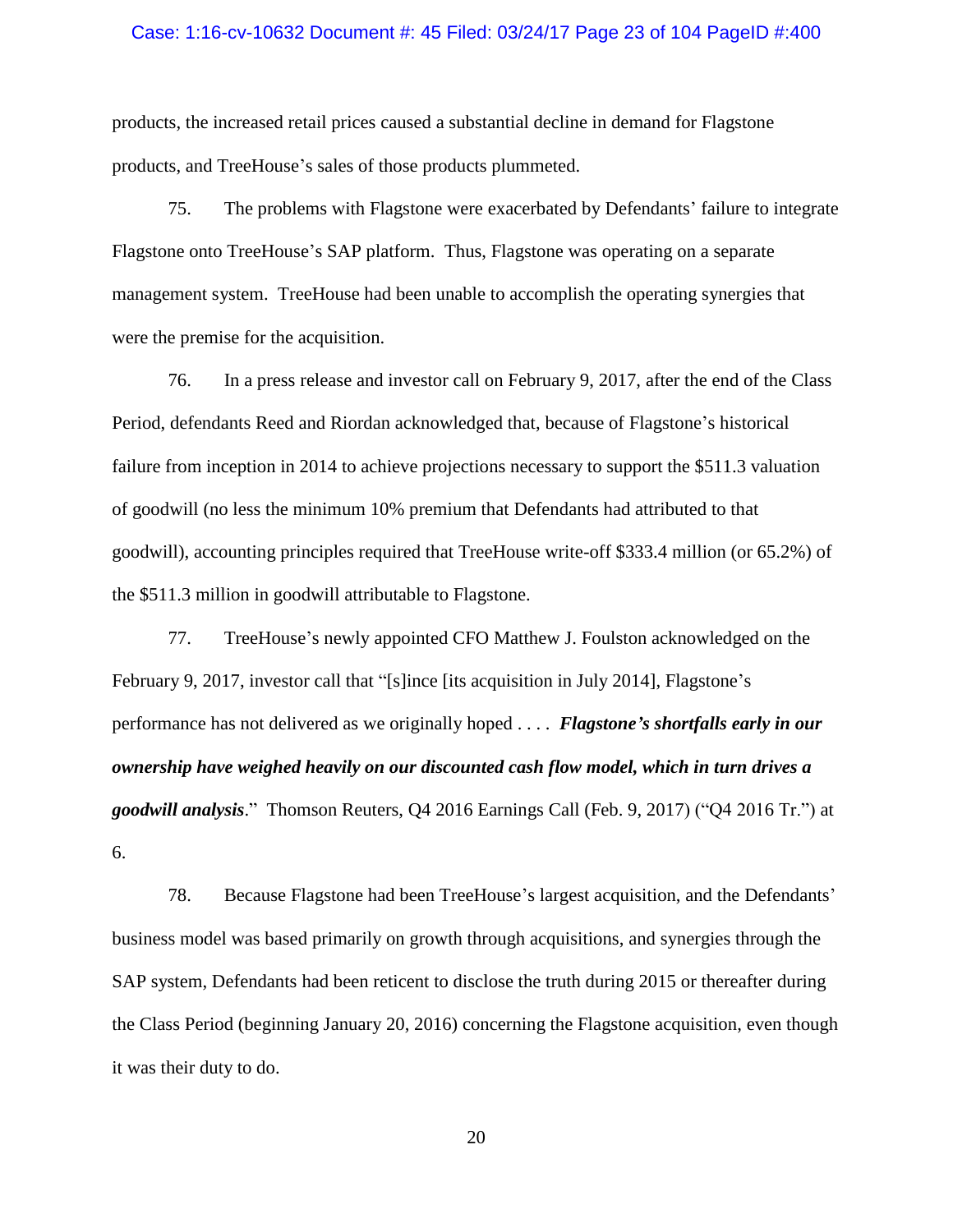products, the increased retail prices caused a substantial decline in demand for Flagstone products, and TreeHouse's sales of those products plummeted.

75. The problems with Flagstone were exacerbated by Defendants' failure to integrate Flagstone onto TreeHouse's SAP platform. Thus, Flagstone was operating on a separate management system. TreeHouse had been unable to accomplish the operating synergies that were the premise for the acquisition.

76. In a press release and investor call on February 9, 2017, after the end of the Class Period, defendants Reed and Riordan acknowledged that, because of Flagstone's historical failure from inception in 2014 to achieve projections necessary to support the $511.3 valuation of goodwill (no less the minimum 10% premium that Defendants had attributed to that goodwill), accounting principles required that TreeHouse write-off $333.4 million (or 65.2%) of the $511.3 million in goodwill attributable to Flagstone.

77. TreeHouse's newly appointed CFO Matthew J. Foulston acknowledged on the February 9, 2017, investor call that "[s]ince [its acquisition in July 2014], Flagstone's performance has not delivered as we originally hoped . . . . ***Flagstone's shortfalls early in our ownership have weighed heavily on our discounted cash flow model, which in turn drives a goodwill analysis***." Thomson Reuters, Q4 2016 Earnings Call (Feb. 9, 2017) ("Q4 2016 Tr.") at 6.

78. Because Flagstone had been TreeHouse's largest acquisition, and the Defendants' business model was based primarily on growth through acquisitions, and synergies through the SAP system, Defendants had been reticent to disclose the truth during 2015 or thereafter during the Class Period (beginning January 20, 2016) concerning the Flagstone acquisition, even though it was their duty to do.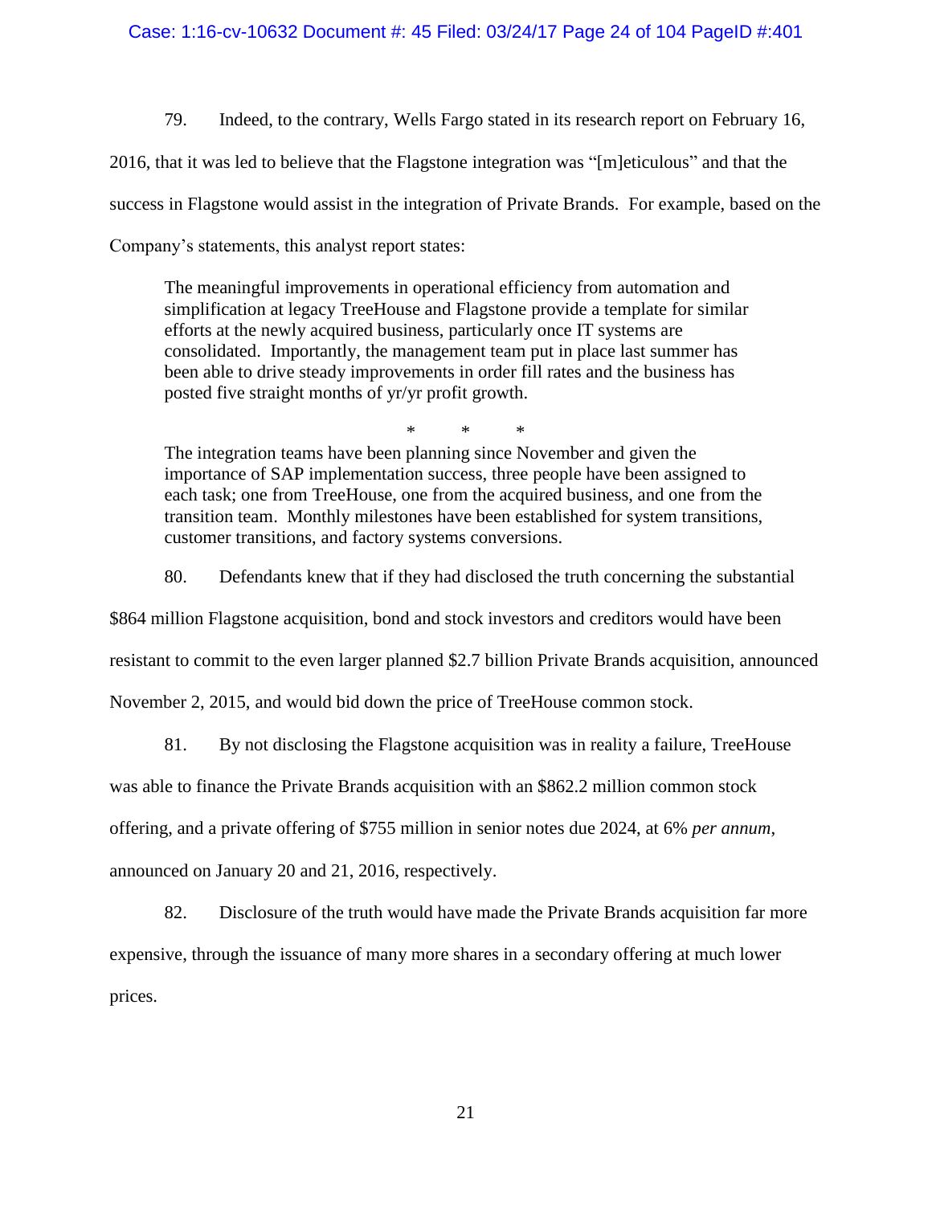79. Indeed, to the contrary, Wells Fargo stated in its research report on February 16, 2016, that it was led to believe that the Flagstone integration was "[m]eticulous" and that the success in Flagstone would assist in the integration of Private Brands. For example, based on the Company's statements, this analyst report states:

> The meaningful improvements in operational efficiency from automation and simplification at legacy TreeHouse and Flagstone provide a template for similar efforts at the newly acquired business, particularly once IT systems are consolidated. Importantly, the management team put in place last summer has been able to drive steady improvements in order fill rates and the business has posted five straight months of yr/yr profit growth.
>
> \* \* \*
>
> The integration teams have been planning since November and given the importance of SAP implementation success, three people have been assigned to each task; one from TreeHouse, one from the acquired business, and one from the transition team. Monthly milestones have been established for system transitions, customer transitions, and factory systems conversions.

80. Defendants knew that if they had disclosed the truth concerning the substantial $864 million Flagstone acquisition, bond and stock investors and creditors would have been resistant to commit to the even larger planned $2.7 billion Private Brands acquisition, announced November 2, 2015, and would bid down the price of TreeHouse common stock.

81. By not disclosing the Flagstone acquisition was in reality a failure, TreeHouse was able to finance the Private Brands acquisition with an $862.2 million common stock offering, and a private offering of $755 million in senior notes due 2024, at 6% *per annum*, announced on January 20 and 21, 2016, respectively.

82. Disclosure of the truth would have made the Private Brands acquisition far more expensive, through the issuance of many more shares in a secondary offering at much lower prices.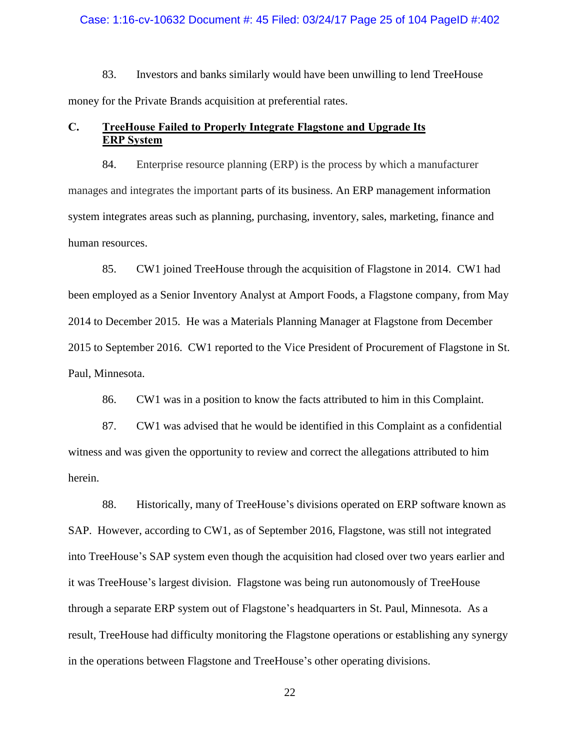83. Investors and banks similarly would have been unwilling to lend TreeHouse money for the Private Brands acquisition at preferential rates.

### C. TreeHouse Failed to Properly Integrate Flagstone and Upgrade Its ERP System

84. Enterprise resource planning (ERP) is the process by which a manufacturer manages and integrates the important parts of its business. An ERP management information system integrates areas such as planning, purchasing, inventory, sales, marketing, finance and human resources.

85. CW1 joined TreeHouse through the acquisition of Flagstone in 2014. CW1 had been employed as a Senior Inventory Analyst at Amport Foods, a Flagstone company, from May 2014 to December 2015. He was a Materials Planning Manager at Flagstone from December 2015 to September 2016. CW1 reported to the Vice President of Procurement of Flagstone in St. Paul, Minnesota.

86. CW1 was in a position to know the facts attributed to him in this Complaint.

87. CW1 was advised that he would be identified in this Complaint as a confidential witness and was given the opportunity to review and correct the allegations attributed to him herein.

88. Historically, many of TreeHouse's divisions operated on ERP software known as SAP. However, according to CW1, as of September 2016, Flagstone, was still not integrated into TreeHouse's SAP system even though the acquisition had closed over two years earlier and it was TreeHouse's largest division. Flagstone was being run autonomously of TreeHouse through a separate ERP system out of Flagstone's headquarters in St. Paul, Minnesota. As a result, TreeHouse had difficulty monitoring the Flagstone operations or establishing any synergy in the operations between Flagstone and TreeHouse's other operating divisions.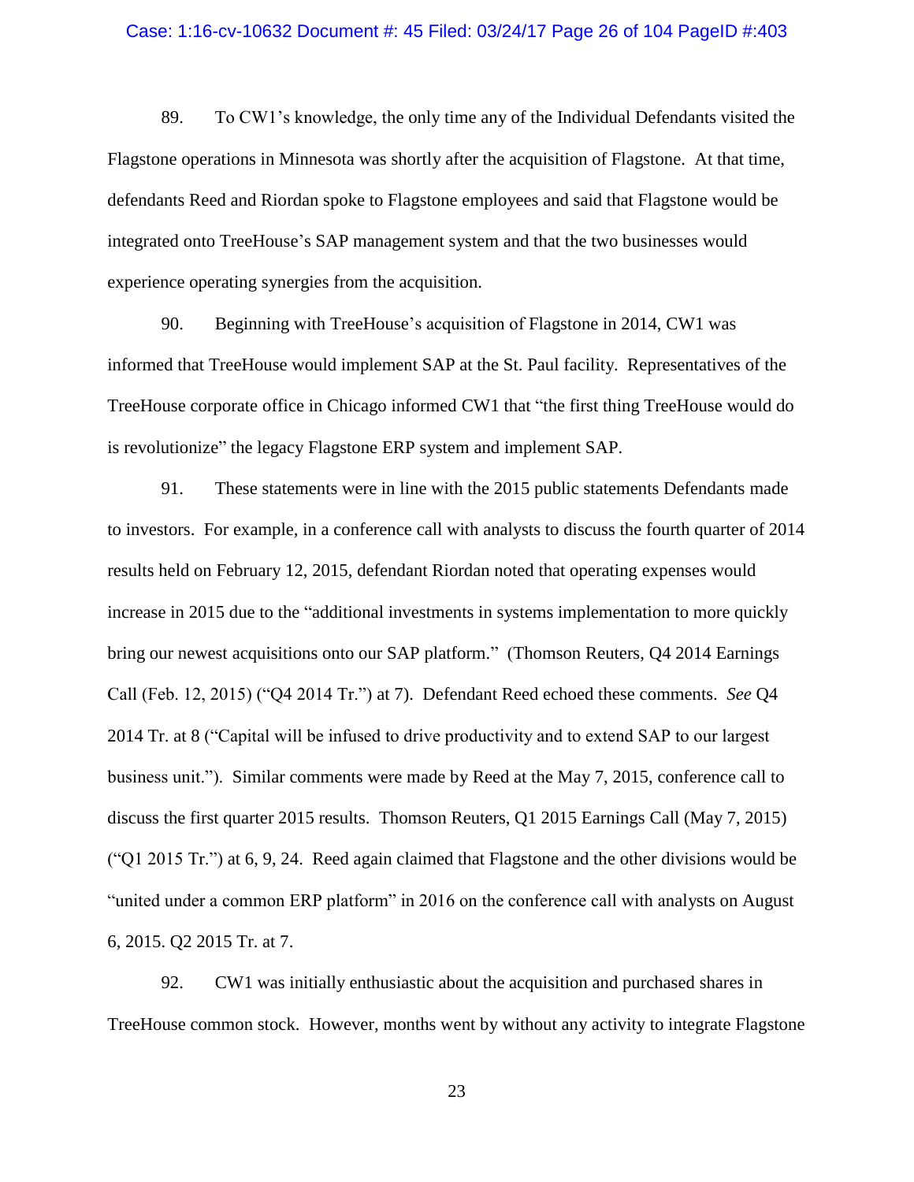89. To CW1's knowledge, the only time any of the Individual Defendants visited the Flagstone operations in Minnesota was shortly after the acquisition of Flagstone. At that time, defendants Reed and Riordan spoke to Flagstone employees and said that Flagstone would be integrated onto TreeHouse's SAP management system and that the two businesses would experience operating synergies from the acquisition.

90. Beginning with TreeHouse's acquisition of Flagstone in 2014, CW1 was informed that TreeHouse would implement SAP at the St. Paul facility. Representatives of the TreeHouse corporate office in Chicago informed CW1 that "the first thing TreeHouse would do is revolutionize" the legacy Flagstone ERP system and implement SAP.

91. These statements were in line with the 2015 public statements Defendants made to investors. For example, in a conference call with analysts to discuss the fourth quarter of 2014 results held on February 12, 2015, defendant Riordan noted that operating expenses would increase in 2015 due to the "additional investments in systems implementation to more quickly bring our newest acquisitions onto our SAP platform." (Thomson Reuters, Q4 2014 Earnings Call (Feb. 12, 2015) ("Q4 2014 Tr.") at 7). Defendant Reed echoed these comments. *See* Q4 2014 Tr. at 8 ("Capital will be infused to drive productivity and to extend SAP to our largest business unit."). Similar comments were made by Reed at the May 7, 2015, conference call to discuss the first quarter 2015 results. Thomson Reuters, Q1 2015 Earnings Call (May 7, 2015) ("Q1 2015 Tr.") at 6, 9, 24. Reed again claimed that Flagstone and the other divisions would be "united under a common ERP platform" in 2016 on the conference call with analysts on August 6, 2015. Q2 2015 Tr. at 7.

92. CW1 was initially enthusiastic about the acquisition and purchased shares in TreeHouse common stock. However, months went by without any activity to integrate Flagstone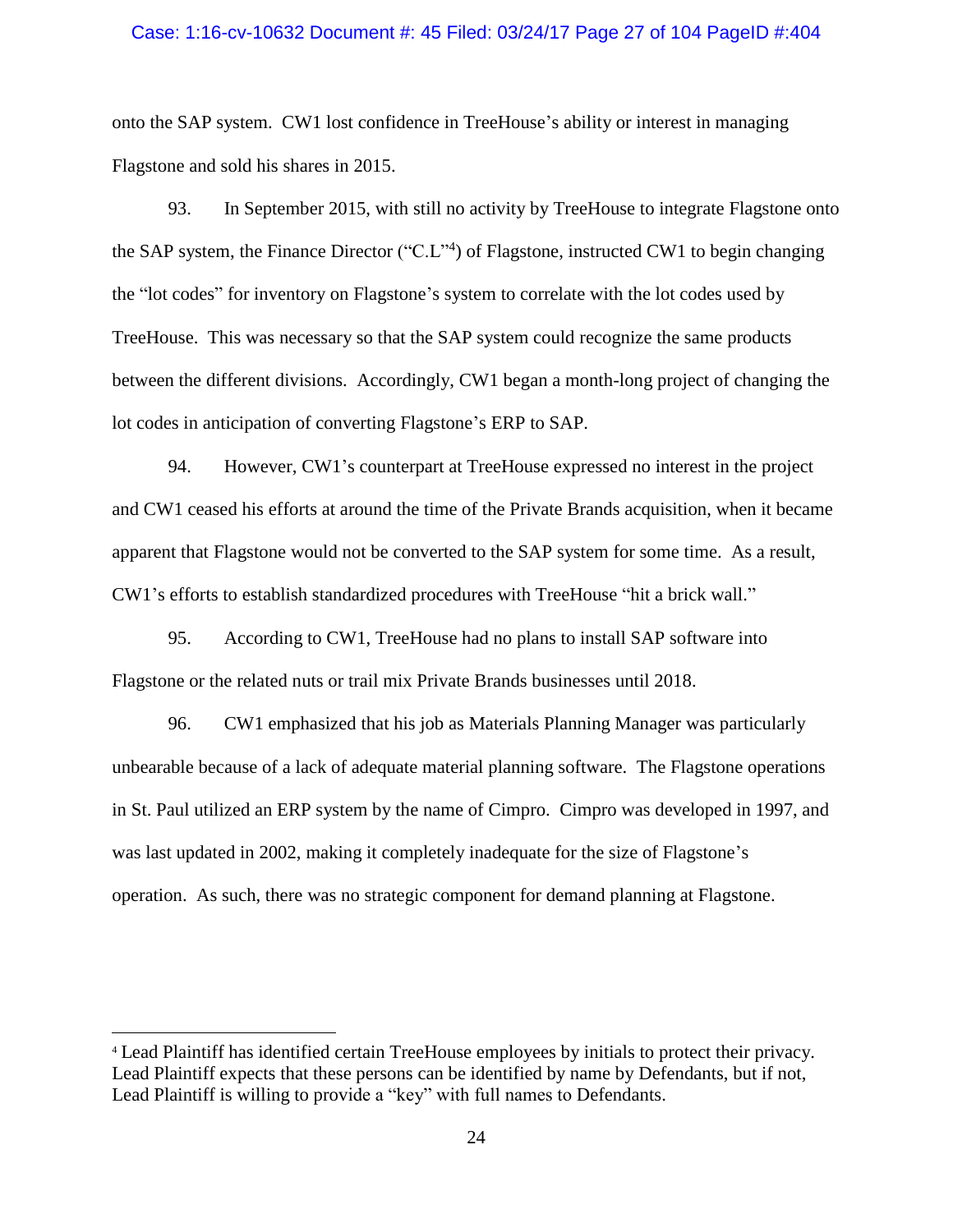onto the SAP system. CW1 lost confidence in TreeHouse's ability or interest in managing Flagstone and sold his shares in 2015.

93. In September 2015, with still no activity by TreeHouse to integrate Flagstone onto the SAP system, the Finance Director ("C.L"[4]) of Flagstone, instructed CW1 to begin changing the "lot codes" for inventory on Flagstone's system to correlate with the lot codes used by TreeHouse. This was necessary so that the SAP system could recognize the same products between the different divisions. Accordingly, CW1 began a month-long project of changing the lot codes in anticipation of converting Flagstone's ERP to SAP.

94. However, CW1's counterpart at TreeHouse expressed no interest in the project and CW1 ceased his efforts at around the time of the Private Brands acquisition, when it became apparent that Flagstone would not be converted to the SAP system for some time. As a result, CW1's efforts to establish standardized procedures with TreeHouse "hit a brick wall."

95. According to CW1, TreeHouse had no plans to install SAP software into Flagstone or the related nuts or trail mix Private Brands businesses until 2018.

96. CW1 emphasized that his job as Materials Planning Manager was particularly unbearable because of a lack of adequate material planning software. The Flagstone operations in St. Paul utilized an ERP system by the name of Cimpro. Cimpro was developed in 1997, and was last updated in 2002, making it completely inadequate for the size of Flagstone's operation. As such, there was no strategic component for demand planning at Flagstone.

---

[4] Lead Plaintiff has identified certain TreeHouse employees by initials to protect their privacy. Lead Plaintiff expects that these persons can be identified by name by Defendants, but if not, Lead Plaintiff is willing to provide a "key" with full names to Defendants.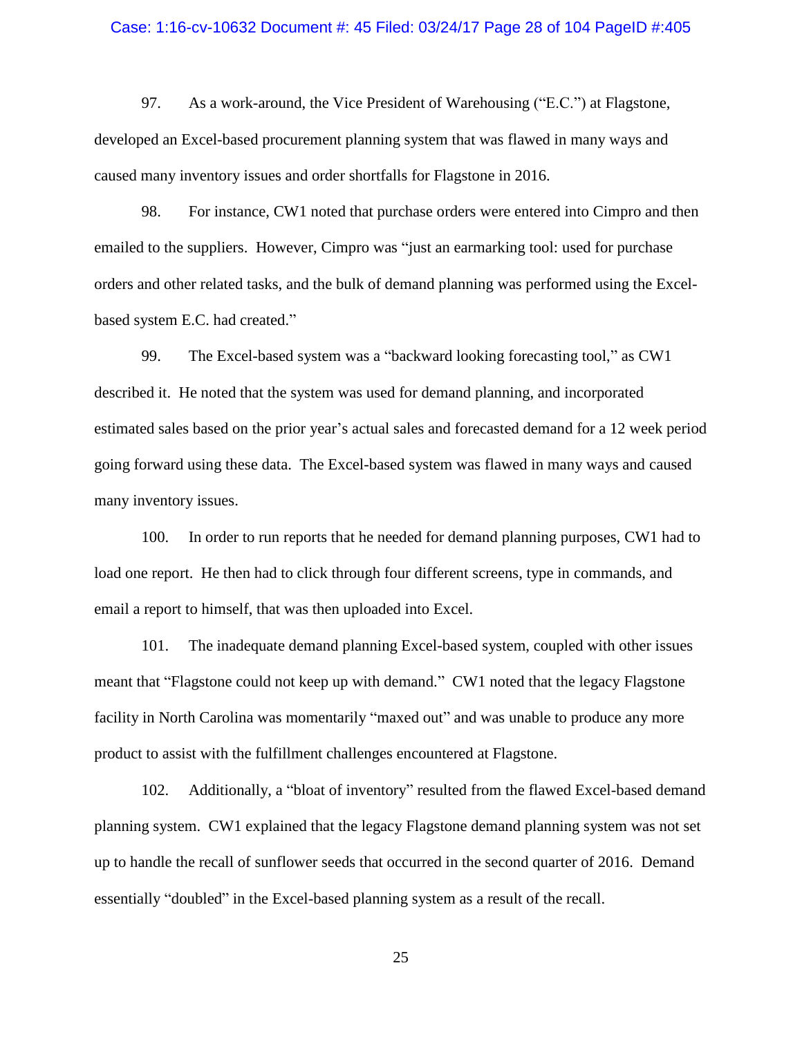97. As a work-around, the Vice President of Warehousing ("E.C.") at Flagstone, developed an Excel-based procurement planning system that was flawed in many ways and caused many inventory issues and order shortfalls for Flagstone in 2016.

98. For instance, CW1 noted that purchase orders were entered into Cimpro and then emailed to the suppliers. However, Cimpro was "just an earmarking tool: used for purchase orders and other related tasks, and the bulk of demand planning was performed using the Excel-based system E.C. had created."

99. The Excel-based system was a "backward looking forecasting tool," as CW1 described it. He noted that the system was used for demand planning, and incorporated estimated sales based on the prior year's actual sales and forecasted demand for a 12 week period going forward using these data. The Excel-based system was flawed in many ways and caused many inventory issues.

100. In order to run reports that he needed for demand planning purposes, CW1 had to load one report. He then had to click through four different screens, type in commands, and email a report to himself, that was then uploaded into Excel.

101. The inadequate demand planning Excel-based system, coupled with other issues meant that "Flagstone could not keep up with demand." CW1 noted that the legacy Flagstone facility in North Carolina was momentarily "maxed out" and was unable to produce any more product to assist with the fulfillment challenges encountered at Flagstone.

102. Additionally, a "bloat of inventory" resulted from the flawed Excel-based demand planning system. CW1 explained that the legacy Flagstone demand planning system was not set up to handle the recall of sunflower seeds that occurred in the second quarter of 2016. Demand essentially "doubled" in the Excel-based planning system as a result of the recall.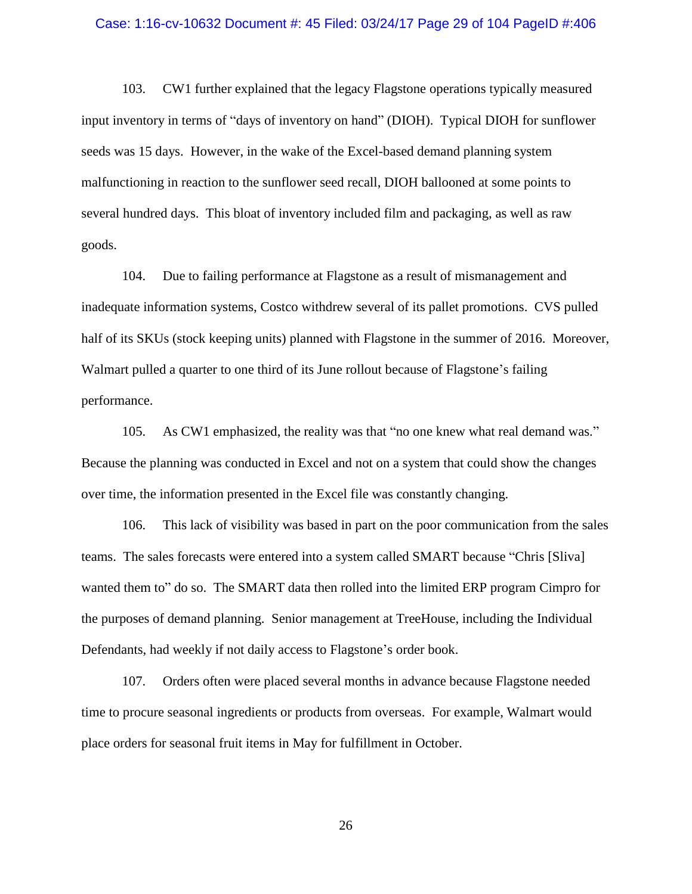103. CW1 further explained that the legacy Flagstone operations typically measured input inventory in terms of "days of inventory on hand" (DIOH). Typical DIOH for sunflower seeds was 15 days. However, in the wake of the Excel-based demand planning system malfunctioning in reaction to the sunflower seed recall, DIOH ballooned at some points to several hundred days. This bloat of inventory included film and packaging, as well as raw goods.

104. Due to failing performance at Flagstone as a result of mismanagement and inadequate information systems, Costco withdrew several of its pallet promotions. CVS pulled half of its SKUs (stock keeping units) planned with Flagstone in the summer of 2016. Moreover, Walmart pulled a quarter to one third of its June rollout because of Flagstone's failing performance.

105. As CW1 emphasized, the reality was that "no one knew what real demand was." Because the planning was conducted in Excel and not on a system that could show the changes over time, the information presented in the Excel file was constantly changing.

106. This lack of visibility was based in part on the poor communication from the sales teams. The sales forecasts were entered into a system called SMART because "Chris [Sliva] wanted them to" do so. The SMART data then rolled into the limited ERP program Cimpro for the purposes of demand planning. Senior management at TreeHouse, including the Individual Defendants, had weekly if not daily access to Flagstone's order book.

107. Orders often were placed several months in advance because Flagstone needed time to procure seasonal ingredients or products from overseas. For example, Walmart would place orders for seasonal fruit items in May for fulfillment in October.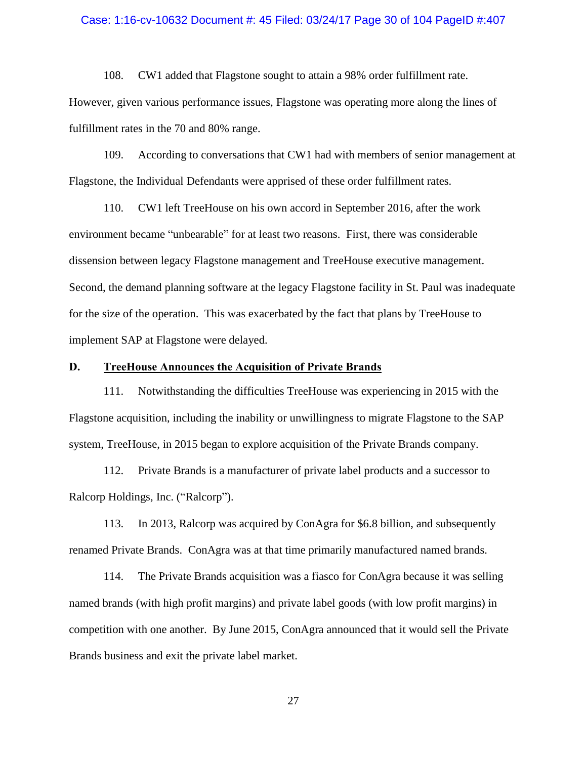108. CW1 added that Flagstone sought to attain a 98% order fulfillment rate. However, given various performance issues, Flagstone was operating more along the lines of fulfillment rates in the 70 and 80% range.

109. According to conversations that CW1 had with members of senior management at Flagstone, the Individual Defendants were apprised of these order fulfillment rates.

110. CW1 left TreeHouse on his own accord in September 2016, after the work environment became "unbearable" for at least two reasons. First, there was considerable dissension between legacy Flagstone management and TreeHouse executive management. Second, the demand planning software at the legacy Flagstone facility in St. Paul was inadequate for the size of the operation. This was exacerbated by the fact that plans by TreeHouse to implement SAP at Flagstone were delayed.

### D. <u>TreeHouse Announces the Acquisition of Private Brands</u>

111. Notwithstanding the difficulties TreeHouse was experiencing in 2015 with the Flagstone acquisition, including the inability or unwillingness to migrate Flagstone to the SAP system, TreeHouse, in 2015 began to explore acquisition of the Private Brands company.

112. Private Brands is a manufacturer of private label products and a successor to Ralcorp Holdings, Inc. ("Ralcorp").

113. In 2013, Ralcorp was acquired by ConAgra for \$6.8 billion, and subsequently renamed Private Brands. ConAgra was at that time primarily manufactured named brands.

114. The Private Brands acquisition was a fiasco for ConAgra because it was selling named brands (with high profit margins) and private label goods (with low profit margins) in competition with one another. By June 2015, ConAgra announced that it would sell the Private Brands business and exit the private label market.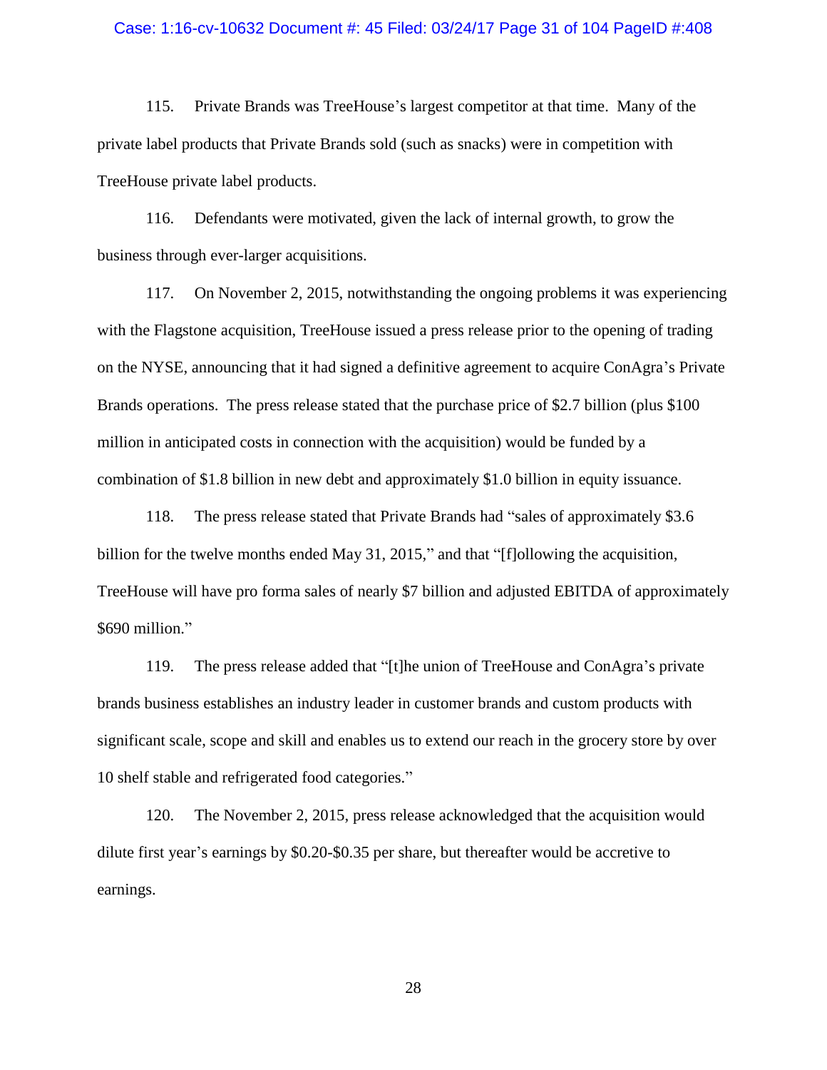115. Private Brands was TreeHouse's largest competitor at that time. Many of the private label products that Private Brands sold (such as snacks) were in competition with TreeHouse private label products.

116. Defendants were motivated, given the lack of internal growth, to grow the business through ever-larger acquisitions.

117. On November 2, 2015, notwithstanding the ongoing problems it was experiencing with the Flagstone acquisition, TreeHouse issued a press release prior to the opening of trading on the NYSE, announcing that it had signed a definitive agreement to acquire ConAgra's Private Brands operations. The press release stated that the purchase price of $2.7 billion (plus $100 million in anticipated costs in connection with the acquisition) would be funded by a combination of $1.8 billion in new debt and approximately $1.0 billion in equity issuance.

118. The press release stated that Private Brands had "sales of approximately $3.6 billion for the twelve months ended May 31, 2015," and that "[f]ollowing the acquisition, TreeHouse will have pro forma sales of nearly $7 billion and adjusted EBITDA of approximately $690 million."

119. The press release added that "[t]he union of TreeHouse and ConAgra's private brands business establishes an industry leader in customer brands and custom products with significant scale, scope and skill and enables us to extend our reach in the grocery store by over 10 shelf stable and refrigerated food categories."

120. The November 2, 2015, press release acknowledged that the acquisition would dilute first year's earnings by $0.20-$0.35 per share, but thereafter would be accretive to earnings.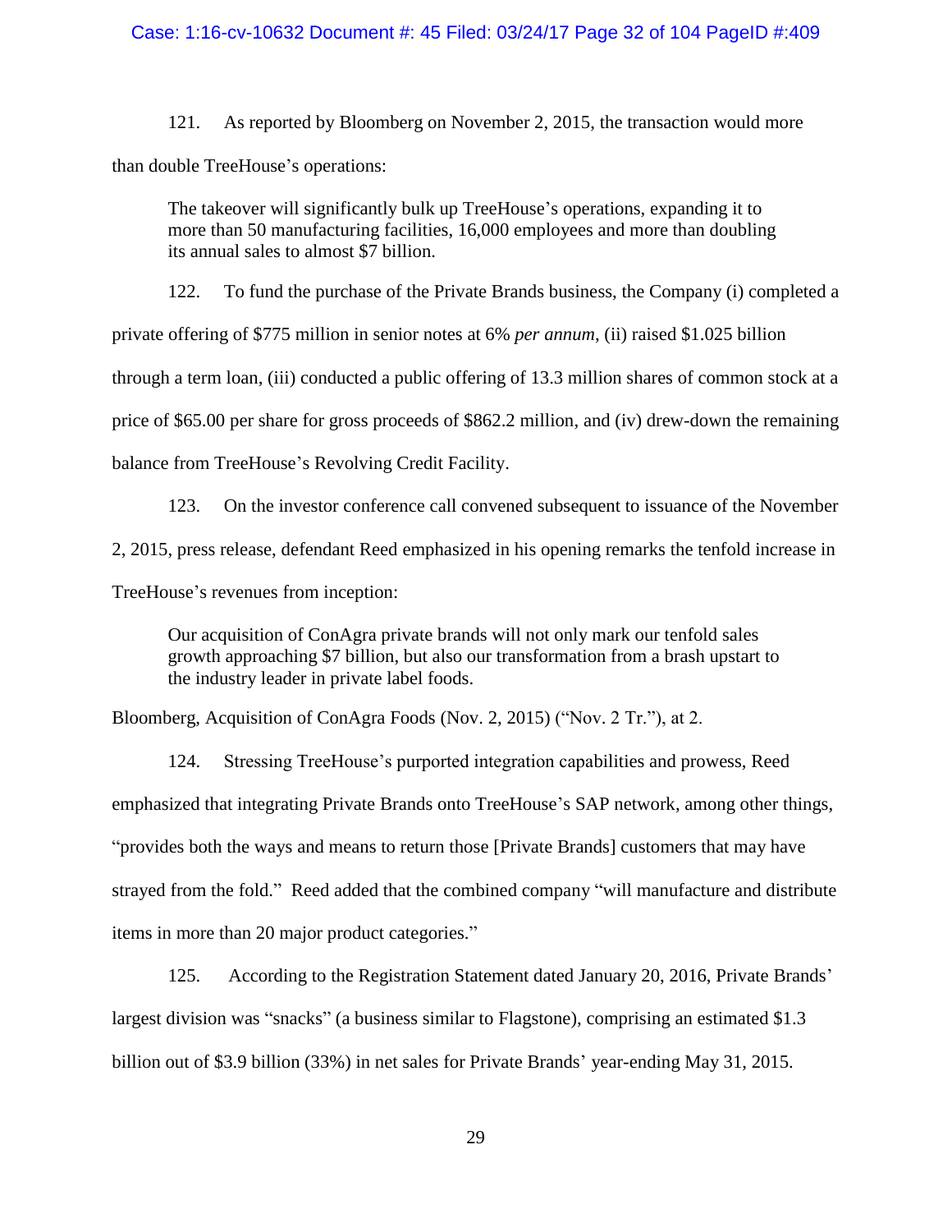121. As reported by Bloomberg on November 2, 2015, the transaction would more than double TreeHouse's operations:

> The takeover will significantly bulk up TreeHouse's operations, expanding it to more than 50 manufacturing facilities, 16,000 employees and more than doubling its annual sales to almost $7 billion.

122. To fund the purchase of the Private Brands business, the Company (i) completed a private offering of $775 million in senior notes at 6% *per annum*, (ii) raised $1.025 billion through a term loan, (iii) conducted a public offering of 13.3 million shares of common stock at a price of $65.00 per share for gross proceeds of $862.2 million, and (iv) drew-down the remaining balance from TreeHouse's Revolving Credit Facility.

123. On the investor conference call convened subsequent to issuance of the November 2, 2015, press release, defendant Reed emphasized in his opening remarks the tenfold increase in TreeHouse's revenues from inception:

> Our acquisition of ConAgra private brands will not only mark our tenfold sales growth approaching $7 billion, but also our transformation from a brash upstart to the industry leader in private label foods.

Bloomberg, Acquisition of ConAgra Foods (Nov. 2, 2015) ("Nov. 2 Tr."), at 2.

124. Stressing TreeHouse's purported integration capabilities and prowess, Reed emphasized that integrating Private Brands onto TreeHouse's SAP network, among other things, "provides both the ways and means to return those [Private Brands] customers that may have strayed from the fold." Reed added that the combined company "will manufacture and distribute items in more than 20 major product categories."

125. According to the Registration Statement dated January 20, 2016, Private Brands' largest division was "snacks" (a business similar to Flagstone), comprising an estimated $1.3 billion out of $3.9 billion (33%) in net sales for Private Brands' year-ending May 31, 2015.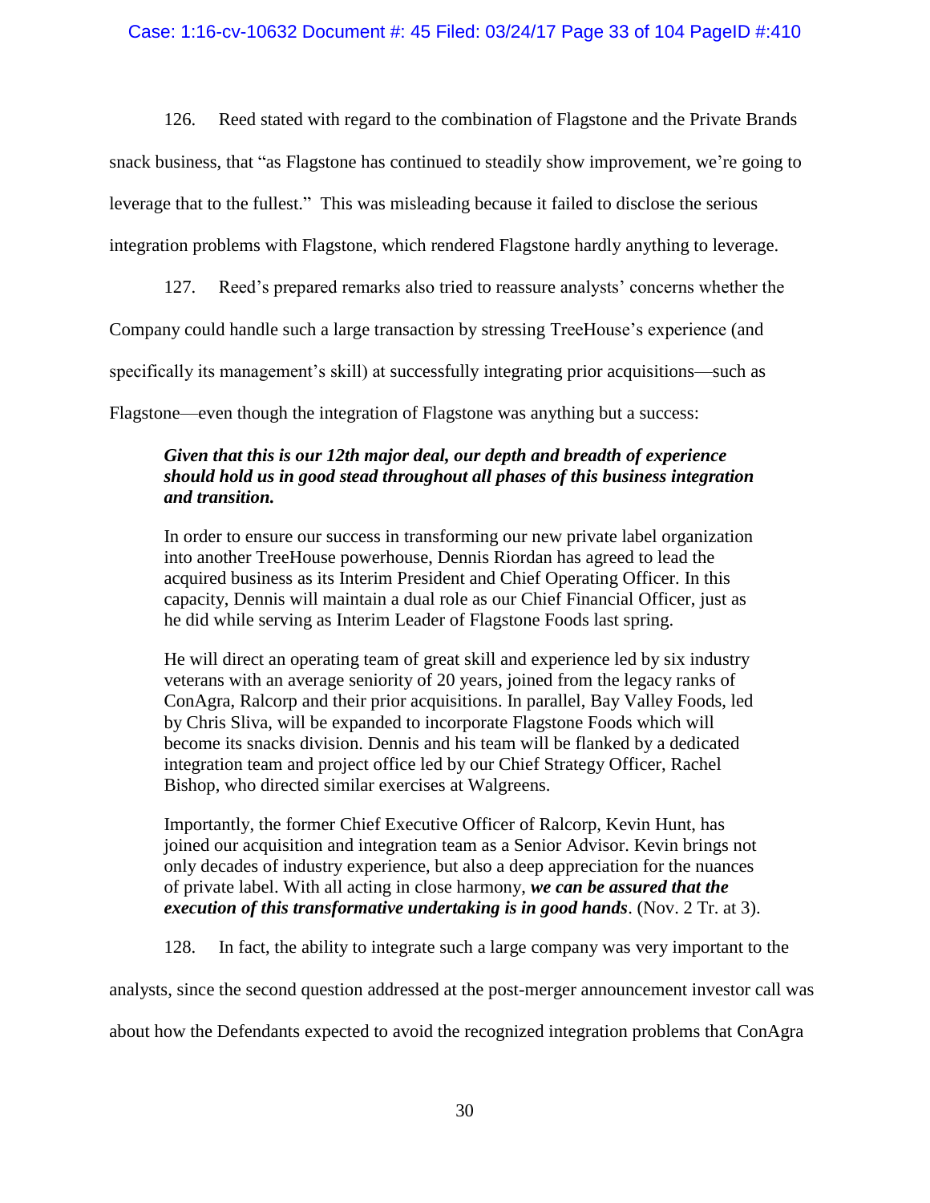126. Reed stated with regard to the combination of Flagstone and the Private Brands snack business, that "as Flagstone has continued to steadily show improvement, we're going to leverage that to the fullest." This was misleading because it failed to disclose the serious integration problems with Flagstone, which rendered Flagstone hardly anything to leverage.

127. Reed's prepared remarks also tried to reassure analysts' concerns whether the Company could handle such a large transaction by stressing TreeHouse's experience (and specifically its management's skill) at successfully integrating prior acquisitions—such as Flagstone—even though the integration of Flagstone was anything but a success:

> ***Given that this is our 12th major deal, our depth and breadth of experience should hold us in good stead throughout all phases of this business integration and transition.***
>
> In order to ensure our success in transforming our new private label organization into another TreeHouse powerhouse, Dennis Riordan has agreed to lead the acquired business as its Interim President and Chief Operating Officer. In this capacity, Dennis will maintain a dual role as our Chief Financial Officer, just as he did while serving as Interim Leader of Flagstone Foods last spring.
>
> He will direct an operating team of great skill and experience led by six industry veterans with an average seniority of 20 years, joined from the legacy ranks of ConAgra, Ralcorp and their prior acquisitions. In parallel, Bay Valley Foods, led by Chris Sliva, will be expanded to incorporate Flagstone Foods which will become its snacks division. Dennis and his team will be flanked by a dedicated integration team and project office led by our Chief Strategy Officer, Rachel Bishop, who directed similar exercises at Walgreens.
>
> Importantly, the former Chief Executive Officer of Ralcorp, Kevin Hunt, has joined our acquisition and integration team as a Senior Advisor. Kevin brings not only decades of industry experience, but also a deep appreciation for the nuances of private label. With all acting in close harmony, ***we can be assured that the execution of this transformative undertaking is in good hands***. (Nov. 2 Tr. at 3).

128. In fact, the ability to integrate such a large company was very important to the analysts, since the second question addressed at the post-merger announcement investor call was about how the Defendants expected to avoid the recognized integration problems that ConAgra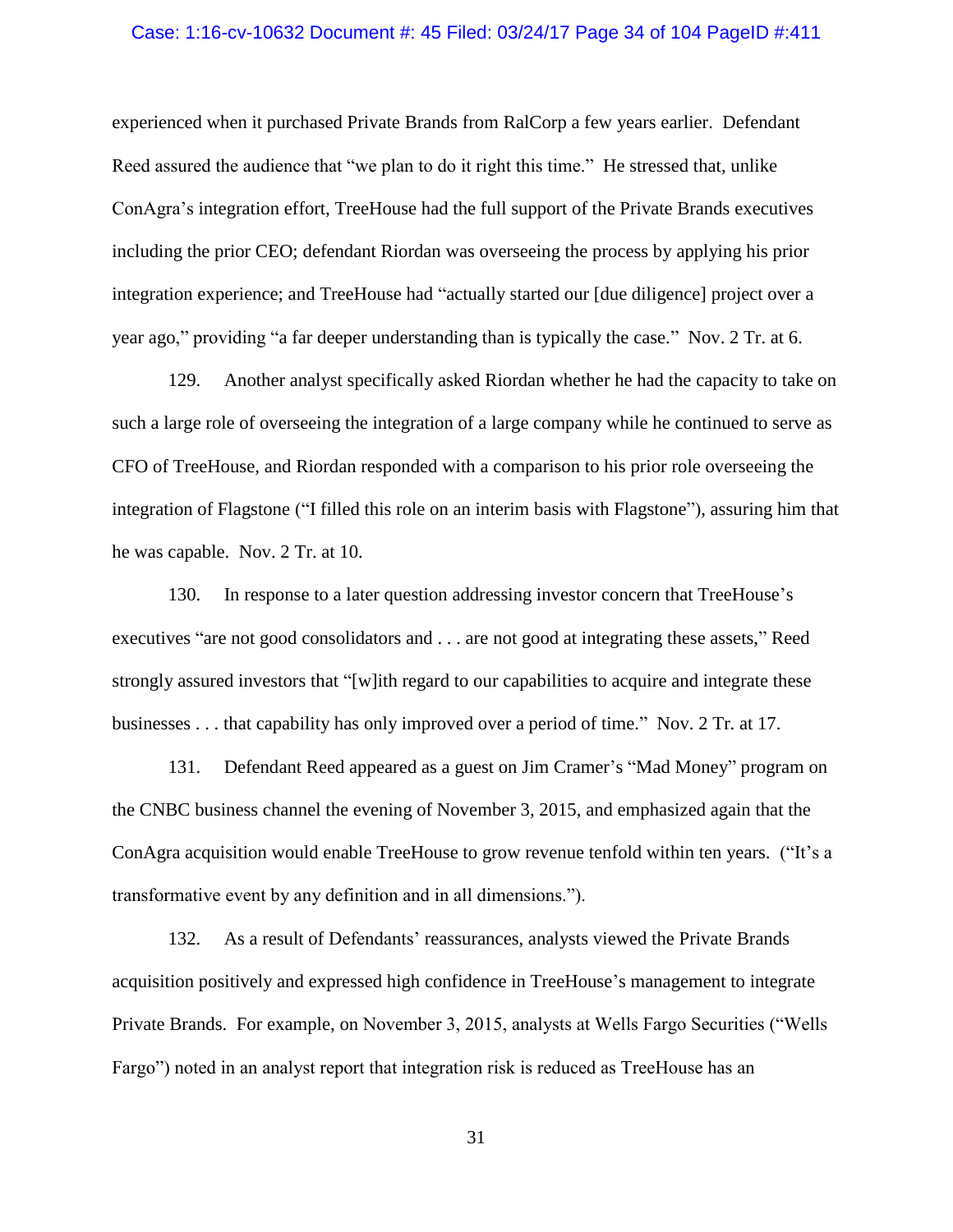experienced when it purchased Private Brands from RalCorp a few years earlier. Defendant Reed assured the audience that "we plan to do it right this time." He stressed that, unlike ConAgra's integration effort, TreeHouse had the full support of the Private Brands executives including the prior CEO; defendant Riordan was overseeing the process by applying his prior integration experience; and TreeHouse had "actually started our [due diligence] project over a year ago," providing "a far deeper understanding than is typically the case." Nov. 2 Tr. at 6.

129. Another analyst specifically asked Riordan whether he had the capacity to take on such a large role of overseeing the integration of a large company while he continued to serve as CFO of TreeHouse, and Riordan responded with a comparison to his prior role overseeing the integration of Flagstone ("I filled this role on an interim basis with Flagstone"), assuring him that he was capable. Nov. 2 Tr. at 10.

130. In response to a later question addressing investor concern that TreeHouse's executives "are not good consolidators and . . . are not good at integrating these assets," Reed strongly assured investors that "[w]ith regard to our capabilities to acquire and integrate these businesses . . . that capability has only improved over a period of time." Nov. 2 Tr. at 17.

131. Defendant Reed appeared as a guest on Jim Cramer's "Mad Money" program on the CNBC business channel the evening of November 3, 2015, and emphasized again that the ConAgra acquisition would enable TreeHouse to grow revenue tenfold within ten years. ("It's a transformative event by any definition and in all dimensions.").

132. As a result of Defendants' reassurances, analysts viewed the Private Brands acquisition positively and expressed high confidence in TreeHouse's management to integrate Private Brands. For example, on November 3, 2015, analysts at Wells Fargo Securities ("Wells Fargo") noted in an analyst report that integration risk is reduced as TreeHouse has an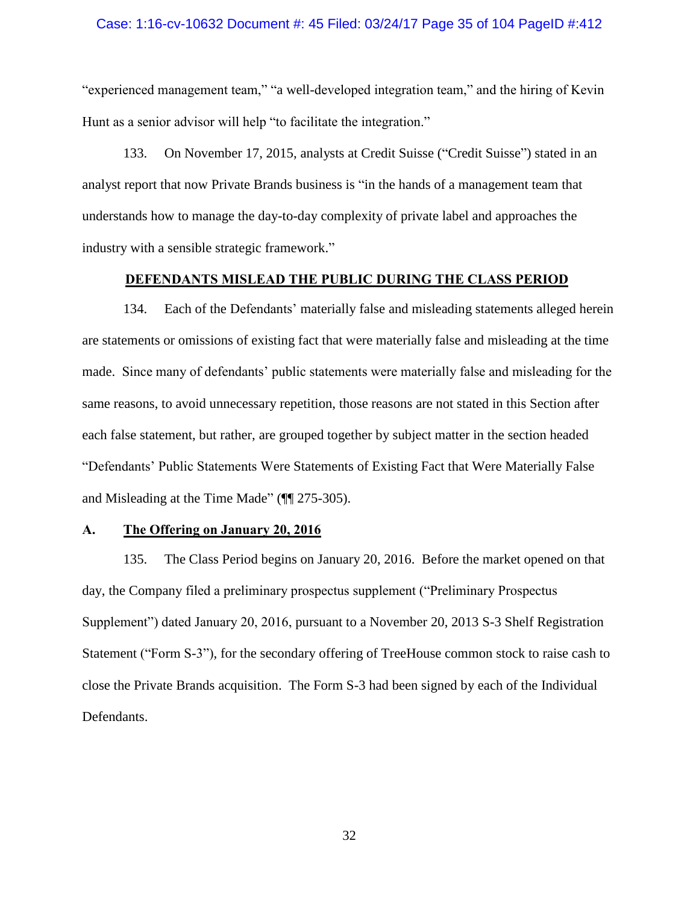"experienced management team," "a well-developed integration team," and the hiring of Kevin Hunt as a senior advisor will help "to facilitate the integration."

133. On November 17, 2015, analysts at Credit Suisse ("Credit Suisse") stated in an analyst report that now Private Brands business is "in the hands of a management team that understands how to manage the day-to-day complexity of private label and approaches the industry with a sensible strategic framework."

## DEFENDANTS MISLEAD THE PUBLIC DURING THE CLASS PERIOD

134. Each of the Defendants' materially false and misleading statements alleged herein are statements or omissions of existing fact that were materially false and misleading at the time made. Since many of defendants' public statements were materially false and misleading for the same reasons, to avoid unnecessary repetition, those reasons are not stated in this Section after each false statement, but rather, are grouped together by subject matter in the section headed "Defendants' Public Statements Were Statements of Existing Fact that Were Materially False and Misleading at the Time Made" (¶¶ 275-305).

### A. The Offering on January 20, 2016

135. The Class Period begins on January 20, 2016. Before the market opened on that day, the Company filed a preliminary prospectus supplement ("Preliminary Prospectus Supplement") dated January 20, 2016, pursuant to a November 20, 2013 S-3 Shelf Registration Statement ("Form S-3"), for the secondary offering of TreeHouse common stock to raise cash to close the Private Brands acquisition. The Form S-3 had been signed by each of the Individual Defendants.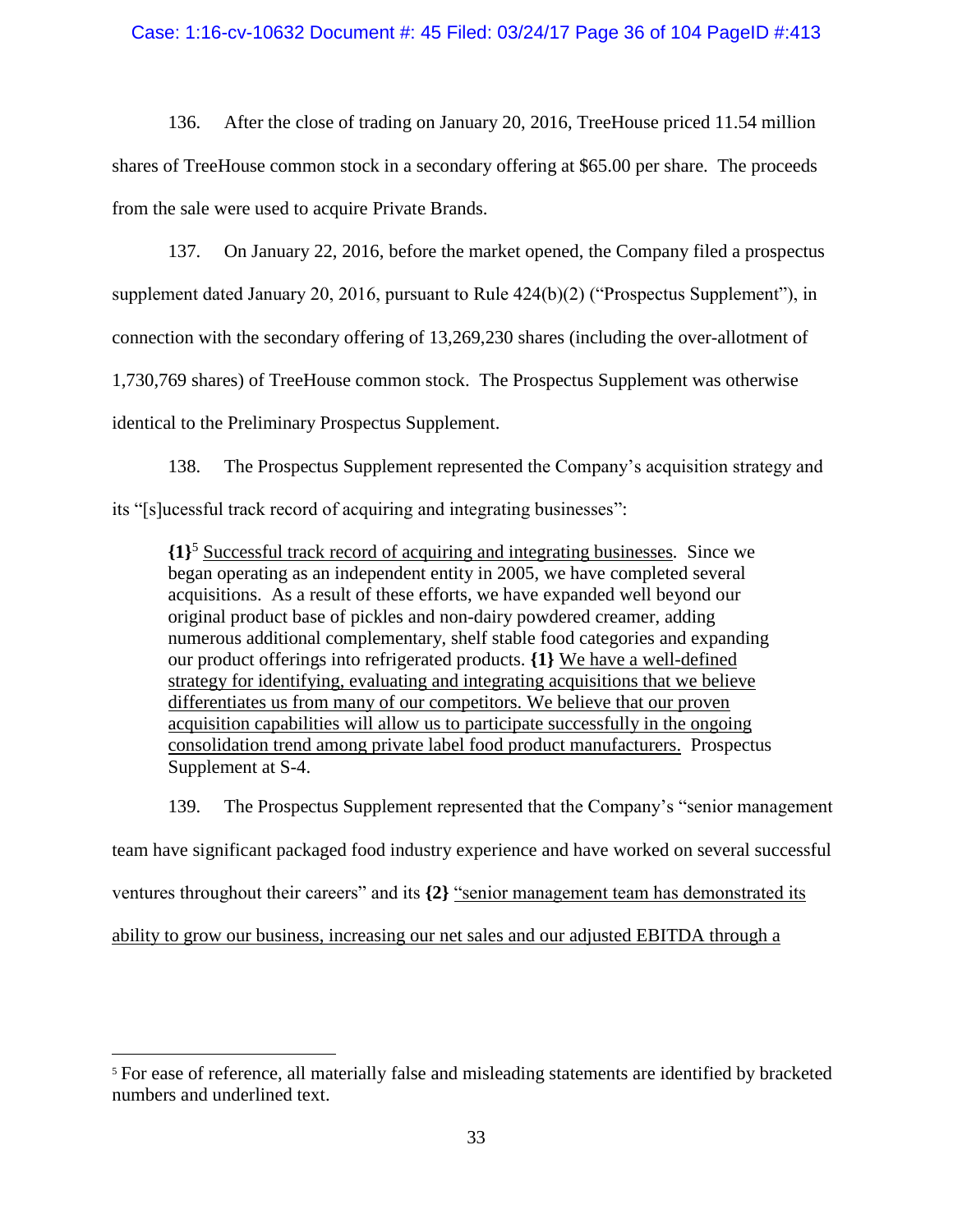136. After the close of trading on January 20, 2016, TreeHouse priced 11.54 million shares of TreeHouse common stock in a secondary offering at $65.00 per share. The proceeds from the sale were used to acquire Private Brands.

137. On January 22, 2016, before the market opened, the Company filed a prospectus supplement dated January 20, 2016, pursuant to Rule 424(b)(2) ("Prospectus Supplement"), in connection with the secondary offering of 13,269,230 shares (including the over-allotment of 1,730,769 shares) of TreeHouse common stock. The Prospectus Supplement was otherwise identical to the Preliminary Prospectus Supplement.

138. The Prospectus Supplement represented the Company's acquisition strategy and its "[s]ucessful track record of acquiring and integrating businesses":

> **{1}**[5] Successful track record of acquiring and integrating businesses. Since we began operating as an independent entity in 2005, we have completed several acquisitions. As a result of these efforts, we have expanded well beyond our original product base of pickles and non-dairy powdered creamer, adding numerous additional complementary, shelf stable food categories and expanding our product offerings into refrigerated products. **{1}** We have a well-defined strategy for identifying, evaluating and integrating acquisitions that we believe differentiates us from many of our competitors. We believe that our proven acquisition capabilities will allow us to participate successfully in the ongoing consolidation trend among private label food product manufacturers. Prospectus Supplement at S-4.

139. The Prospectus Supplement represented that the Company's "senior management team have significant packaged food industry experience and have worked on several successful ventures throughout their careers" and its **{2}** "senior management team has demonstrated its ability to grow our business, increasing our net sales and our adjusted EBITDA through a

---

[5] For ease of reference, all materially false and misleading statements are identified by bracketed numbers and underlined text.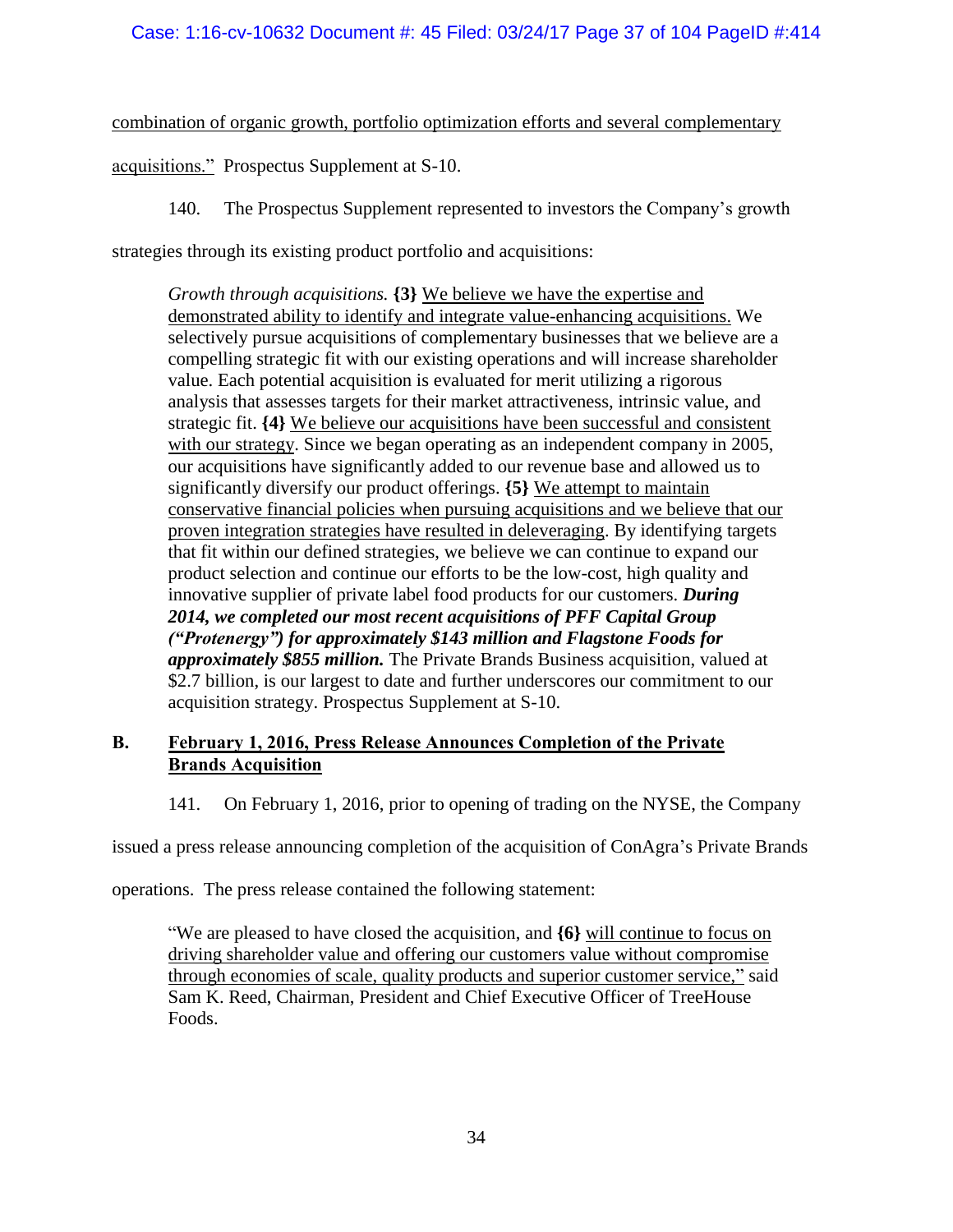<u>combination of organic growth, portfolio optimization efforts and several complementary acquisitions.</u>" Prospectus Supplement at S-10.

140. The Prospectus Supplement represented to investors the Company's growth strategies through its existing product portfolio and acquisitions:

> *Growth through acquisitions.* **{3}** <u>We believe we have the expertise and demonstrated ability to identify and integrate value-enhancing acquisitions.</u> We selectively pursue acquisitions of complementary businesses that we believe are a compelling strategic fit with our existing operations and will increase shareholder value. Each potential acquisition is evaluated for merit utilizing a rigorous analysis that assesses targets for their market attractiveness, intrinsic value, and strategic fit. **{4}** <u>We believe our acquisitions have been successful and consistent with our strategy</u>. Since we began operating as an independent company in 2005, our acquisitions have significantly added to our revenue base and allowed us to significantly diversify our product offerings. **{5}** <u>We attempt to maintain conservative financial policies when pursuing acquisitions and we believe that our proven integration strategies have resulted in deleveraging</u>. By identifying targets that fit within our defined strategies, we believe we can continue to expand our product selection and continue our efforts to be the low-cost, high quality and innovative supplier of private label food products for our customers. ***During 2014, we completed our most recent acquisitions of PFF Capital Group ("Protenergy") for approximately $143 million and Flagstone Foods for approximately $855 million.*** The Private Brands Business acquisition, valued at $2.7 billion, is our largest to date and further underscores our commitment to our acquisition strategy. Prospectus Supplement at S-10.

## B. <u>February 1, 2016, Press Release Announces Completion of the Private Brands Acquisition</u>

141. On February 1, 2016, prior to opening of trading on the NYSE, the Company issued a press release announcing completion of the acquisition of ConAgra's Private Brands operations. The press release contained the following statement:

> "We are pleased to have closed the acquisition, and **{6}** <u>will continue to focus on driving shareholder value and offering our customers value without compromise through economies of scale, quality products and superior customer service,"</u> said Sam K. Reed, Chairman, President and Chief Executive Officer of TreeHouse Foods.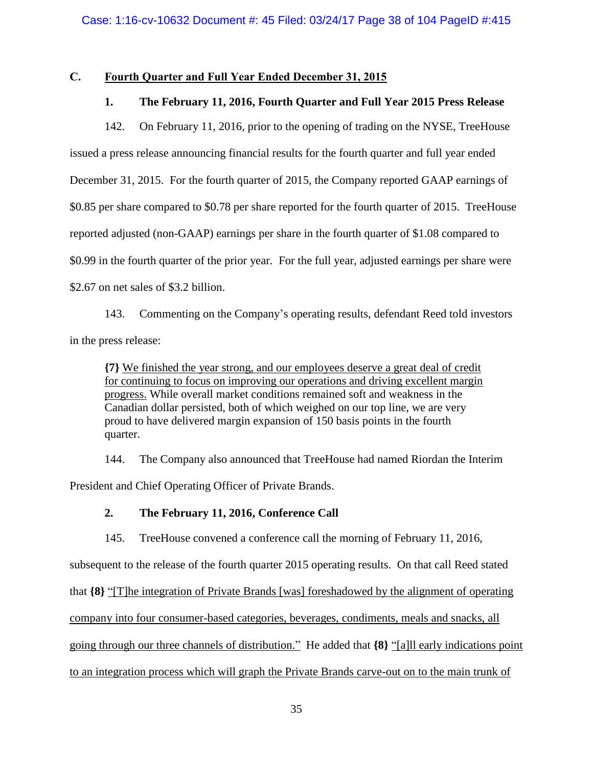## C. Fourth Quarter and Full Year Ended December 31, 2015

### 1. The February 11, 2016, Fourth Quarter and Full Year 2015 Press Release

142. On February 11, 2016, prior to the opening of trading on the NYSE, TreeHouse issued a press release announcing financial results for the fourth quarter and full year ended December 31, 2015. For the fourth quarter of 2015, the Company reported GAAP earnings of \$0.85 per share compared to \$0.78 per share reported for the fourth quarter of 2015. TreeHouse reported adjusted (non-GAAP) earnings per share in the fourth quarter of \$1.08 compared to \$0.99 in the fourth quarter of the prior year. For the full year, adjusted earnings per share were \$2.67 on net sales of \$3.2 billion.

143. Commenting on the Company's operating results, defendant Reed told investors in the press release:

> **{7}** <u>We finished the year strong, and our employees deserve a great deal of credit for continuing to focus on improving our operations and driving excellent margin progress.</u> While overall market conditions remained soft and weakness in the Canadian dollar persisted, both of which weighed on our top line, we are very proud to have delivered margin expansion of 150 basis points in the fourth quarter.

144. The Company also announced that TreeHouse had named Riordan the Interim President and Chief Operating Officer of Private Brands.

### 2. The February 11, 2016, Conference Call

145. TreeHouse convened a conference call the morning of February 11, 2016, subsequent to the release of the fourth quarter 2015 operating results. On that call Reed stated that **{8}** <u>"[T]he integration of Private Brands [was] foreshadowed by the alignment of operating company into four consumer-based categories, beverages, condiments, meals and snacks, all going through our three channels of distribution."</u> He added that **{8}** <u>"[a]ll early indications point to an integration process which will graph the Private Brands carve-out on to the main trunk of</u>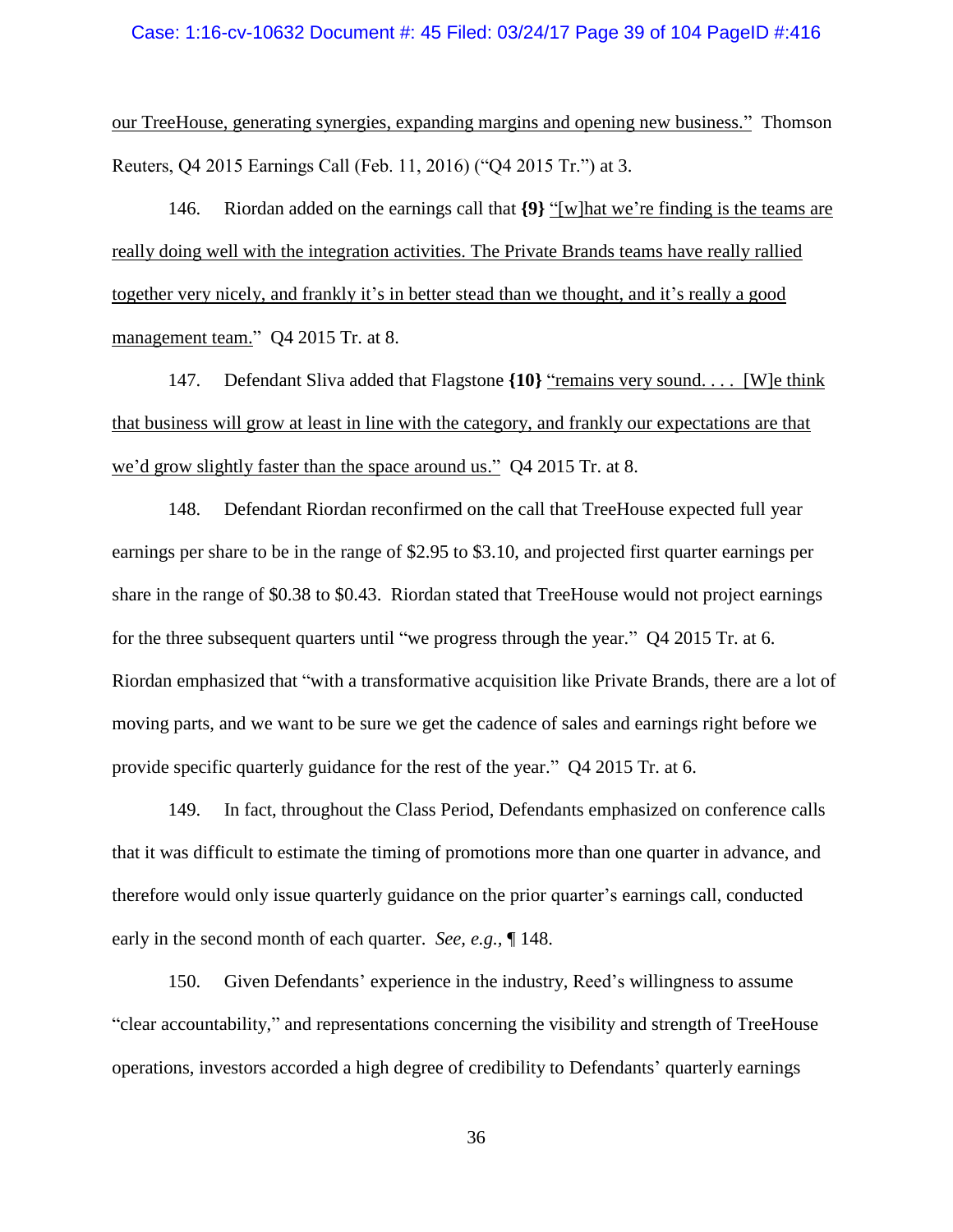our TreeHouse, generating synergies, expanding margins and opening new business." Thomson Reuters, Q4 2015 Earnings Call (Feb. 11, 2016) ("Q4 2015 Tr.") at 3.

146. Riordan added on the earnings call that **{9}** "[w]hat we're finding is the teams are really doing well with the integration activities. The Private Brands teams have really rallied together very nicely, and frankly it's in better stead than we thought, and it's really a good management team." Q4 2015 Tr. at 8.

147. Defendant Sliva added that Flagstone **{10}** "remains very sound. . . . [W]e think that business will grow at least in line with the category, and frankly our expectations are that we'd grow slightly faster than the space around us." Q4 2015 Tr. at 8.

148. Defendant Riordan reconfirmed on the call that TreeHouse expected full year earnings per share to be in the range of $2.95 to $3.10, and projected first quarter earnings per share in the range of $0.38 to $0.43. Riordan stated that TreeHouse would not project earnings for the three subsequent quarters until "we progress through the year." Q4 2015 Tr. at 6. Riordan emphasized that "with a transformative acquisition like Private Brands, there are a lot of moving parts, and we want to be sure we get the cadence of sales and earnings right before we provide specific quarterly guidance for the rest of the year." Q4 2015 Tr. at 6.

149. In fact, throughout the Class Period, Defendants emphasized on conference calls that it was difficult to estimate the timing of promotions more than one quarter in advance, and therefore would only issue quarterly guidance on the prior quarter's earnings call, conducted early in the second month of each quarter. *See, e.g.*, ¶ 148.

150. Given Defendants' experience in the industry, Reed's willingness to assume "clear accountability," and representations concerning the visibility and strength of TreeHouse operations, investors accorded a high degree of credibility to Defendants' quarterly earnings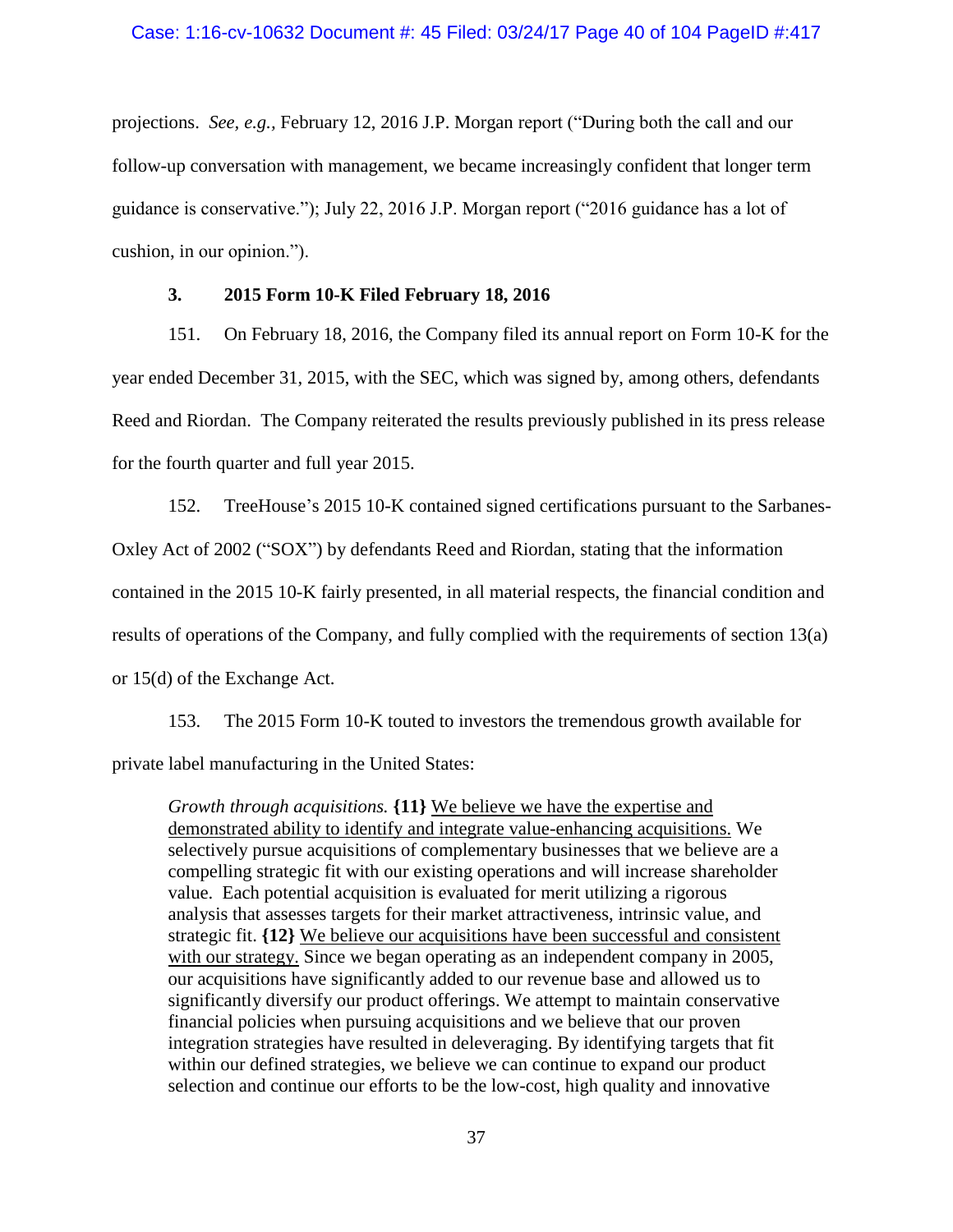projections. *See, e.g.*, February 12, 2016 J.P. Morgan report ("During both the call and our follow-up conversation with management, we became increasingly confident that longer term guidance is conservative."); July 22, 2016 J.P. Morgan report ("2016 guidance has a lot of cushion, in our opinion.").

### 3. 2015 Form 10-K Filed February 18, 2016

151. On February 18, 2016, the Company filed its annual report on Form 10-K for the year ended December 31, 2015, with the SEC, which was signed by, among others, defendants Reed and Riordan. The Company reiterated the results previously published in its press release for the fourth quarter and full year 2015.

152. TreeHouse's 2015 10-K contained signed certifications pursuant to the Sarbanes-Oxley Act of 2002 ("SOX") by defendants Reed and Riordan, stating that the information contained in the 2015 10-K fairly presented, in all material respects, the financial condition and results of operations of the Company, and fully complied with the requirements of section 13(a) or 15(d) of the Exchange Act.

153. The 2015 Form 10-K touted to investors the tremendous growth available for private label manufacturing in the United States:

> *Growth through acquisitions.* **{11}** <u>We believe we have the expertise and demonstrated ability to identify and integrate value-enhancing acquisitions.</u> We selectively pursue acquisitions of complementary businesses that we believe are a compelling strategic fit with our existing operations and will increase shareholder value. Each potential acquisition is evaluated for merit utilizing a rigorous analysis that assesses targets for their market attractiveness, intrinsic value, and strategic fit. **{12}** <u>We believe our acquisitions have been successful and consistent with our strategy.</u> Since we began operating as an independent company in 2005, our acquisitions have significantly added to our revenue base and allowed us to significantly diversify our product offerings. We attempt to maintain conservative financial policies when pursuing acquisitions and we believe that our proven integration strategies have resulted in deleveraging. By identifying targets that fit within our defined strategies, we believe we can continue to expand our product selection and continue our efforts to be the low-cost, high quality and innovative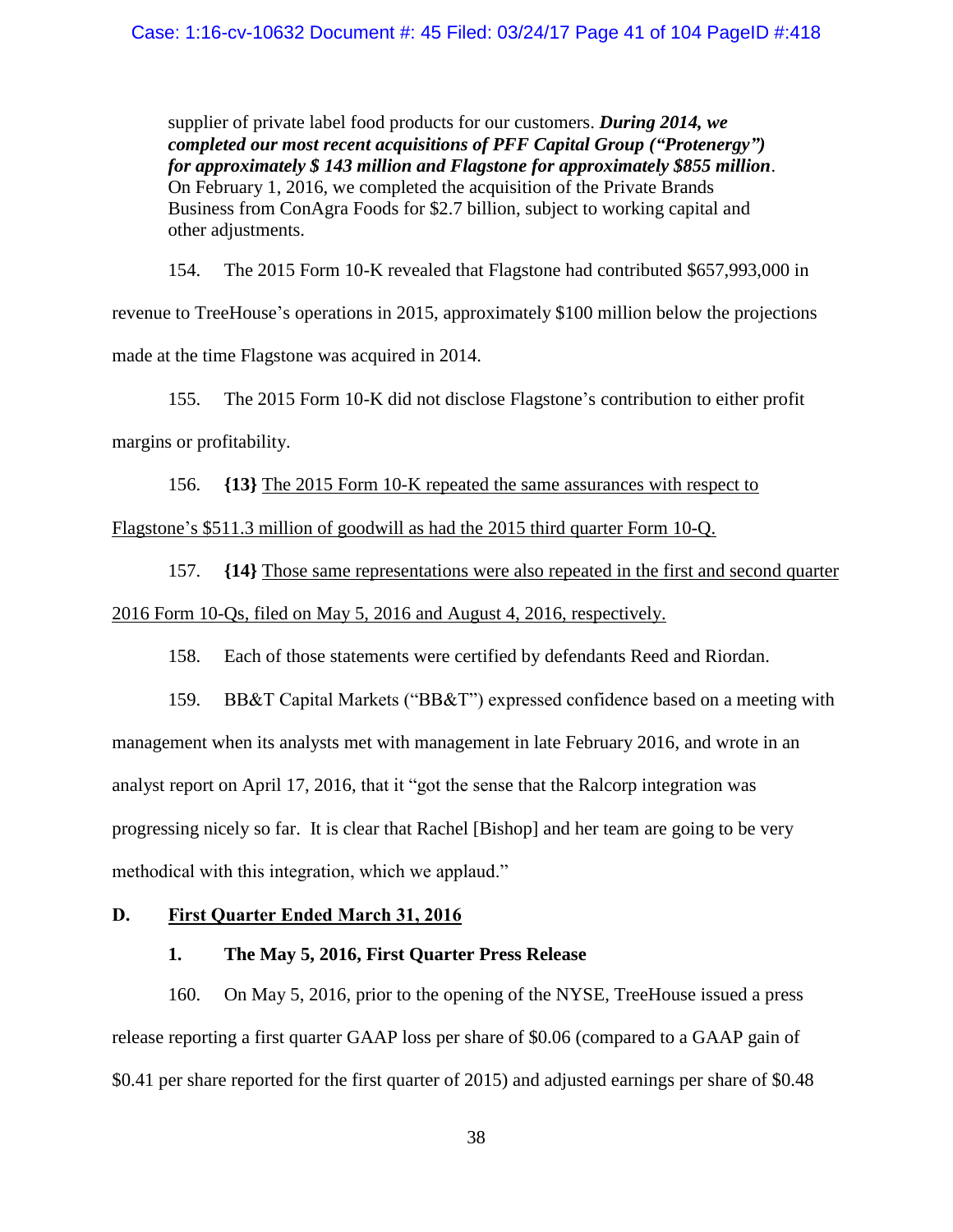> supplier of private label food products for our customers. ***During 2014, we completed our most recent acquisitions of PFF Capital Group ("Protenergy") for approximately $ 143 million and Flagstone for approximately $855 million***. On February 1, 2016, we completed the acquisition of the Private Brands Business from ConAgra Foods for $2.7 billion, subject to working capital and other adjustments.

154. The 2015 Form 10-K revealed that Flagstone had contributed $657,993,000 in revenue to TreeHouse's operations in 2015, approximately $100 million below the projections made at the time Flagstone was acquired in 2014.

155. The 2015 Form 10-K did not disclose Flagstone's contribution to either profit margins or profitability.

156. **{13}** <u>The 2015 Form 10-K repeated the same assurances with respect to Flagstone's $511.3 million of goodwill as had the 2015 third quarter Form 10-Q.</u>

157. **{14}** <u>Those same representations were also repeated in the first and second quarter 2016 Form 10-Qs, filed on May 5, 2016 and August 4, 2016, respectively.</u>

158. Each of those statements were certified by defendants Reed and Riordan.

159. BB&T Capital Markets ("BB&T") expressed confidence based on a meeting with management when its analysts met with management in late February 2016, and wrote in an analyst report on April 17, 2016, that it "got the sense that the Ralcorp integration was progressing nicely so far. It is clear that Rachel [Bishop] and her team are going to be very methodical with this integration, which we applaud."

## D. <u>First Quarter Ended March 31, 2016</u>

### 1. The May 5, 2016, First Quarter Press Release

160. On May 5, 2016, prior to the opening of the NYSE, TreeHouse issued a press release reporting a first quarter GAAP loss per share of $0.06 (compared to a GAAP gain of $0.41 per share reported for the first quarter of 2015) and adjusted earnings per share of $0.48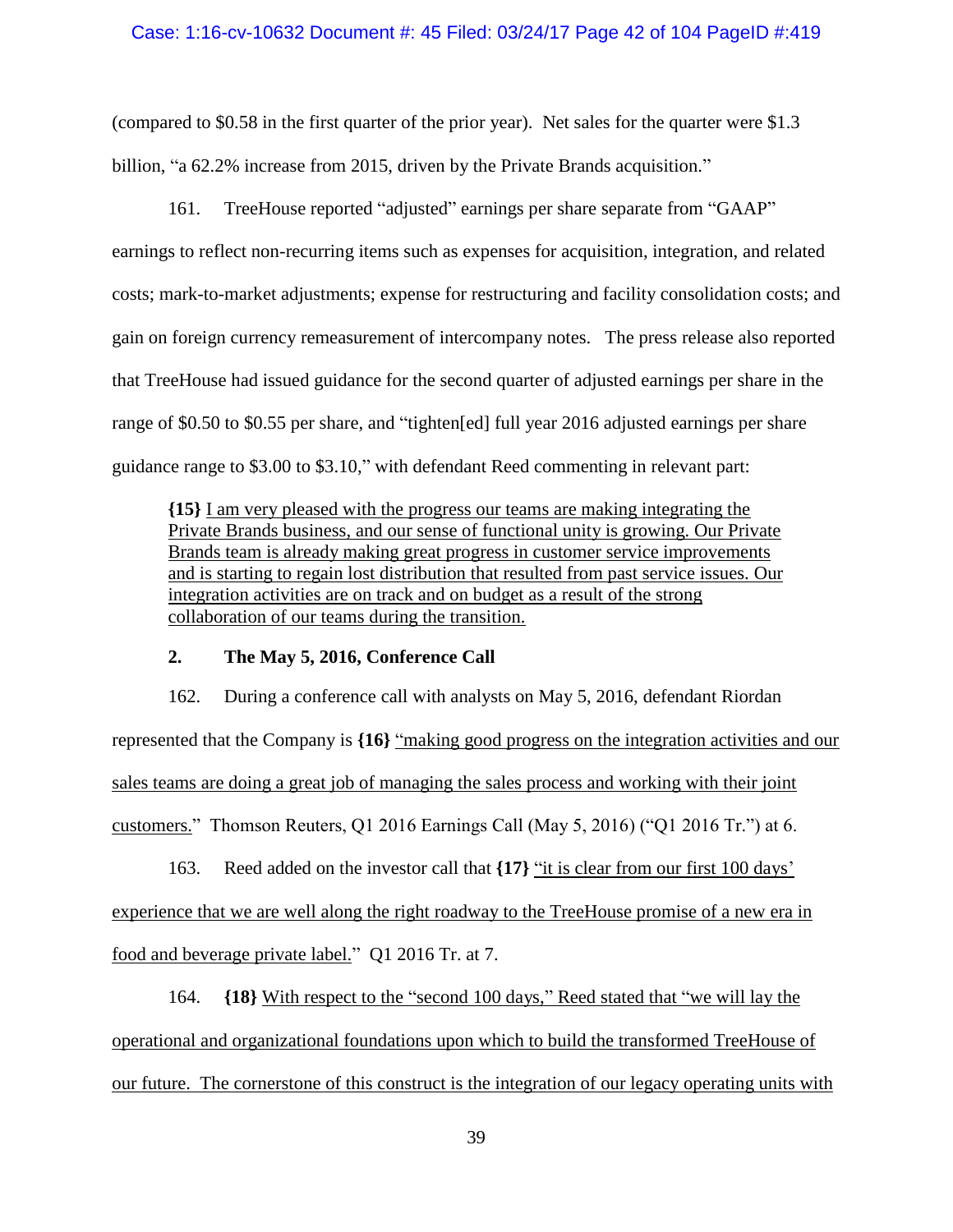(compared to $0.58 in the first quarter of the prior year). Net sales for the quarter were $1.3 billion, "a 62.2% increase from 2015, driven by the Private Brands acquisition."

161. TreeHouse reported "adjusted" earnings per share separate from "GAAP" earnings to reflect non-recurring items such as expenses for acquisition, integration, and related costs; mark-to-market adjustments; expense for restructuring and facility consolidation costs; and gain on foreign currency remeasurement of intercompany notes. The press release also reported that TreeHouse had issued guidance for the second quarter of adjusted earnings per share in the range of $0.50 to $0.55 per share, and "tighten[ed] full year 2016 adjusted earnings per share guidance range to $3.00 to $3.10," with defendant Reed commenting in relevant part:

> **{15}** <u>I am very pleased with the progress our teams are making integrating the Private Brands business, and our sense of functional unity is growing. Our Private Brands team is already making great progress in customer service improvements and is starting to regain lost distribution that resulted from past service issues. Our integration activities are on track and on budget as a result of the strong collaboration of our teams during the transition.</u>

**2. The May 5, 2016, Conference Call**

162. During a conference call with analysts on May 5, 2016, defendant Riordan represented that the Company is **{16}** <u>"making good progress on the integration activities and our sales teams are doing a great job of managing the sales process and working with their joint customers.</u>" Thomson Reuters, Q1 2016 Earnings Call (May 5, 2016) ("Q1 2016 Tr.") at 6.

163. Reed added on the investor call that **{17}** <u>"it is clear from our first 100 days' experience that we are well along the right roadway to the TreeHouse promise of a new era in food and beverage private label.</u>" Q1 2016 Tr. at 7.

164. **{18}** <u>With respect to the "second 100 days," Reed stated that "we will lay the operational and organizational foundations upon which to build the transformed TreeHouse of our future. The cornerstone of this construct is the integration of our legacy operating units with</u>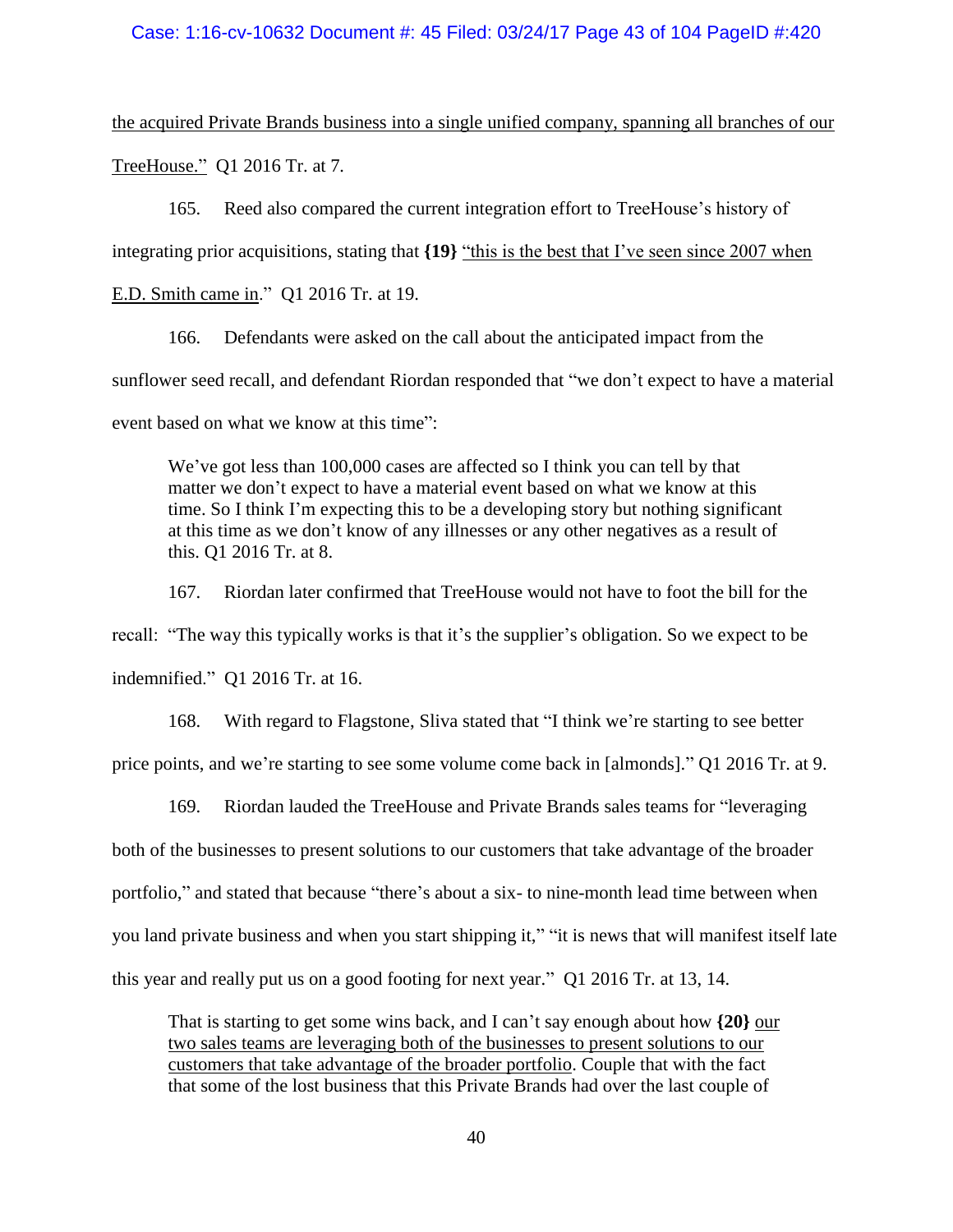<u>the acquired Private Brands business into a single unified company, spanning all branches of our TreeHouse."</u> Q1 2016 Tr. at 7.

165. Reed also compared the current integration effort to TreeHouse's history of integrating prior acquisitions, stating that **{19}** <u>"this is the best that I've seen since 2007 when E.D. Smith came in</u>." Q1 2016 Tr. at 19.

166. Defendants were asked on the call about the anticipated impact from the sunflower seed recall, and defendant Riordan responded that "we don't expect to have a material event based on what we know at this time":

> We've got less than 100,000 cases are affected so I think you can tell by that matter we don't expect to have a material event based on what we know at this time. So I think I'm expecting this to be a developing story but nothing significant at this time as we don't know of any illnesses or any other negatives as a result of this. Q1 2016 Tr. at 8.

167. Riordan later confirmed that TreeHouse would not have to foot the bill for the recall: "The way this typically works is that it's the supplier's obligation. So we expect to be indemnified." Q1 2016 Tr. at 16.

168. With regard to Flagstone, Sliva stated that "I think we're starting to see better price points, and we're starting to see some volume come back in [almonds]." Q1 2016 Tr. at 9.

169. Riordan lauded the TreeHouse and Private Brands sales teams for "leveraging both of the businesses to present solutions to our customers that take advantage of the broader portfolio," and stated that because "there's about a six- to nine-month lead time between when you land private business and when you start shipping it," "it is news that will manifest itself late this year and really put us on a good footing for next year." Q1 2016 Tr. at 13, 14.

> That is starting to get some wins back, and I can't say enough about how **{20}** <u>our two sales teams are leveraging both of the businesses to present solutions to our customers that take advantage of the broader portfolio</u>. Couple that with the fact that some of the lost business that this Private Brands had over the last couple of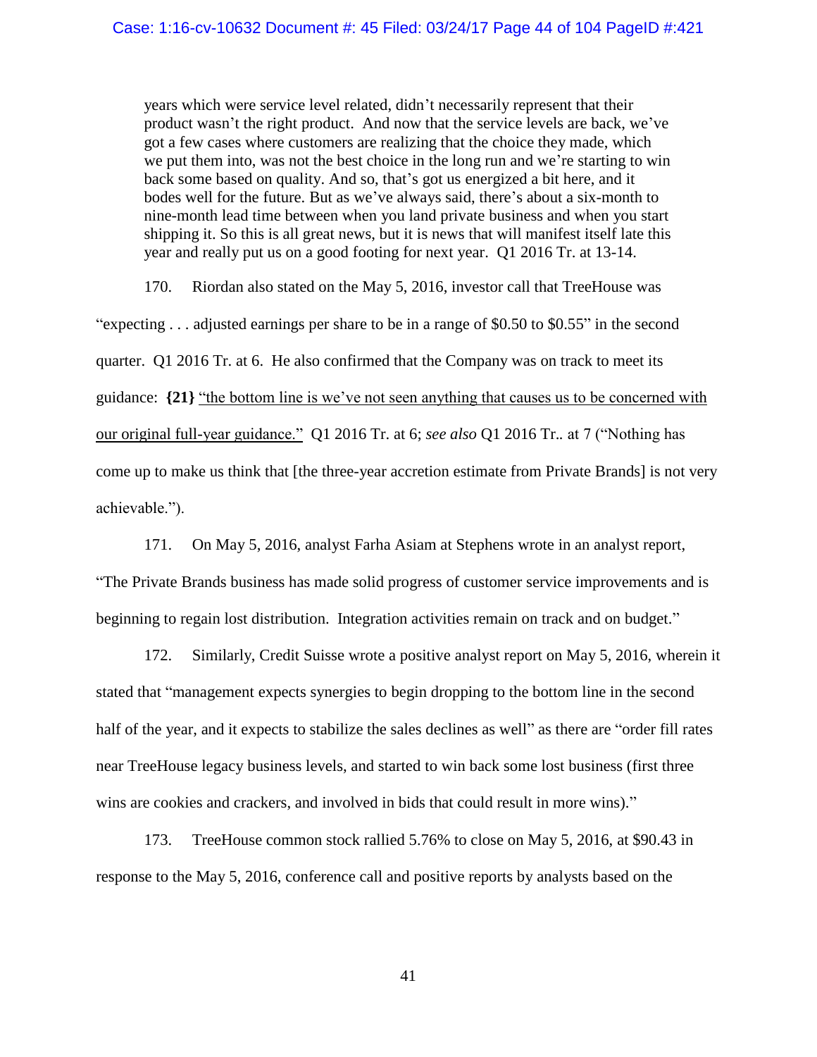> years which were service level related, didn't necessarily represent that their product wasn't the right product. And now that the service levels are back, we've got a few cases where customers are realizing that the choice they made, which we put them into, was not the best choice in the long run and we're starting to win back some based on quality. And so, that's got us energized a bit here, and it bodes well for the future. But as we've always said, there's about a six-month to nine-month lead time between when you land private business and when you start shipping it. So this is all great news, but it is news that will manifest itself late this year and really put us on a good footing for next year. Q1 2016 Tr. at 13-14.

170. Riordan also stated on the May 5, 2016, investor call that TreeHouse was "expecting . . . adjusted earnings per share to be in a range of $0.50 to $0.55" in the second quarter. Q1 2016 Tr. at 6. He also confirmed that the Company was on track to meet its guidance: **{21}** <u>"the bottom line is we've not seen anything that causes us to be concerned with our original full-year guidance."</u> Q1 2016 Tr. at 6; *see also* Q1 2016 Tr.. at 7 ("Nothing has come up to make us think that [the three-year accretion estimate from Private Brands] is not very achievable.").

171. On May 5, 2016, analyst Farha Asiam at Stephens wrote in an analyst report, "The Private Brands business has made solid progress of customer service improvements and is beginning to regain lost distribution. Integration activities remain on track and on budget."

172. Similarly, Credit Suisse wrote a positive analyst report on May 5, 2016, wherein it stated that "management expects synergies to begin dropping to the bottom line in the second half of the year, and it expects to stabilize the sales declines as well" as there are "order fill rates near TreeHouse legacy business levels, and started to win back some lost business (first three wins are cookies and crackers, and involved in bids that could result in more wins)."

173. TreeHouse common stock rallied 5.76% to close on May 5, 2016, at $90.43 in response to the May 5, 2016, conference call and positive reports by analysts based on the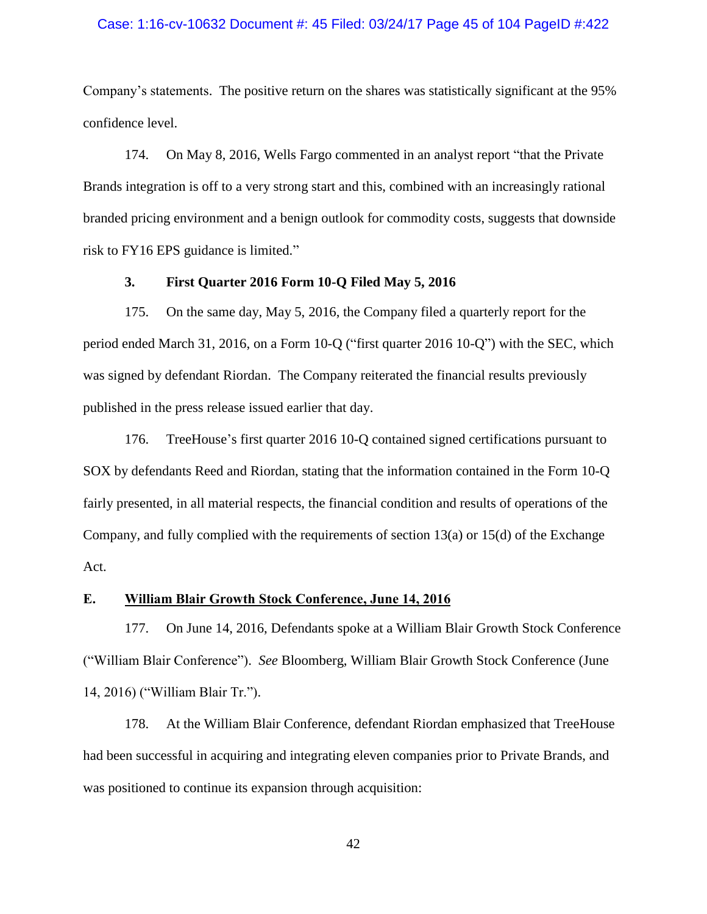Company's statements. The positive return on the shares was statistically significant at the 95% confidence level.

174. On May 8, 2016, Wells Fargo commented in an analyst report "that the Private Brands integration is off to a very strong start and this, combined with an increasingly rational branded pricing environment and a benign outlook for commodity costs, suggests that downside risk to FY16 EPS guidance is limited."

### 3. First Quarter 2016 Form 10-Q Filed May 5, 2016

175. On the same day, May 5, 2016, the Company filed a quarterly report for the period ended March 31, 2016, on a Form 10-Q ("first quarter 2016 10-Q") with the SEC, which was signed by defendant Riordan. The Company reiterated the financial results previously published in the press release issued earlier that day.

176. TreeHouse's first quarter 2016 10-Q contained signed certifications pursuant to SOX by defendants Reed and Riordan, stating that the information contained in the Form 10-Q fairly presented, in all material respects, the financial condition and results of operations of the Company, and fully complied with the requirements of section 13(a) or 15(d) of the Exchange Act.

## E. William Blair Growth Stock Conference, June 14, 2016

177. On June 14, 2016, Defendants spoke at a William Blair Growth Stock Conference ("William Blair Conference"). *See* Bloomberg, William Blair Growth Stock Conference (June 14, 2016) ("William Blair Tr.").

178. At the William Blair Conference, defendant Riordan emphasized that TreeHouse had been successful in acquiring and integrating eleven companies prior to Private Brands, and was positioned to continue its expansion through acquisition: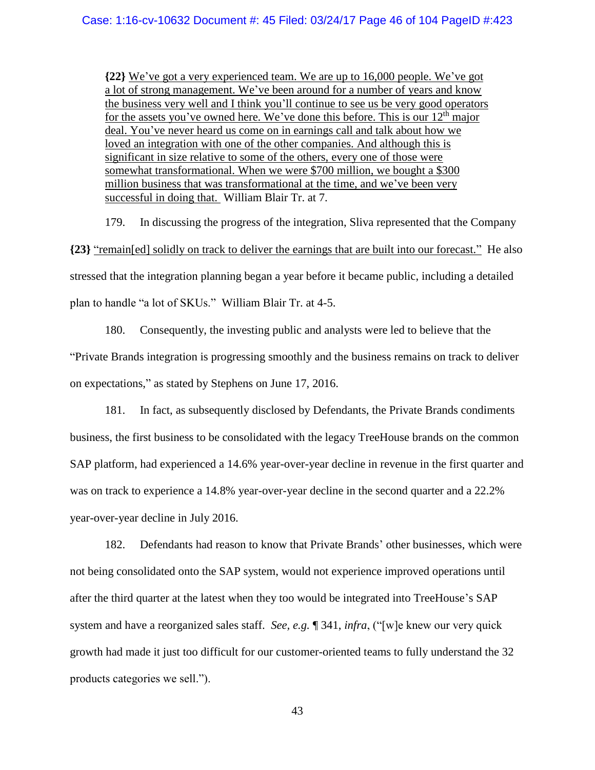> **{22}** We've got a very experienced team. We are up to 16,000 people. We've got a lot of strong management. We've been around for a number of years and know the business very well and I think you'll continue to see us be very good operators for the assets you've owned here. We've done this before. This is our 12th major deal. You've never heard us come on in earnings call and talk about how we loved an integration with one of the other companies. And although this is significant in size relative to some of the others, every one of those were somewhat transformational. When we were \$700 million, we bought a \$300 million business that was transformational at the time, and we've been very successful in doing that. William Blair Tr. at 7.

179. In discussing the progress of the integration, Sliva represented that the Company **{23}** "remain[ed] solidly on track to deliver the earnings that are built into our forecast." He also stressed that the integration planning began a year before it became public, including a detailed plan to handle "a lot of SKUs." William Blair Tr. at 4-5.

180. Consequently, the investing public and analysts were led to believe that the "Private Brands integration is progressing smoothly and the business remains on track to deliver on expectations," as stated by Stephens on June 17, 2016.

181. In fact, as subsequently disclosed by Defendants, the Private Brands condiments business, the first business to be consolidated with the legacy TreeHouse brands on the common SAP platform, had experienced a 14.6% year-over-year decline in revenue in the first quarter and was on track to experience a 14.8% year-over-year decline in the second quarter and a 22.2% year-over-year decline in July 2016.

182. Defendants had reason to know that Private Brands' other businesses, which were not being consolidated onto the SAP system, would not experience improved operations until after the third quarter at the latest when they too would be integrated into TreeHouse's SAP system and have a reorganized sales staff. *See, e.g.* ¶ 341, *infra*, ("[w]e knew our very quick growth had made it just too difficult for our customer-oriented teams to fully understand the 32 products categories we sell.").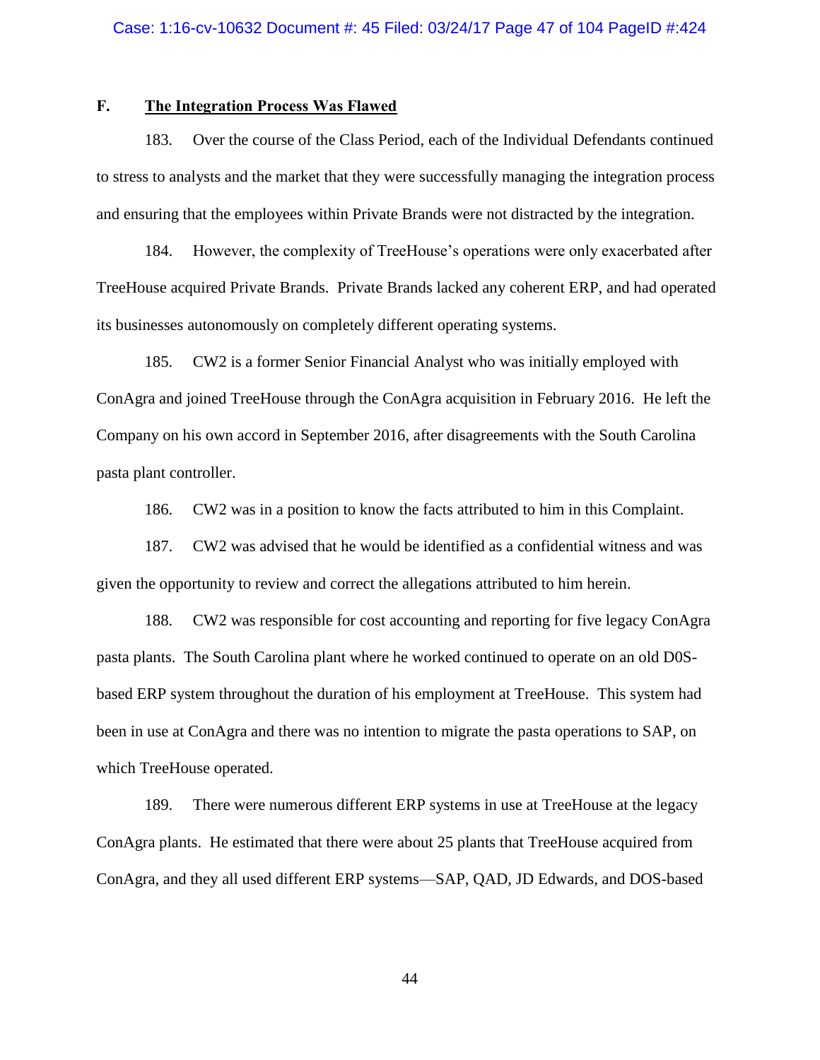## F. The Integration Process Was Flawed

183. Over the course of the Class Period, each of the Individual Defendants continued to stress to analysts and the market that they were successfully managing the integration process and ensuring that the employees within Private Brands were not distracted by the integration.

184. However, the complexity of TreeHouse's operations were only exacerbated after TreeHouse acquired Private Brands. Private Brands lacked any coherent ERP, and had operated its businesses autonomously on completely different operating systems.

185. CW2 is a former Senior Financial Analyst who was initially employed with ConAgra and joined TreeHouse through the ConAgra acquisition in February 2016. He left the Company on his own accord in September 2016, after disagreements with the South Carolina pasta plant controller.

186. CW2 was in a position to know the facts attributed to him in this Complaint.

187. CW2 was advised that he would be identified as a confidential witness and was given the opportunity to review and correct the allegations attributed to him herein.

188. CW2 was responsible for cost accounting and reporting for five legacy ConAgra pasta plants. The South Carolina plant where he worked continued to operate on an old D0S-based ERP system throughout the duration of his employment at TreeHouse. This system had been in use at ConAgra and there was no intention to migrate the pasta operations to SAP, on which TreeHouse operated.

189. There were numerous different ERP systems in use at TreeHouse at the legacy ConAgra plants. He estimated that there were about 25 plants that TreeHouse acquired from ConAgra, and they all used different ERP systems—SAP, QAD, JD Edwards, and DOS-based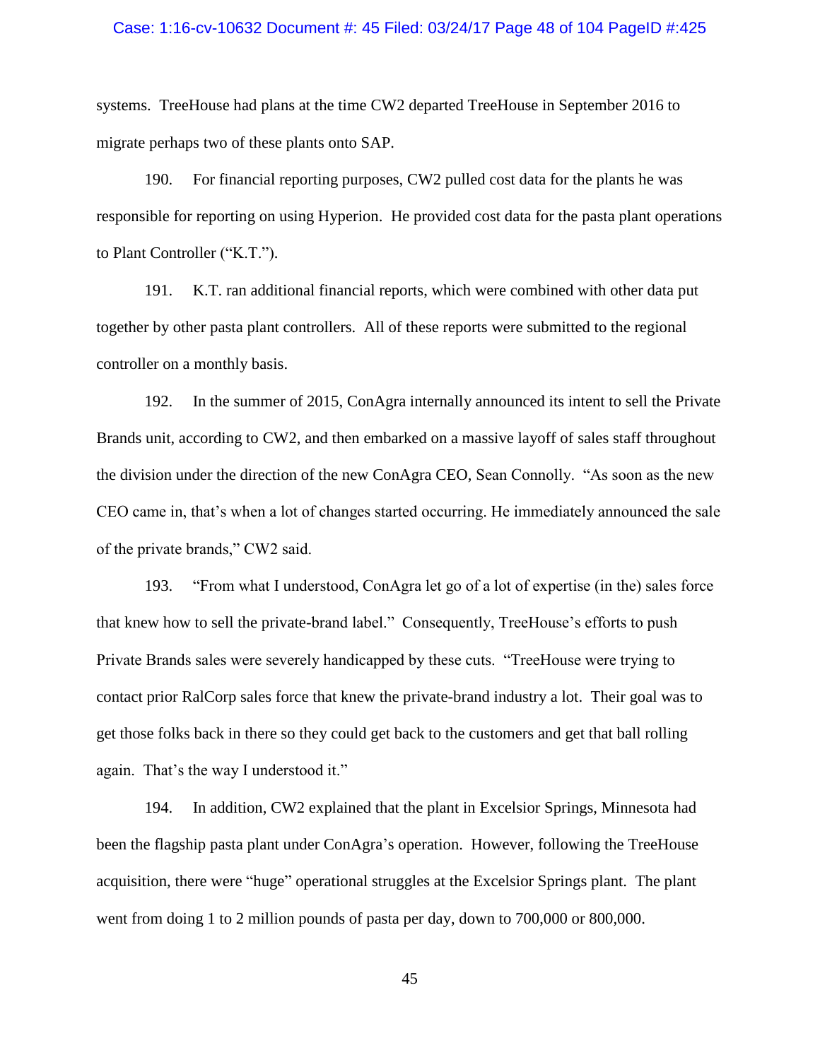systems. TreeHouse had plans at the time CW2 departed TreeHouse in September 2016 to migrate perhaps two of these plants onto SAP.

190. For financial reporting purposes, CW2 pulled cost data for the plants he was responsible for reporting on using Hyperion. He provided cost data for the pasta plant operations to Plant Controller ("K.T.").

191. K.T. ran additional financial reports, which were combined with other data put together by other pasta plant controllers. All of these reports were submitted to the regional controller on a monthly basis.

192. In the summer of 2015, ConAgra internally announced its intent to sell the Private Brands unit, according to CW2, and then embarked on a massive layoff of sales staff throughout the division under the direction of the new ConAgra CEO, Sean Connolly. "As soon as the new CEO came in, that's when a lot of changes started occurring. He immediately announced the sale of the private brands," CW2 said.

193. "From what I understood, ConAgra let go of a lot of expertise (in the) sales force that knew how to sell the private-brand label." Consequently, TreeHouse's efforts to push Private Brands sales were severely handicapped by these cuts. "TreeHouse were trying to contact prior RalCorp sales force that knew the private-brand industry a lot. Their goal was to get those folks back in there so they could get back to the customers and get that ball rolling again. That's the way I understood it."

194. In addition, CW2 explained that the plant in Excelsior Springs, Minnesota had been the flagship pasta plant under ConAgra's operation. However, following the TreeHouse acquisition, there were "huge" operational struggles at the Excelsior Springs plant. The plant went from doing 1 to 2 million pounds of pasta per day, down to 700,000 or 800,000.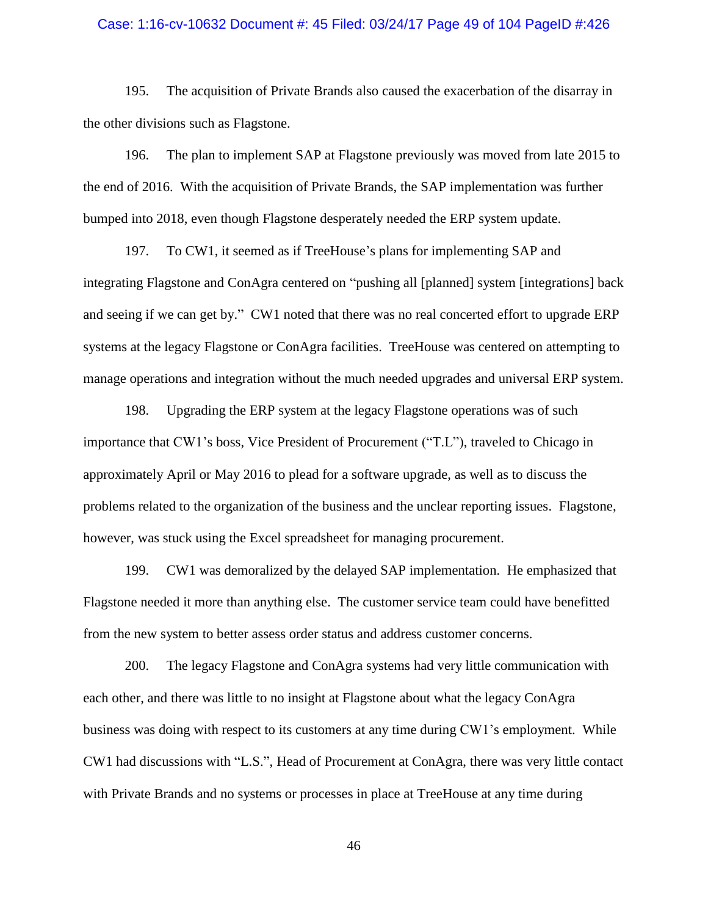195. The acquisition of Private Brands also caused the exacerbation of the disarray in the other divisions such as Flagstone.

196. The plan to implement SAP at Flagstone previously was moved from late 2015 to the end of 2016. With the acquisition of Private Brands, the SAP implementation was further bumped into 2018, even though Flagstone desperately needed the ERP system update.

197. To CW1, it seemed as if TreeHouse's plans for implementing SAP and integrating Flagstone and ConAgra centered on "pushing all [planned] system [integrations] back and seeing if we can get by." CW1 noted that there was no real concerted effort to upgrade ERP systems at the legacy Flagstone or ConAgra facilities. TreeHouse was centered on attempting to manage operations and integration without the much needed upgrades and universal ERP system.

198. Upgrading the ERP system at the legacy Flagstone operations was of such importance that CW1's boss, Vice President of Procurement ("T.L"), traveled to Chicago in approximately April or May 2016 to plead for a software upgrade, as well as to discuss the problems related to the organization of the business and the unclear reporting issues. Flagstone, however, was stuck using the Excel spreadsheet for managing procurement.

199. CW1 was demoralized by the delayed SAP implementation. He emphasized that Flagstone needed it more than anything else. The customer service team could have benefitted from the new system to better assess order status and address customer concerns.

200. The legacy Flagstone and ConAgra systems had very little communication with each other, and there was little to no insight at Flagstone about what the legacy ConAgra business was doing with respect to its customers at any time during CW1's employment. While CW1 had discussions with "L.S.", Head of Procurement at ConAgra, there was very little contact with Private Brands and no systems or processes in place at TreeHouse at any time during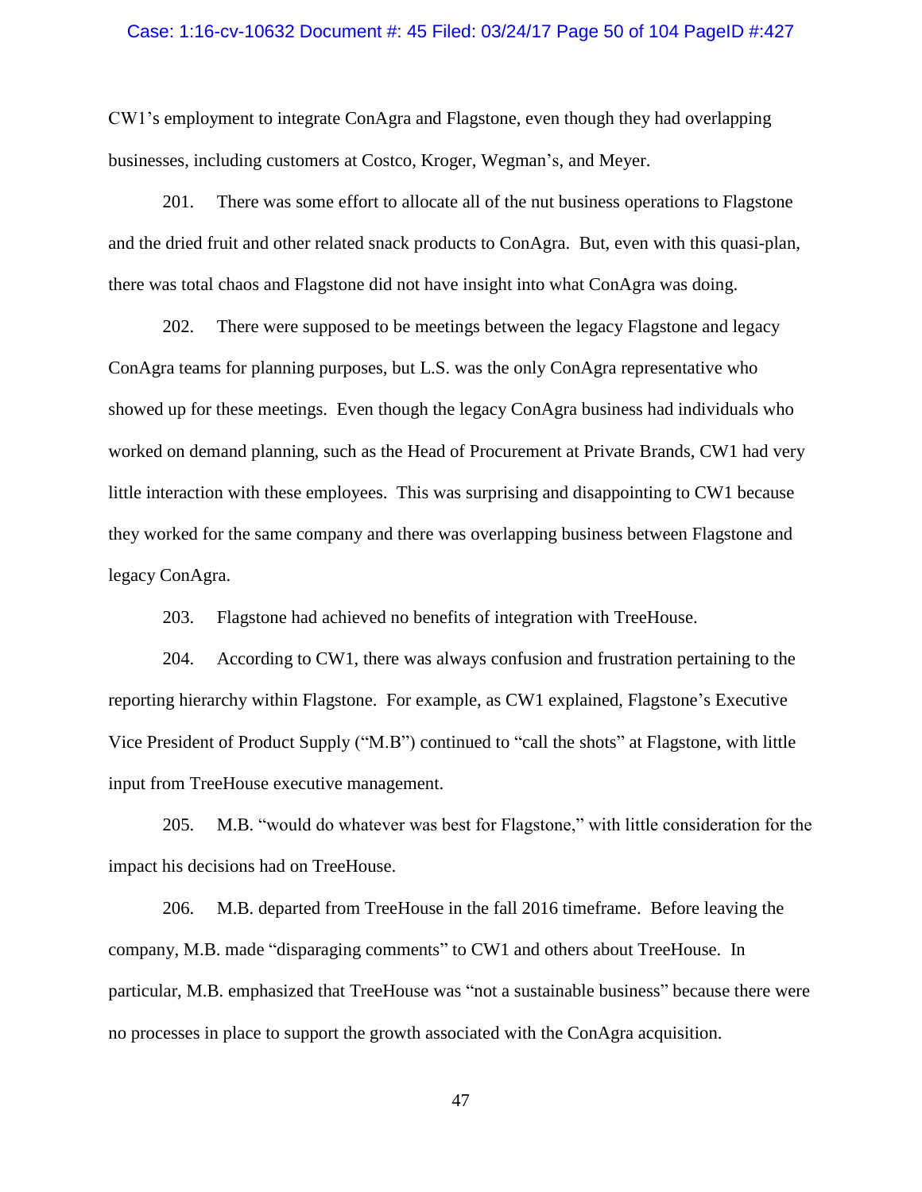CW1's employment to integrate ConAgra and Flagstone, even though they had overlapping businesses, including customers at Costco, Kroger, Wegman's, and Meyer.

201. There was some effort to allocate all of the nut business operations to Flagstone and the dried fruit and other related snack products to ConAgra. But, even with this quasi-plan, there was total chaos and Flagstone did not have insight into what ConAgra was doing.

202. There were supposed to be meetings between the legacy Flagstone and legacy ConAgra teams for planning purposes, but L.S. was the only ConAgra representative who showed up for these meetings. Even though the legacy ConAgra business had individuals who worked on demand planning, such as the Head of Procurement at Private Brands, CW1 had very little interaction with these employees. This was surprising and disappointing to CW1 because they worked for the same company and there was overlapping business between Flagstone and legacy ConAgra.

203. Flagstone had achieved no benefits of integration with TreeHouse.

204. According to CW1, there was always confusion and frustration pertaining to the reporting hierarchy within Flagstone. For example, as CW1 explained, Flagstone's Executive Vice President of Product Supply ("M.B") continued to "call the shots" at Flagstone, with little input from TreeHouse executive management.

205. M.B. "would do whatever was best for Flagstone," with little consideration for the impact his decisions had on TreeHouse.

206. M.B. departed from TreeHouse in the fall 2016 timeframe. Before leaving the company, M.B. made "disparaging comments" to CW1 and others about TreeHouse. In particular, M.B. emphasized that TreeHouse was "not a sustainable business" because there were no processes in place to support the growth associated with the ConAgra acquisition.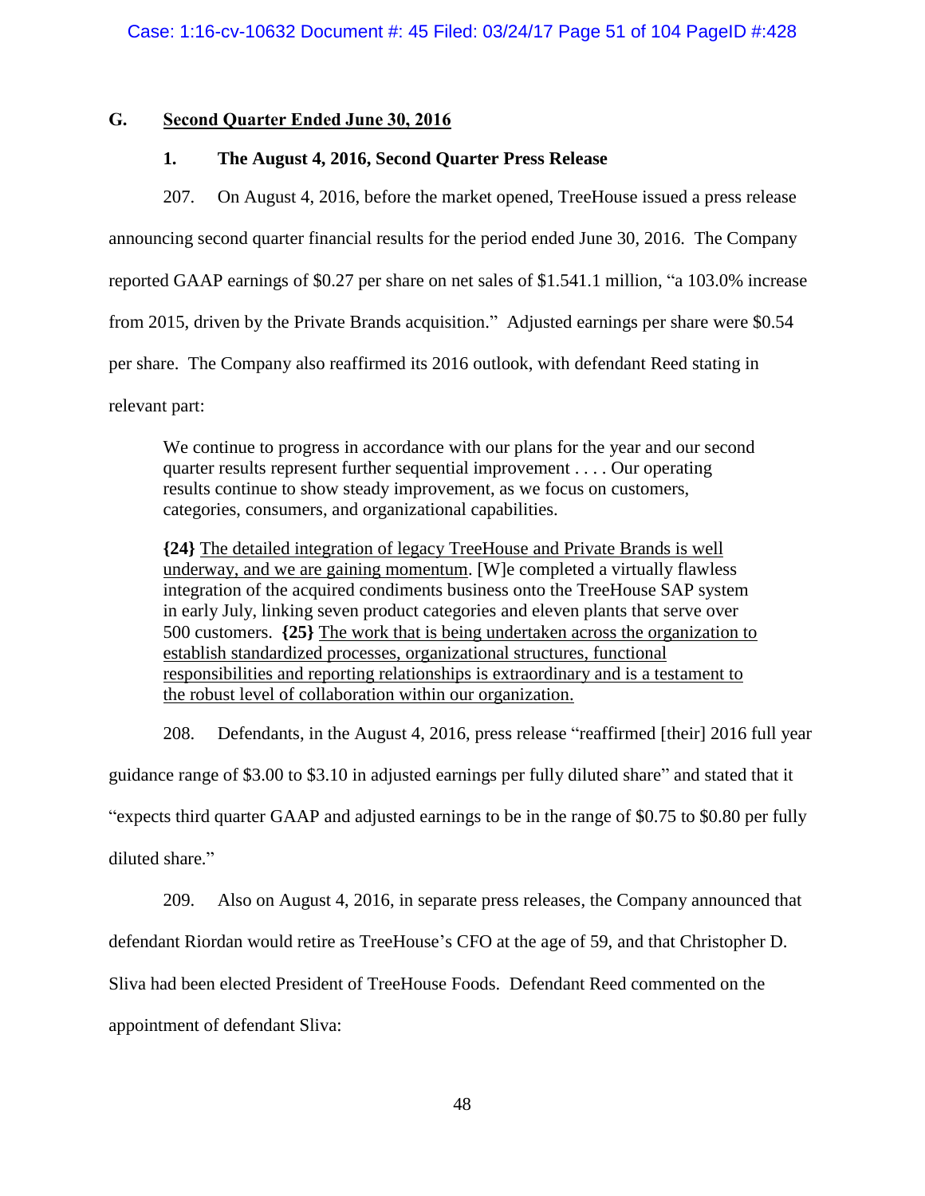## G. Second Quarter Ended June 30, 2016

### 1. The August 4, 2016, Second Quarter Press Release

207. On August 4, 2016, before the market opened, TreeHouse issued a press release announcing second quarter financial results for the period ended June 30, 2016. The Company reported GAAP earnings of $0.27 per share on net sales of $1.541.1 million, "a 103.0% increase from 2015, driven by the Private Brands acquisition." Adjusted earnings per share were $0.54 per share. The Company also reaffirmed its 2016 outlook, with defendant Reed stating in relevant part:

> We continue to progress in accordance with our plans for the year and our second quarter results represent further sequential improvement . . . . Our operating results continue to show steady improvement, as we focus on customers, categories, consumers, and organizational capabilities.
>
> **{24}** <u>The detailed integration of legacy TreeHouse and Private Brands is well underway, and we are gaining momentum</u>. [W]e completed a virtually flawless integration of the acquired condiments business onto the TreeHouse SAP system in early July, linking seven product categories and eleven plants that serve over 500 customers. **{25}** <u>The work that is being undertaken across the organization to establish standardized processes, organizational structures, functional responsibilities and reporting relationships is extraordinary and is a testament to the robust level of collaboration within our organization.</u>

208. Defendants, in the August 4, 2016, press release "reaffirmed [their] 2016 full year guidance range of $3.00 to $3.10 in adjusted earnings per fully diluted share" and stated that it "expects third quarter GAAP and adjusted earnings to be in the range of $0.75 to $0.80 per fully diluted share."

209. Also on August 4, 2016, in separate press releases, the Company announced that defendant Riordan would retire as TreeHouse's CFO at the age of 59, and that Christopher D. Sliva had been elected President of TreeHouse Foods. Defendant Reed commented on the appointment of defendant Sliva: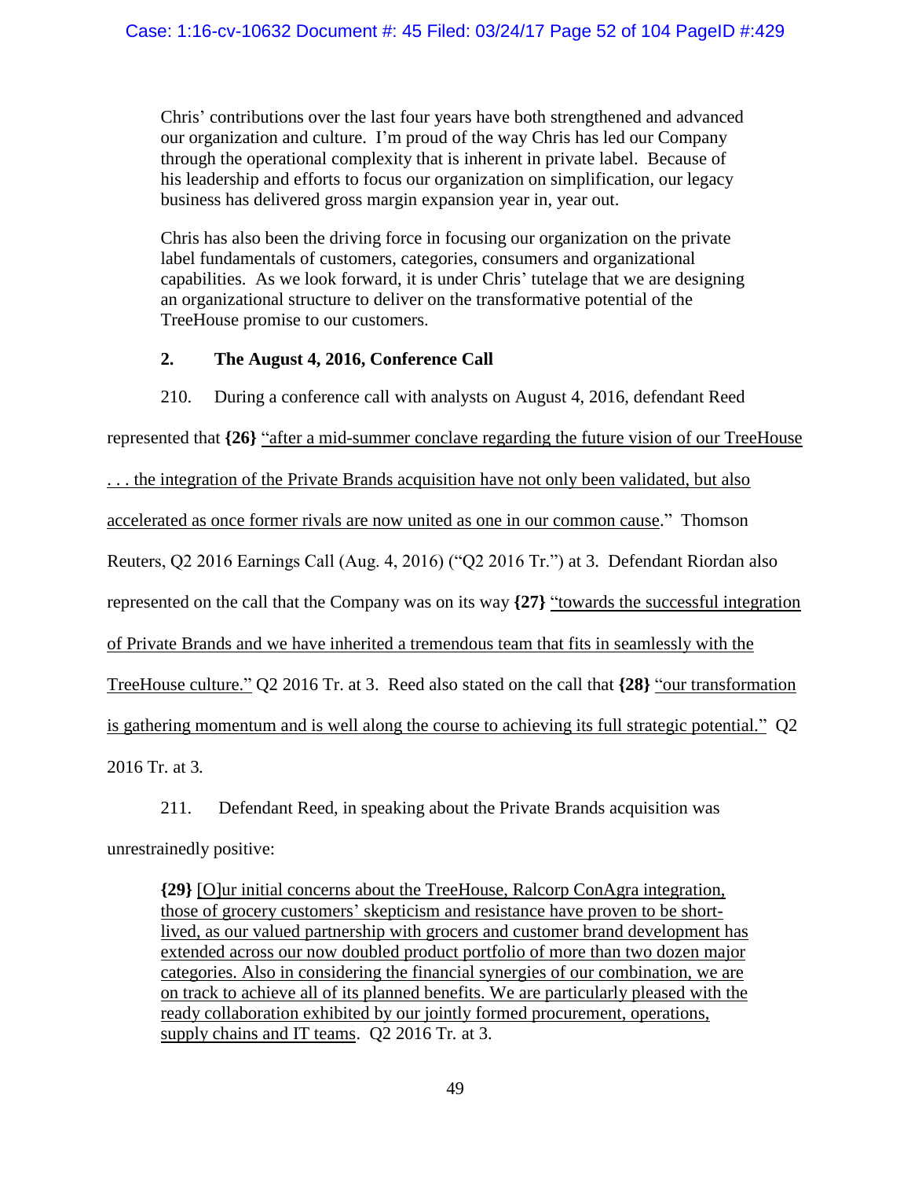Chris' contributions over the last four years have both strengthened and advanced our organization and culture. I'm proud of the way Chris has led our Company through the operational complexity that is inherent in private label. Because of his leadership and efforts to focus our organization on simplification, our legacy business has delivered gross margin expansion year in, year out.

Chris has also been the driving force in focusing our organization on the private label fundamentals of customers, categories, consumers and organizational capabilities. As we look forward, it is under Chris' tutelage that we are designing an organizational structure to deliver on the transformative potential of the TreeHouse promise to our customers.

### 2. The August 4, 2016, Conference Call

210. During a conference call with analysts on August 4, 2016, defendant Reed represented that **{26}** <u>"after a mid-summer conclave regarding the future vision of our TreeHouse . . . the integration of the Private Brands acquisition have not only been validated, but also accelerated as once former rivals are now united as one in our common cause</u>." Thomson Reuters, Q2 2016 Earnings Call (Aug. 4, 2016) ("Q2 2016 Tr.") at 3. Defendant Riordan also represented on the call that the Company was on its way **{27}** <u>"towards the successful integration of Private Brands and we have inherited a tremendous team that fits in seamlessly with the TreeHouse culture."</u> Q2 2016 Tr. at 3. Reed also stated on the call that **{28}** <u>"our transformation is gathering momentum and is well along the course to achieving its full strategic potential."</u> Q2 2016 Tr. at 3.

211. Defendant Reed, in speaking about the Private Brands acquisition was unrestrainedly positive:

> **{29}** <u>[O]ur initial concerns about the TreeHouse, Ralcorp ConAgra integration, those of grocery customers' skepticism and resistance have proven to be short-lived, as our valued partnership with grocers and customer brand development has extended across our now doubled product portfolio of more than two dozen major categories. Also in considering the financial synergies of our combination, we are on track to achieve all of its planned benefits. We are particularly pleased with the ready collaboration exhibited by our jointly formed procurement, operations, supply chains and IT teams</u>. Q2 2016 Tr. at 3.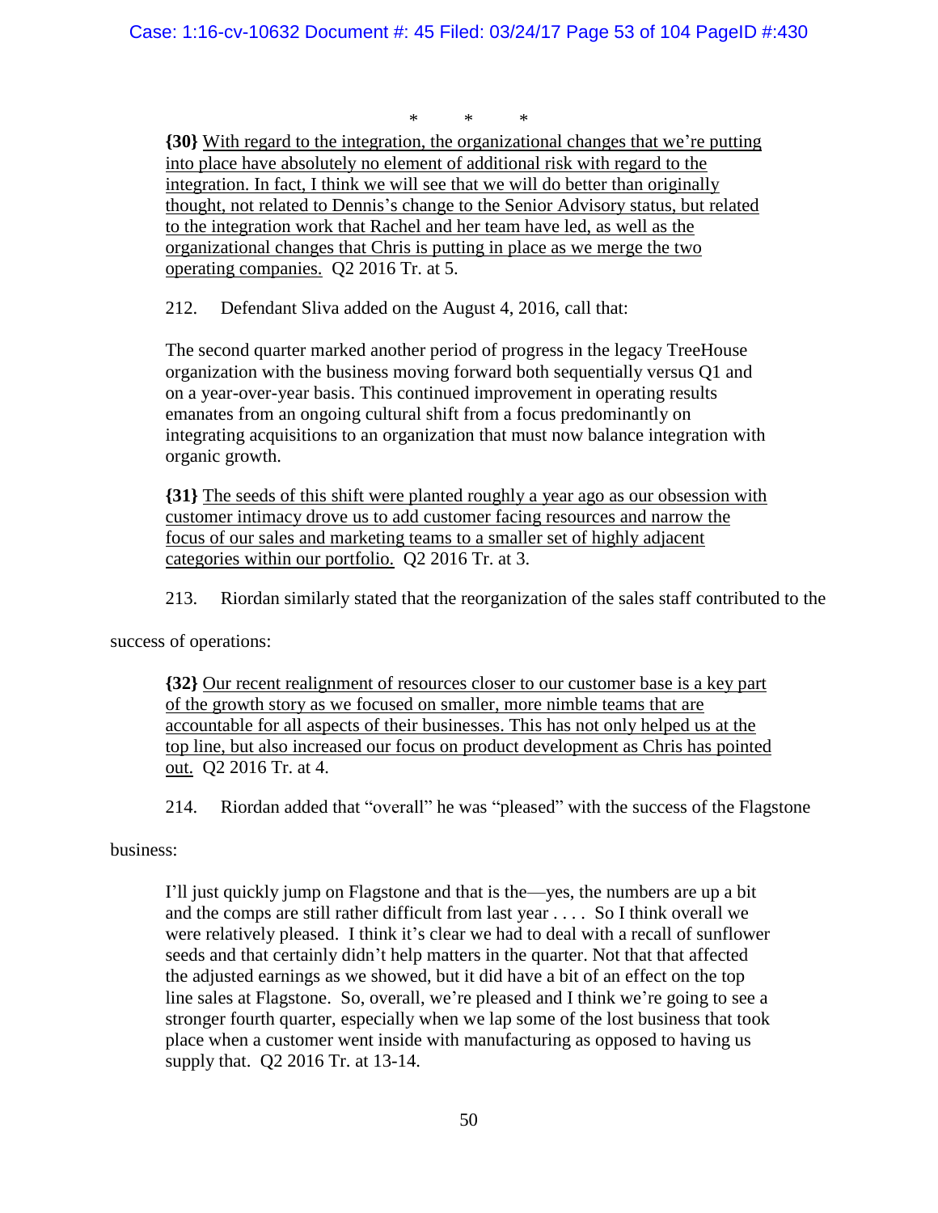\*        \*        \*

**{30}** <u>With regard to the integration, the organizational changes that we're putting into place have absolutely no element of additional risk with regard to the integration. In fact, I think we will see that we will do better than originally thought, not related to Dennis's change to the Senior Advisory status, but related to the integration work that Rachel and her team have led, as well as the organizational changes that Chris is putting in place as we merge the two operating companies.</u> Q2 2016 Tr. at 5.

212. Defendant Sliva added on the August 4, 2016, call that:

> The second quarter marked another period of progress in the legacy TreeHouse organization with the business moving forward both sequentially versus Q1 and on a year-over-year basis. This continued improvement in operating results emanates from an ongoing cultural shift from a focus predominantly on integrating acquisitions to an organization that must now balance integration with organic growth.
>
> **{31}** <u>The seeds of this shift were planted roughly a year ago as our obsession with customer intimacy drove us to add customer facing resources and narrow the focus of our sales and marketing teams to a smaller set of highly adjacent categories within our portfolio.</u> Q2 2016 Tr. at 3.

213. Riordan similarly stated that the reorganization of the sales staff contributed to the success of operations:

> **{32}** <u>Our recent realignment of resources closer to our customer base is a key part of the growth story as we focused on smaller, more nimble teams that are accountable for all aspects of their businesses. This has not only helped us at the top line, but also increased our focus on product development as Chris has pointed out.</u> Q2 2016 Tr. at 4.

214. Riordan added that "overall" he was "pleased" with the success of the Flagstone business:

> I'll just quickly jump on Flagstone and that is the—yes, the numbers are up a bit and the comps are still rather difficult from last year . . . . So I think overall we were relatively pleased. I think it's clear we had to deal with a recall of sunflower seeds and that certainly didn't help matters in the quarter. Not that that affected the adjusted earnings as we showed, but it did have a bit of an effect on the top line sales at Flagstone. So, overall, we're pleased and I think we're going to see a stronger fourth quarter, especially when we lap some of the lost business that took place when a customer went inside with manufacturing as opposed to having us supply that. Q2 2016 Tr. at 13-14.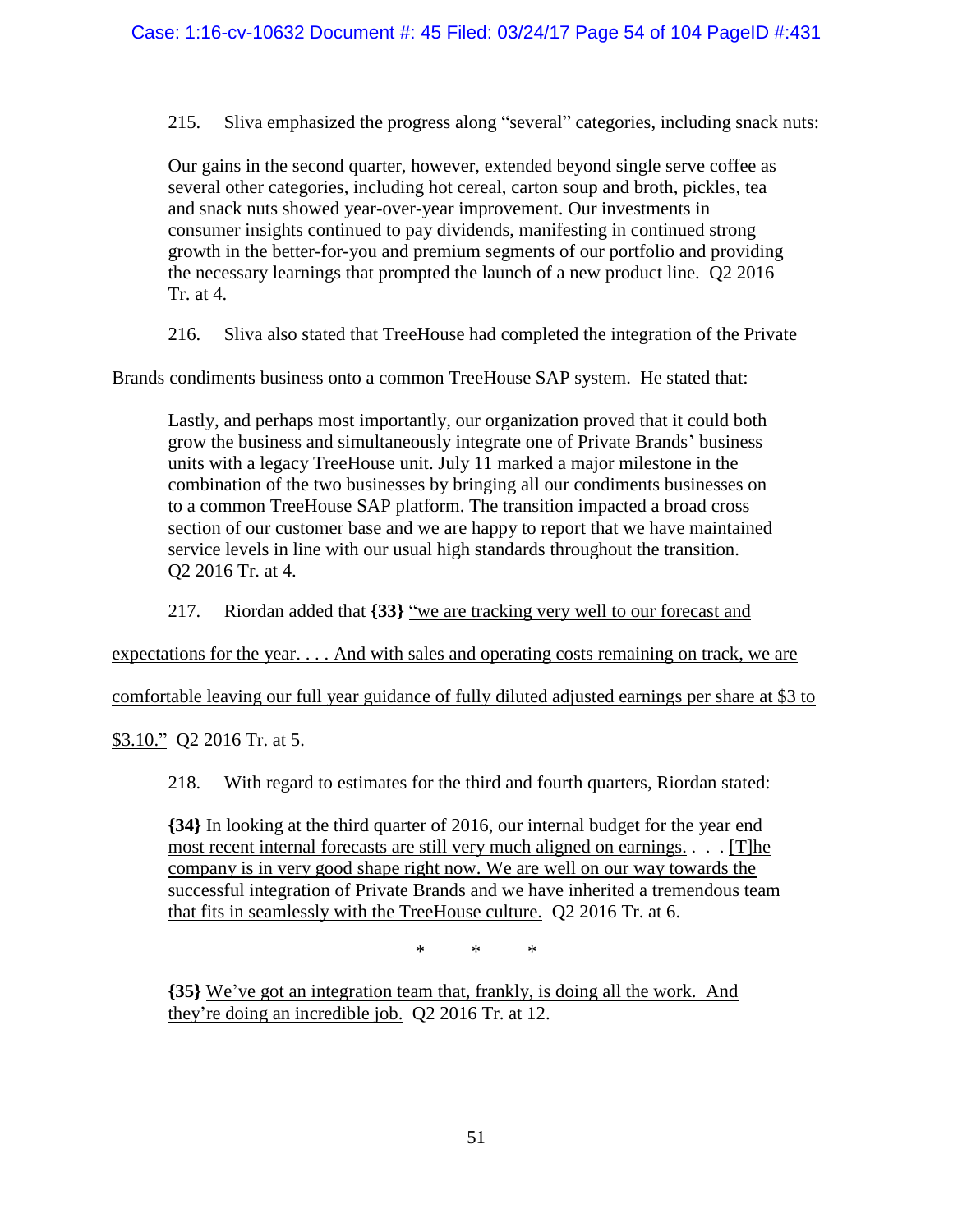215. Sliva emphasized the progress along "several" categories, including snack nuts:

> Our gains in the second quarter, however, extended beyond single serve coffee as several other categories, including hot cereal, carton soup and broth, pickles, tea and snack nuts showed year-over-year improvement. Our investments in consumer insights continued to pay dividends, manifesting in continued strong growth in the better-for-you and premium segments of our portfolio and providing the necessary learnings that prompted the launch of a new product line. Q2 2016 Tr. at 4.

216. Sliva also stated that TreeHouse had completed the integration of the Private Brands condiments business onto a common TreeHouse SAP system. He stated that:

> Lastly, and perhaps most importantly, our organization proved that it could both grow the business and simultaneously integrate one of Private Brands' business units with a legacy TreeHouse unit. July 11 marked a major milestone in the combination of the two businesses by bringing all our condiments businesses on to a common TreeHouse SAP platform. The transition impacted a broad cross section of our customer base and we are happy to report that we have maintained service levels in line with our usual high standards throughout the transition. Q2 2016 Tr. at 4.

217. Riordan added that **{33}** <u>"we are tracking very well to our forecast and expectations for the year. . . . And with sales and operating costs remaining on track, we are comfortable leaving our full year guidance of fully diluted adjusted earnings per share at $3 to $3.10."</u> Q2 2016 Tr. at 5.

218. With regard to estimates for the third and fourth quarters, Riordan stated:

> **{34}** <u>In looking at the third quarter of 2016, our internal budget for the year end most recent internal forecasts are still very much aligned on earnings.</u> . . . <u>[T]he company is in very good shape right now. We are well on our way towards the successful integration of Private Brands and we have inherited a tremendous team that fits in seamlessly with the TreeHouse culture.</u> Q2 2016 Tr. at 6.
>
> \* \* \*
>
> **{35}** <u>We've got an integration team that, frankly, is doing all the work. And they're doing an incredible job.</u> Q2 2016 Tr. at 12.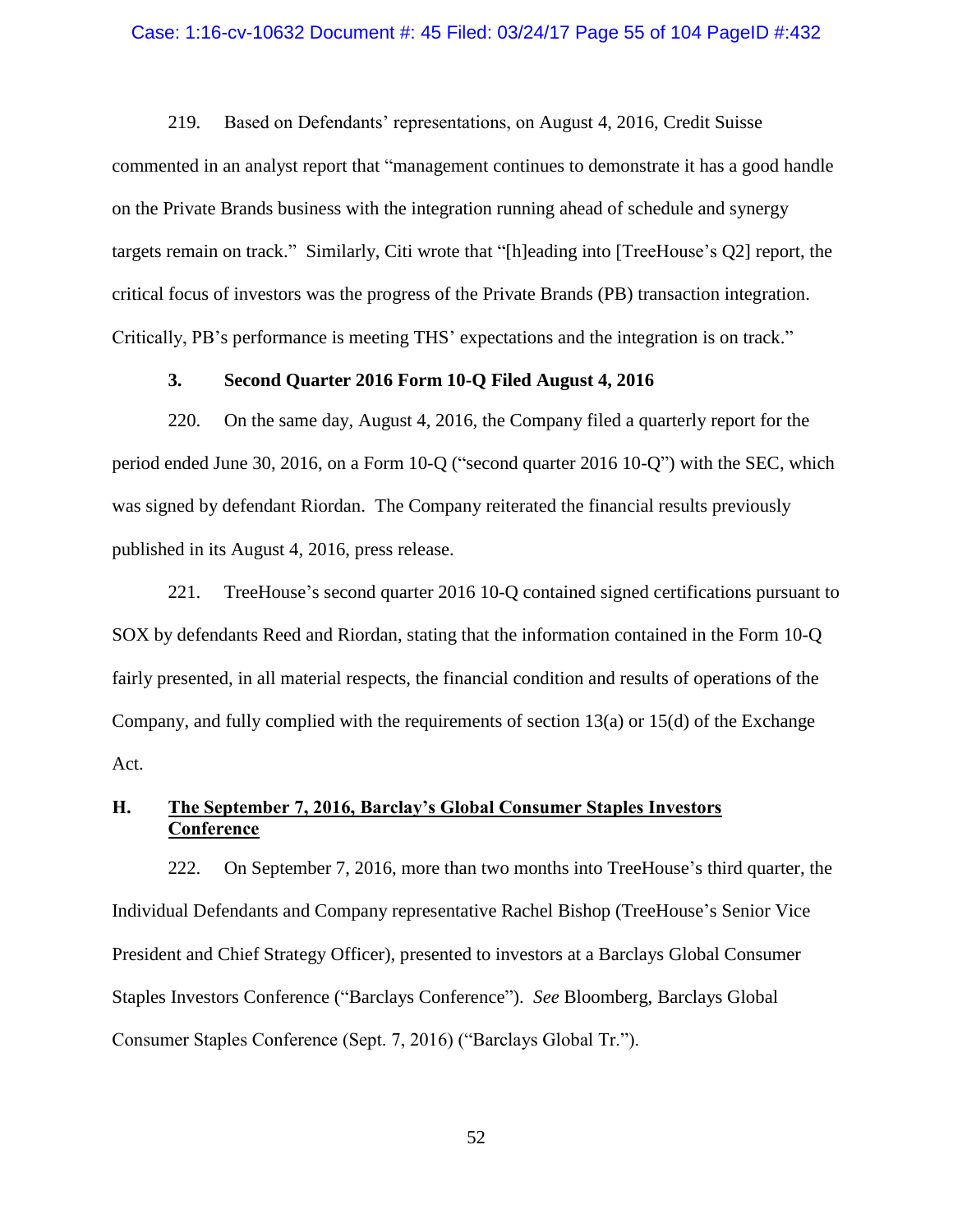219. Based on Defendants' representations, on August 4, 2016, Credit Suisse commented in an analyst report that "management continues to demonstrate it has a good handle on the Private Brands business with the integration running ahead of schedule and synergy targets remain on track." Similarly, Citi wrote that "[h]eading into [TreeHouse's Q2] report, the critical focus of investors was the progress of the Private Brands (PB) transaction integration. Critically, PB's performance is meeting THS' expectations and the integration is on track."

### 3. Second Quarter 2016 Form 10-Q Filed August 4, 2016

220. On the same day, August 4, 2016, the Company filed a quarterly report for the period ended June 30, 2016, on a Form 10-Q ("second quarter 2016 10-Q") with the SEC, which was signed by defendant Riordan. The Company reiterated the financial results previously published in its August 4, 2016, press release.

221. TreeHouse's second quarter 2016 10-Q contained signed certifications pursuant to SOX by defendants Reed and Riordan, stating that the information contained in the Form 10-Q fairly presented, in all material respects, the financial condition and results of operations of the Company, and fully complied with the requirements of section 13(a) or 15(d) of the Exchange Act.

## H. The September 7, 2016, Barclay's Global Consumer Staples Investors Conference

222. On September 7, 2016, more than two months into TreeHouse's third quarter, the Individual Defendants and Company representative Rachel Bishop (TreeHouse's Senior Vice President and Chief Strategy Officer), presented to investors at a Barclays Global Consumer Staples Investors Conference ("Barclays Conference"). *See* Bloomberg, Barclays Global Consumer Staples Conference (Sept. 7, 2016) ("Barclays Global Tr.").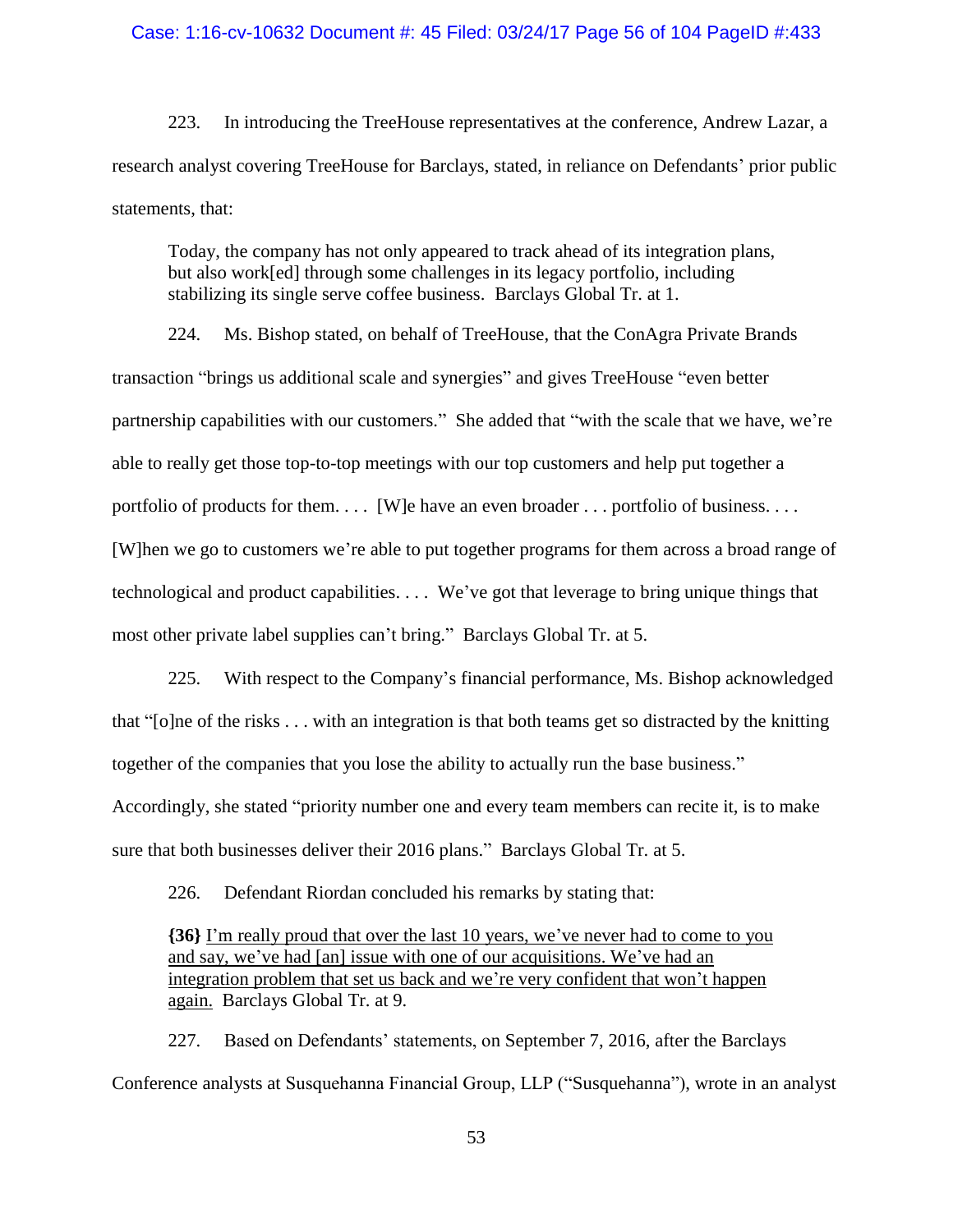223. In introducing the TreeHouse representatives at the conference, Andrew Lazar, a research analyst covering TreeHouse for Barclays, stated, in reliance on Defendants' prior public statements, that:

> Today, the company has not only appeared to track ahead of its integration plans, but also work[ed] through some challenges in its legacy portfolio, including stabilizing its single serve coffee business. Barclays Global Tr. at 1.

224. Ms. Bishop stated, on behalf of TreeHouse, that the ConAgra Private Brands transaction "brings us additional scale and synergies" and gives TreeHouse "even better partnership capabilities with our customers." She added that "with the scale that we have, we're able to really get those top-to-top meetings with our top customers and help put together a portfolio of products for them. . . . [W]e have an even broader . . . portfolio of business. . . . [W]hen we go to customers we're able to put together programs for them across a broad range of technological and product capabilities. . . . We've got that leverage to bring unique things that most other private label supplies can't bring." Barclays Global Tr. at 5.

225. With respect to the Company's financial performance, Ms. Bishop acknowledged that "[o]ne of the risks . . . with an integration is that both teams get so distracted by the knitting together of the companies that you lose the ability to actually run the base business." Accordingly, she stated "priority number one and every team members can recite it, is to make sure that both businesses deliver their 2016 plans." Barclays Global Tr. at 5.

226. Defendant Riordan concluded his remarks by stating that:

> **{36}** <u>I'm really proud that over the last 10 years, we've never had to come to you and say, we've had [an] issue with one of our acquisitions. We've had an integration problem that set us back and we're very confident that won't happen again.</u> Barclays Global Tr. at 9.

227. Based on Defendants' statements, on September 7, 2016, after the Barclays Conference analysts at Susquehanna Financial Group, LLP ("Susquehanna"), wrote in an analyst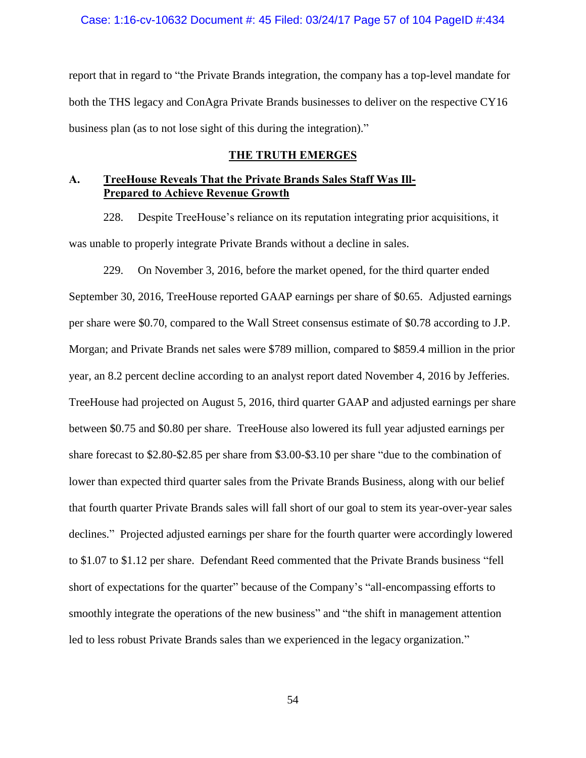report that in regard to "the Private Brands integration, the company has a top-level mandate for both the THS legacy and ConAgra Private Brands businesses to deliver on the respective CY16 business plan (as to not lose sight of this during the integration)."

## THE TRUTH EMERGES

### A. TreeHouse Reveals That the Private Brands Sales Staff Was Ill-Prepared to Achieve Revenue Growth

228. Despite TreeHouse's reliance on its reputation integrating prior acquisitions, it was unable to properly integrate Private Brands without a decline in sales.

229. On November 3, 2016, before the market opened, for the third quarter ended September 30, 2016, TreeHouse reported GAAP earnings per share of $0.65. Adjusted earnings per share were $0.70, compared to the Wall Street consensus estimate of $0.78 according to J.P. Morgan; and Private Brands net sales were $789 million, compared to $859.4 million in the prior year, an 8.2 percent decline according to an analyst report dated November 4, 2016 by Jefferies. TreeHouse had projected on August 5, 2016, third quarter GAAP and adjusted earnings per share between $0.75 and $0.80 per share. TreeHouse also lowered its full year adjusted earnings per share forecast to $2.80-$2.85 per share from $3.00-$3.10 per share "due to the combination of lower than expected third quarter sales from the Private Brands Business, along with our belief that fourth quarter Private Brands sales will fall short of our goal to stem its year-over-year sales declines." Projected adjusted earnings per share for the fourth quarter were accordingly lowered to $1.07 to $1.12 per share. Defendant Reed commented that the Private Brands business "fell short of expectations for the quarter" because of the Company's "all-encompassing efforts to smoothly integrate the operations of the new business" and "the shift in management attention led to less robust Private Brands sales than we experienced in the legacy organization."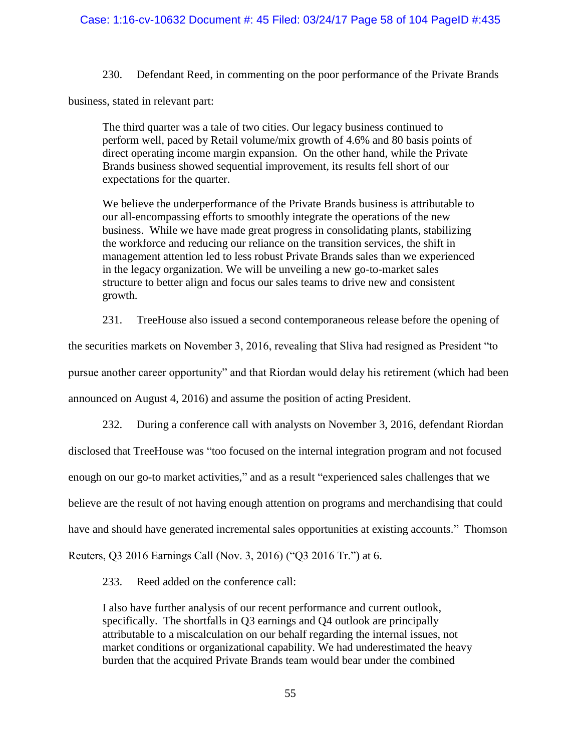230. Defendant Reed, in commenting on the poor performance of the Private Brands business, stated in relevant part:

> The third quarter was a tale of two cities. Our legacy business continued to perform well, paced by Retail volume/mix growth of 4.6% and 80 basis points of direct operating income margin expansion. On the other hand, while the Private Brands business showed sequential improvement, its results fell short of our expectations for the quarter.
>
> We believe the underperformance of the Private Brands business is attributable to our all-encompassing efforts to smoothly integrate the operations of the new business. While we have made great progress in consolidating plants, stabilizing the workforce and reducing our reliance on the transition services, the shift in management attention led to less robust Private Brands sales than we experienced in the legacy organization. We will be unveiling a new go-to-market sales structure to better align and focus our sales teams to drive new and consistent growth.

231. TreeHouse also issued a second contemporaneous release before the opening of the securities markets on November 3, 2016, revealing that Sliva had resigned as President "to pursue another career opportunity" and that Riordan would delay his retirement (which had been announced on August 4, 2016) and assume the position of acting President.

232. During a conference call with analysts on November 3, 2016, defendant Riordan disclosed that TreeHouse was "too focused on the internal integration program and not focused enough on our go-to market activities," and as a result "experienced sales challenges that we believe are the result of not having enough attention on programs and merchandising that could have and should have generated incremental sales opportunities at existing accounts." Thomson Reuters, Q3 2016 Earnings Call (Nov. 3, 2016) ("Q3 2016 Tr.") at 6.

233. Reed added on the conference call:

> I also have further analysis of our recent performance and current outlook, specifically. The shortfalls in Q3 earnings and Q4 outlook are principally attributable to a miscalculation on our behalf regarding the internal issues, not market conditions or organizational capability. We had underestimated the heavy burden that the acquired Private Brands team would bear under the combined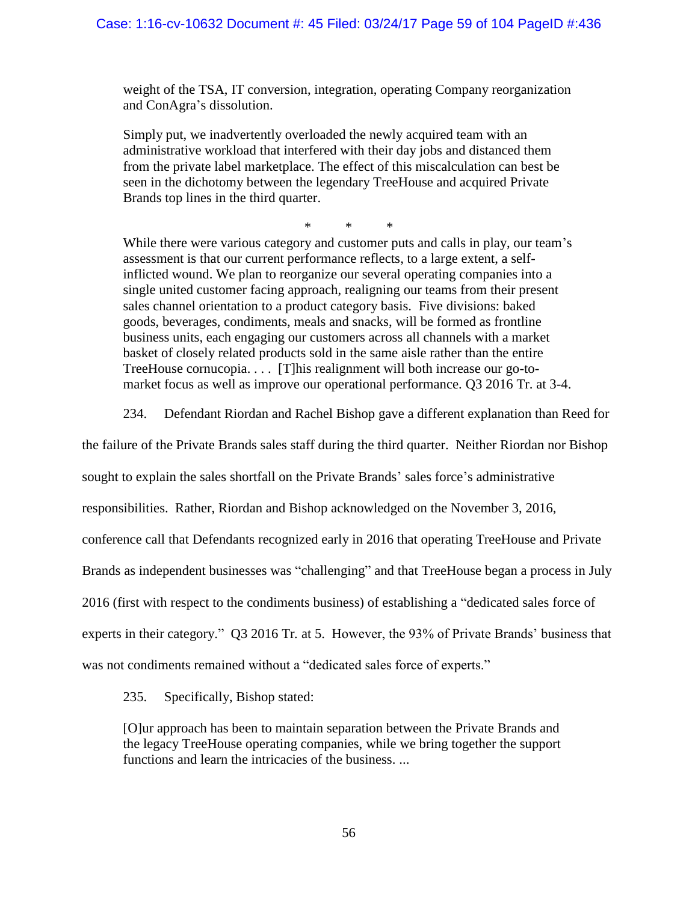> weight of the TSA, IT conversion, integration, operating Company reorganization and ConAgra's dissolution.
>
> Simply put, we inadvertently overloaded the newly acquired team with an administrative workload that interfered with their day jobs and distanced them from the private label marketplace. The effect of this miscalculation can best be seen in the dichotomy between the legendary TreeHouse and acquired Private Brands top lines in the third quarter.
>
> \* \* \*
>
> While there were various category and customer puts and calls in play, our team's assessment is that our current performance reflects, to a large extent, a self-inflicted wound. We plan to reorganize our several operating companies into a single united customer facing approach, realigning our teams from their present sales channel orientation to a product category basis. Five divisions: baked goods, beverages, condiments, meals and snacks, will be formed as frontline business units, each engaging our customers across all channels with a market basket of closely related products sold in the same aisle rather than the entire TreeHouse cornucopia. . . . [T]his realignment will both increase our go-to-market focus as well as improve our operational performance. Q3 2016 Tr. at 3-4.

234. Defendant Riordan and Rachel Bishop gave a different explanation than Reed for the failure of the Private Brands sales staff during the third quarter. Neither Riordan nor Bishop sought to explain the sales shortfall on the Private Brands' sales force's administrative responsibilities. Rather, Riordan and Bishop acknowledged on the November 3, 2016, conference call that Defendants recognized early in 2016 that operating TreeHouse and Private Brands as independent businesses was "challenging" and that TreeHouse began a process in July 2016 (first with respect to the condiments business) of establishing a "dedicated sales force of experts in their category." Q3 2016 Tr. at 5. However, the 93% of Private Brands' business that was not condiments remained without a "dedicated sales force of experts."

235. Specifically, Bishop stated:

> [O]ur approach has been to maintain separation between the Private Brands and the legacy TreeHouse operating companies, while we bring together the support functions and learn the intricacies of the business. ...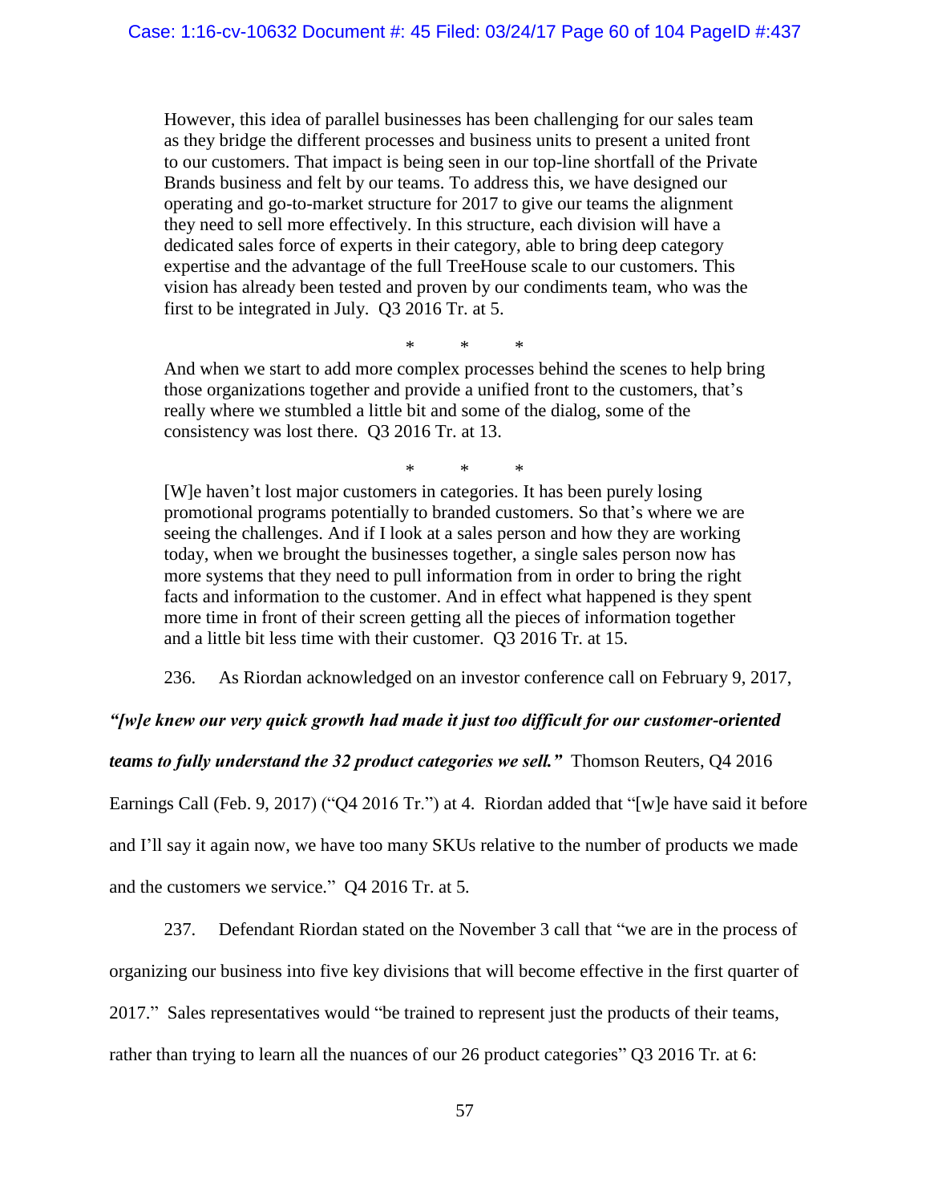> However, this idea of parallel businesses has been challenging for our sales team as they bridge the different processes and business units to present a united front to our customers. That impact is being seen in our top-line shortfall of the Private Brands business and felt by our teams. To address this, we have designed our operating and go-to-market structure for 2017 to give our teams the alignment they need to sell more effectively. In this structure, each division will have a dedicated sales force of experts in their category, able to bring deep category expertise and the advantage of the full TreeHouse scale to our customers. This vision has already been tested and proven by our condiments team, who was the first to be integrated in July. Q3 2016 Tr. at 5.
>
> \* \* \*
>
> And when we start to add more complex processes behind the scenes to help bring those organizations together and provide a unified front to the customers, that's really where we stumbled a little bit and some of the dialog, some of the consistency was lost there. Q3 2016 Tr. at 13.
>
> \* \* \*
>
> [W]e haven't lost major customers in categories. It has been purely losing promotional programs potentially to branded customers. So that's where we are seeing the challenges. And if I look at a sales person and how they are working today, when we brought the businesses together, a single sales person now has more systems that they need to pull information from in order to bring the right facts and information to the customer. And in effect what happened is they spent more time in front of their screen getting all the pieces of information together and a little bit less time with their customer. Q3 2016 Tr. at 15.

236. As Riordan acknowledged on an investor conference call on February 9, 2017, ***"[w]e knew our very quick growth had made it just too difficult for our customer-oriented teams to fully understand the 32 product categories we sell."*** Thomson Reuters, Q4 2016 Earnings Call (Feb. 9, 2017) ("Q4 2016 Tr.") at 4. Riordan added that "[w]e have said it before and I'll say it again now, we have too many SKUs relative to the number of products we made and the customers we service." Q4 2016 Tr. at 5.

237. Defendant Riordan stated on the November 3 call that "we are in the process of organizing our business into five key divisions that will become effective in the first quarter of 2017." Sales representatives would "be trained to represent just the products of their teams, rather than trying to learn all the nuances of our 26 product categories" Q3 2016 Tr. at 6: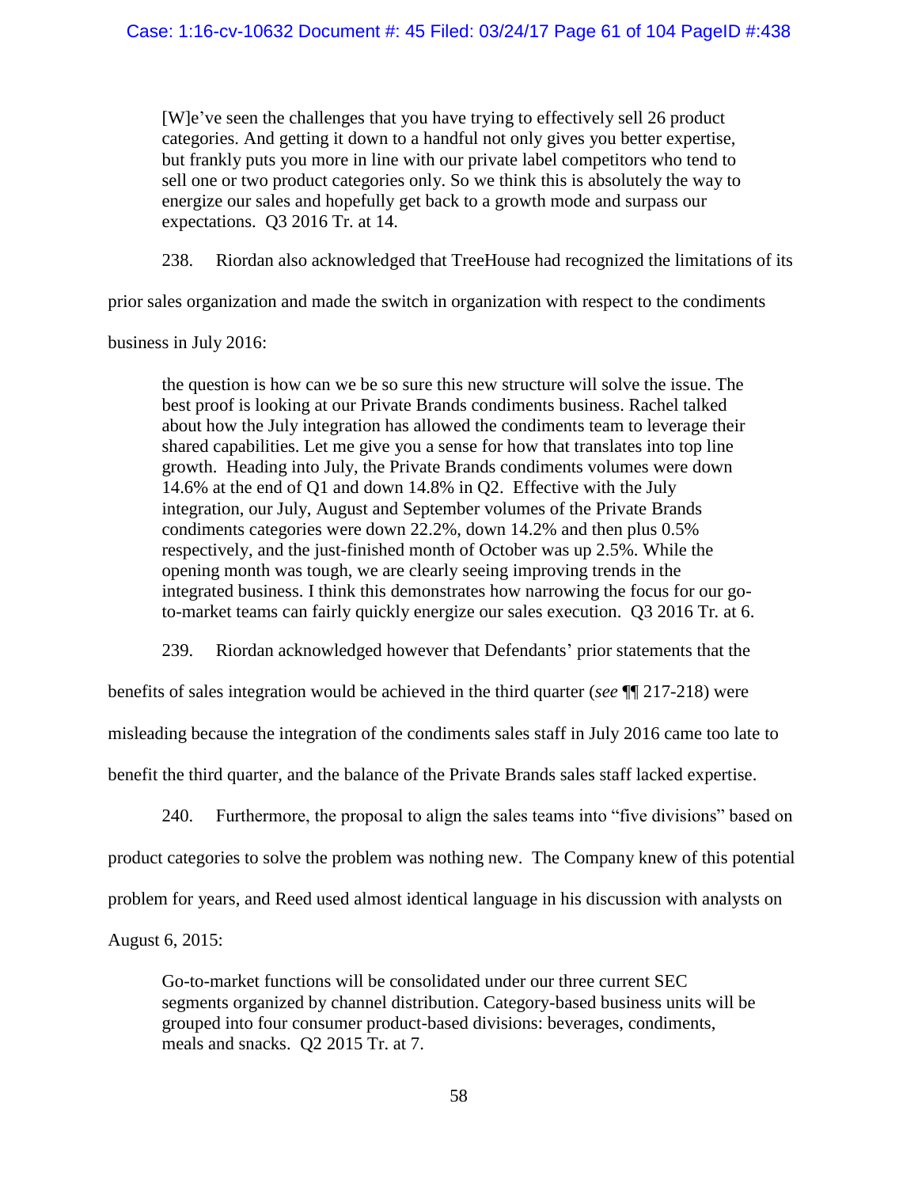> [W]e've seen the challenges that you have trying to effectively sell 26 product categories. And getting it down to a handful not only gives you better expertise, but frankly puts you more in line with our private label competitors who tend to sell one or two product categories only. So we think this is absolutely the way to energize our sales and hopefully get back to a growth mode and surpass our expectations. Q3 2016 Tr. at 14.

238. Riordan also acknowledged that TreeHouse had recognized the limitations of its prior sales organization and made the switch in organization with respect to the condiments business in July 2016:

> the question is how can we be so sure this new structure will solve the issue. The best proof is looking at our Private Brands condiments business. Rachel talked about how the July integration has allowed the condiments team to leverage their shared capabilities. Let me give you a sense for how that translates into top line growth. Heading into July, the Private Brands condiments volumes were down 14.6% at the end of Q1 and down 14.8% in Q2. Effective with the July integration, our July, August and September volumes of the Private Brands condiments categories were down 22.2%, down 14.2% and then plus 0.5% respectively, and the just-finished month of October was up 2.5%. While the opening month was tough, we are clearly seeing improving trends in the integrated business. I think this demonstrates how narrowing the focus for our go-to-market teams can fairly quickly energize our sales execution. Q3 2016 Tr. at 6.

239. Riordan acknowledged however that Defendants' prior statements that the benefits of sales integration would be achieved in the third quarter (*see* ¶¶ 217-218) were misleading because the integration of the condiments sales staff in July 2016 came too late to benefit the third quarter, and the balance of the Private Brands sales staff lacked expertise.

240. Furthermore, the proposal to align the sales teams into "five divisions" based on product categories to solve the problem was nothing new. The Company knew of this potential problem for years, and Reed used almost identical language in his discussion with analysts on August 6, 2015:

> Go-to-market functions will be consolidated under our three current SEC segments organized by channel distribution. Category-based business units will be grouped into four consumer product-based divisions: beverages, condiments, meals and snacks. Q2 2015 Tr. at 7.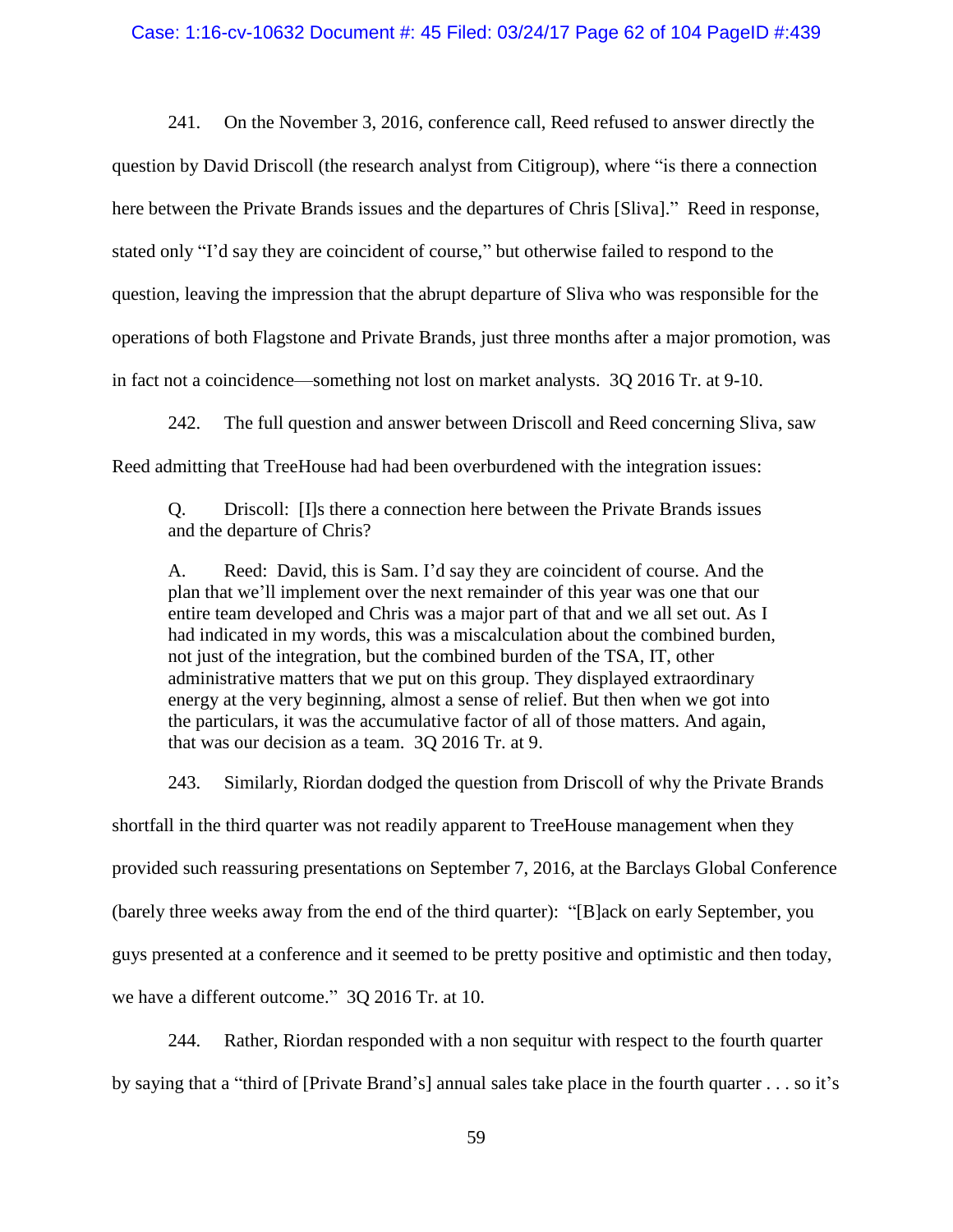241. On the November 3, 2016, conference call, Reed refused to answer directly the question by David Driscoll (the research analyst from Citigroup), where "is there a connection here between the Private Brands issues and the departures of Chris [Sliva]." Reed in response, stated only "I'd say they are coincident of course," but otherwise failed to respond to the question, leaving the impression that the abrupt departure of Sliva who was responsible for the operations of both Flagstone and Private Brands, just three months after a major promotion, was in fact not a coincidence—something not lost on market analysts. 3Q 2016 Tr. at 9-10.

242. The full question and answer between Driscoll and Reed concerning Sliva, saw Reed admitting that TreeHouse had had been overburdened with the integration issues:

> Q. Driscoll: [I]s there a connection here between the Private Brands issues and the departure of Chris?
>
> A. Reed: David, this is Sam. I'd say they are coincident of course. And the plan that we'll implement over the next remainder of this year was one that our entire team developed and Chris was a major part of that and we all set out. As I had indicated in my words, this was a miscalculation about the combined burden, not just of the integration, but the combined burden of the TSA, IT, other administrative matters that we put on this group. They displayed extraordinary energy at the very beginning, almost a sense of relief. But then when we got into the particulars, it was the accumulative factor of all of those matters. And again, that was our decision as a team. 3Q 2016 Tr. at 9.

243. Similarly, Riordan dodged the question from Driscoll of why the Private Brands shortfall in the third quarter was not readily apparent to TreeHouse management when they provided such reassuring presentations on September 7, 2016, at the Barclays Global Conference (barely three weeks away from the end of the third quarter): "[B]ack on early September, you guys presented at a conference and it seemed to be pretty positive and optimistic and then today, we have a different outcome." 3Q 2016 Tr. at 10.

244. Rather, Riordan responded with a non sequitur with respect to the fourth quarter by saying that a "third of [Private Brand's] annual sales take place in the fourth quarter . . . so it's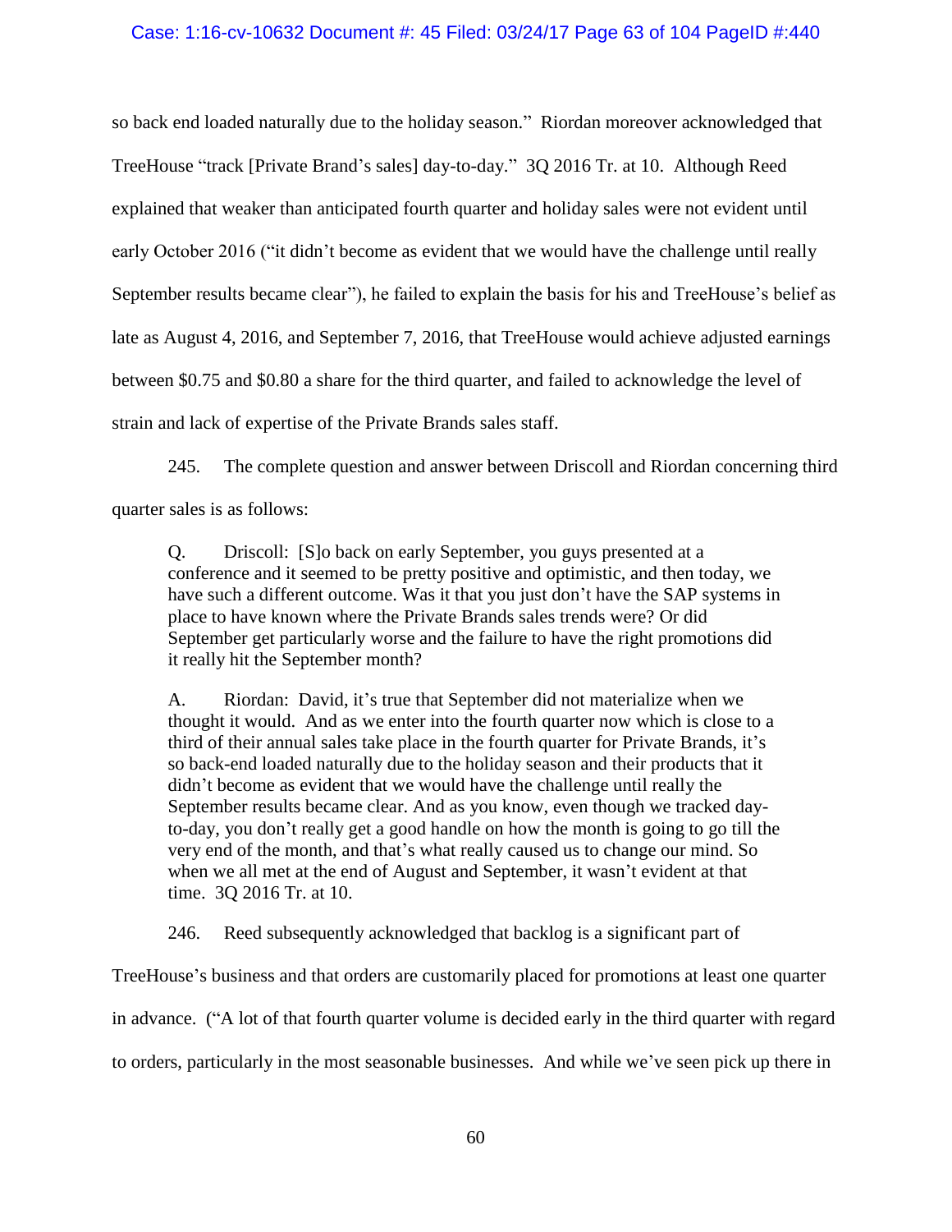so back end loaded naturally due to the holiday season." Riordan moreover acknowledged that TreeHouse "track [Private Brand's sales] day-to-day." 3Q 2016 Tr. at 10. Although Reed explained that weaker than anticipated fourth quarter and holiday sales were not evident until early October 2016 ("it didn't become as evident that we would have the challenge until really September results became clear"), he failed to explain the basis for his and TreeHouse's belief as late as August 4, 2016, and September 7, 2016, that TreeHouse would achieve adjusted earnings between $0.75 and $0.80 a share for the third quarter, and failed to acknowledge the level of strain and lack of expertise of the Private Brands sales staff.

245. The complete question and answer between Driscoll and Riordan concerning third quarter sales is as follows:

> Q. Driscoll: [S]o back on early September, you guys presented at a conference and it seemed to be pretty positive and optimistic, and then today, we have such a different outcome. Was it that you just don't have the SAP systems in place to have known where the Private Brands sales trends were? Or did September get particularly worse and the failure to have the right promotions did it really hit the September month?
>
> A. Riordan: David, it's true that September did not materialize when we thought it would. And as we enter into the fourth quarter now which is close to a third of their annual sales take place in the fourth quarter for Private Brands, it's so back-end loaded naturally due to the holiday season and their products that it didn't become as evident that we would have the challenge until really the September results became clear. And as you know, even though we tracked day-to-day, you don't really get a good handle on how the month is going to go till the very end of the month, and that's what really caused us to change our mind. So when we all met at the end of August and September, it wasn't evident at that time. 3Q 2016 Tr. at 10.

246. Reed subsequently acknowledged that backlog is a significant part of TreeHouse's business and that orders are customarily placed for promotions at least one quarter in advance. ("A lot of that fourth quarter volume is decided early in the third quarter with regard to orders, particularly in the most seasonable businesses. And while we've seen pick up there in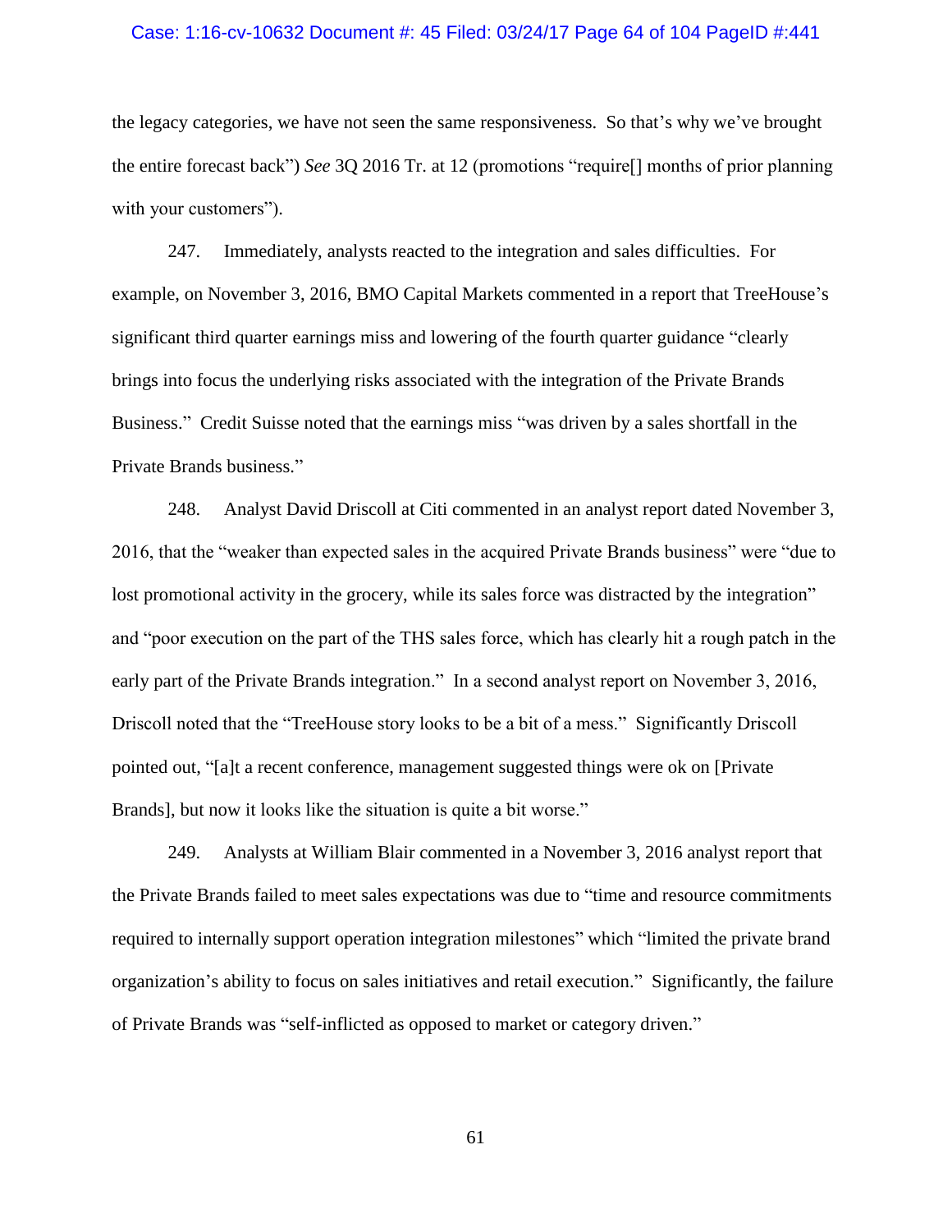the legacy categories, we have not seen the same responsiveness. So that's why we've brought the entire forecast back") *See* 3Q 2016 Tr. at 12 (promotions "require[] months of prior planning with your customers").

247. Immediately, analysts reacted to the integration and sales difficulties. For example, on November 3, 2016, BMO Capital Markets commented in a report that TreeHouse's significant third quarter earnings miss and lowering of the fourth quarter guidance "clearly brings into focus the underlying risks associated with the integration of the Private Brands Business." Credit Suisse noted that the earnings miss "was driven by a sales shortfall in the Private Brands business."

248. Analyst David Driscoll at Citi commented in an analyst report dated November 3, 2016, that the "weaker than expected sales in the acquired Private Brands business" were "due to lost promotional activity in the grocery, while its sales force was distracted by the integration" and "poor execution on the part of the THS sales force, which has clearly hit a rough patch in the early part of the Private Brands integration." In a second analyst report on November 3, 2016, Driscoll noted that the "TreeHouse story looks to be a bit of a mess." Significantly Driscoll pointed out, "[a]t a recent conference, management suggested things were ok on [Private Brands], but now it looks like the situation is quite a bit worse."

249. Analysts at William Blair commented in a November 3, 2016 analyst report that the Private Brands failed to meet sales expectations was due to "time and resource commitments required to internally support operation integration milestones" which "limited the private brand organization's ability to focus on sales initiatives and retail execution." Significantly, the failure of Private Brands was "self-inflicted as opposed to market or category driven."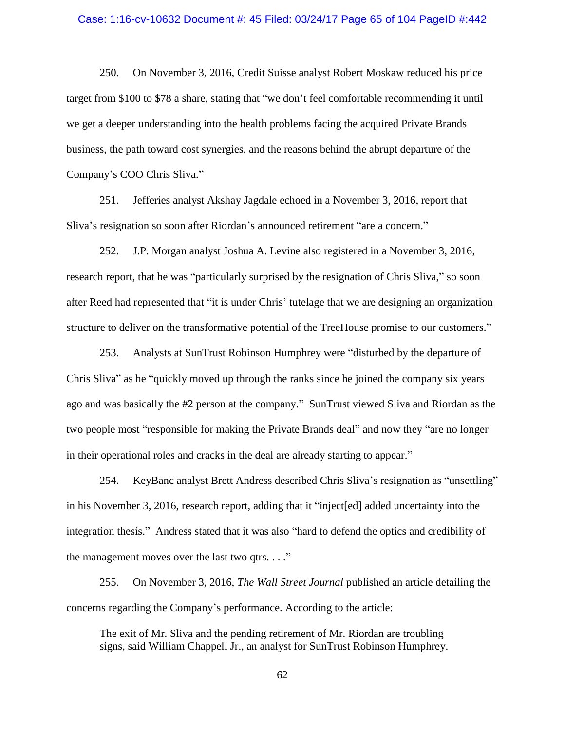250. On November 3, 2016, Credit Suisse analyst Robert Moskaw reduced his price target from $100 to $78 a share, stating that "we don't feel comfortable recommending it until we get a deeper understanding into the health problems facing the acquired Private Brands business, the path toward cost synergies, and the reasons behind the abrupt departure of the Company's COO Chris Sliva."

251. Jefferies analyst Akshay Jagdale echoed in a November 3, 2016, report that Sliva's resignation so soon after Riordan's announced retirement "are a concern."

252. J.P. Morgan analyst Joshua A. Levine also registered in a November 3, 2016, research report, that he was "particularly surprised by the resignation of Chris Sliva," so soon after Reed had represented that "it is under Chris' tutelage that we are designing an organization structure to deliver on the transformative potential of the TreeHouse promise to our customers."

253. Analysts at SunTrust Robinson Humphrey were "disturbed by the departure of Chris Sliva" as he "quickly moved up through the ranks since he joined the company six years ago and was basically the #2 person at the company." SunTrust viewed Sliva and Riordan as the two people most "responsible for making the Private Brands deal" and now they "are no longer in their operational roles and cracks in the deal are already starting to appear."

254. KeyBanc analyst Brett Andress described Chris Sliva's resignation as "unsettling" in his November 3, 2016, research report, adding that it "inject[ed] added uncertainty into the integration thesis." Andress stated that it was also "hard to defend the optics and credibility of the management moves over the last two qtrs. . . ."

255. On November 3, 2016, *The Wall Street Journal* published an article detailing the concerns regarding the Company's performance. According to the article:

> The exit of Mr. Sliva and the pending retirement of Mr. Riordan are troubling signs, said William Chappell Jr., an analyst for SunTrust Robinson Humphrey.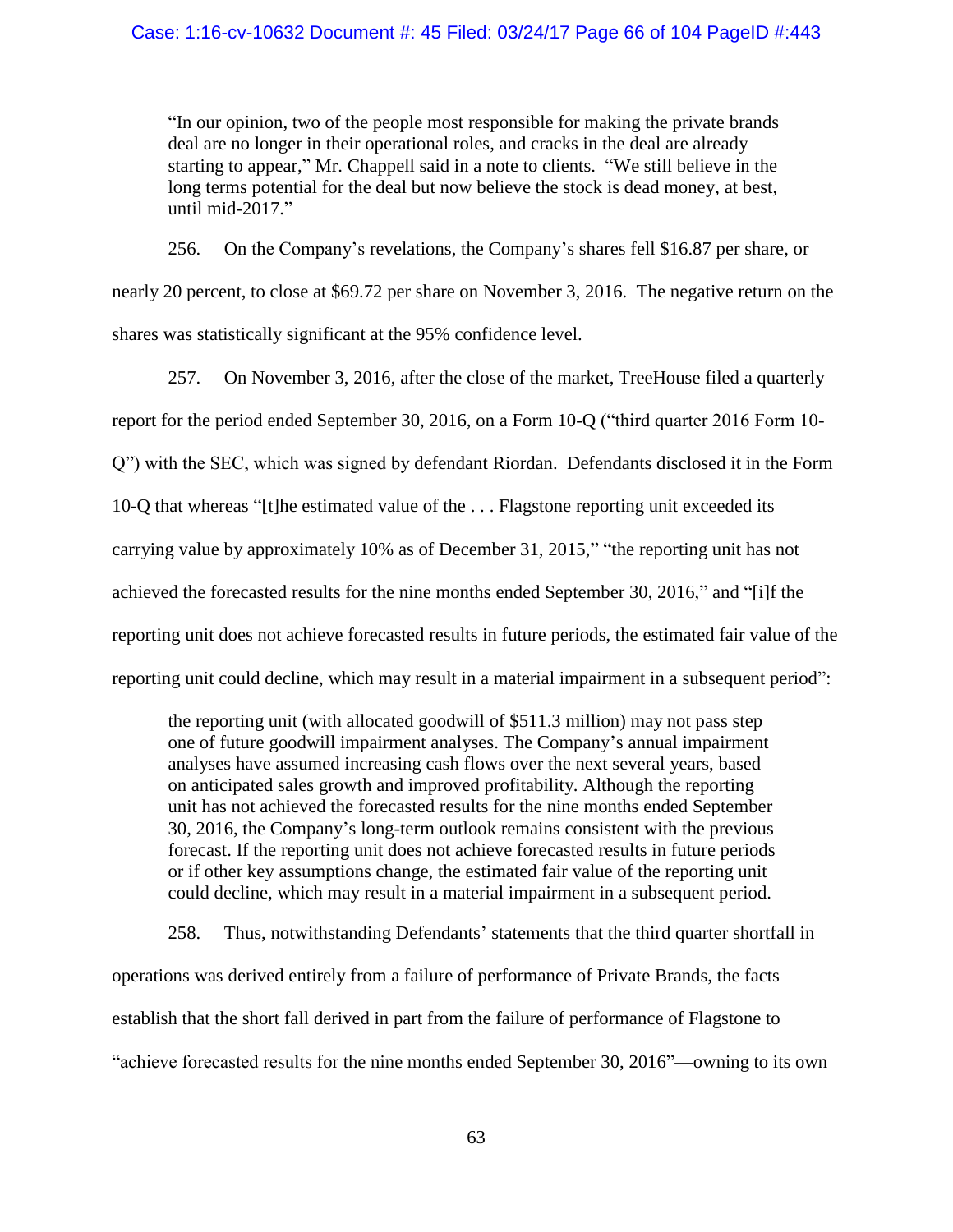> "In our opinion, two of the people most responsible for making the private brands deal are no longer in their operational roles, and cracks in the deal are already starting to appear," Mr. Chappell said in a note to clients. "We still believe in the long terms potential for the deal but now believe the stock is dead money, at best, until mid-2017."

256. On the Company's revelations, the Company's shares fell $16.87 per share, or nearly 20 percent, to close at $69.72 per share on November 3, 2016. The negative return on the shares was statistically significant at the 95% confidence level.

257. On November 3, 2016, after the close of the market, TreeHouse filed a quarterly report for the period ended September 30, 2016, on a Form 10-Q ("third quarter 2016 Form 10-Q") with the SEC, which was signed by defendant Riordan. Defendants disclosed it in the Form 10-Q that whereas "[t]he estimated value of the . . . Flagstone reporting unit exceeded its carrying value by approximately 10% as of December 31, 2015," "the reporting unit has not achieved the forecasted results for the nine months ended September 30, 2016," and "[i]f the reporting unit does not achieve forecasted results in future periods, the estimated fair value of the reporting unit could decline, which may result in a material impairment in a subsequent period":

> the reporting unit (with allocated goodwill of $511.3 million) may not pass step one of future goodwill impairment analyses. The Company's annual impairment analyses have assumed increasing cash flows over the next several years, based on anticipated sales growth and improved profitability. Although the reporting unit has not achieved the forecasted results for the nine months ended September 30, 2016, the Company's long-term outlook remains consistent with the previous forecast. If the reporting unit does not achieve forecasted results in future periods or if other key assumptions change, the estimated fair value of the reporting unit could decline, which may result in a material impairment in a subsequent period.

258. Thus, notwithstanding Defendants' statements that the third quarter shortfall in operations was derived entirely from a failure of performance of Private Brands, the facts establish that the short fall derived in part from the failure of performance of Flagstone to "achieve forecasted results for the nine months ended September 30, 2016"—owning to its own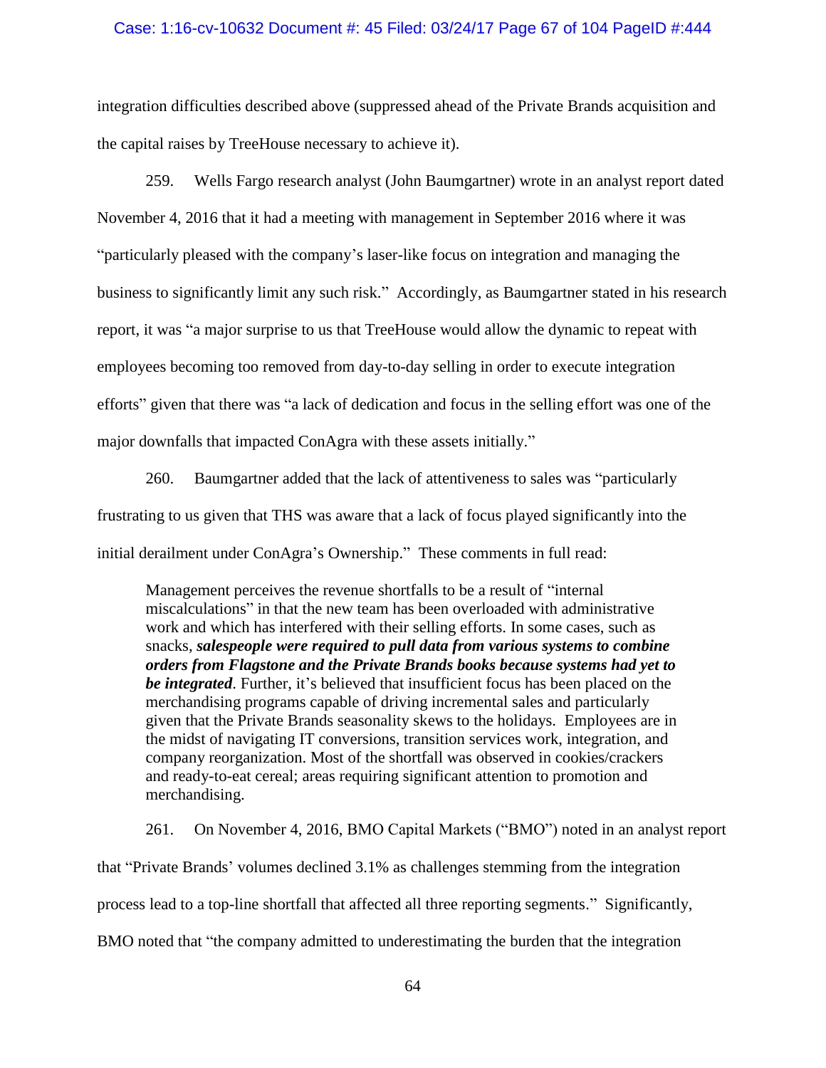integration difficulties described above (suppressed ahead of the Private Brands acquisition and the capital raises by TreeHouse necessary to achieve it).

259. Wells Fargo research analyst (John Baumgartner) wrote in an analyst report dated November 4, 2016 that it had a meeting with management in September 2016 where it was "particularly pleased with the company's laser-like focus on integration and managing the business to significantly limit any such risk." Accordingly, as Baumgartner stated in his research report, it was "a major surprise to us that TreeHouse would allow the dynamic to repeat with employees becoming too removed from day-to-day selling in order to execute integration efforts" given that there was "a lack of dedication and focus in the selling effort was one of the major downfalls that impacted ConAgra with these assets initially."

260. Baumgartner added that the lack of attentiveness to sales was "particularly frustrating to us given that THS was aware that a lack of focus played significantly into the initial derailment under ConAgra's Ownership." These comments in full read:

> Management perceives the revenue shortfalls to be a result of "internal miscalculations" in that the new team has been overloaded with administrative work and which has interfered with their selling efforts. In some cases, such as snacks, ***salespeople were required to pull data from various systems to combine orders from Flagstone and the Private Brands books because systems had yet to be integrated***. Further, it's believed that insufficient focus has been placed on the merchandising programs capable of driving incremental sales and particularly given that the Private Brands seasonality skews to the holidays. Employees are in the midst of navigating IT conversions, transition services work, integration, and company reorganization. Most of the shortfall was observed in cookies/crackers and ready-to-eat cereal; areas requiring significant attention to promotion and merchandising.

261. On November 4, 2016, BMO Capital Markets ("BMO") noted in an analyst report that "Private Brands' volumes declined 3.1% as challenges stemming from the integration process lead to a top-line shortfall that affected all three reporting segments." Significantly, BMO noted that "the company admitted to underestimating the burden that the integration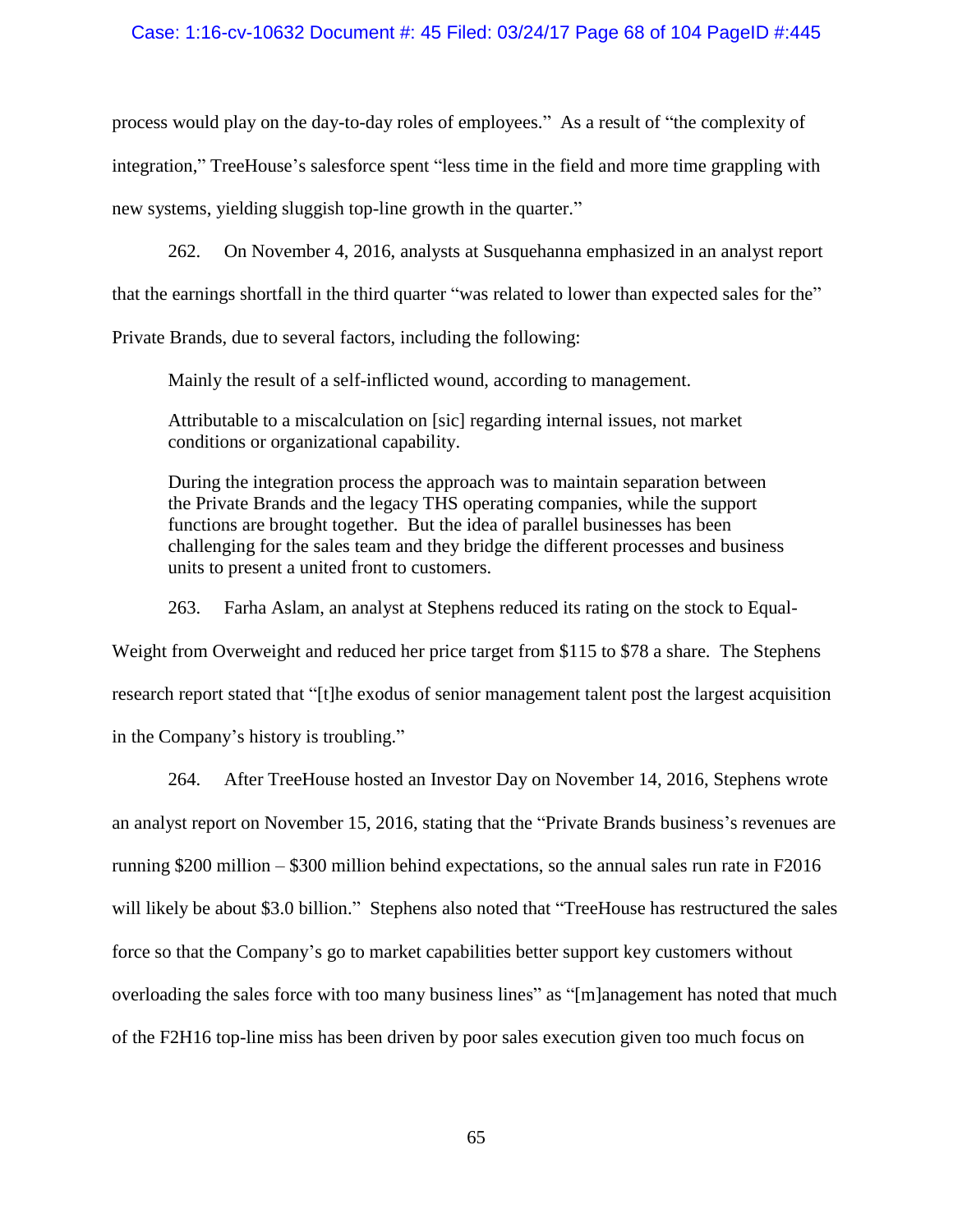process would play on the day-to-day roles of employees." As a result of "the complexity of integration," TreeHouse's salesforce spent "less time in the field and more time grappling with new systems, yielding sluggish top-line growth in the quarter."

262. On November 4, 2016, analysts at Susquehanna emphasized in an analyst report that the earnings shortfall in the third quarter "was related to lower than expected sales for the" Private Brands, due to several factors, including the following:

> Mainly the result of a self-inflicted wound, according to management.
>
> Attributable to a miscalculation on [sic] regarding internal issues, not market conditions or organizational capability.
>
> During the integration process the approach was to maintain separation between the Private Brands and the legacy THS operating companies, while the support functions are brought together. But the idea of parallel businesses has been challenging for the sales team and they bridge the different processes and business units to present a united front to customers.

263. Farha Aslam, an analyst at Stephens reduced its rating on the stock to Equal-Weight from Overweight and reduced her price target from $115 to $78 a share. The Stephens research report stated that "[t]he exodus of senior management talent post the largest acquisition in the Company's history is troubling."

264. After TreeHouse hosted an Investor Day on November 14, 2016, Stephens wrote an analyst report on November 15, 2016, stating that the "Private Brands business's revenues are running $200 million – $300 million behind expectations, so the annual sales run rate in F2016 will likely be about $3.0 billion." Stephens also noted that "TreeHouse has restructured the sales force so that the Company's go to market capabilities better support key customers without overloading the sales force with too many business lines" as "[m]anagement has noted that much of the F2H16 top-line miss has been driven by poor sales execution given too much focus on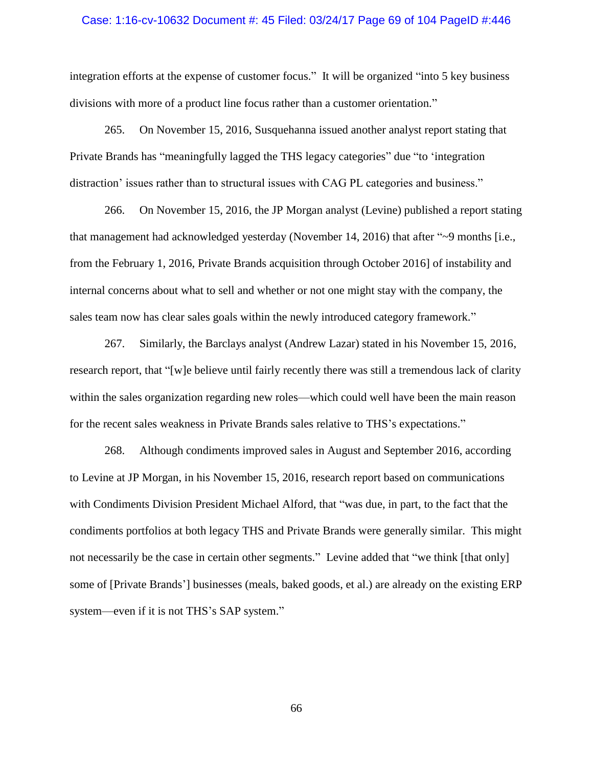integration efforts at the expense of customer focus." It will be organized "into 5 key business divisions with more of a product line focus rather than a customer orientation."

265. On November 15, 2016, Susquehanna issued another analyst report stating that Private Brands has "meaningfully lagged the THS legacy categories" due "to 'integration distraction' issues rather than to structural issues with CAG PL categories and business."

266. On November 15, 2016, the JP Morgan analyst (Levine) published a report stating that management had acknowledged yesterday (November 14, 2016) that after "~9 months [i.e., from the February 1, 2016, Private Brands acquisition through October 2016] of instability and internal concerns about what to sell and whether or not one might stay with the company, the sales team now has clear sales goals within the newly introduced category framework."

267. Similarly, the Barclays analyst (Andrew Lazar) stated in his November 15, 2016, research report, that "[w]e believe until fairly recently there was still a tremendous lack of clarity within the sales organization regarding new roles—which could well have been the main reason for the recent sales weakness in Private Brands sales relative to THS's expectations."

268. Although condiments improved sales in August and September 2016, according to Levine at JP Morgan, in his November 15, 2016, research report based on communications with Condiments Division President Michael Alford, that "was due, in part, to the fact that the condiments portfolios at both legacy THS and Private Brands were generally similar. This might not necessarily be the case in certain other segments." Levine added that "we think [that only] some of [Private Brands'] businesses (meals, baked goods, et al.) are already on the existing ERP system—even if it is not THS's SAP system."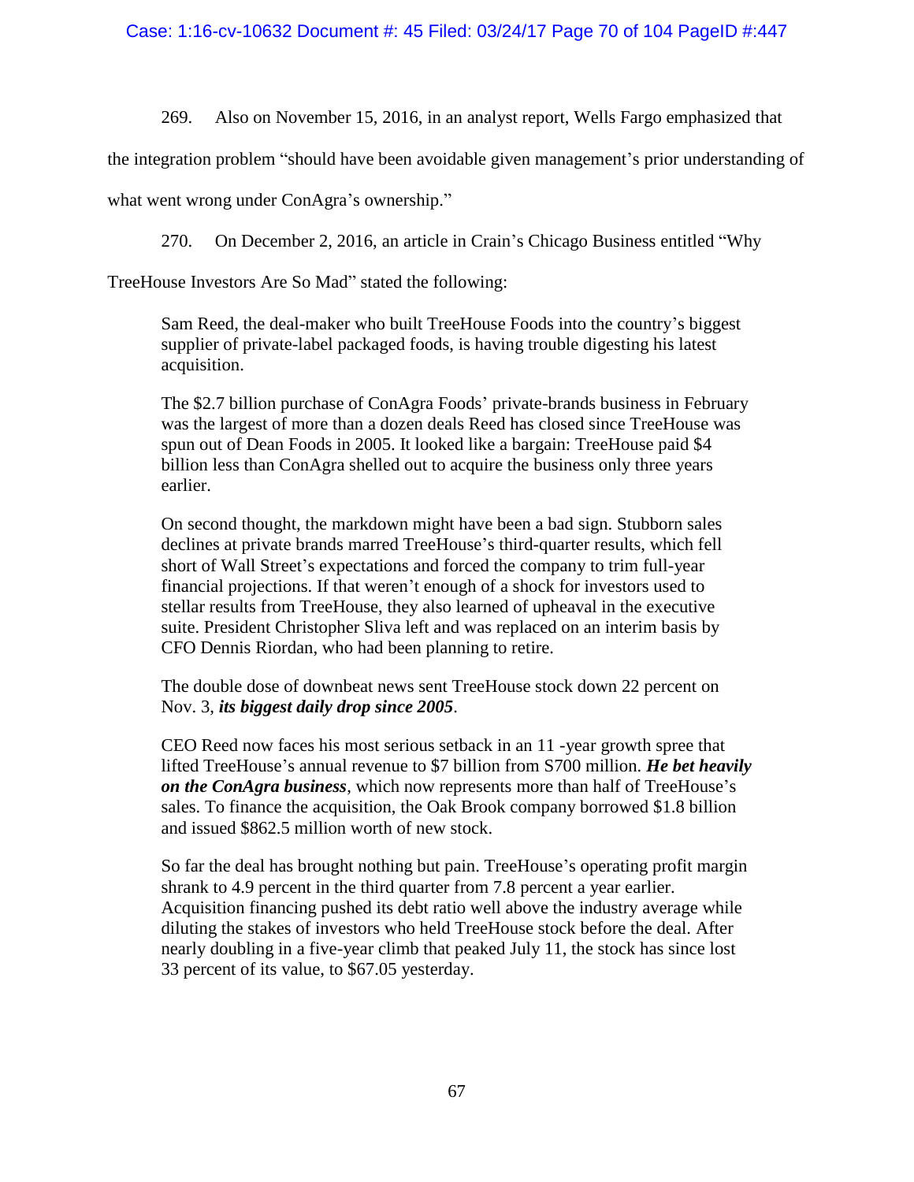269. Also on November 15, 2016, in an analyst report, Wells Fargo emphasized that the integration problem "should have been avoidable given management's prior understanding of what went wrong under ConAgra's ownership."

270. On December 2, 2016, an article in Crain's Chicago Business entitled "Why TreeHouse Investors Are So Mad" stated the following:

> Sam Reed, the deal-maker who built TreeHouse Foods into the country's biggest supplier of private-label packaged foods, is having trouble digesting his latest acquisition.
>
> The $2.7 billion purchase of ConAgra Foods' private-brands business in February was the largest of more than a dozen deals Reed has closed since TreeHouse was spun out of Dean Foods in 2005. It looked like a bargain: TreeHouse paid $4 billion less than ConAgra shelled out to acquire the business only three years earlier.
>
> On second thought, the markdown might have been a bad sign. Stubborn sales declines at private brands marred TreeHouse's third-quarter results, which fell short of Wall Street's expectations and forced the company to trim full-year financial projections. If that weren't enough of a shock for investors used to stellar results from TreeHouse, they also learned of upheaval in the executive suite. President Christopher Sliva left and was replaced on an interim basis by CFO Dennis Riordan, who had been planning to retire.
>
> The double dose of downbeat news sent TreeHouse stock down 22 percent on Nov. 3, ***its biggest daily drop since 2005***.
>
> CEO Reed now faces his most serious setback in an 11 -year growth spree that lifted TreeHouse's annual revenue to $7 billion from S700 million. ***He bet heavily on the ConAgra business***, which now represents more than half of TreeHouse's sales. To finance the acquisition, the Oak Brook company borrowed $1.8 billion and issued $862.5 million worth of new stock.
>
> So far the deal has brought nothing but pain. TreeHouse's operating profit margin shrank to 4.9 percent in the third quarter from 7.8 percent a year earlier. Acquisition financing pushed its debt ratio well above the industry average while diluting the stakes of investors who held TreeHouse stock before the deal. After nearly doubling in a five-year climb that peaked July 11, the stock has since lost 33 percent of its value, to $67.05 yesterday.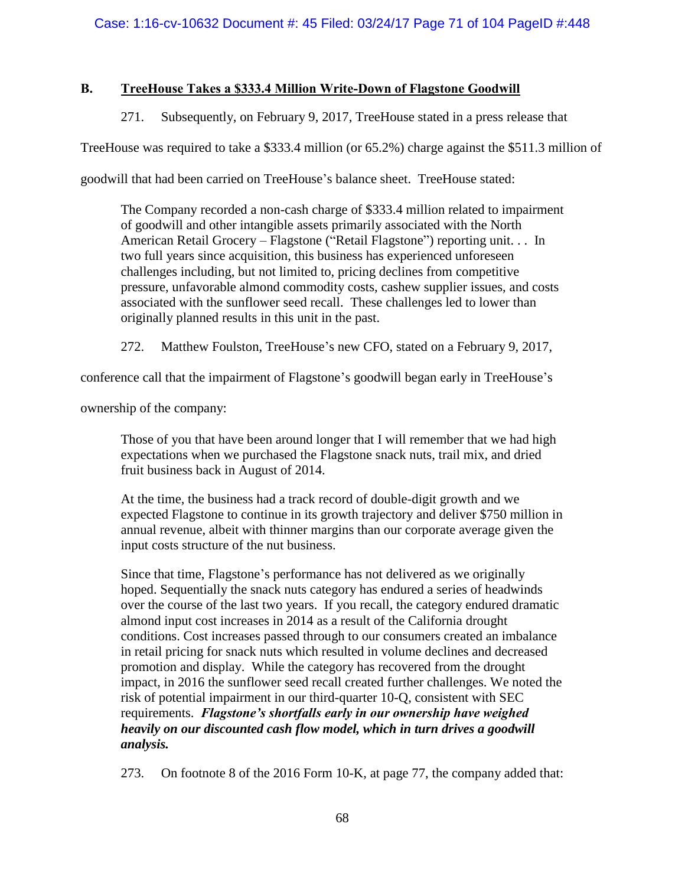## B. <u>TreeHouse Takes a $333.4 Million Write-Down of Flagstone Goodwill</u>

271. Subsequently, on February 9, 2017, TreeHouse stated in a press release that TreeHouse was required to take a $333.4 million (or 65.2%) charge against the $511.3 million of goodwill that had been carried on TreeHouse's balance sheet. TreeHouse stated:

> The Company recorded a non-cash charge of $333.4 million related to impairment of goodwill and other intangible assets primarily associated with the North American Retail Grocery – Flagstone ("Retail Flagstone") reporting unit. . . In two full years since acquisition, this business has experienced unforeseen challenges including, but not limited to, pricing declines from competitive pressure, unfavorable almond commodity costs, cashew supplier issues, and costs associated with the sunflower seed recall. These challenges led to lower than originally planned results in this unit in the past.

272. Matthew Foulston, TreeHouse's new CFO, stated on a February 9, 2017, conference call that the impairment of Flagstone's goodwill began early in TreeHouse's ownership of the company:

> Those of you that have been around longer that I will remember that we had high expectations when we purchased the Flagstone snack nuts, trail mix, and dried fruit business back in August of 2014.
>
> At the time, the business had a track record of double-digit growth and we expected Flagstone to continue in its growth trajectory and deliver $750 million in annual revenue, albeit with thinner margins than our corporate average given the input costs structure of the nut business.
>
> Since that time, Flagstone's performance has not delivered as we originally hoped. Sequentially the snack nuts category has endured a series of headwinds over the course of the last two years. If you recall, the category endured dramatic almond input cost increases in 2014 as a result of the California drought conditions. Cost increases passed through to our consumers created an imbalance in retail pricing for snack nuts which resulted in volume declines and decreased promotion and display. While the category has recovered from the drought impact, in 2016 the sunflower seed recall created further challenges. We noted the risk of potential impairment in our third-quarter 10-Q, consistent with SEC requirements. ***Flagstone's shortfalls early in our ownership have weighed heavily on our discounted cash flow model, which in turn drives a goodwill analysis.***

273. On footnote 8 of the 2016 Form 10-K, at page 77, the company added that: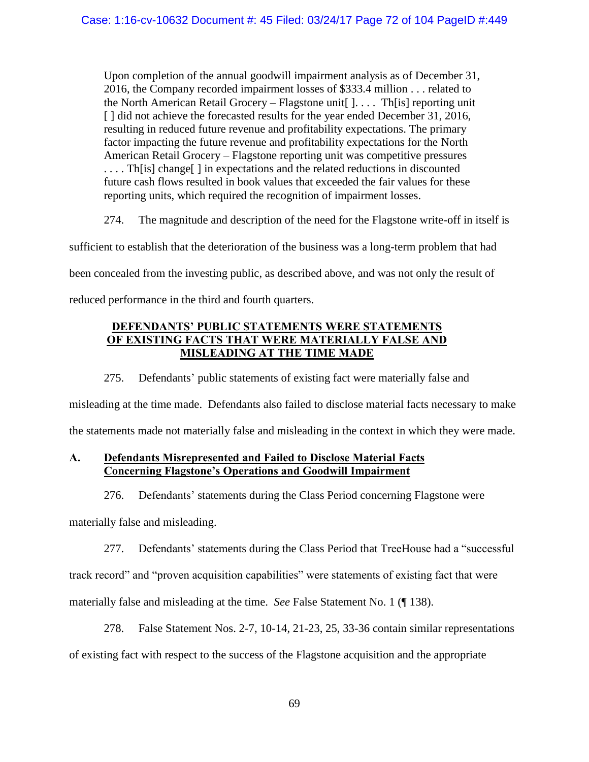> Upon completion of the annual goodwill impairment analysis as of December 31, 2016, the Company recorded impairment losses of $333.4 million . . . related to the North American Retail Grocery – Flagstone unit[ ]. . . . Th[is] reporting unit [ ] did not achieve the forecasted results for the year ended December 31, 2016, resulting in reduced future revenue and profitability expectations. The primary factor impacting the future revenue and profitability expectations for the North American Retail Grocery – Flagstone reporting unit was competitive pressures . . . . Th[is] change[ ] in expectations and the related reductions in discounted future cash flows resulted in book values that exceeded the fair values for these reporting units, which required the recognition of impairment losses.

274. The magnitude and description of the need for the Flagstone write-off in itself is sufficient to establish that the deterioration of the business was a long-term problem that had been concealed from the investing public, as described above, and was not only the result of reduced performance in the third and fourth quarters.

## DEFENDANTS' PUBLIC STATEMENTS WERE STATEMENTS OF EXISTING FACTS THAT WERE MATERIALLY FALSE AND MISLEADING AT THE TIME MADE

275. Defendants' public statements of existing fact were materially false and misleading at the time made. Defendants also failed to disclose material facts necessary to make the statements made not materially false and misleading in the context in which they were made.

### A. Defendants Misrepresented and Failed to Disclose Material Facts Concerning Flagstone's Operations and Goodwill Impairment

276. Defendants' statements during the Class Period concerning Flagstone were materially false and misleading.

277. Defendants' statements during the Class Period that TreeHouse had a "successful track record" and "proven acquisition capabilities" were statements of existing fact that were materially false and misleading at the time. *See* False Statement No. 1 (¶ 138).

278. False Statement Nos. 2-7, 10-14, 21-23, 25, 33-36 contain similar representations of existing fact with respect to the success of the Flagstone acquisition and the appropriate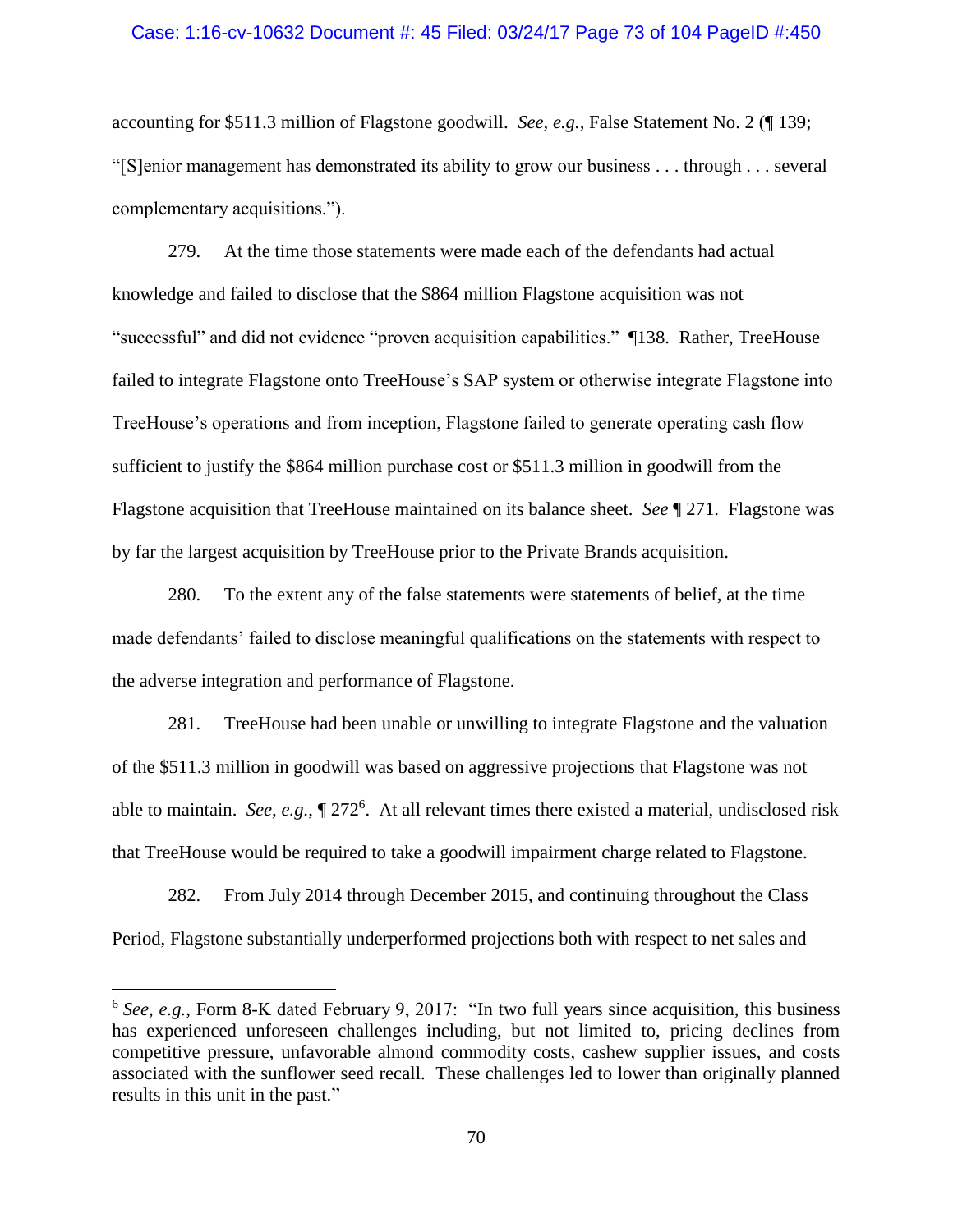accounting for $511.3 million of Flagstone goodwill. *See, e.g.*, False Statement No. 2 (¶ 139; "[S]enior management has demonstrated its ability to grow our business . . . through . . . several complementary acquisitions.").

279. At the time those statements were made each of the defendants had actual knowledge and failed to disclose that the $864 million Flagstone acquisition was not "successful" and did not evidence "proven acquisition capabilities." ¶138. Rather, TreeHouse failed to integrate Flagstone onto TreeHouse's SAP system or otherwise integrate Flagstone into TreeHouse's operations and from inception, Flagstone failed to generate operating cash flow sufficient to justify the $864 million purchase cost or $511.3 million in goodwill from the Flagstone acquisition that TreeHouse maintained on its balance sheet. *See* ¶ 271. Flagstone was by far the largest acquisition by TreeHouse prior to the Private Brands acquisition.

280. To the extent any of the false statements were statements of belief, at the time made defendants' failed to disclose meaningful qualifications on the statements with respect to the adverse integration and performance of Flagstone.

281. TreeHouse had been unable or unwilling to integrate Flagstone and the valuation of the $511.3 million in goodwill was based on aggressive projections that Flagstone was not able to maintain. *See, e.g.*, ¶ 272[6]. At all relevant times there existed a material, undisclosed risk that TreeHouse would be required to take a goodwill impairment charge related to Flagstone.

282. From July 2014 through December 2015, and continuing throughout the Class Period, Flagstone substantially underperformed projections both with respect to net sales and

---

[6] *See, e.g.*, Form 8-K dated February 9, 2017: "In two full years since acquisition, this business has experienced unforeseen challenges including, but not limited to, pricing declines from competitive pressure, unfavorable almond commodity costs, cashew supplier issues, and costs associated with the sunflower seed recall. These challenges led to lower than originally planned results in this unit in the past."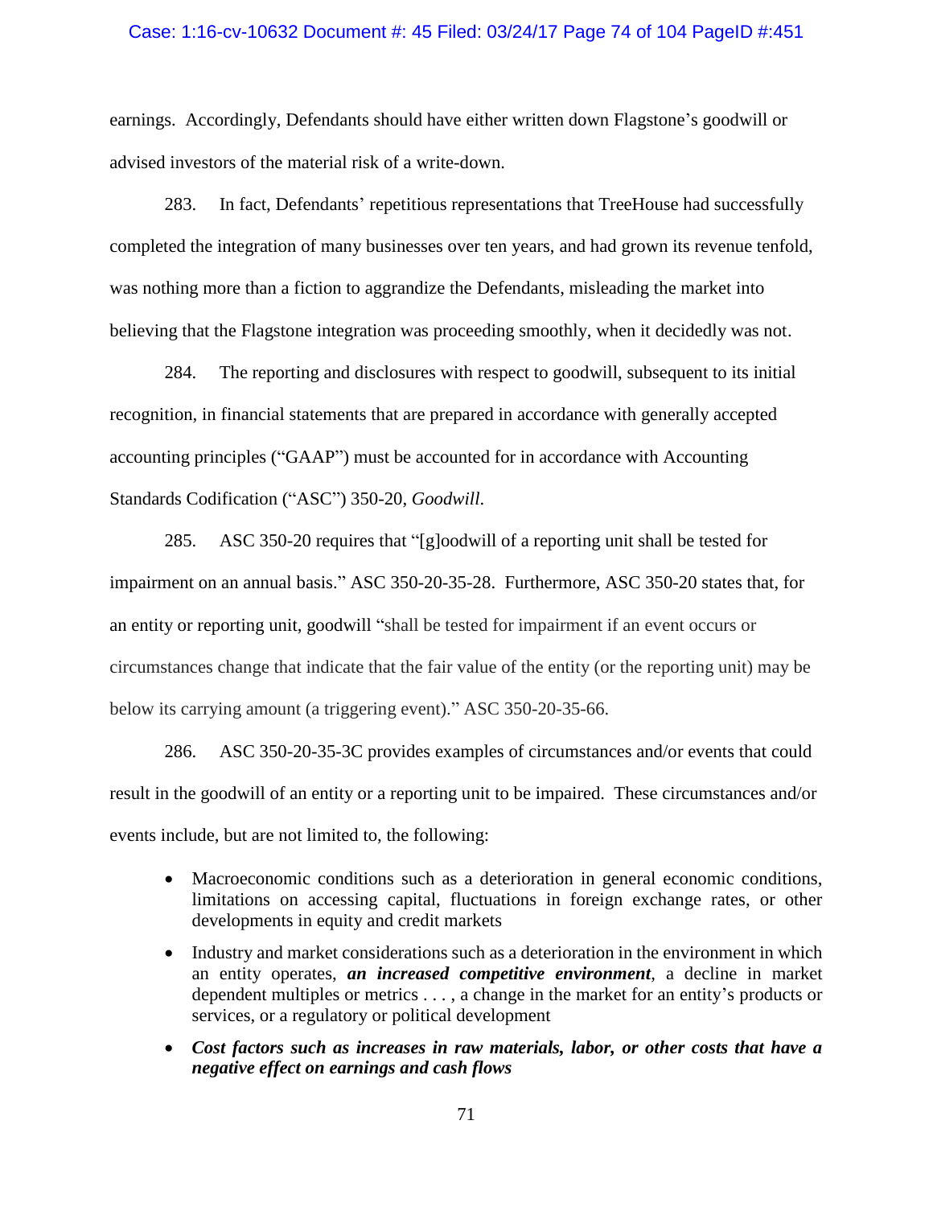earnings. Accordingly, Defendants should have either written down Flagstone's goodwill or advised investors of the material risk of a write-down.

283. In fact, Defendants' repetitious representations that TreeHouse had successfully completed the integration of many businesses over ten years, and had grown its revenue tenfold, was nothing more than a fiction to aggrandize the Defendants, misleading the market into believing that the Flagstone integration was proceeding smoothly, when it decidedly was not.

284. The reporting and disclosures with respect to goodwill, subsequent to its initial recognition, in financial statements that are prepared in accordance with generally accepted accounting principles ("GAAP") must be accounted for in accordance with Accounting Standards Codification ("ASC") 350-20, *Goodwill*.

285. ASC 350-20 requires that "[g]oodwill of a reporting unit shall be tested for impairment on an annual basis." ASC 350-20-35-28. Furthermore, ASC 350-20 states that, for an entity or reporting unit, goodwill "shall be tested for impairment if an event occurs or circumstances change that indicate that the fair value of the entity (or the reporting unit) may be below its carrying amount (a triggering event)." ASC 350-20-35-66.

286. ASC 350-20-35-3C provides examples of circumstances and/or events that could result in the goodwill of an entity or a reporting unit to be impaired. These circumstances and/or events include, but are not limited to, the following:

- Macroeconomic conditions such as a deterioration in general economic conditions, limitations on accessing capital, fluctuations in foreign exchange rates, or other developments in equity and credit markets
- Industry and market considerations such as a deterioration in the environment in which an entity operates, ***an increased competitive environment***, a decline in market dependent multiples or metrics . . . , a change in the market for an entity's products or services, or a regulatory or political development
- ***Cost factors such as increases in raw materials, labor, or other costs that have a negative effect on earnings and cash flows***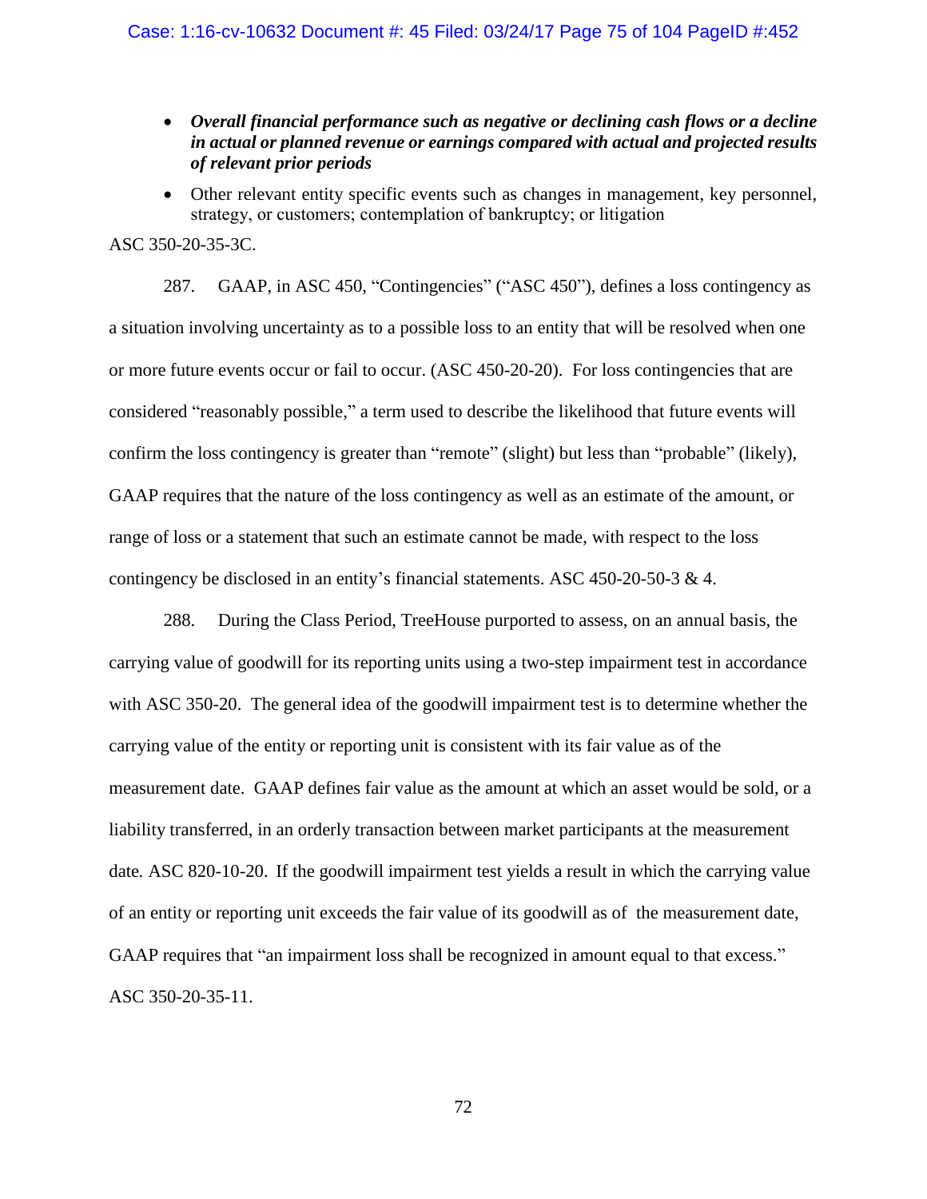- ***Overall financial performance such as negative or declining cash flows or a decline in actual or planned revenue or earnings compared with actual and projected results of relevant prior periods***
- Other relevant entity specific events such as changes in management, key personnel, strategy, or customers; contemplation of bankruptcy; or litigation

ASC 350-20-35-3C.

287. GAAP, in ASC 450, "Contingencies" ("ASC 450"), defines a loss contingency as a situation involving uncertainty as to a possible loss to an entity that will be resolved when one or more future events occur or fail to occur. (ASC 450-20-20). For loss contingencies that are considered "reasonably possible," a term used to describe the likelihood that future events will confirm the loss contingency is greater than "remote" (slight) but less than "probable" (likely), GAAP requires that the nature of the loss contingency as well as an estimate of the amount, or range of loss or a statement that such an estimate cannot be made, with respect to the loss contingency be disclosed in an entity's financial statements. ASC 450-20-50-3 & 4.

288. During the Class Period, TreeHouse purported to assess, on an annual basis, the carrying value of goodwill for its reporting units using a two-step impairment test in accordance with ASC 350-20. The general idea of the goodwill impairment test is to determine whether the carrying value of the entity or reporting unit is consistent with its fair value as of the measurement date. GAAP defines fair value as the amount at which an asset would be sold, or a liability transferred, in an orderly transaction between market participants at the measurement date*.* ASC 820-10-20. If the goodwill impairment test yields a result in which the carrying value of an entity or reporting unit exceeds the fair value of its goodwill as of the measurement date, GAAP requires that "an impairment loss shall be recognized in amount equal to that excess." ASC 350-20-35-11.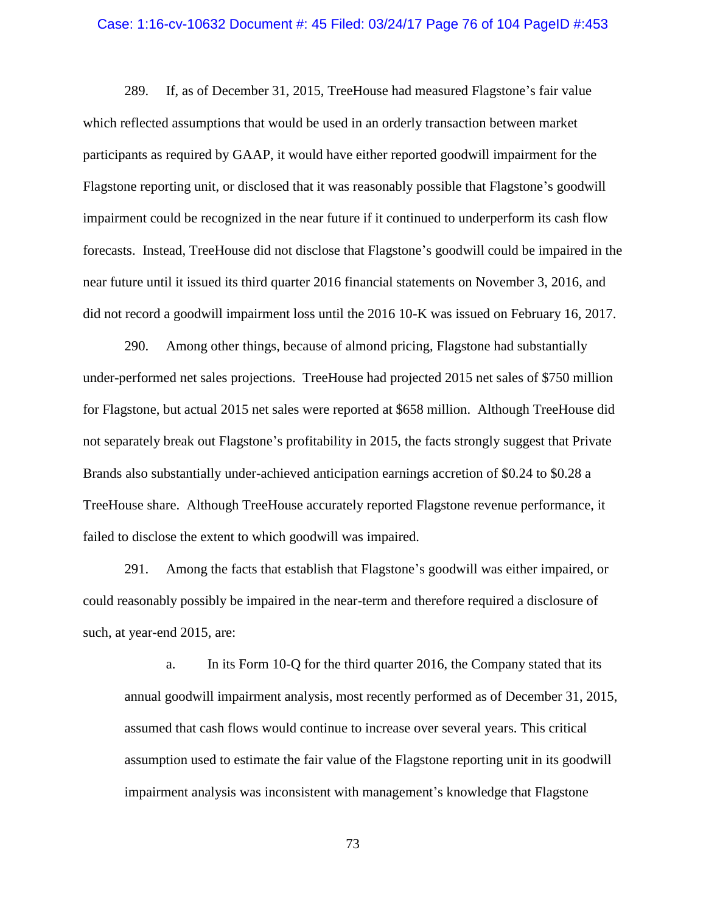289. If, as of December 31, 2015, TreeHouse had measured Flagstone's fair value which reflected assumptions that would be used in an orderly transaction between market participants as required by GAAP, it would have either reported goodwill impairment for the Flagstone reporting unit, or disclosed that it was reasonably possible that Flagstone's goodwill impairment could be recognized in the near future if it continued to underperform its cash flow forecasts. Instead, TreeHouse did not disclose that Flagstone's goodwill could be impaired in the near future until it issued its third quarter 2016 financial statements on November 3, 2016, and did not record a goodwill impairment loss until the 2016 10-K was issued on February 16, 2017.

290. Among other things, because of almond pricing, Flagstone had substantially under-performed net sales projections. TreeHouse had projected 2015 net sales of $750 million for Flagstone, but actual 2015 net sales were reported at $658 million. Although TreeHouse did not separately break out Flagstone's profitability in 2015, the facts strongly suggest that Private Brands also substantially under-achieved anticipation earnings accretion of $0.24 to $0.28 a TreeHouse share. Although TreeHouse accurately reported Flagstone revenue performance, it failed to disclose the extent to which goodwill was impaired.

291. Among the facts that establish that Flagstone's goodwill was either impaired, or could reasonably possibly be impaired in the near-term and therefore required a disclosure of such, at year-end 2015, are:

a. In its Form 10-Q for the third quarter 2016, the Company stated that its annual goodwill impairment analysis, most recently performed as of December 31, 2015, assumed that cash flows would continue to increase over several years. This critical assumption used to estimate the fair value of the Flagstone reporting unit in its goodwill impairment analysis was inconsistent with management's knowledge that Flagstone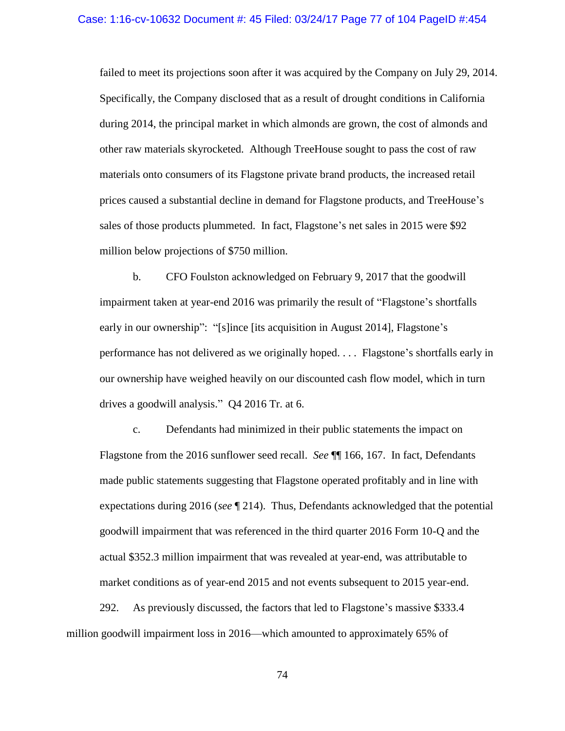failed to meet its projections soon after it was acquired by the Company on July 29, 2014. Specifically, the Company disclosed that as a result of drought conditions in California during 2014, the principal market in which almonds are grown, the cost of almonds and other raw materials skyrocketed. Although TreeHouse sought to pass the cost of raw materials onto consumers of its Flagstone private brand products, the increased retail prices caused a substantial decline in demand for Flagstone products, and TreeHouse's sales of those products plummeted. In fact, Flagstone's net sales in 2015 were $92 million below projections of $750 million.

b. CFO Foulston acknowledged on February 9, 2017 that the goodwill impairment taken at year-end 2016 was primarily the result of "Flagstone's shortfalls early in our ownership": "[s]ince [its acquisition in August 2014], Flagstone's performance has not delivered as we originally hoped. . . . Flagstone's shortfalls early in our ownership have weighed heavily on our discounted cash flow model, which in turn drives a goodwill analysis." Q4 2016 Tr. at 6.

c. Defendants had minimized in their public statements the impact on Flagstone from the 2016 sunflower seed recall. *See* ¶¶ 166, 167. In fact, Defendants made public statements suggesting that Flagstone operated profitably and in line with expectations during 2016 (*see* ¶ 214). Thus, Defendants acknowledged that the potential goodwill impairment that was referenced in the third quarter 2016 Form 10-Q and the actual $352.3 million impairment that was revealed at year-end, was attributable to market conditions as of year-end 2015 and not events subsequent to 2015 year-end.

292. As previously discussed, the factors that led to Flagstone's massive $333.4 million goodwill impairment loss in 2016—which amounted to approximately 65% of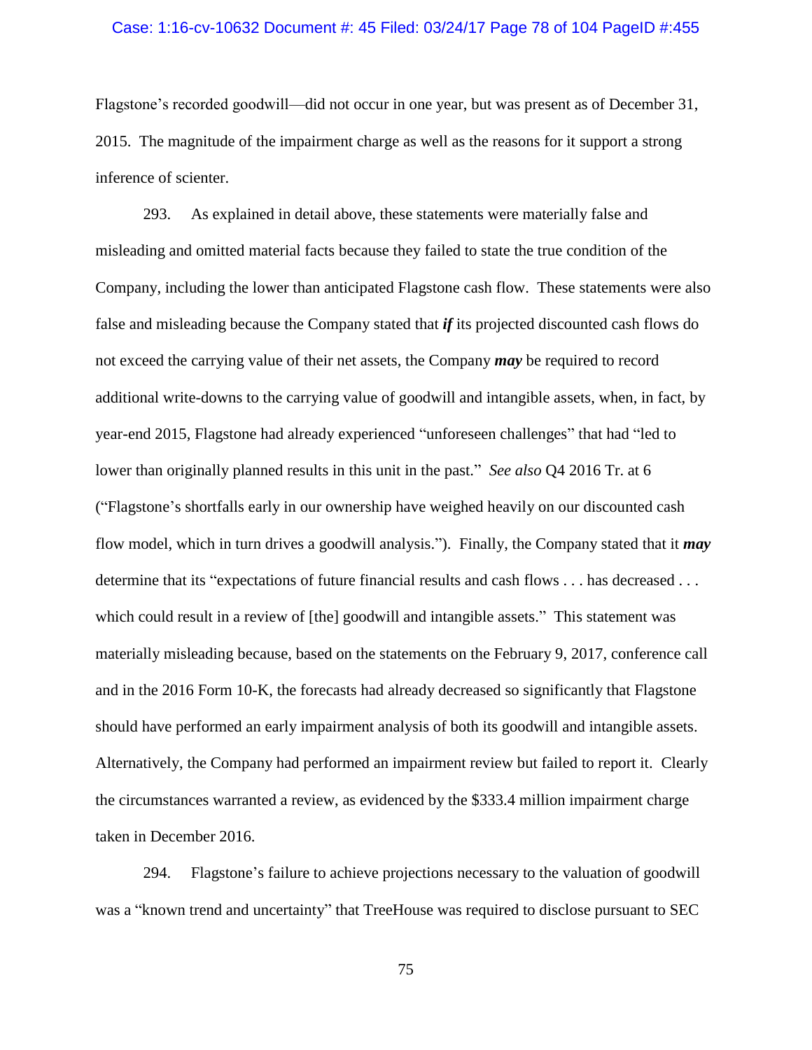Flagstone's recorded goodwill—did not occur in one year, but was present as of December 31, 2015. The magnitude of the impairment charge as well as the reasons for it support a strong inference of scienter.

293. As explained in detail above, these statements were materially false and misleading and omitted material facts because they failed to state the true condition of the Company, including the lower than anticipated Flagstone cash flow. These statements were also false and misleading because the Company stated that ***if*** its projected discounted cash flows do not exceed the carrying value of their net assets, the Company ***may*** be required to record additional write-downs to the carrying value of goodwill and intangible assets, when, in fact, by year-end 2015, Flagstone had already experienced "unforeseen challenges" that had "led to lower than originally planned results in this unit in the past." *See also* Q4 2016 Tr. at 6 ("Flagstone's shortfalls early in our ownership have weighed heavily on our discounted cash flow model, which in turn drives a goodwill analysis."). Finally, the Company stated that it ***may*** determine that its "expectations of future financial results and cash flows . . . has decreased . . . which could result in a review of [the] goodwill and intangible assets." This statement was materially misleading because, based on the statements on the February 9, 2017, conference call and in the 2016 Form 10-K, the forecasts had already decreased so significantly that Flagstone should have performed an early impairment analysis of both its goodwill and intangible assets. Alternatively, the Company had performed an impairment review but failed to report it. Clearly the circumstances warranted a review, as evidenced by the $333.4 million impairment charge taken in December 2016.

294. Flagstone's failure to achieve projections necessary to the valuation of goodwill was a "known trend and uncertainty" that TreeHouse was required to disclose pursuant to SEC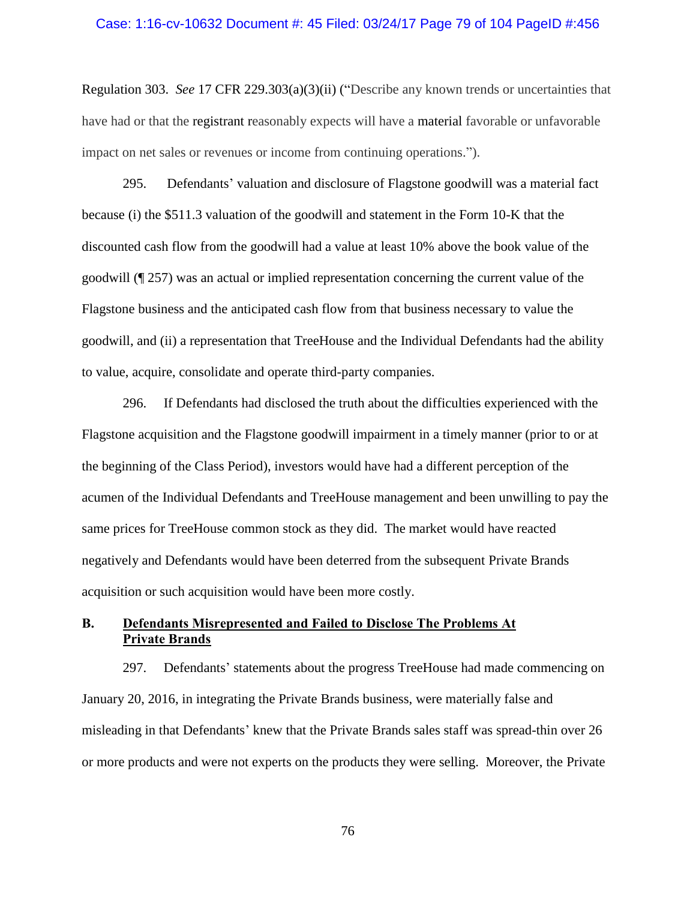Regulation 303. *See* 17 CFR 229.303(a)(3)(ii) ("Describe any known trends or uncertainties that have had or that the registrant reasonably expects will have a material favorable or unfavorable impact on net sales or revenues or income from continuing operations.").

295. Defendants' valuation and disclosure of Flagstone goodwill was a material fact because (i) the $511.3 valuation of the goodwill and statement in the Form 10-K that the discounted cash flow from the goodwill had a value at least 10% above the book value of the goodwill (¶ 257) was an actual or implied representation concerning the current value of the Flagstone business and the anticipated cash flow from that business necessary to value the goodwill, and (ii) a representation that TreeHouse and the Individual Defendants had the ability to value, acquire, consolidate and operate third-party companies.

296. If Defendants had disclosed the truth about the difficulties experienced with the Flagstone acquisition and the Flagstone goodwill impairment in a timely manner (prior to or at the beginning of the Class Period), investors would have had a different perception of the acumen of the Individual Defendants and TreeHouse management and been unwilling to pay the same prices for TreeHouse common stock as they did. The market would have reacted negatively and Defendants would have been deterred from the subsequent Private Brands acquisition or such acquisition would have been more costly.

## B. <u>Defendants Misrepresented and Failed to Disclose The Problems At Private Brands</u>

297. Defendants' statements about the progress TreeHouse had made commencing on January 20, 2016, in integrating the Private Brands business, were materially false and misleading in that Defendants' knew that the Private Brands sales staff was spread-thin over 26 or more products and were not experts on the products they were selling. Moreover, the Private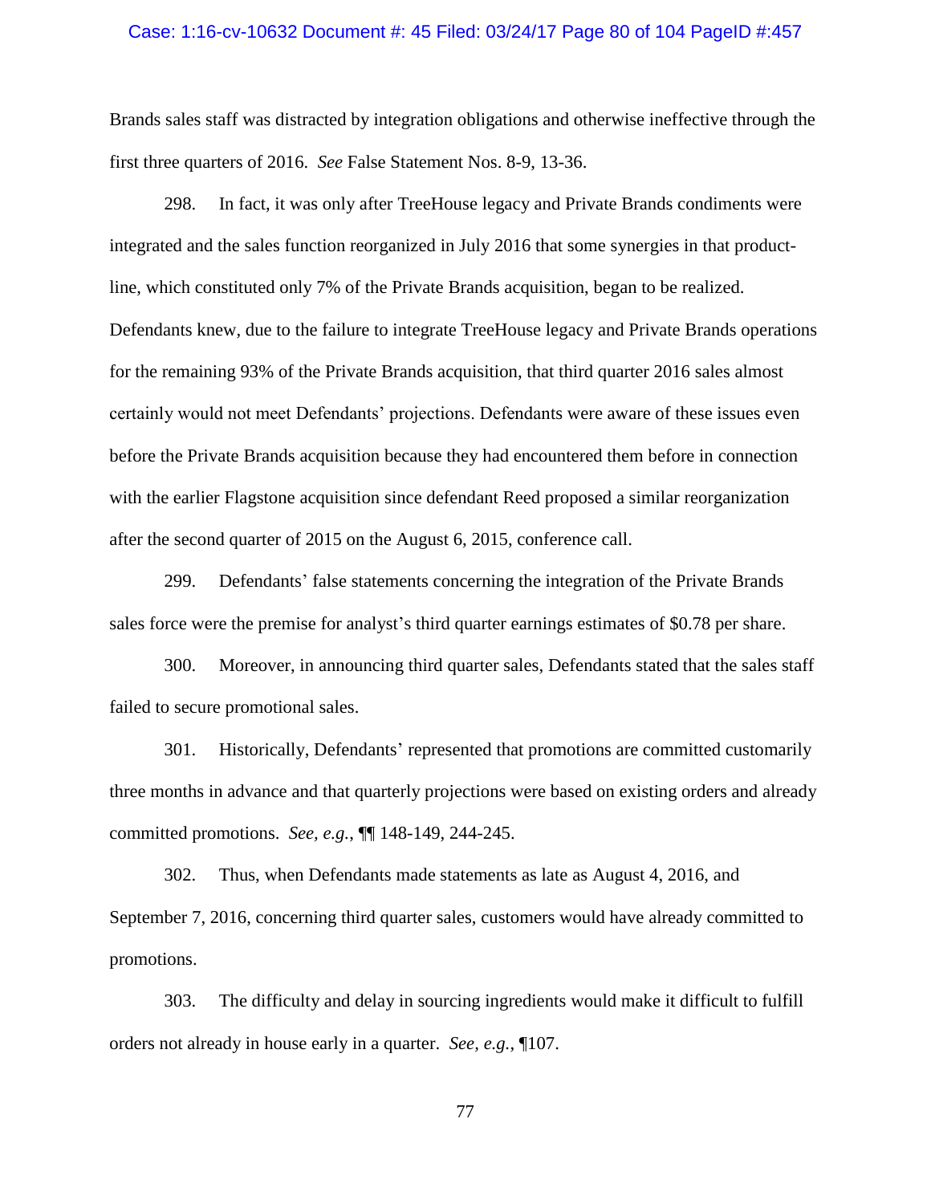Brands sales staff was distracted by integration obligations and otherwise ineffective through the first three quarters of 2016. *See* False Statement Nos. 8-9, 13-36.

298. In fact, it was only after TreeHouse legacy and Private Brands condiments were integrated and the sales function reorganized in July 2016 that some synergies in that product-line, which constituted only 7% of the Private Brands acquisition, began to be realized. Defendants knew, due to the failure to integrate TreeHouse legacy and Private Brands operations for the remaining 93% of the Private Brands acquisition, that third quarter 2016 sales almost certainly would not meet Defendants' projections. Defendants were aware of these issues even before the Private Brands acquisition because they had encountered them before in connection with the earlier Flagstone acquisition since defendant Reed proposed a similar reorganization after the second quarter of 2015 on the August 6, 2015, conference call.

299. Defendants' false statements concerning the integration of the Private Brands sales force were the premise for analyst's third quarter earnings estimates of $0.78 per share.

300. Moreover, in announcing third quarter sales, Defendants stated that the sales staff failed to secure promotional sales.

301. Historically, Defendants' represented that promotions are committed customarily three months in advance and that quarterly projections were based on existing orders and already committed promotions. *See, e.g.*, ¶¶ 148-149, 244-245.

302. Thus, when Defendants made statements as late as August 4, 2016, and September 7, 2016, concerning third quarter sales, customers would have already committed to promotions.

303. The difficulty and delay in sourcing ingredients would make it difficult to fulfill orders not already in house early in a quarter. *See, e.g.*, ¶107.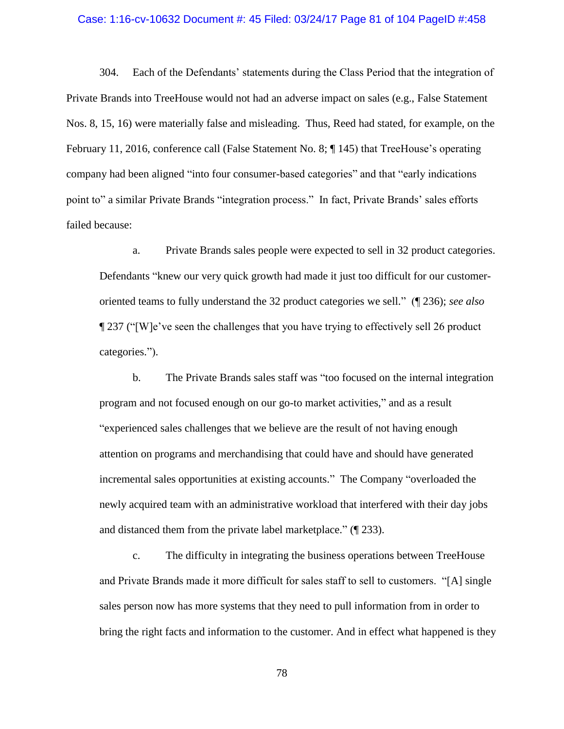304. Each of the Defendants' statements during the Class Period that the integration of Private Brands into TreeHouse would not had an adverse impact on sales (e.g., False Statement Nos. 8, 15, 16) were materially false and misleading. Thus, Reed had stated, for example, on the February 11, 2016, conference call (False Statement No. 8; ¶ 145) that TreeHouse's operating company had been aligned "into four consumer-based categories" and that "early indications point to" a similar Private Brands "integration process." In fact, Private Brands' sales efforts failed because:

a. Private Brands sales people were expected to sell in 32 product categories. Defendants "knew our very quick growth had made it just too difficult for our customer-oriented teams to fully understand the 32 product categories we sell." (¶ 236); *see also* ¶ 237 ("[W]e've seen the challenges that you have trying to effectively sell 26 product categories.").

b. The Private Brands sales staff was "too focused on the internal integration program and not focused enough on our go-to market activities," and as a result "experienced sales challenges that we believe are the result of not having enough attention on programs and merchandising that could have and should have generated incremental sales opportunities at existing accounts." The Company "overloaded the newly acquired team with an administrative workload that interfered with their day jobs and distanced them from the private label marketplace." (¶ 233).

c. The difficulty in integrating the business operations between TreeHouse and Private Brands made it more difficult for sales staff to sell to customers. "[A] single sales person now has more systems that they need to pull information from in order to bring the right facts and information to the customer. And in effect what happened is they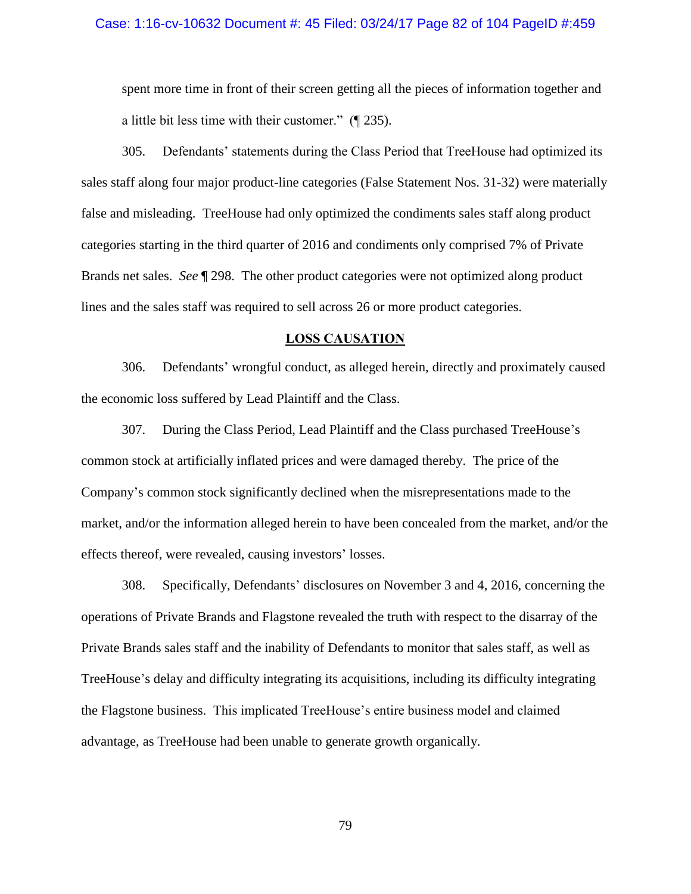spent more time in front of their screen getting all the pieces of information together and a little bit less time with their customer." (¶ 235).

305. Defendants' statements during the Class Period that TreeHouse had optimized its sales staff along four major product-line categories (False Statement Nos. 31-32) were materially false and misleading. TreeHouse had only optimized the condiments sales staff along product categories starting in the third quarter of 2016 and condiments only comprised 7% of Private Brands net sales. *See* ¶ 298. The other product categories were not optimized along product lines and the sales staff was required to sell across 26 or more product categories.

## LOSS CAUSATION

306. Defendants' wrongful conduct, as alleged herein, directly and proximately caused the economic loss suffered by Lead Plaintiff and the Class.

307. During the Class Period, Lead Plaintiff and the Class purchased TreeHouse's common stock at artificially inflated prices and were damaged thereby. The price of the Company's common stock significantly declined when the misrepresentations made to the market, and/or the information alleged herein to have been concealed from the market, and/or the effects thereof, were revealed, causing investors' losses.

308. Specifically, Defendants' disclosures on November 3 and 4, 2016, concerning the operations of Private Brands and Flagstone revealed the truth with respect to the disarray of the Private Brands sales staff and the inability of Defendants to monitor that sales staff, as well as TreeHouse's delay and difficulty integrating its acquisitions, including its difficulty integrating the Flagstone business. This implicated TreeHouse's entire business model and claimed advantage, as TreeHouse had been unable to generate growth organically.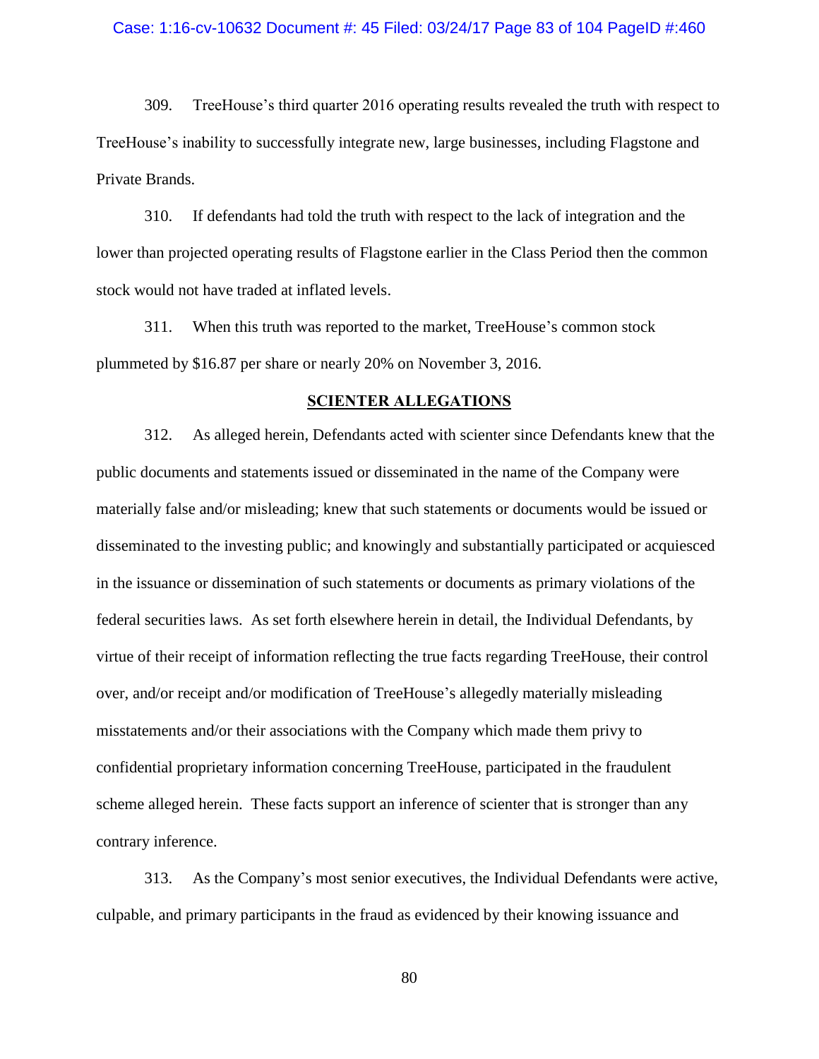309. TreeHouse's third quarter 2016 operating results revealed the truth with respect to TreeHouse's inability to successfully integrate new, large businesses, including Flagstone and Private Brands.

310. If defendants had told the truth with respect to the lack of integration and the lower than projected operating results of Flagstone earlier in the Class Period then the common stock would not have traded at inflated levels.

311. When this truth was reported to the market, TreeHouse's common stock plummeted by $16.87 per share or nearly 20% on November 3, 2016.

## SCIENTER ALLEGATIONS

312. As alleged herein, Defendants acted with scienter since Defendants knew that the public documents and statements issued or disseminated in the name of the Company were materially false and/or misleading; knew that such statements or documents would be issued or disseminated to the investing public; and knowingly and substantially participated or acquiesced in the issuance or dissemination of such statements or documents as primary violations of the federal securities laws. As set forth elsewhere herein in detail, the Individual Defendants, by virtue of their receipt of information reflecting the true facts regarding TreeHouse, their control over, and/or receipt and/or modification of TreeHouse's allegedly materially misleading misstatements and/or their associations with the Company which made them privy to confidential proprietary information concerning TreeHouse, participated in the fraudulent scheme alleged herein. These facts support an inference of scienter that is stronger than any contrary inference.

313. As the Company's most senior executives, the Individual Defendants were active, culpable, and primary participants in the fraud as evidenced by their knowing issuance and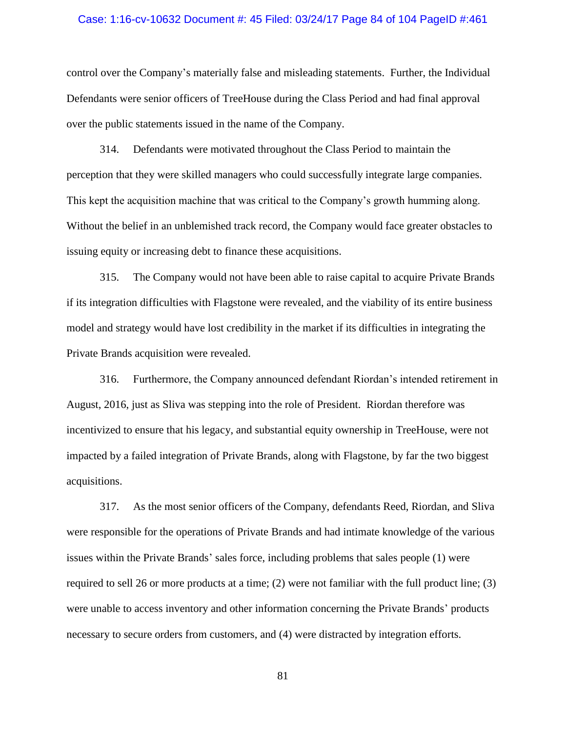control over the Company's materially false and misleading statements. Further, the Individual Defendants were senior officers of TreeHouse during the Class Period and had final approval over the public statements issued in the name of the Company.

314. Defendants were motivated throughout the Class Period to maintain the perception that they were skilled managers who could successfully integrate large companies. This kept the acquisition machine that was critical to the Company's growth humming along. Without the belief in an unblemished track record, the Company would face greater obstacles to issuing equity or increasing debt to finance these acquisitions.

315. The Company would not have been able to raise capital to acquire Private Brands if its integration difficulties with Flagstone were revealed, and the viability of its entire business model and strategy would have lost credibility in the market if its difficulties in integrating the Private Brands acquisition were revealed.

316. Furthermore, the Company announced defendant Riordan's intended retirement in August, 2016, just as Sliva was stepping into the role of President. Riordan therefore was incentivized to ensure that his legacy, and substantial equity ownership in TreeHouse, were not impacted by a failed integration of Private Brands, along with Flagstone, by far the two biggest acquisitions.

317. As the most senior officers of the Company, defendants Reed, Riordan, and Sliva were responsible for the operations of Private Brands and had intimate knowledge of the various issues within the Private Brands' sales force, including problems that sales people (1) were required to sell 26 or more products at a time; (2) were not familiar with the full product line; (3) were unable to access inventory and other information concerning the Private Brands' products necessary to secure orders from customers, and (4) were distracted by integration efforts.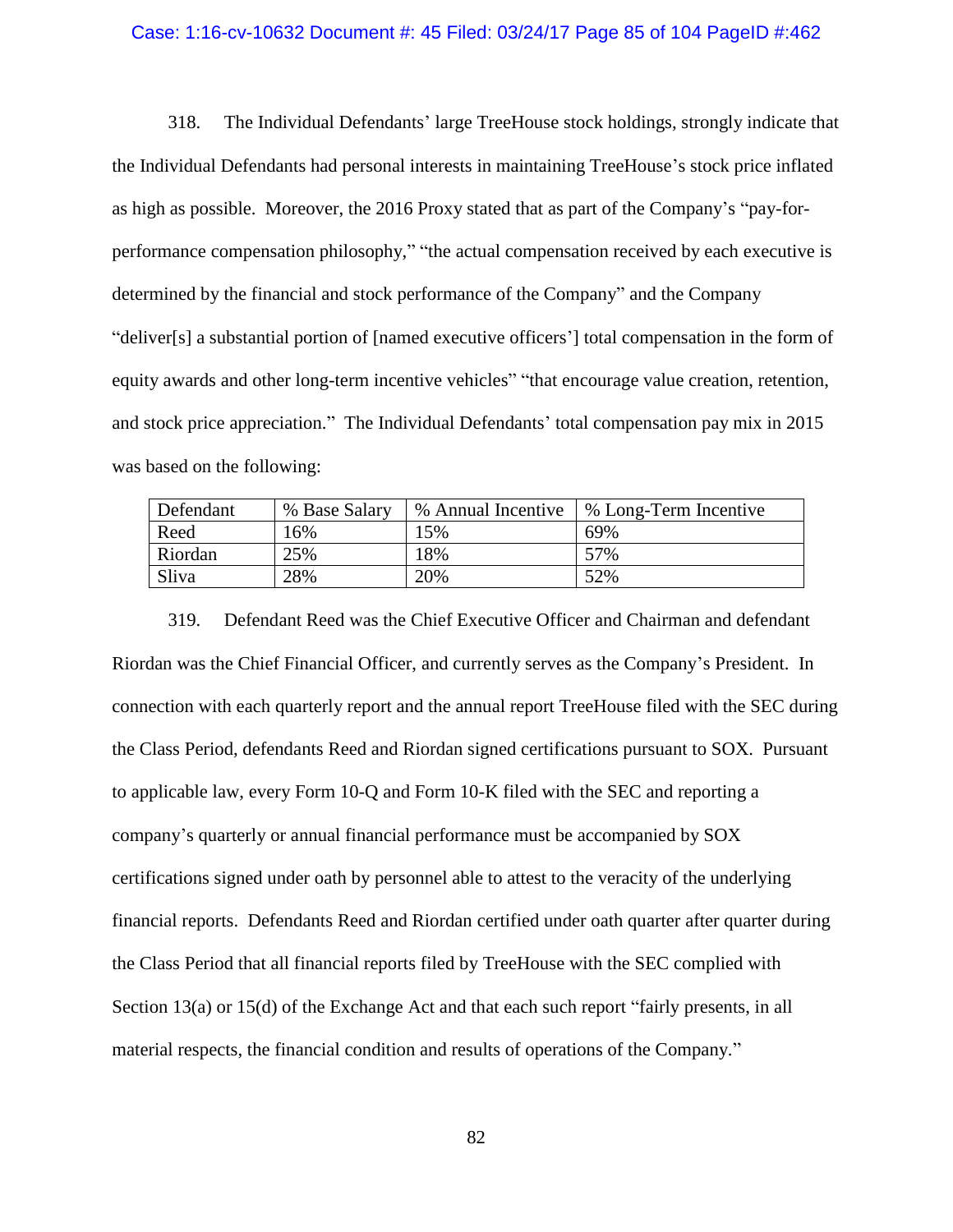318. The Individual Defendants' large TreeHouse stock holdings, strongly indicate that the Individual Defendants had personal interests in maintaining TreeHouse's stock price inflated as high as possible. Moreover, the 2016 Proxy stated that as part of the Company's "pay-for-performance compensation philosophy," "the actual compensation received by each executive is determined by the financial and stock performance of the Company" and the Company "deliver[s] a substantial portion of [named executive officers'] total compensation in the form of equity awards and other long-term incentive vehicles" "that encourage value creation, retention, and stock price appreciation." The Individual Defendants' total compensation pay mix in 2015 was based on the following:

| Defendant | % Base Salary | % Annual Incentive | % Long-Term Incentive |
|---|---|---|---|
| Reed | 16% | 15% | 69% |
| Riordan | 25% | 18% | 57% |
| Sliva | 28% | 20% | 52% |

319. Defendant Reed was the Chief Executive Officer and Chairman and defendant Riordan was the Chief Financial Officer, and currently serves as the Company's President. In connection with each quarterly report and the annual report TreeHouse filed with the SEC during the Class Period, defendants Reed and Riordan signed certifications pursuant to SOX. Pursuant to applicable law, every Form 10-Q and Form 10-K filed with the SEC and reporting a company's quarterly or annual financial performance must be accompanied by SOX certifications signed under oath by personnel able to attest to the veracity of the underlying financial reports. Defendants Reed and Riordan certified under oath quarter after quarter during the Class Period that all financial reports filed by TreeHouse with the SEC complied with Section 13(a) or 15(d) of the Exchange Act and that each such report "fairly presents, in all material respects, the financial condition and results of operations of the Company."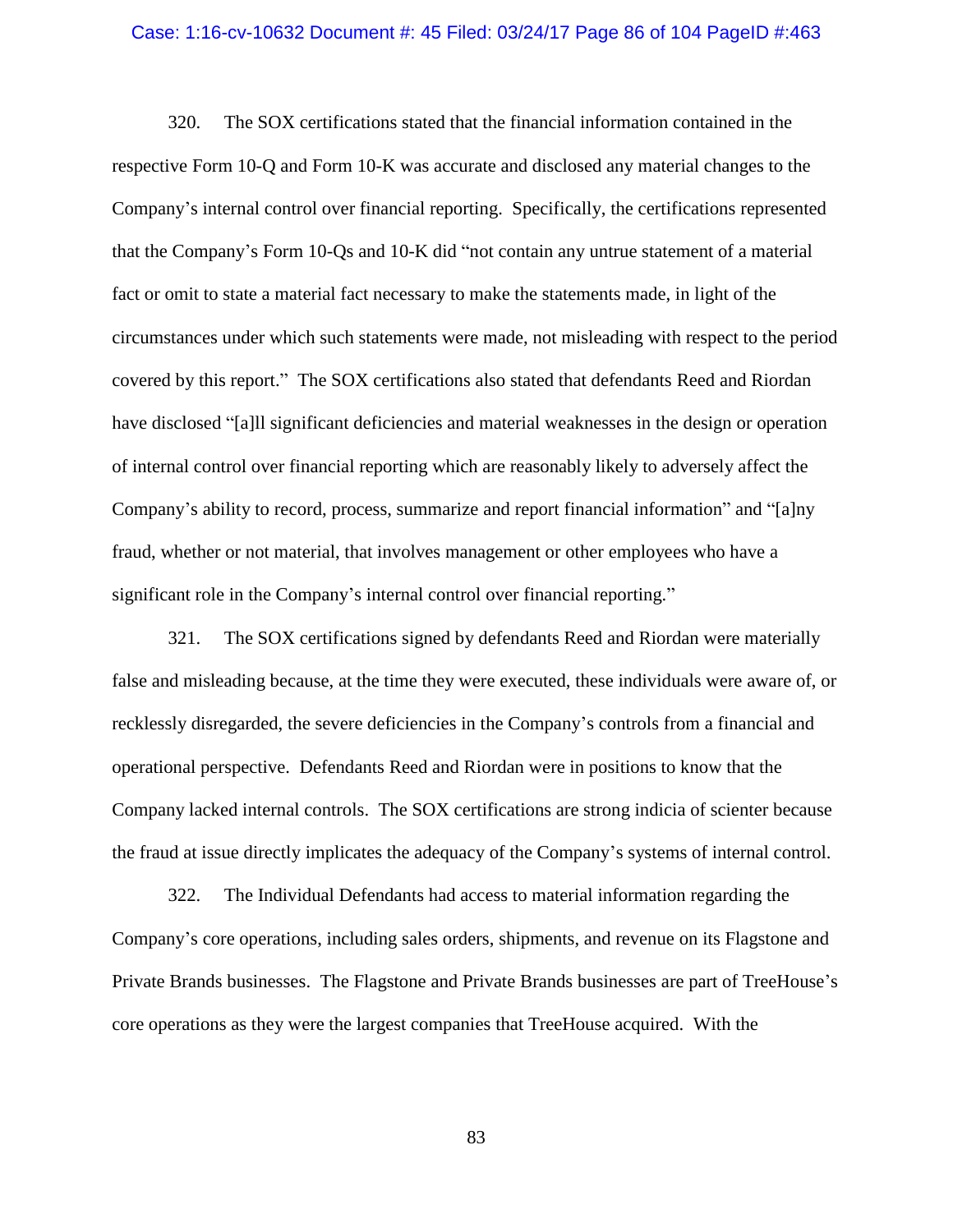320. The SOX certifications stated that the financial information contained in the respective Form 10-Q and Form 10-K was accurate and disclosed any material changes to the Company's internal control over financial reporting. Specifically, the certifications represented that the Company's Form 10-Qs and 10-K did "not contain any untrue statement of a material fact or omit to state a material fact necessary to make the statements made, in light of the circumstances under which such statements were made, not misleading with respect to the period covered by this report." The SOX certifications also stated that defendants Reed and Riordan have disclosed "[a]ll significant deficiencies and material weaknesses in the design or operation of internal control over financial reporting which are reasonably likely to adversely affect the Company's ability to record, process, summarize and report financial information" and "[a]ny fraud, whether or not material, that involves management or other employees who have a significant role in the Company's internal control over financial reporting."

321. The SOX certifications signed by defendants Reed and Riordan were materially false and misleading because, at the time they were executed, these individuals were aware of, or recklessly disregarded, the severe deficiencies in the Company's controls from a financial and operational perspective. Defendants Reed and Riordan were in positions to know that the Company lacked internal controls. The SOX certifications are strong indicia of scienter because the fraud at issue directly implicates the adequacy of the Company's systems of internal control.

322. The Individual Defendants had access to material information regarding the Company's core operations, including sales orders, shipments, and revenue on its Flagstone and Private Brands businesses. The Flagstone and Private Brands businesses are part of TreeHouse's core operations as they were the largest companies that TreeHouse acquired. With the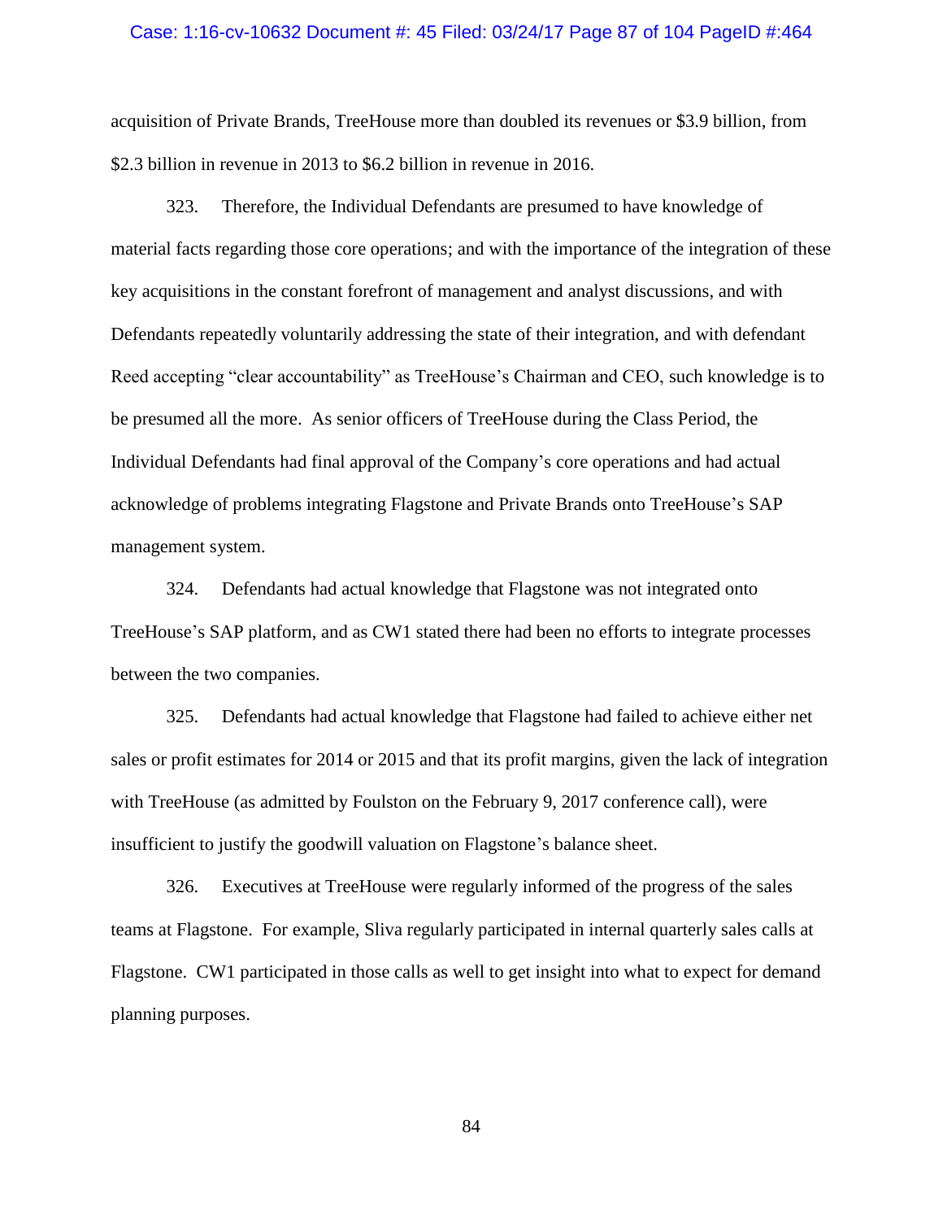acquisition of Private Brands, TreeHouse more than doubled its revenues or $3.9 billion, from $2.3 billion in revenue in 2013 to $6.2 billion in revenue in 2016.

323. Therefore, the Individual Defendants are presumed to have knowledge of material facts regarding those core operations; and with the importance of the integration of these key acquisitions in the constant forefront of management and analyst discussions, and with Defendants repeatedly voluntarily addressing the state of their integration, and with defendant Reed accepting "clear accountability" as TreeHouse's Chairman and CEO, such knowledge is to be presumed all the more. As senior officers of TreeHouse during the Class Period, the Individual Defendants had final approval of the Company's core operations and had actual acknowledge of problems integrating Flagstone and Private Brands onto TreeHouse's SAP management system.

324. Defendants had actual knowledge that Flagstone was not integrated onto TreeHouse's SAP platform, and as CW1 stated there had been no efforts to integrate processes between the two companies.

325. Defendants had actual knowledge that Flagstone had failed to achieve either net sales or profit estimates for 2014 or 2015 and that its profit margins, given the lack of integration with TreeHouse (as admitted by Foulston on the February 9, 2017 conference call), were insufficient to justify the goodwill valuation on Flagstone's balance sheet.

326. Executives at TreeHouse were regularly informed of the progress of the sales teams at Flagstone. For example, Sliva regularly participated in internal quarterly sales calls at Flagstone. CW1 participated in those calls as well to get insight into what to expect for demand planning purposes.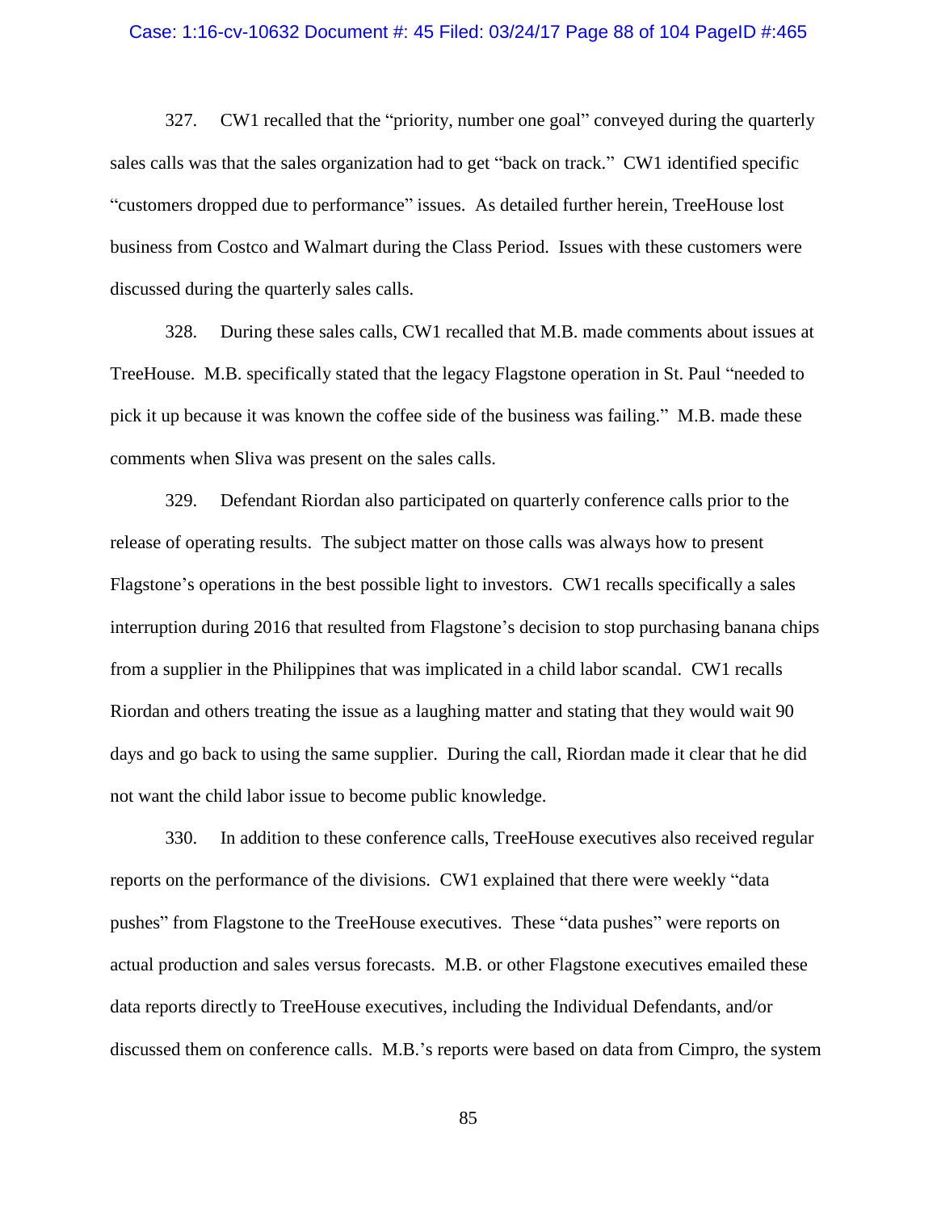327. CW1 recalled that the "priority, number one goal" conveyed during the quarterly sales calls was that the sales organization had to get "back on track." CW1 identified specific "customers dropped due to performance" issues. As detailed further herein, TreeHouse lost business from Costco and Walmart during the Class Period. Issues with these customers were discussed during the quarterly sales calls.

328. During these sales calls, CW1 recalled that M.B. made comments about issues at TreeHouse. M.B. specifically stated that the legacy Flagstone operation in St. Paul "needed to pick it up because it was known the coffee side of the business was failing." M.B. made these comments when Sliva was present on the sales calls.

329. Defendant Riordan also participated on quarterly conference calls prior to the release of operating results. The subject matter on those calls was always how to present Flagstone's operations in the best possible light to investors. CW1 recalls specifically a sales interruption during 2016 that resulted from Flagstone's decision to stop purchasing banana chips from a supplier in the Philippines that was implicated in a child labor scandal. CW1 recalls Riordan and others treating the issue as a laughing matter and stating that they would wait 90 days and go back to using the same supplier. During the call, Riordan made it clear that he did not want the child labor issue to become public knowledge.

330. In addition to these conference calls, TreeHouse executives also received regular reports on the performance of the divisions. CW1 explained that there were weekly "data pushes" from Flagstone to the TreeHouse executives. These "data pushes" were reports on actual production and sales versus forecasts. M.B. or other Flagstone executives emailed these data reports directly to TreeHouse executives, including the Individual Defendants, and/or discussed them on conference calls. M.B.'s reports were based on data from Cimpro, the system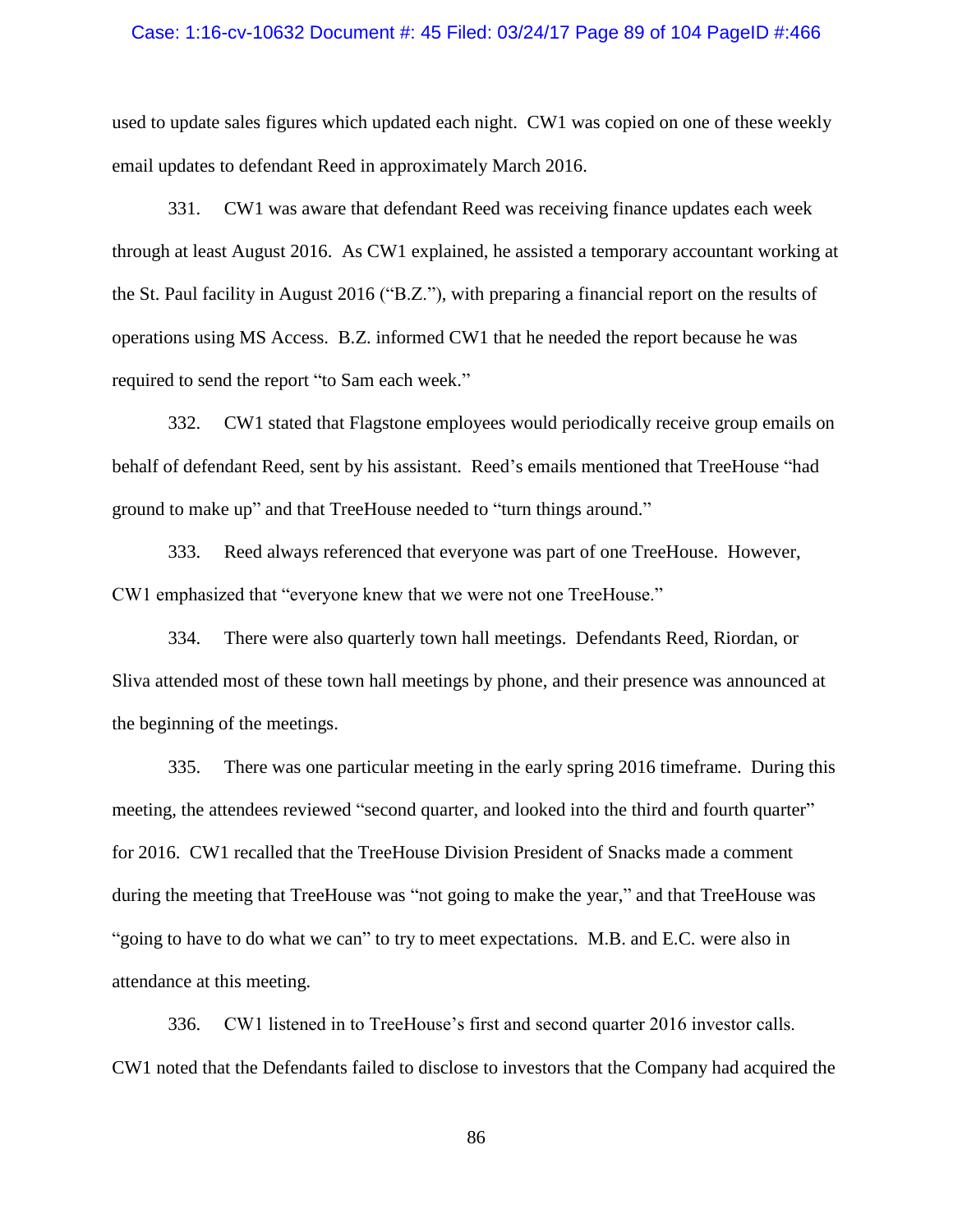used to update sales figures which updated each night. CW1 was copied on one of these weekly email updates to defendant Reed in approximately March 2016.

331. CW1 was aware that defendant Reed was receiving finance updates each week through at least August 2016. As CW1 explained, he assisted a temporary accountant working at the St. Paul facility in August 2016 ("B.Z."), with preparing a financial report on the results of operations using MS Access. B.Z. informed CW1 that he needed the report because he was required to send the report "to Sam each week."

332. CW1 stated that Flagstone employees would periodically receive group emails on behalf of defendant Reed, sent by his assistant. Reed's emails mentioned that TreeHouse "had ground to make up" and that TreeHouse needed to "turn things around."

333. Reed always referenced that everyone was part of one TreeHouse. However, CW1 emphasized that "everyone knew that we were not one TreeHouse."

334. There were also quarterly town hall meetings. Defendants Reed, Riordan, or Sliva attended most of these town hall meetings by phone, and their presence was announced at the beginning of the meetings.

335. There was one particular meeting in the early spring 2016 timeframe. During this meeting, the attendees reviewed "second quarter, and looked into the third and fourth quarter" for 2016. CW1 recalled that the TreeHouse Division President of Snacks made a comment during the meeting that TreeHouse was "not going to make the year," and that TreeHouse was "going to have to do what we can" to try to meet expectations. M.B. and E.C. were also in attendance at this meeting.

336. CW1 listened in to TreeHouse's first and second quarter 2016 investor calls. CW1 noted that the Defendants failed to disclose to investors that the Company had acquired the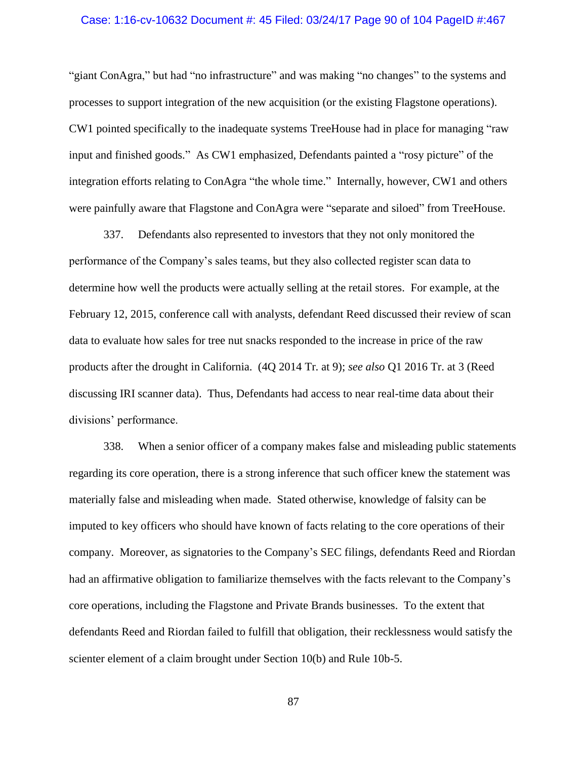"giant ConAgra," but had "no infrastructure" and was making "no changes" to the systems and processes to support integration of the new acquisition (or the existing Flagstone operations). CW1 pointed specifically to the inadequate systems TreeHouse had in place for managing "raw input and finished goods." As CW1 emphasized, Defendants painted a "rosy picture" of the integration efforts relating to ConAgra "the whole time." Internally, however, CW1 and others were painfully aware that Flagstone and ConAgra were "separate and siloed" from TreeHouse.

337. Defendants also represented to investors that they not only monitored the performance of the Company's sales teams, but they also collected register scan data to determine how well the products were actually selling at the retail stores. For example, at the February 12, 2015, conference call with analysts, defendant Reed discussed their review of scan data to evaluate how sales for tree nut snacks responded to the increase in price of the raw products after the drought in California. (4Q 2014 Tr. at 9); *see also* Q1 2016 Tr. at 3 (Reed discussing IRI scanner data). Thus, Defendants had access to near real-time data about their divisions' performance.

338. When a senior officer of a company makes false and misleading public statements regarding its core operation, there is a strong inference that such officer knew the statement was materially false and misleading when made. Stated otherwise, knowledge of falsity can be imputed to key officers who should have known of facts relating to the core operations of their company. Moreover, as signatories to the Company's SEC filings, defendants Reed and Riordan had an affirmative obligation to familiarize themselves with the facts relevant to the Company's core operations, including the Flagstone and Private Brands businesses. To the extent that defendants Reed and Riordan failed to fulfill that obligation, their recklessness would satisfy the scienter element of a claim brought under Section 10(b) and Rule 10b-5.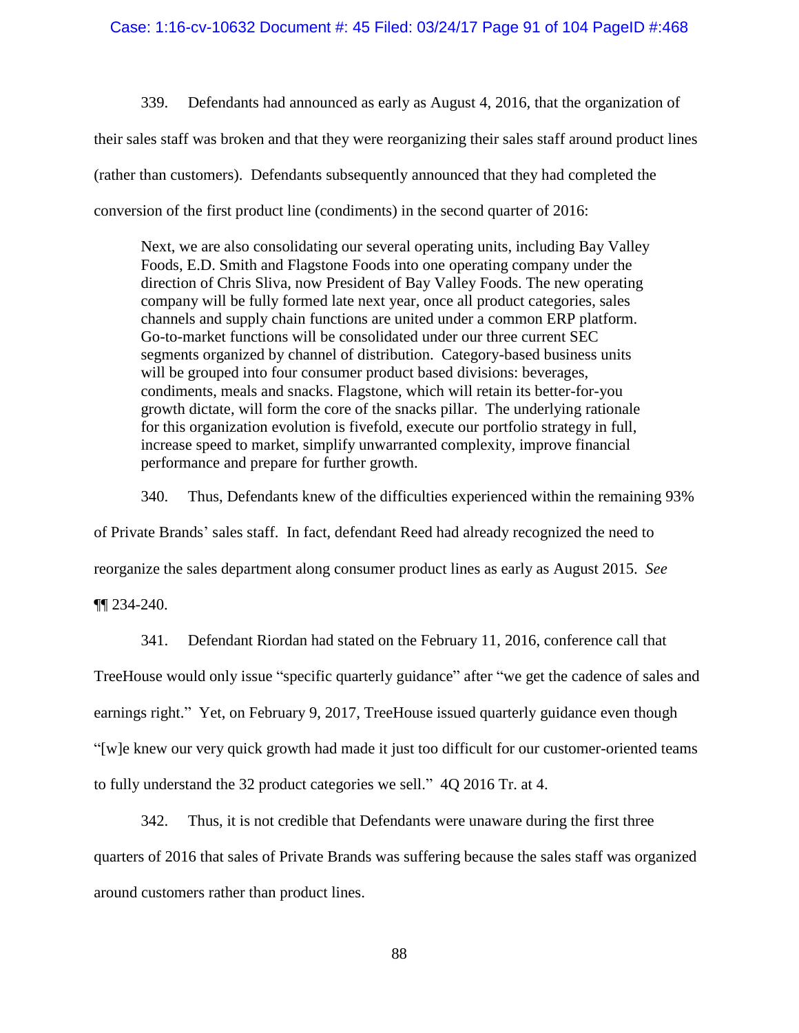339. Defendants had announced as early as August 4, 2016, that the organization of their sales staff was broken and that they were reorganizing their sales staff around product lines (rather than customers). Defendants subsequently announced that they had completed the conversion of the first product line (condiments) in the second quarter of 2016:

> Next, we are also consolidating our several operating units, including Bay Valley Foods, E.D. Smith and Flagstone Foods into one operating company under the direction of Chris Sliva, now President of Bay Valley Foods. The new operating company will be fully formed late next year, once all product categories, sales channels and supply chain functions are united under a common ERP platform. Go-to-market functions will be consolidated under our three current SEC segments organized by channel of distribution. Category-based business units will be grouped into four consumer product based divisions: beverages, condiments, meals and snacks. Flagstone, which will retain its better-for-you growth dictate, will form the core of the snacks pillar. The underlying rationale for this organization evolution is fivefold, execute our portfolio strategy in full, increase speed to market, simplify unwarranted complexity, improve financial performance and prepare for further growth.

340. Thus, Defendants knew of the difficulties experienced within the remaining 93% of Private Brands' sales staff. In fact, defendant Reed had already recognized the need to reorganize the sales department along consumer product lines as early as August 2015. *See* ¶¶ 234-240.

341. Defendant Riordan had stated on the February 11, 2016, conference call that TreeHouse would only issue "specific quarterly guidance" after "we get the cadence of sales and earnings right." Yet, on February 9, 2017, TreeHouse issued quarterly guidance even though "[w]e knew our very quick growth had made it just too difficult for our customer-oriented teams to fully understand the 32 product categories we sell." 4Q 2016 Tr. at 4.

342. Thus, it is not credible that Defendants were unaware during the first three quarters of 2016 that sales of Private Brands was suffering because the sales staff was organized around customers rather than product lines.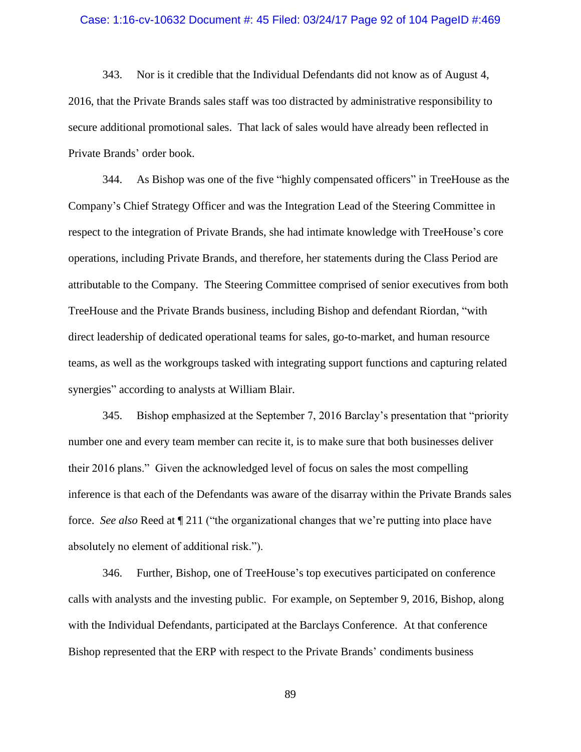343. Nor is it credible that the Individual Defendants did not know as of August 4, 2016, that the Private Brands sales staff was too distracted by administrative responsibility to secure additional promotional sales. That lack of sales would have already been reflected in Private Brands' order book.

344. As Bishop was one of the five "highly compensated officers" in TreeHouse as the Company's Chief Strategy Officer and was the Integration Lead of the Steering Committee in respect to the integration of Private Brands, she had intimate knowledge with TreeHouse's core operations, including Private Brands, and therefore, her statements during the Class Period are attributable to the Company. The Steering Committee comprised of senior executives from both TreeHouse and the Private Brands business, including Bishop and defendant Riordan, "with direct leadership of dedicated operational teams for sales, go-to-market, and human resource teams, as well as the workgroups tasked with integrating support functions and capturing related synergies" according to analysts at William Blair.

345. Bishop emphasized at the September 7, 2016 Barclay's presentation that "priority number one and every team member can recite it, is to make sure that both businesses deliver their 2016 plans." Given the acknowledged level of focus on sales the most compelling inference is that each of the Defendants was aware of the disarray within the Private Brands sales force. *See also* Reed at ¶ 211 ("the organizational changes that we're putting into place have absolutely no element of additional risk.").

346. Further, Bishop, one of TreeHouse's top executives participated on conference calls with analysts and the investing public. For example, on September 9, 2016, Bishop, along with the Individual Defendants, participated at the Barclays Conference. At that conference Bishop represented that the ERP with respect to the Private Brands' condiments business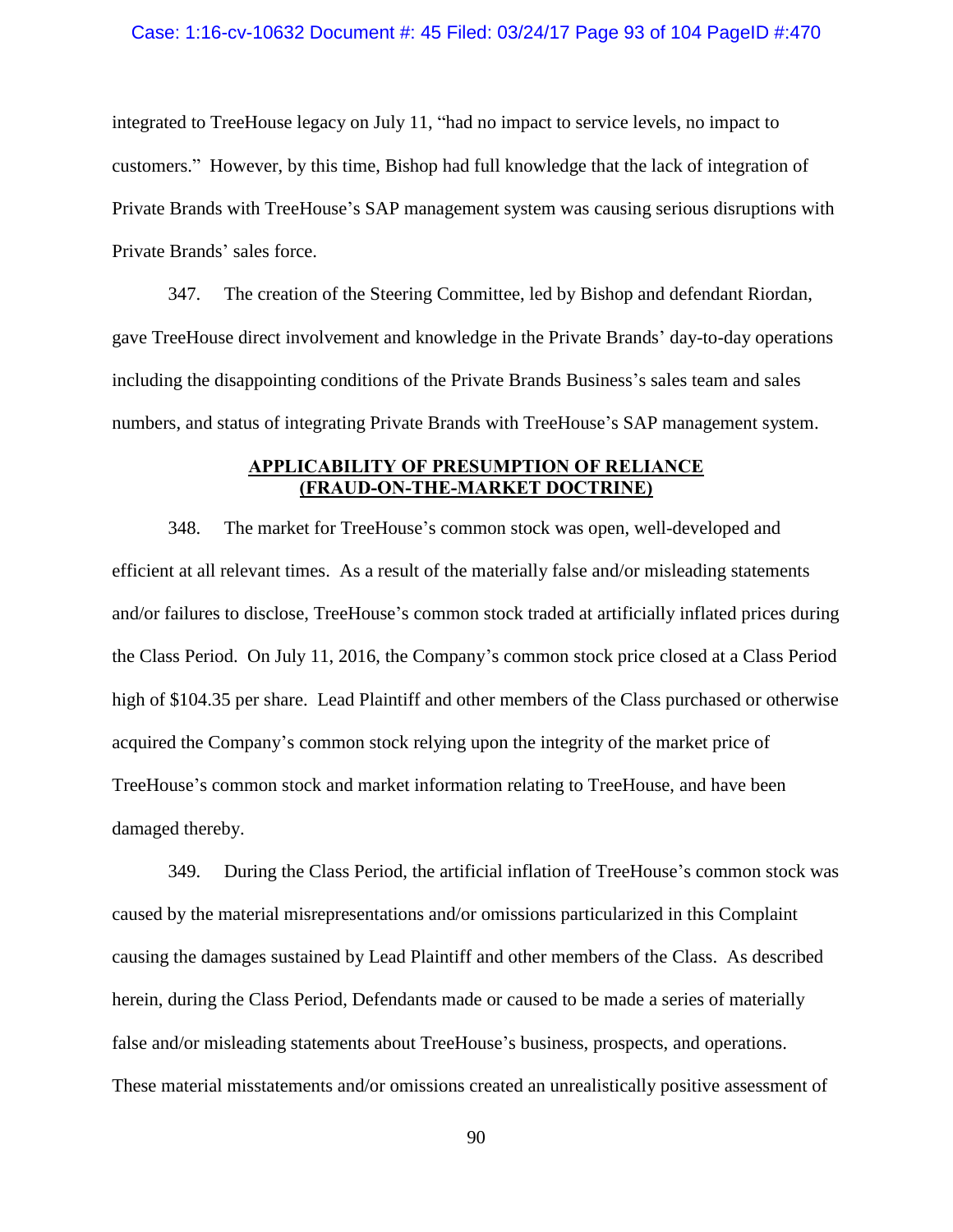integrated to TreeHouse legacy on July 11, "had no impact to service levels, no impact to customers." However, by this time, Bishop had full knowledge that the lack of integration of Private Brands with TreeHouse's SAP management system was causing serious disruptions with Private Brands' sales force.

347. The creation of the Steering Committee, led by Bishop and defendant Riordan, gave TreeHouse direct involvement and knowledge in the Private Brands' day-to-day operations including the disappointing conditions of the Private Brands Business's sales team and sales numbers, and status of integrating Private Brands with TreeHouse's SAP management system.

## APPLICABILITY OF PRESUMPTION OF RELIANCE (FRAUD-ON-THE-MARKET DOCTRINE)

348. The market for TreeHouse's common stock was open, well-developed and efficient at all relevant times. As a result of the materially false and/or misleading statements and/or failures to disclose, TreeHouse's common stock traded at artificially inflated prices during the Class Period. On July 11, 2016, the Company's common stock price closed at a Class Period high of $104.35 per share. Lead Plaintiff and other members of the Class purchased or otherwise acquired the Company's common stock relying upon the integrity of the market price of TreeHouse's common stock and market information relating to TreeHouse, and have been damaged thereby.

349. During the Class Period, the artificial inflation of TreeHouse's common stock was caused by the material misrepresentations and/or omissions particularized in this Complaint causing the damages sustained by Lead Plaintiff and other members of the Class. As described herein, during the Class Period, Defendants made or caused to be made a series of materially false and/or misleading statements about TreeHouse's business, prospects, and operations. These material misstatements and/or omissions created an unrealistically positive assessment of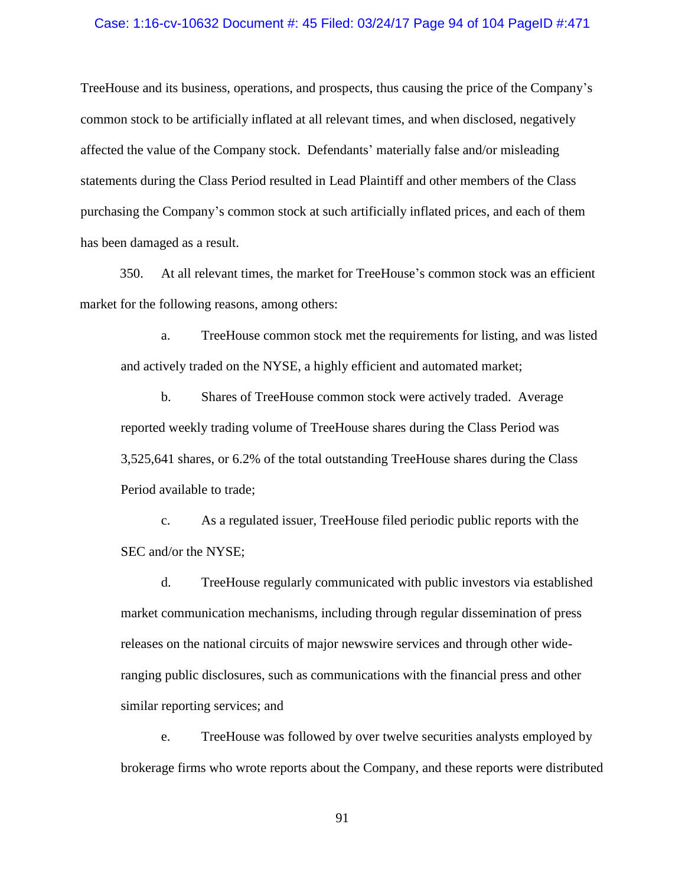TreeHouse and its business, operations, and prospects, thus causing the price of the Company's common stock to be artificially inflated at all relevant times, and when disclosed, negatively affected the value of the Company stock. Defendants' materially false and/or misleading statements during the Class Period resulted in Lead Plaintiff and other members of the Class purchasing the Company's common stock at such artificially inflated prices, and each of them has been damaged as a result.

350. At all relevant times, the market for TreeHouse's common stock was an efficient market for the following reasons, among others:

a. TreeHouse common stock met the requirements for listing, and was listed and actively traded on the NYSE, a highly efficient and automated market;

b. Shares of TreeHouse common stock were actively traded. Average reported weekly trading volume of TreeHouse shares during the Class Period was 3,525,641 shares, or 6.2% of the total outstanding TreeHouse shares during the Class Period available to trade;

c. As a regulated issuer, TreeHouse filed periodic public reports with the SEC and/or the NYSE;

d. TreeHouse regularly communicated with public investors via established market communication mechanisms, including through regular dissemination of press releases on the national circuits of major newswire services and through other wide-ranging public disclosures, such as communications with the financial press and other similar reporting services; and

e. TreeHouse was followed by over twelve securities analysts employed by brokerage firms who wrote reports about the Company, and these reports were distributed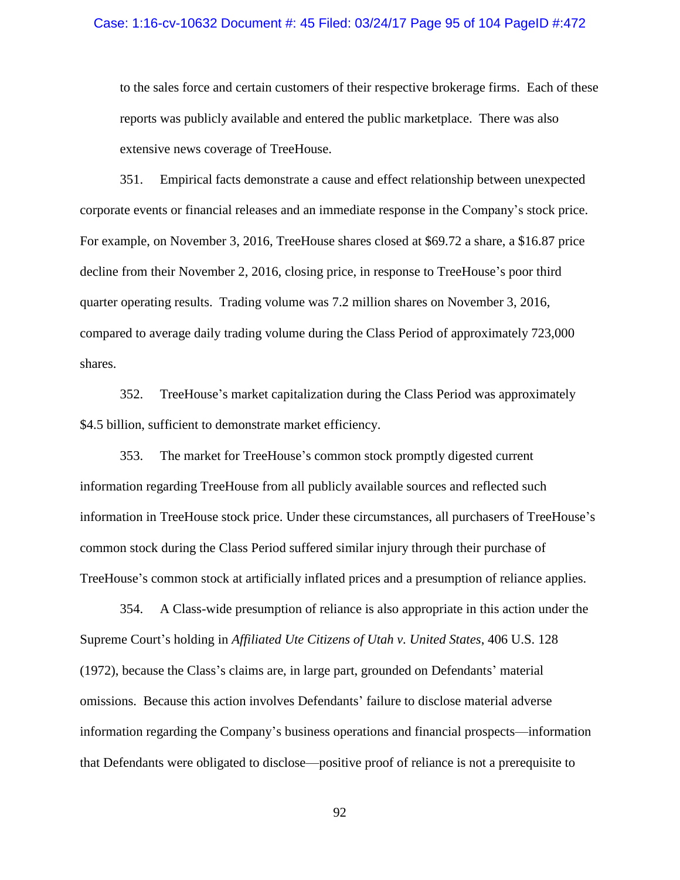to the sales force and certain customers of their respective brokerage firms. Each of these reports was publicly available and entered the public marketplace. There was also extensive news coverage of TreeHouse.

351. Empirical facts demonstrate a cause and effect relationship between unexpected corporate events or financial releases and an immediate response in the Company's stock price. For example, on November 3, 2016, TreeHouse shares closed at $69.72 a share, a $16.87 price decline from their November 2, 2016, closing price, in response to TreeHouse's poor third quarter operating results. Trading volume was 7.2 million shares on November 3, 2016, compared to average daily trading volume during the Class Period of approximately 723,000 shares.

352. TreeHouse's market capitalization during the Class Period was approximately $4.5 billion, sufficient to demonstrate market efficiency.

353. The market for TreeHouse's common stock promptly digested current information regarding TreeHouse from all publicly available sources and reflected such information in TreeHouse stock price. Under these circumstances, all purchasers of TreeHouse's common stock during the Class Period suffered similar injury through their purchase of TreeHouse's common stock at artificially inflated prices and a presumption of reliance applies.

354. A Class-wide presumption of reliance is also appropriate in this action under the Supreme Court's holding in *Affiliated Ute Citizens of Utah v. United States*, 406 U.S. 128 (1972), because the Class's claims are, in large part, grounded on Defendants' material omissions. Because this action involves Defendants' failure to disclose material adverse information regarding the Company's business operations and financial prospects—information that Defendants were obligated to disclose—positive proof of reliance is not a prerequisite to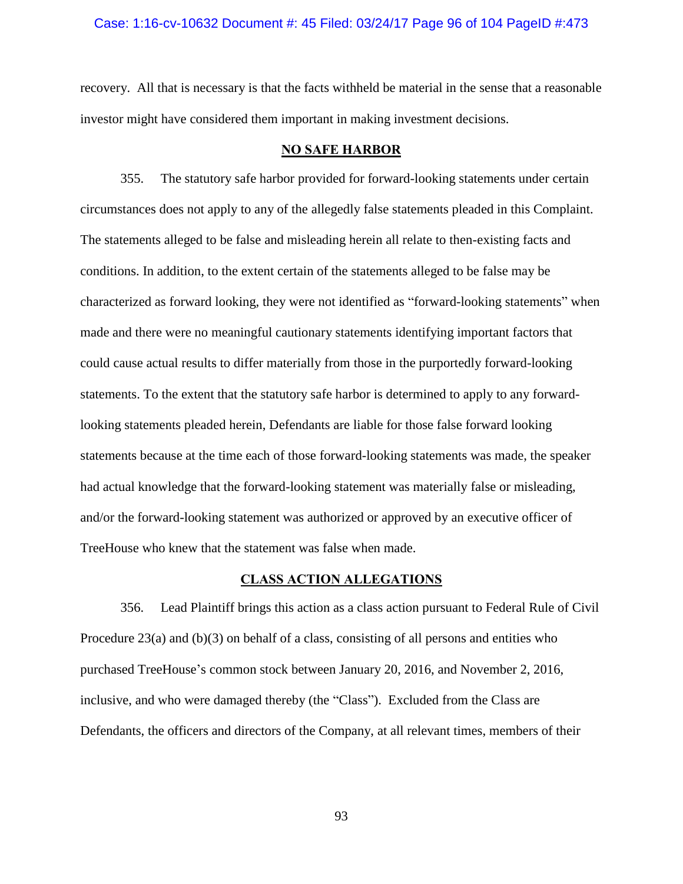recovery. All that is necessary is that the facts withheld be material in the sense that a reasonable investor might have considered them important in making investment decisions.

## NO SAFE HARBOR

355. The statutory safe harbor provided for forward-looking statements under certain circumstances does not apply to any of the allegedly false statements pleaded in this Complaint. The statements alleged to be false and misleading herein all relate to then-existing facts and conditions. In addition, to the extent certain of the statements alleged to be false may be characterized as forward looking, they were not identified as "forward-looking statements" when made and there were no meaningful cautionary statements identifying important factors that could cause actual results to differ materially from those in the purportedly forward-looking statements. To the extent that the statutory safe harbor is determined to apply to any forward-looking statements pleaded herein, Defendants are liable for those false forward looking statements because at the time each of those forward-looking statements was made, the speaker had actual knowledge that the forward-looking statement was materially false or misleading, and/or the forward-looking statement was authorized or approved by an executive officer of TreeHouse who knew that the statement was false when made.

## CLASS ACTION ALLEGATIONS

356. Lead Plaintiff brings this action as a class action pursuant to Federal Rule of Civil Procedure 23(a) and (b)(3) on behalf of a class, consisting of all persons and entities who purchased TreeHouse's common stock between January 20, 2016, and November 2, 2016, inclusive, and who were damaged thereby (the "Class"). Excluded from the Class are Defendants, the officers and directors of the Company, at all relevant times, members of their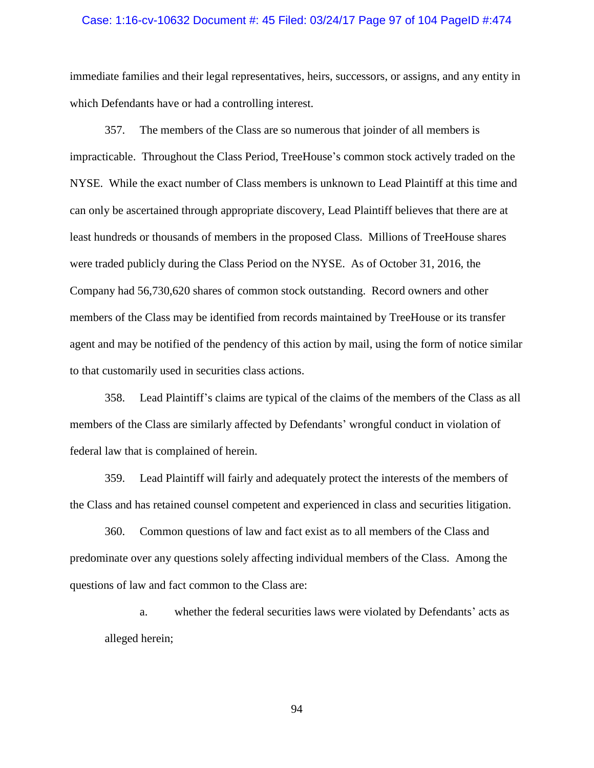immediate families and their legal representatives, heirs, successors, or assigns, and any entity in which Defendants have or had a controlling interest.

357. The members of the Class are so numerous that joinder of all members is impracticable. Throughout the Class Period, TreeHouse's common stock actively traded on the NYSE. While the exact number of Class members is unknown to Lead Plaintiff at this time and can only be ascertained through appropriate discovery, Lead Plaintiff believes that there are at least hundreds or thousands of members in the proposed Class. Millions of TreeHouse shares were traded publicly during the Class Period on the NYSE. As of October 31, 2016, the Company had 56,730,620 shares of common stock outstanding. Record owners and other members of the Class may be identified from records maintained by TreeHouse or its transfer agent and may be notified of the pendency of this action by mail, using the form of notice similar to that customarily used in securities class actions.

358. Lead Plaintiff's claims are typical of the claims of the members of the Class as all members of the Class are similarly affected by Defendants' wrongful conduct in violation of federal law that is complained of herein.

359. Lead Plaintiff will fairly and adequately protect the interests of the members of the Class and has retained counsel competent and experienced in class and securities litigation.

360. Common questions of law and fact exist as to all members of the Class and predominate over any questions solely affecting individual members of the Class. Among the questions of law and fact common to the Class are:

a. whether the federal securities laws were violated by Defendants' acts as alleged herein;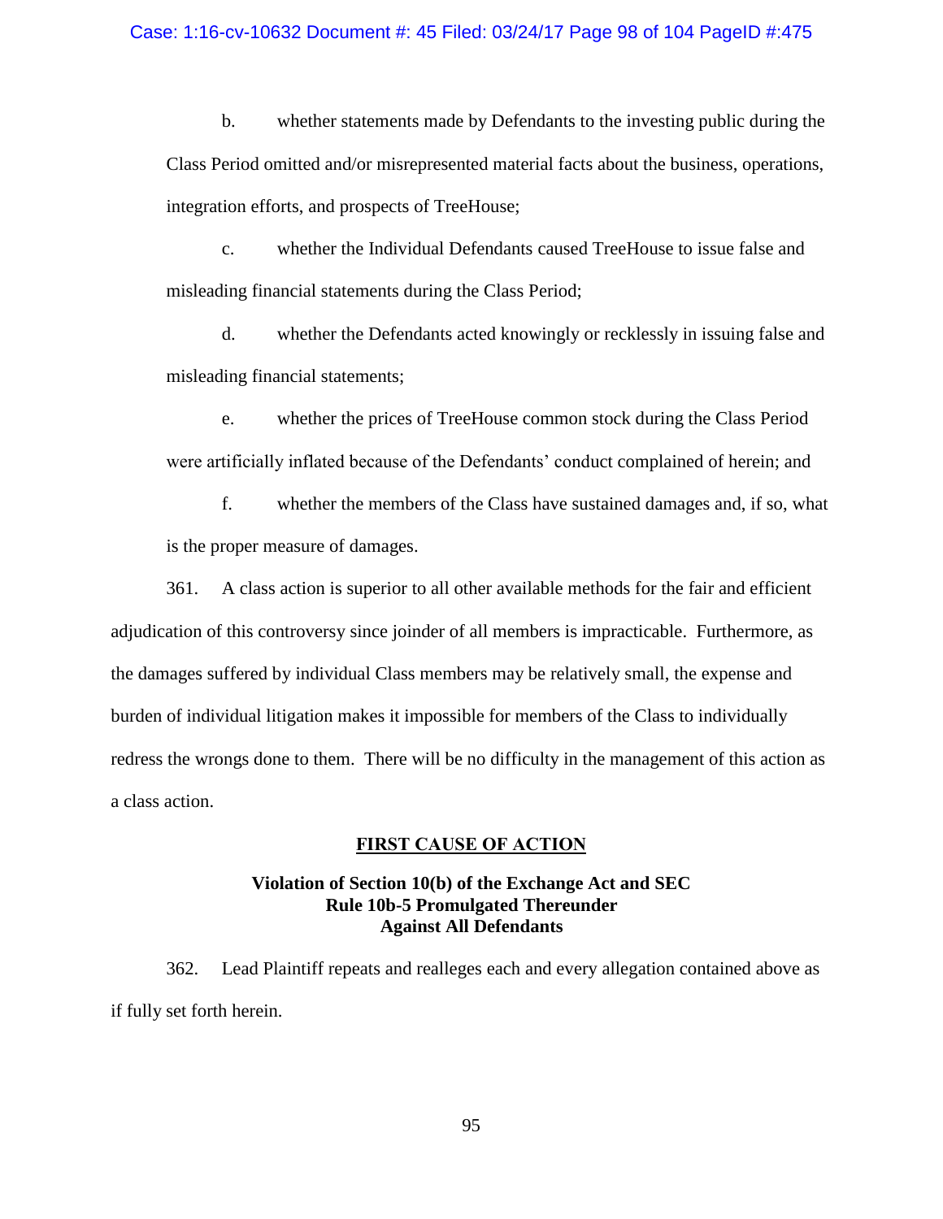b. whether statements made by Defendants to the investing public during the Class Period omitted and/or misrepresented material facts about the business, operations, integration efforts, and prospects of TreeHouse;

c. whether the Individual Defendants caused TreeHouse to issue false and misleading financial statements during the Class Period;

d. whether the Defendants acted knowingly or recklessly in issuing false and misleading financial statements;

e. whether the prices of TreeHouse common stock during the Class Period were artificially inflated because of the Defendants' conduct complained of herein; and

f. whether the members of the Class have sustained damages and, if so, what is the proper measure of damages.

361. A class action is superior to all other available methods for the fair and efficient adjudication of this controversy since joinder of all members is impracticable. Furthermore, as the damages suffered by individual Class members may be relatively small, the expense and burden of individual litigation makes it impossible for members of the Class to individually redress the wrongs done to them. There will be no difficulty in the management of this action as a class action.

## FIRST CAUSE OF ACTION

### Violation of Section 10(b) of the Exchange Act and SEC Rule 10b-5 Promulgated Thereunder Against All Defendants

362. Lead Plaintiff repeats and realleges each and every allegation contained above as if fully set forth herein.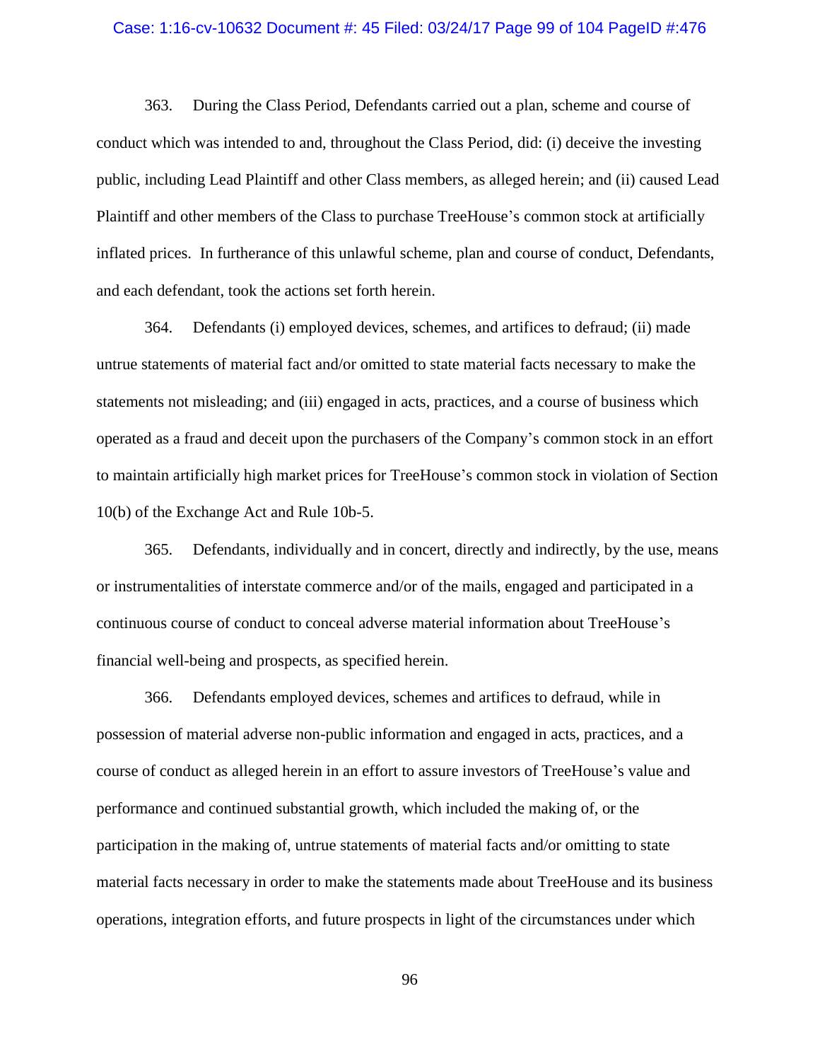363. During the Class Period, Defendants carried out a plan, scheme and course of conduct which was intended to and, throughout the Class Period, did: (i) deceive the investing public, including Lead Plaintiff and other Class members, as alleged herein; and (ii) caused Lead Plaintiff and other members of the Class to purchase TreeHouse's common stock at artificially inflated prices. In furtherance of this unlawful scheme, plan and course of conduct, Defendants, and each defendant, took the actions set forth herein.

364. Defendants (i) employed devices, schemes, and artifices to defraud; (ii) made untrue statements of material fact and/or omitted to state material facts necessary to make the statements not misleading; and (iii) engaged in acts, practices, and a course of business which operated as a fraud and deceit upon the purchasers of the Company's common stock in an effort to maintain artificially high market prices for TreeHouse's common stock in violation of Section 10(b) of the Exchange Act and Rule 10b-5.

365. Defendants, individually and in concert, directly and indirectly, by the use, means or instrumentalities of interstate commerce and/or of the mails, engaged and participated in a continuous course of conduct to conceal adverse material information about TreeHouse's financial well-being and prospects, as specified herein.

366. Defendants employed devices, schemes and artifices to defraud, while in possession of material adverse non-public information and engaged in acts, practices, and a course of conduct as alleged herein in an effort to assure investors of TreeHouse's value and performance and continued substantial growth, which included the making of, or the participation in the making of, untrue statements of material facts and/or omitting to state material facts necessary in order to make the statements made about TreeHouse and its business operations, integration efforts, and future prospects in light of the circumstances under which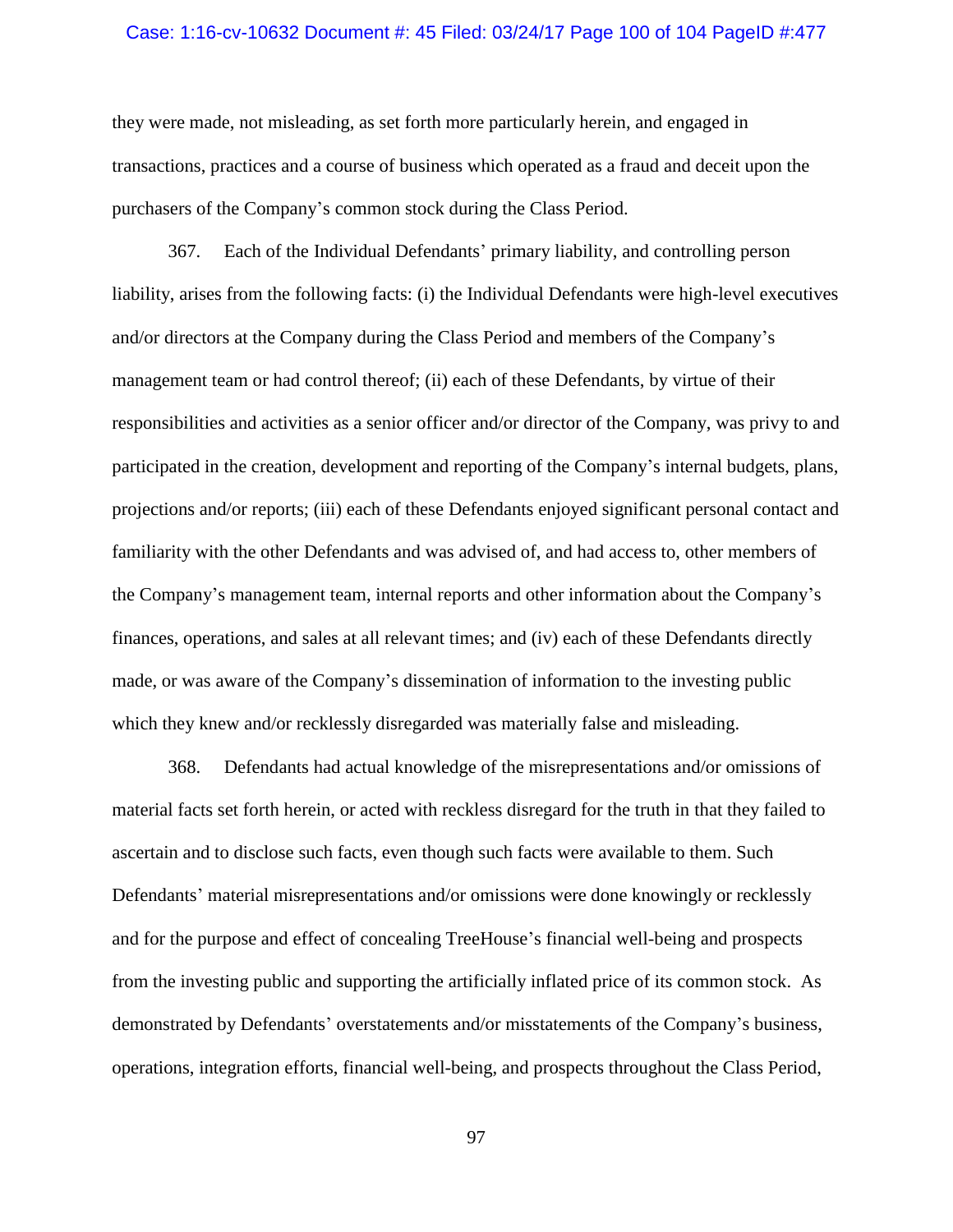they were made, not misleading, as set forth more particularly herein, and engaged in transactions, practices and a course of business which operated as a fraud and deceit upon the purchasers of the Company's common stock during the Class Period.

367. Each of the Individual Defendants' primary liability, and controlling person liability, arises from the following facts: (i) the Individual Defendants were high-level executives and/or directors at the Company during the Class Period and members of the Company's management team or had control thereof; (ii) each of these Defendants, by virtue of their responsibilities and activities as a senior officer and/or director of the Company, was privy to and participated in the creation, development and reporting of the Company's internal budgets, plans, projections and/or reports; (iii) each of these Defendants enjoyed significant personal contact and familiarity with the other Defendants and was advised of, and had access to, other members of the Company's management team, internal reports and other information about the Company's finances, operations, and sales at all relevant times; and (iv) each of these Defendants directly made, or was aware of the Company's dissemination of information to the investing public which they knew and/or recklessly disregarded was materially false and misleading.

368. Defendants had actual knowledge of the misrepresentations and/or omissions of material facts set forth herein, or acted with reckless disregard for the truth in that they failed to ascertain and to disclose such facts, even though such facts were available to them. Such Defendants' material misrepresentations and/or omissions were done knowingly or recklessly and for the purpose and effect of concealing TreeHouse's financial well-being and prospects from the investing public and supporting the artificially inflated price of its common stock. As demonstrated by Defendants' overstatements and/or misstatements of the Company's business, operations, integration efforts, financial well-being, and prospects throughout the Class Period,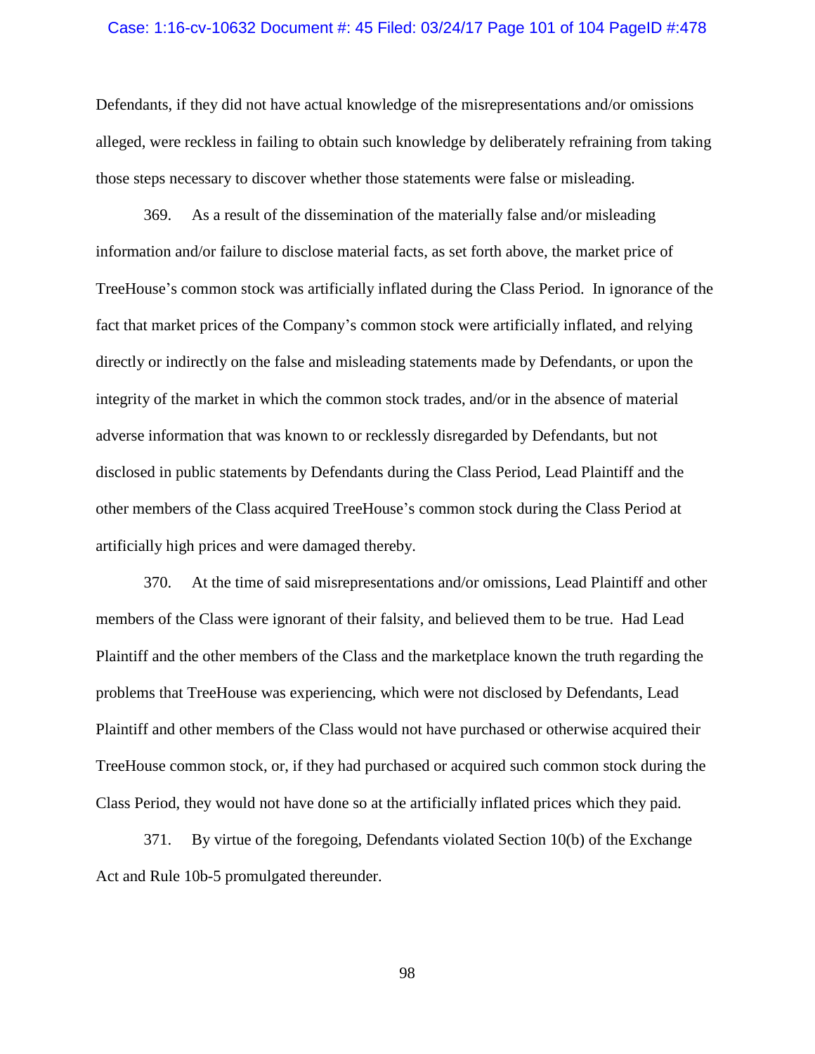Defendants, if they did not have actual knowledge of the misrepresentations and/or omissions alleged, were reckless in failing to obtain such knowledge by deliberately refraining from taking those steps necessary to discover whether those statements were false or misleading.

369. As a result of the dissemination of the materially false and/or misleading information and/or failure to disclose material facts, as set forth above, the market price of TreeHouse's common stock was artificially inflated during the Class Period. In ignorance of the fact that market prices of the Company's common stock were artificially inflated, and relying directly or indirectly on the false and misleading statements made by Defendants, or upon the integrity of the market in which the common stock trades, and/or in the absence of material adverse information that was known to or recklessly disregarded by Defendants, but not disclosed in public statements by Defendants during the Class Period, Lead Plaintiff and the other members of the Class acquired TreeHouse's common stock during the Class Period at artificially high prices and were damaged thereby.

370. At the time of said misrepresentations and/or omissions, Lead Plaintiff and other members of the Class were ignorant of their falsity, and believed them to be true. Had Lead Plaintiff and the other members of the Class and the marketplace known the truth regarding the problems that TreeHouse was experiencing, which were not disclosed by Defendants, Lead Plaintiff and other members of the Class would not have purchased or otherwise acquired their TreeHouse common stock, or, if they had purchased or acquired such common stock during the Class Period, they would not have done so at the artificially inflated prices which they paid.

371. By virtue of the foregoing, Defendants violated Section 10(b) of the Exchange Act and Rule 10b-5 promulgated thereunder.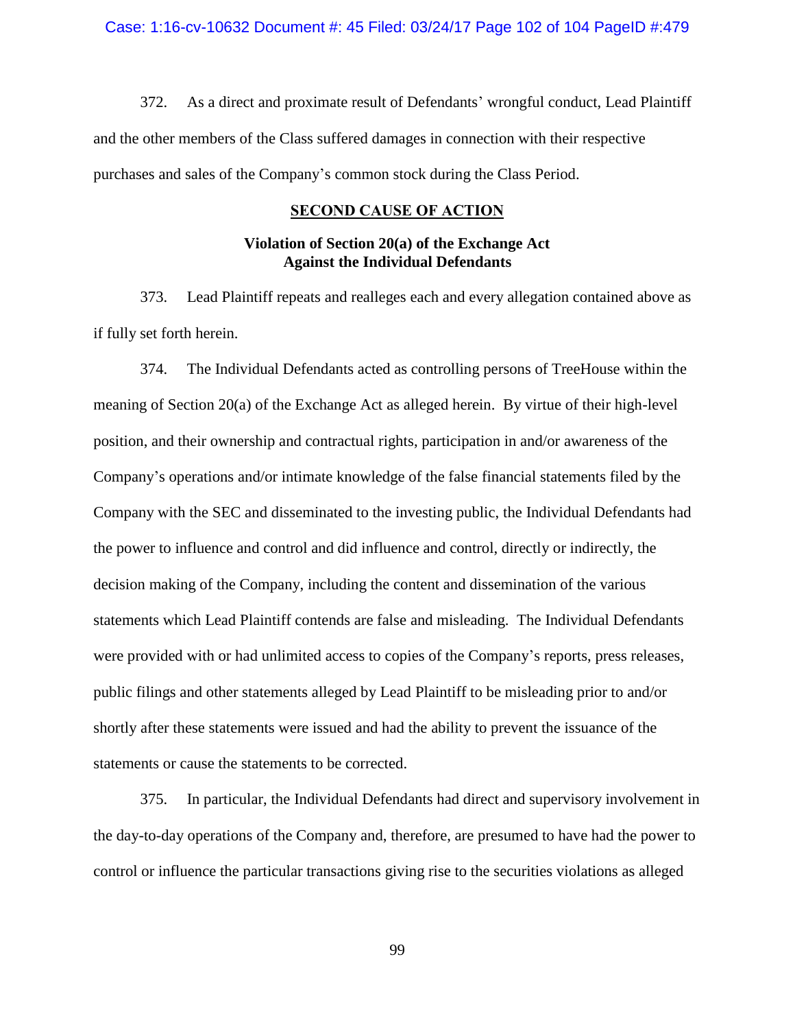372. As a direct and proximate result of Defendants' wrongful conduct, Lead Plaintiff and the other members of the Class suffered damages in connection with their respective purchases and sales of the Company's common stock during the Class Period.

## SECOND CAUSE OF ACTION

### Violation of Section 20(a) of the Exchange Act Against the Individual Defendants

373. Lead Plaintiff repeats and realleges each and every allegation contained above as if fully set forth herein.

374. The Individual Defendants acted as controlling persons of TreeHouse within the meaning of Section 20(a) of the Exchange Act as alleged herein. By virtue of their high-level position, and their ownership and contractual rights, participation in and/or awareness of the Company's operations and/or intimate knowledge of the false financial statements filed by the Company with the SEC and disseminated to the investing public, the Individual Defendants had the power to influence and control and did influence and control, directly or indirectly, the decision making of the Company, including the content and dissemination of the various statements which Lead Plaintiff contends are false and misleading. The Individual Defendants were provided with or had unlimited access to copies of the Company's reports, press releases, public filings and other statements alleged by Lead Plaintiff to be misleading prior to and/or shortly after these statements were issued and had the ability to prevent the issuance of the statements or cause the statements to be corrected.

375. In particular, the Individual Defendants had direct and supervisory involvement in the day-to-day operations of the Company and, therefore, are presumed to have had the power to control or influence the particular transactions giving rise to the securities violations as alleged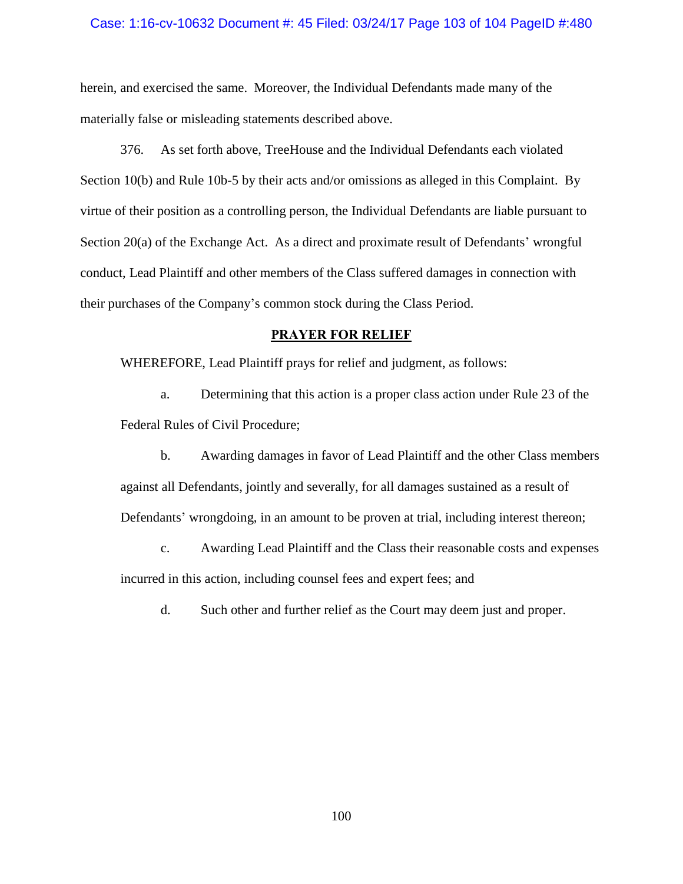herein, and exercised the same. Moreover, the Individual Defendants made many of the materially false or misleading statements described above.

376. As set forth above, TreeHouse and the Individual Defendants each violated Section 10(b) and Rule 10b-5 by their acts and/or omissions as alleged in this Complaint. By virtue of their position as a controlling person, the Individual Defendants are liable pursuant to Section 20(a) of the Exchange Act. As a direct and proximate result of Defendants' wrongful conduct, Lead Plaintiff and other members of the Class suffered damages in connection with their purchases of the Company's common stock during the Class Period.

## PRAYER FOR RELIEF

WHEREFORE, Lead Plaintiff prays for relief and judgment, as follows:

a. Determining that this action is a proper class action under Rule 23 of the Federal Rules of Civil Procedure;

b. Awarding damages in favor of Lead Plaintiff and the other Class members against all Defendants, jointly and severally, for all damages sustained as a result of Defendants' wrongdoing, in an amount to be proven at trial, including interest thereon;

c. Awarding Lead Plaintiff and the Class their reasonable costs and expenses incurred in this action, including counsel fees and expert fees; and

d. Such other and further relief as the Court may deem just and proper.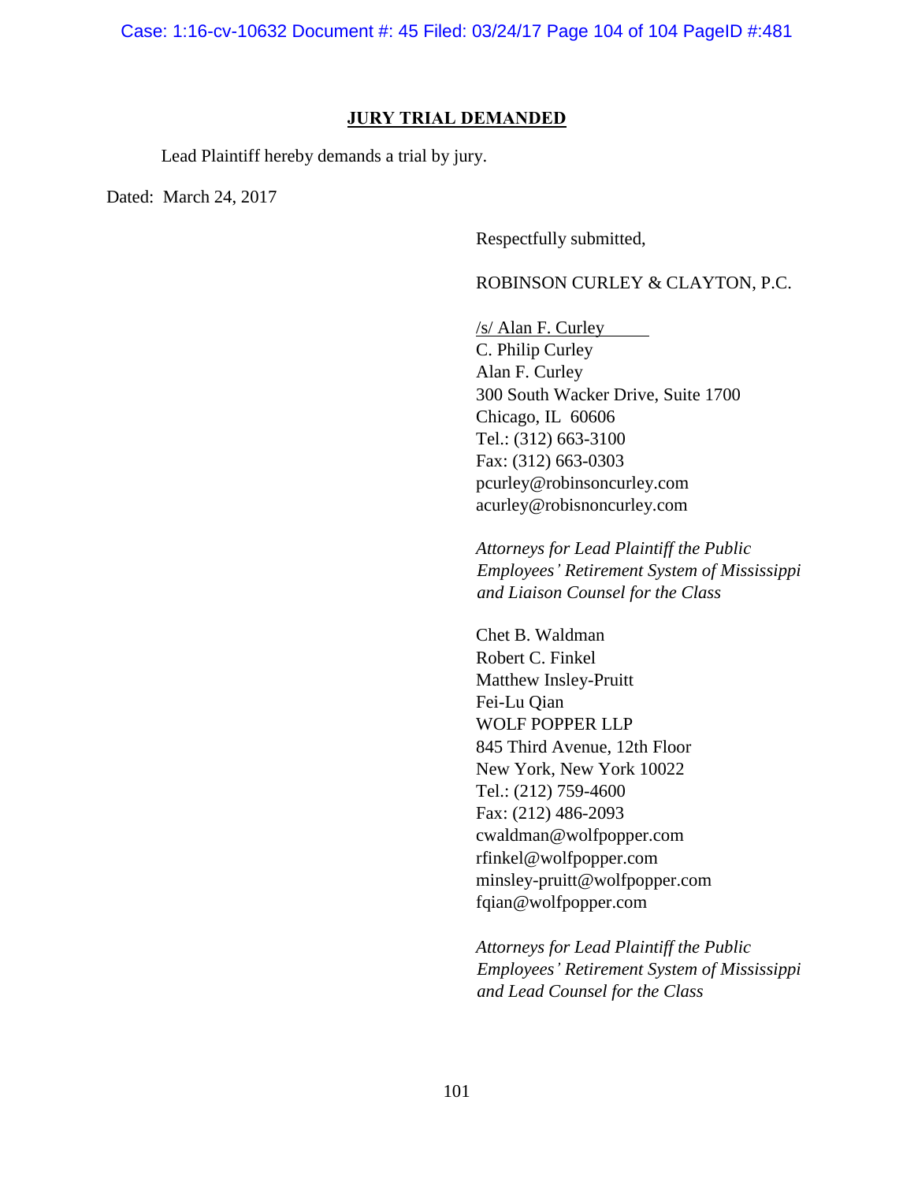**JURY TRIAL DEMANDED**

Lead Plaintiff hereby demands a trial by jury.

Dated: March 24, 2017

Respectfully submitted,

ROBINSON CURLEY & CLAYTON, P.C.

/s/ Alan F. Curley
C. Philip Curley
Alan F. Curley
300 South Wacker Drive, Suite 1700
Chicago, IL 60606
Tel.: (312) 663-3100
Fax: (312) 663-0303
pcurley@robinsoncurley.com
acurley@robisnoncurley.com

*Attorneys for Lead Plaintiff the Public Employees' Retirement System of Mississippi and Liaison Counsel for the Class*

Chet B. Waldman
Robert C. Finkel
Matthew Insley-Pruitt
Fei-Lu Qian
WOLF POPPER LLP
845 Third Avenue, 12th Floor
New York, New York 10022
Tel.: (212) 759-4600
Fax: (212) 486-2093
cwaldman@wolfpopper.com
rfinkel@wolfpopper.com
minsley-pruitt@wolfpopper.com
fqian@wolfpopper.com

*Attorneys for Lead Plaintiff the Public Employees' Retirement System of Mississippi and Lead Counsel for the Class*